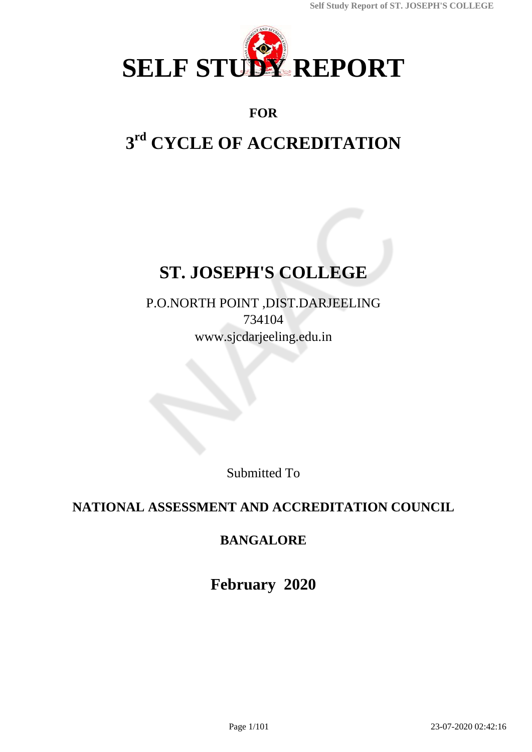# SELF STUDY REPORT

**FOR**

# 3rd CYCLE OF ACCREDITATION

# ST. JOSEPH'S COLLEGE

P.O.NORTH POINT ,DIST.DARJEELING
734104
www.sjcdarjeeling.edu.in

Submitted To

**NATIONAL ASSESSMENT AND ACCREDITATION COUNCIL**

**BANGALORE**

**February 2020**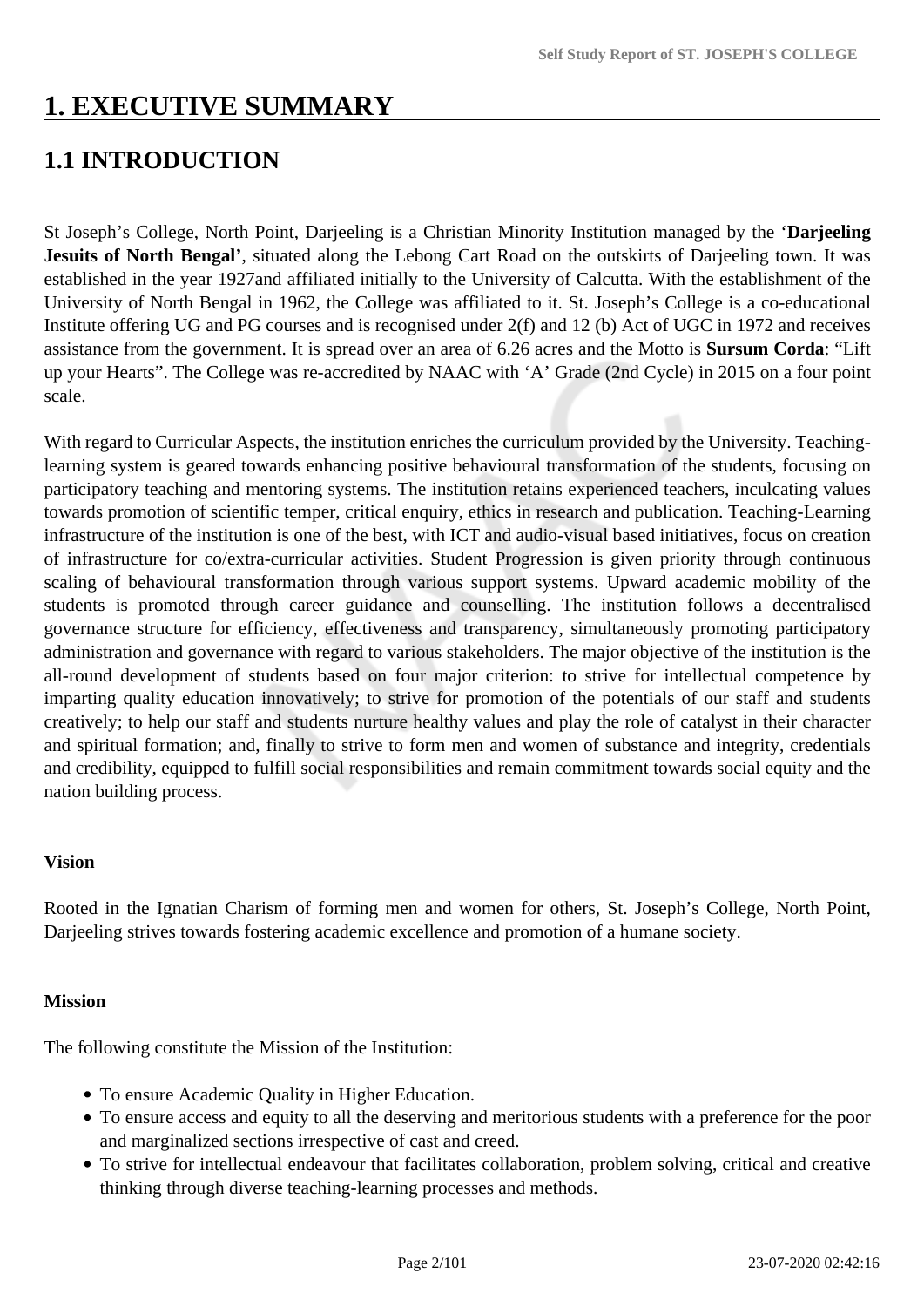# 1. EXECUTIVE SUMMARY

## 1.1 INTRODUCTION

St Joseph's College, North Point, Darjeeling is a Christian Minority Institution managed by the '**Darjeeling Jesuits of North Bengal'**, situated along the Lebong Cart Road on the outskirts of Darjeeling town. It was established in the year 1927and affiliated initially to the University of Calcutta. With the establishment of the University of North Bengal in 1962, the College was affiliated to it. St. Joseph's College is a co-educational Institute offering UG and PG courses and is recognised under 2(f) and 12 (b) Act of UGC in 1972 and receives assistance from the government. It is spread over an area of 6.26 acres and the Motto is **Sursum Corda**: "Lift up your Hearts". The College was re-accredited by NAAC with 'A' Grade (2nd Cycle) in 2015 on a four point scale.

With regard to Curricular Aspects, the institution enriches the curriculum provided by the University. Teaching-learning system is geared towards enhancing positive behavioural transformation of the students, focusing on participatory teaching and mentoring systems. The institution retains experienced teachers, inculcating values towards promotion of scientific temper, critical enquiry, ethics in research and publication. Teaching-Learning infrastructure of the institution is one of the best, with ICT and audio-visual based initiatives, focus on creation of infrastructure for co/extra-curricular activities. Student Progression is given priority through continuous scaling of behavioural transformation through various support systems. Upward academic mobility of the students is promoted through career guidance and counselling. The institution follows a decentralised governance structure for efficiency, effectiveness and transparency, simultaneously promoting participatory administration and governance with regard to various stakeholders. The major objective of the institution is the all-round development of students based on four major criterion: to strive for intellectual competence by imparting quality education innovatively; to strive for promotion of the potentials of our staff and students creatively; to help our staff and students nurture healthy values and play the role of catalyst in their character and spiritual formation; and, finally to strive to form men and women of substance and integrity, credentials and credibility, equipped to fulfill social responsibilities and remain commitment towards social equity and the nation building process.

**Vision**

Rooted in the Ignatian Charism of forming men and women for others, St. Joseph's College, North Point, Darjeeling strives towards fostering academic excellence and promotion of a humane society.

**Mission**

The following constitute the Mission of the Institution:

- To ensure Academic Quality in Higher Education.
- To ensure access and equity to all the deserving and meritorious students with a preference for the poor and marginalized sections irrespective of cast and creed.
- To strive for intellectual endeavour that facilitates collaboration, problem solving, critical and creative thinking through diverse teaching-learning processes and methods.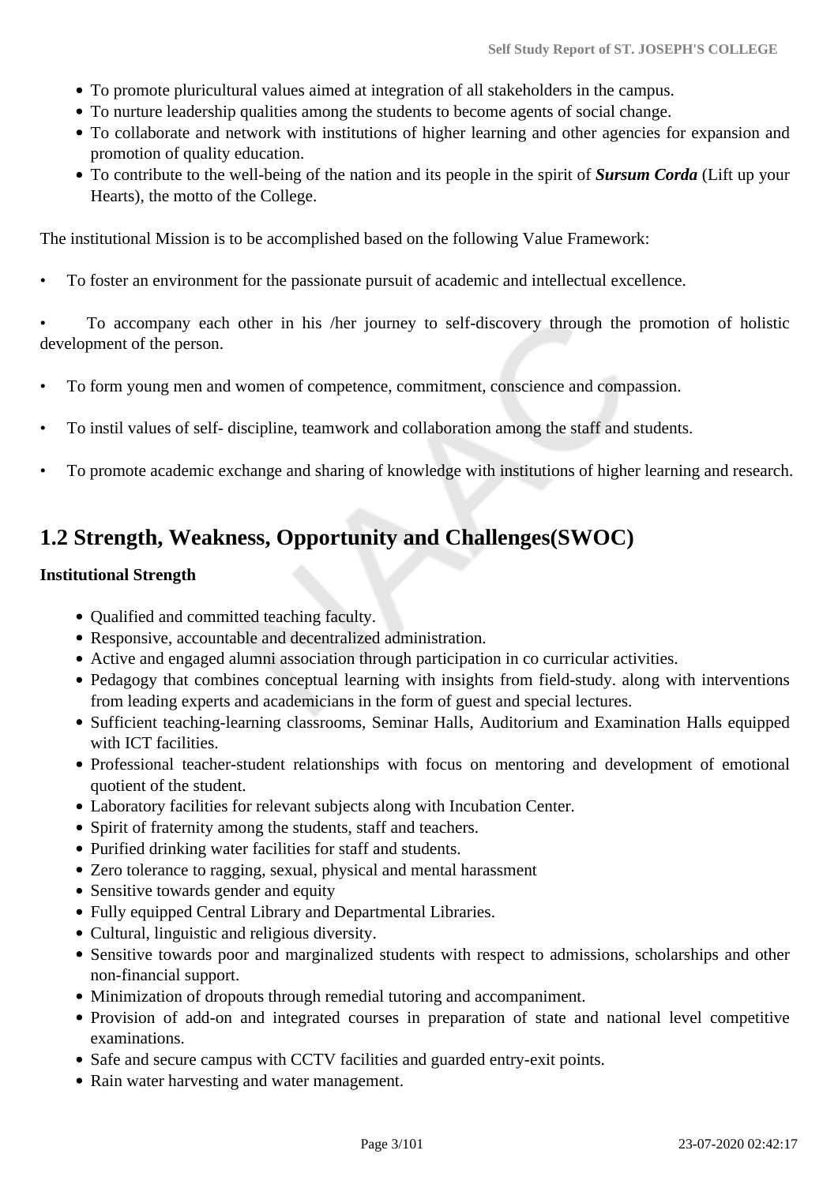- To promote pluricultural values aimed at integration of all stakeholders in the campus.
- To nurture leadership qualities among the students to become agents of social change.
- To collaborate and network with institutions of higher learning and other agencies for expansion and promotion of quality education.
- To contribute to the well-being of the nation and its people in the spirit of ***Sursum Corda*** (Lift up your Hearts), the motto of the College.

The institutional Mission is to be accomplished based on the following Value Framework:

- To foster an environment for the passionate pursuit of academic and intellectual excellence.
- To accompany each other in his /her journey to self-discovery through the promotion of holistic development of the person.
- To form young men and women of competence, commitment, conscience and compassion.
- To instil values of self- discipline, teamwork and collaboration among the staff and students.
- To promote academic exchange and sharing of knowledge with institutions of higher learning and research.

## 1.2 Strength, Weakness, Opportunity and Challenges(SWOC)

**Institutional Strength**

- Qualified and committed teaching faculty.
- Responsive, accountable and decentralized administration.
- Active and engaged alumni association through participation in co curricular activities.
- Pedagogy that combines conceptual learning with insights from field-study. along with interventions from leading experts and academicians in the form of guest and special lectures.
- Sufficient teaching-learning classrooms, Seminar Halls, Auditorium and Examination Halls equipped with ICT facilities.
- Professional teacher-student relationships with focus on mentoring and development of emotional quotient of the student.
- Laboratory facilities for relevant subjects along with Incubation Center.
- Spirit of fraternity among the students, staff and teachers.
- Purified drinking water facilities for staff and students.
- Zero tolerance to ragging, sexual, physical and mental harassment
- Sensitive towards gender and equity
- Fully equipped Central Library and Departmental Libraries.
- Cultural, linguistic and religious diversity.
- Sensitive towards poor and marginalized students with respect to admissions, scholarships and other non-financial support.
- Minimization of dropouts through remedial tutoring and accompaniment.
- Provision of add-on and integrated courses in preparation of state and national level competitive examinations.
- Safe and secure campus with CCTV facilities and guarded entry-exit points.
- Rain water harvesting and water management.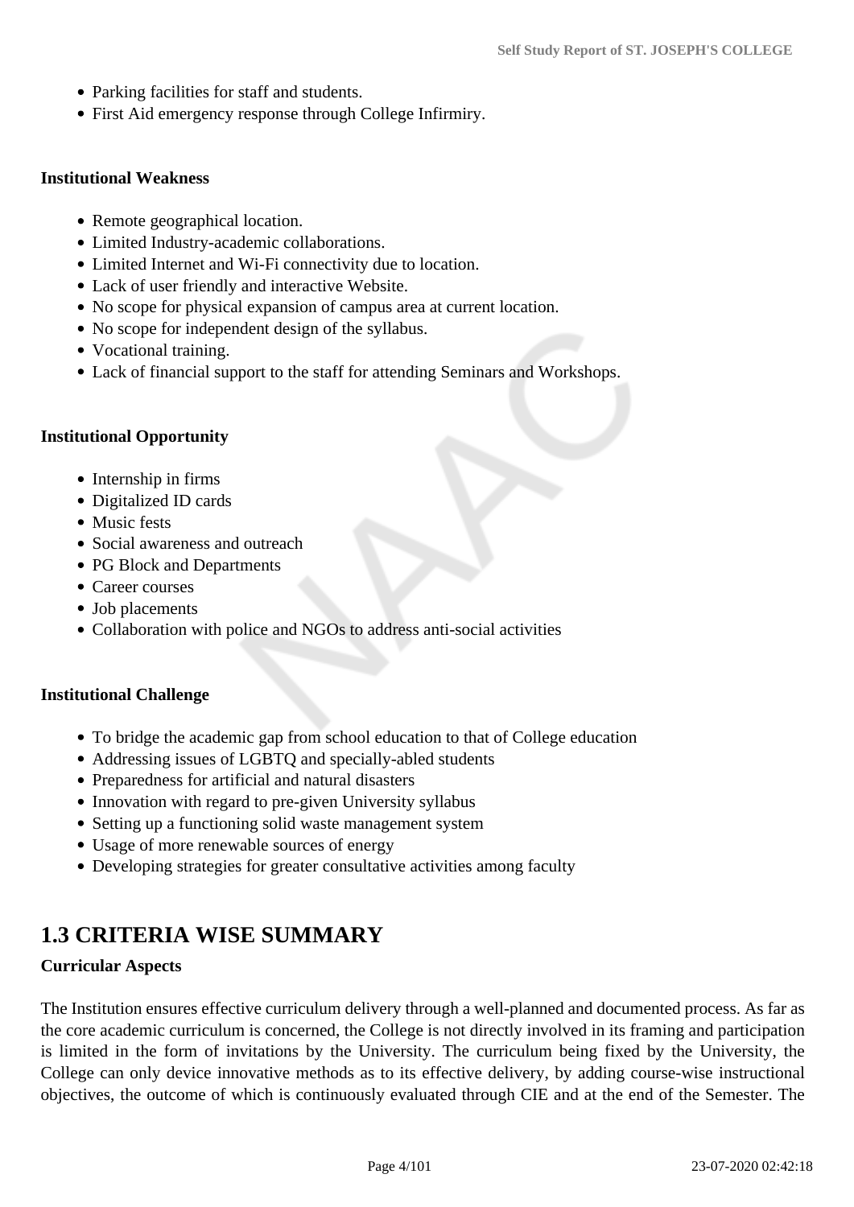- Parking facilities for staff and students.
- First Aid emergency response through College Infirmary.

**Institutional Weakness**

- Remote geographical location.
- Limited Industry-academic collaborations.
- Limited Internet and Wi-Fi connectivity due to location.
- Lack of user friendly and interactive Website.
- No scope for physical expansion of campus area at current location.
- No scope for independent design of the syllabus.
- Vocational training.
- Lack of financial support to the staff for attending Seminars and Workshops.

**Institutional Opportunity**

- Internship in firms
- Digitalized ID cards
- Music fests
- Social awareness and outreach
- PG Block and Departments
- Career courses
- Job placements
- Collaboration with police and NGOs to address anti-social activities

**Institutional Challenge**

- To bridge the academic gap from school education to that of College education
- Addressing issues of LGBTQ and specially-abled students
- Preparedness for artificial and natural disasters
- Innovation with regard to pre-given University syllabus
- Setting up a functioning solid waste management system
- Usage of more renewable sources of energy
- Developing strategies for greater consultative activities among faculty

## 1.3 CRITERIA WISE SUMMARY

**Curricular Aspects**

The Institution ensures effective curriculum delivery through a well-planned and documented process. As far as the core academic curriculum is concerned, the College is not directly involved in its framing and participation is limited in the form of invitations by the University. The curriculum being fixed by the University, the College can only device innovative methods as to its effective delivery, by adding course-wise instructional objectives, the outcome of which is continuously evaluated through CIE and at the end of the Semester. The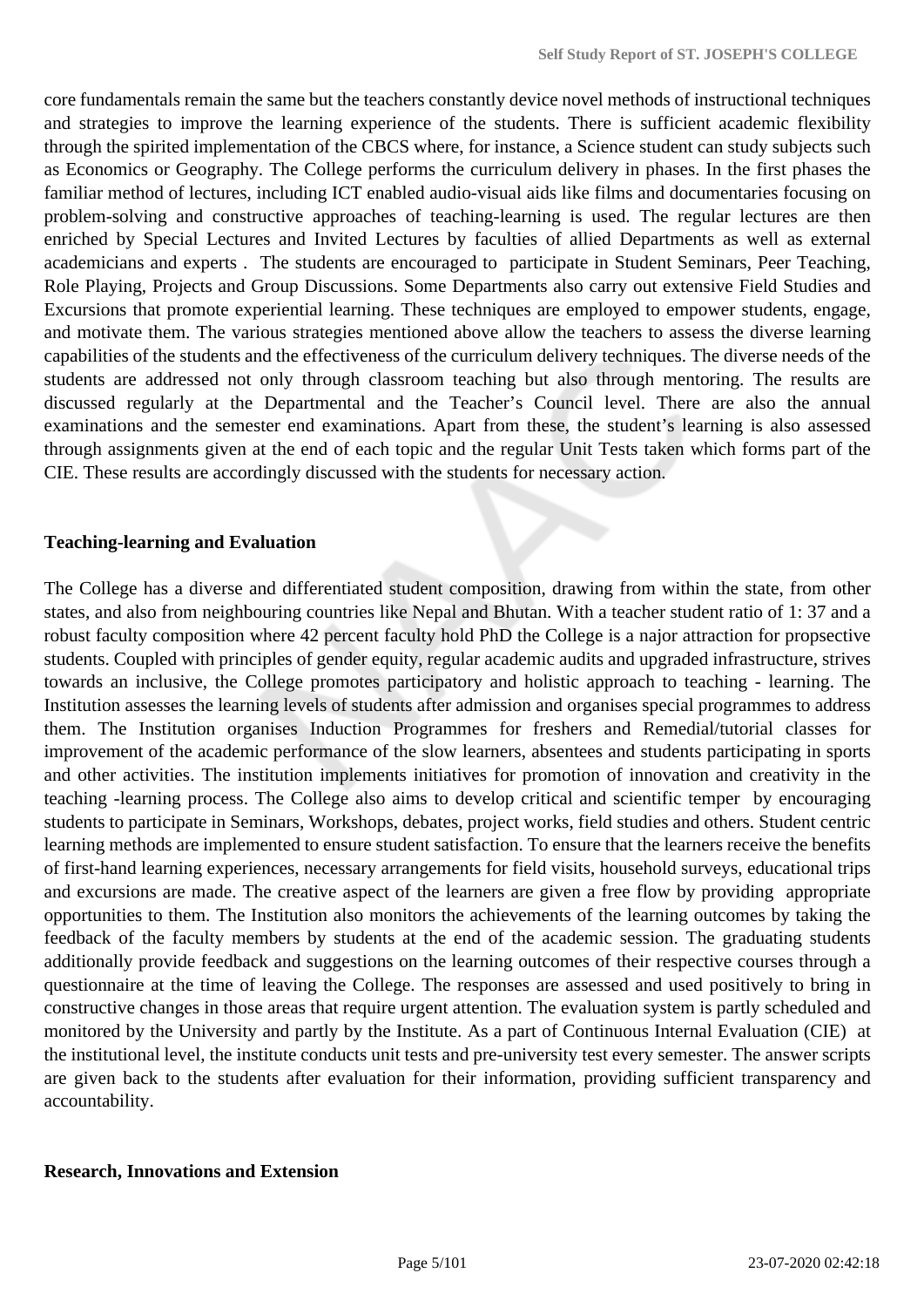core fundamentals remain the same but the teachers constantly device novel methods of instructional techniques and strategies to improve the learning experience of the students. There is sufficient academic flexibility through the spirited implementation of the CBCS where, for instance, a Science student can study subjects such as Economics or Geography. The College performs the curriculum delivery in phases. In the first phases the familiar method of lectures, including ICT enabled audio-visual aids like films and documentaries focusing on problem-solving and constructive approaches of teaching-learning is used. The regular lectures are then enriched by Special Lectures and Invited Lectures by faculties of allied Departments as well as external academicians and experts . The students are encouraged to participate in Student Seminars, Peer Teaching, Role Playing, Projects and Group Discussions. Some Departments also carry out extensive Field Studies and Excursions that promote experiential learning. These techniques are employed to empower students, engage, and motivate them. The various strategies mentioned above allow the teachers to assess the diverse learning capabilities of the students and the effectiveness of the curriculum delivery techniques. The diverse needs of the students are addressed not only through classroom teaching but also through mentoring. The results are discussed regularly at the Departmental and the Teacher's Council level. There are also the annual examinations and the semester end examinations. Apart from these, the student's learning is also assessed through assignments given at the end of each topic and the regular Unit Tests taken which forms part of the CIE. These results are accordingly discussed with the students for necessary action.

**Teaching-learning and Evaluation**

The College has a diverse and differentiated student composition, drawing from within the state, from other states, and also from neighbouring countries like Nepal and Bhutan. With a teacher student ratio of 1: 37 and a robust faculty composition where 42 percent faculty hold PhD the College is a najor attraction for propsective students. Coupled with principles of gender equity, regular academic audits and upgraded infrastructure, strives towards an inclusive, the College promotes participatory and holistic approach to teaching - learning. The Institution assesses the learning levels of students after admission and organises special programmes to address them. The Institution organises Induction Programmes for freshers and Remedial/tutorial classes for improvement of the academic performance of the slow learners, absentees and students participating in sports and other activities. The institution implements initiatives for promotion of innovation and creativity in the teaching -learning process. The College also aims to develop critical and scientific temper by encouraging students to participate in Seminars, Workshops, debates, project works, field studies and others. Student centric learning methods are implemented to ensure student satisfaction. To ensure that the learners receive the benefits of first-hand learning experiences, necessary arrangements for field visits, household surveys, educational trips and excursions are made. The creative aspect of the learners are given a free flow by providing appropriate opportunities to them. The Institution also monitors the achievements of the learning outcomes by taking the feedback of the faculty members by students at the end of the academic session. The graduating students additionally provide feedback and suggestions on the learning outcomes of their respective courses through a questionnaire at the time of leaving the College. The responses are assessed and used positively to bring in constructive changes in those areas that require urgent attention. The evaluation system is partly scheduled and monitored by the University and partly by the Institute. As a part of Continuous Internal Evaluation (CIE) at the institutional level, the institute conducts unit tests and pre-university test every semester. The answer scripts are given back to the students after evaluation for their information, providing sufficient transparency and accountability.

**Research, Innovations and Extension**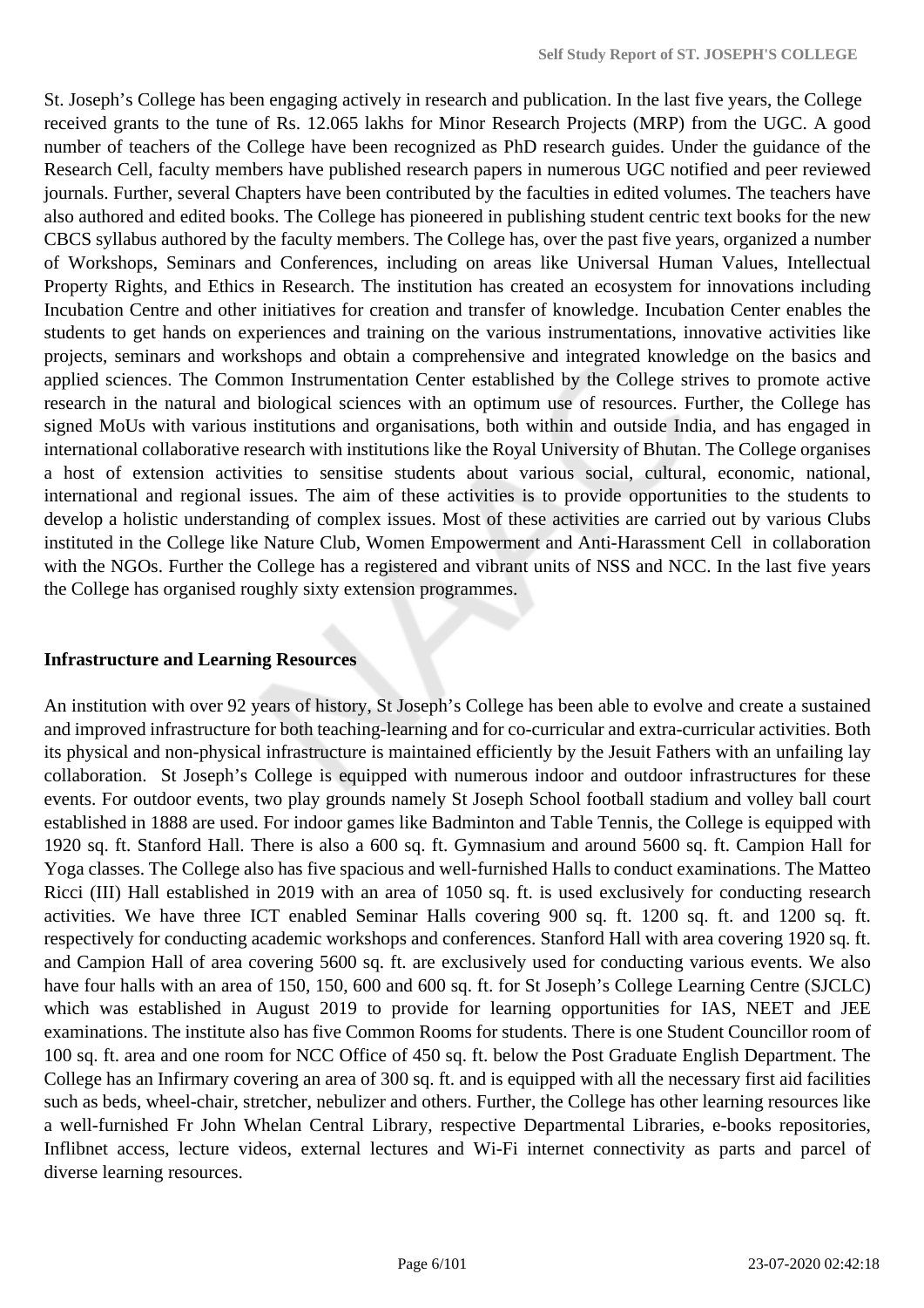St. Joseph's College has been engaging actively in research and publication. In the last five years, the College received grants to the tune of Rs. 12.065 lakhs for Minor Research Projects (MRP) from the UGC. A good number of teachers of the College have been recognized as PhD research guides. Under the guidance of the Research Cell, faculty members have published research papers in numerous UGC notified and peer reviewed journals. Further, several Chapters have been contributed by the faculties in edited volumes. The teachers have also authored and edited books. The College has pioneered in publishing student centric text books for the new CBCS syllabus authored by the faculty members. The College has, over the past five years, organized a number of Workshops, Seminars and Conferences, including on areas like Universal Human Values, Intellectual Property Rights, and Ethics in Research. The institution has created an ecosystem for innovations including Incubation Centre and other initiatives for creation and transfer of knowledge. Incubation Center enables the students to get hands on experiences and training on the various instrumentations, innovative activities like projects, seminars and workshops and obtain a comprehensive and integrated knowledge on the basics and applied sciences. The Common Instrumentation Center established by the College strives to promote active research in the natural and biological sciences with an optimum use of resources. Further, the College has signed MoUs with various institutions and organisations, both within and outside India, and has engaged in international collaborative research with institutions like the Royal University of Bhutan. The College organises a host of extension activities to sensitise students about various social, cultural, economic, national, international and regional issues. The aim of these activities is to provide opportunities to the students to develop a holistic understanding of complex issues. Most of these activities are carried out by various Clubs instituted in the College like Nature Club, Women Empowerment and Anti-Harassment Cell in collaboration with the NGOs. Further the College has a registered and vibrant units of NSS and NCC. In the last five years the College has organised roughly sixty extension programmes.

**Infrastructure and Learning Resources**

An institution with over 92 years of history, St Joseph's College has been able to evolve and create a sustained and improved infrastructure for both teaching-learning and for co-curricular and extra-curricular activities. Both its physical and non-physical infrastructure is maintained efficiently by the Jesuit Fathers with an unfailing lay collaboration. St Joseph's College is equipped with numerous indoor and outdoor infrastructures for these events. For outdoor events, two play grounds namely St Joseph School football stadium and volley ball court established in 1888 are used. For indoor games like Badminton and Table Tennis, the College is equipped with 1920 sq. ft. Stanford Hall. There is also a 600 sq. ft. Gymnasium and around 5600 sq. ft. Campion Hall for Yoga classes. The College also has five spacious and well-furnished Halls to conduct examinations. The Matteo Ricci (III) Hall established in 2019 with an area of 1050 sq. ft. is used exclusively for conducting research activities. We have three ICT enabled Seminar Halls covering 900 sq. ft. 1200 sq. ft. and 1200 sq. ft. respectively for conducting academic workshops and conferences. Stanford Hall with area covering 1920 sq. ft. and Campion Hall of area covering 5600 sq. ft. are exclusively used for conducting various events. We also have four halls with an area of 150, 150, 600 and 600 sq. ft. for St Joseph's College Learning Centre (SJCLC) which was established in August 2019 to provide for learning opportunities for IAS, NEET and JEE examinations. The institute also has five Common Rooms for students. There is one Student Councillor room of 100 sq. ft. area and one room for NCC Office of 450 sq. ft. below the Post Graduate English Department. The College has an Infirmary covering an area of 300 sq. ft. and is equipped with all the necessary first aid facilities such as beds, wheel-chair, stretcher, nebulizer and others. Further, the College has other learning resources like a well-furnished Fr John Whelan Central Library, respective Departmental Libraries, e-books repositories, Inflibnet access, lecture videos, external lectures and Wi-Fi internet connectivity as parts and parcel of diverse learning resources.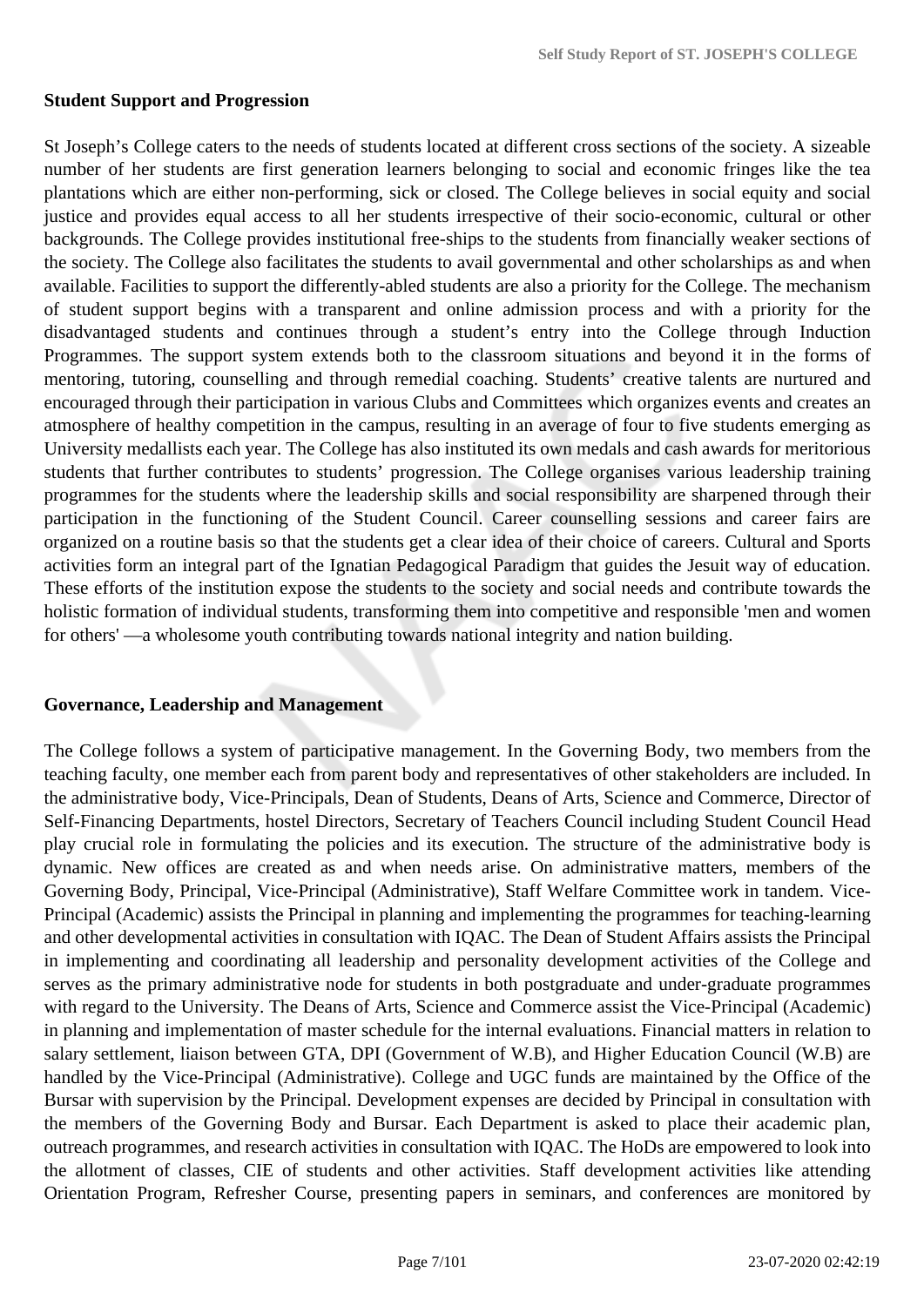**Student Support and Progression**

St Joseph's College caters to the needs of students located at different cross sections of the society. A sizeable number of her students are first generation learners belonging to social and economic fringes like the tea plantations which are either non-performing, sick or closed. The College believes in social equity and social justice and provides equal access to all her students irrespective of their socio-economic, cultural or other backgrounds. The College provides institutional free-ships to the students from financially weaker sections of the society. The College also facilitates the students to avail governmental and other scholarships as and when available. Facilities to support the differently-abled students are also a priority for the College. The mechanism of student support begins with a transparent and online admission process and with a priority for the disadvantaged students and continues through a student's entry into the College through Induction Programmes. The support system extends both to the classroom situations and beyond it in the forms of mentoring, tutoring, counselling and through remedial coaching. Students' creative talents are nurtured and encouraged through their participation in various Clubs and Committees which organizes events and creates an atmosphere of healthy competition in the campus, resulting in an average of four to five students emerging as University medallists each year. The College has also instituted its own medals and cash awards for meritorious students that further contributes to students' progression. The College organises various leadership training programmes for the students where the leadership skills and social responsibility are sharpened through their participation in the functioning of the Student Council. Career counselling sessions and career fairs are organized on a routine basis so that the students get a clear idea of their choice of careers. Cultural and Sports activities form an integral part of the Ignatian Pedagogical Paradigm that guides the Jesuit way of education. These efforts of the institution expose the students to the society and social needs and contribute towards the holistic formation of individual students, transforming them into competitive and responsible 'men and women for others' —a wholesome youth contributing towards national integrity and nation building.

**Governance, Leadership and Management**

The College follows a system of participative management. In the Governing Body, two members from the teaching faculty, one member each from parent body and representatives of other stakeholders are included. In the administrative body, Vice-Principals, Dean of Students, Deans of Arts, Science and Commerce, Director of Self-Financing Departments, hostel Directors, Secretary of Teachers Council including Student Council Head play crucial role in formulating the policies and its execution. The structure of the administrative body is dynamic. New offices are created as and when needs arise. On administrative matters, members of the Governing Body, Principal, Vice-Principal (Administrative), Staff Welfare Committee work in tandem. Vice-Principal (Academic) assists the Principal in planning and implementing the programmes for teaching-learning and other developmental activities in consultation with IQAC. The Dean of Student Affairs assists the Principal in implementing and coordinating all leadership and personality development activities of the College and serves as the primary administrative node for students in both postgraduate and under-graduate programmes with regard to the University. The Deans of Arts, Science and Commerce assist the Vice-Principal (Academic) in planning and implementation of master schedule for the internal evaluations. Financial matters in relation to salary settlement, liaison between GTA, DPI (Government of W.B), and Higher Education Council (W.B) are handled by the Vice-Principal (Administrative). College and UGC funds are maintained by the Office of the Bursar with supervision by the Principal. Development expenses are decided by Principal in consultation with the members of the Governing Body and Bursar. Each Department is asked to place their academic plan, outreach programmes, and research activities in consultation with IQAC. The HoDs are empowered to look into the allotment of classes, CIE of students and other activities. Staff development activities like attending Orientation Program, Refresher Course, presenting papers in seminars, and conferences are monitored by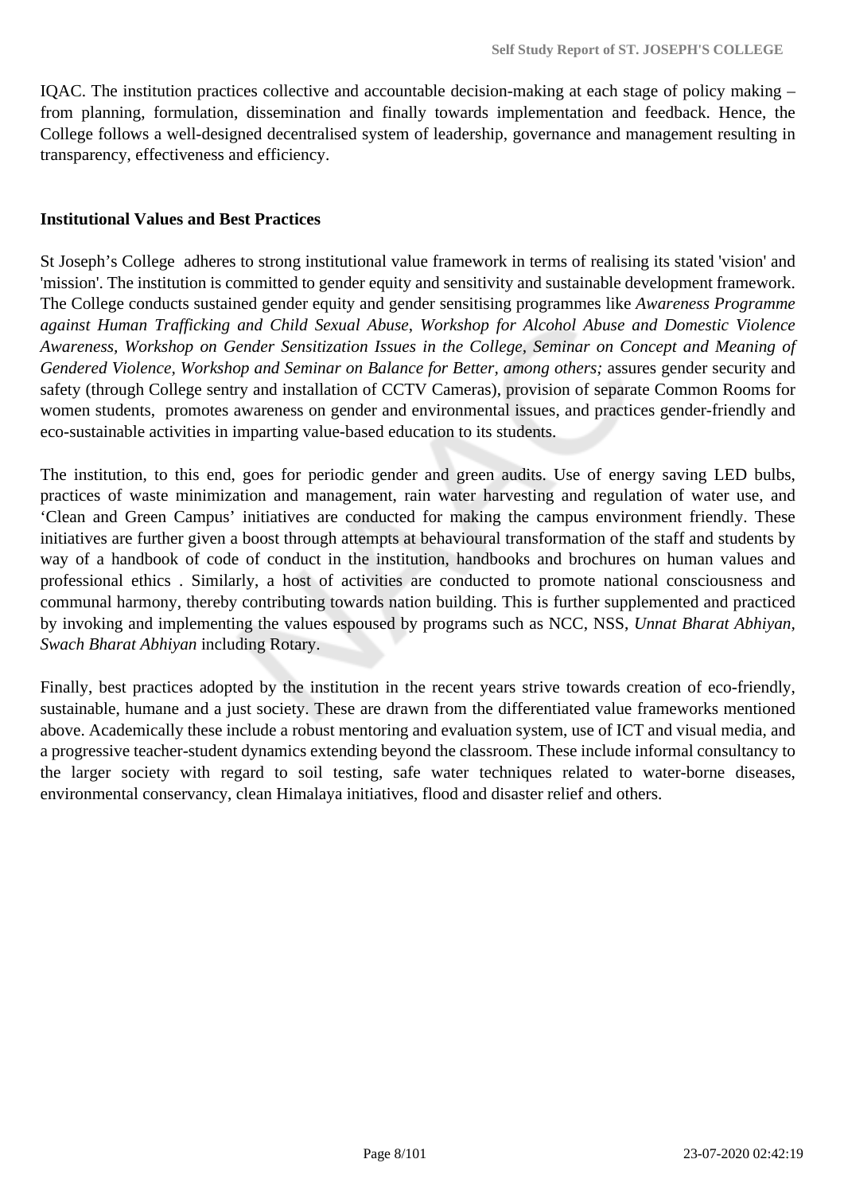IQAC. The institution practices collective and accountable decision-making at each stage of policy making – from planning, formulation, dissemination and finally towards implementation and feedback. Hence, the College follows a well-designed decentralised system of leadership, governance and management resulting in transparency, effectiveness and efficiency.

**Institutional Values and Best Practices**

St Joseph's College adheres to strong institutional value framework in terms of realising its stated 'vision' and 'mission'. The institution is committed to gender equity and sensitivity and sustainable development framework. The College conducts sustained gender equity and gender sensitising programmes like *Awareness Programme against Human Trafficking and Child Sexual Abuse, Workshop for Alcohol Abuse and Domestic Violence Awareness, Workshop on Gender Sensitization Issues in the College, Seminar on Concept and Meaning of Gendered Violence, Workshop and Seminar on Balance for Better, among others;* assures gender security and safety (through College sentry and installation of CCTV Cameras), provision of separate Common Rooms for women students, promotes awareness on gender and environmental issues, and practices gender-friendly and eco-sustainable activities in imparting value-based education to its students.

The institution, to this end, goes for periodic gender and green audits. Use of energy saving LED bulbs, practices of waste minimization and management, rain water harvesting and regulation of water use, and 'Clean and Green Campus' initiatives are conducted for making the campus environment friendly. These initiatives are further given a boost through attempts at behavioural transformation of the staff and students by way of a handbook of code of conduct in the institution, handbooks and brochures on human values and professional ethics . Similarly, a host of activities are conducted to promote national consciousness and communal harmony, thereby contributing towards nation building. This is further supplemented and practiced by invoking and implementing the values espoused by programs such as NCC, NSS, *Unnat Bharat Abhiyan, Swach Bharat Abhiyan* including Rotary.

Finally, best practices adopted by the institution in the recent years strive towards creation of eco-friendly, sustainable, humane and a just society. These are drawn from the differentiated value frameworks mentioned above. Academically these include a robust mentoring and evaluation system, use of ICT and visual media, and a progressive teacher-student dynamics extending beyond the classroom. These include informal consultancy to the larger society with regard to soil testing, safe water techniques related to water-borne diseases, environmental conservancy, clean Himalaya initiatives, flood and disaster relief and others.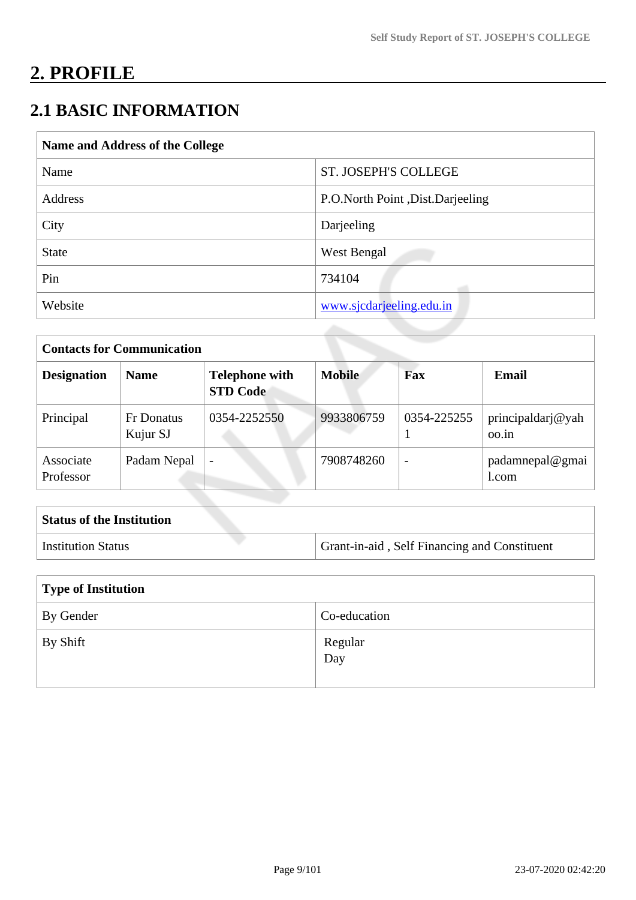# 2. PROFILE

## 2.1 BASIC INFORMATION

| Name and Address of the College | |
|---|---|
| Name | ST. JOSEPH'S COLLEGE |
| Address | P.O.North Point ,Dist.Darjeeling |
| City | Darjeeling |
| State | West Bengal |
| Pin | 734104 |
| Website | www.sjcdarjeeling.edu.in |

| Contacts for Communication | | | | | |
|---|---|---|---|---|---|
| **Designation** | **Name** | **Telephone with STD Code** | **Mobile** | **Fax** | **Email** |
| Principal | Fr Donatus Kujur SJ | 0354-2252550 | 9933806759 | 0354-2252551 | principaldarj@yahoo.in |
| Associate Professor | Padam Nepal | - | 7908748260 | - | padamnepal@gmail.com |

| Status of the Institution | |
|---|---|
| Institution Status | Grant-in-aid , Self Financing and Constituent |

| Type of Institution | |
|---|---|
| By Gender | Co-education |
| By Shift | Regular<br>Day |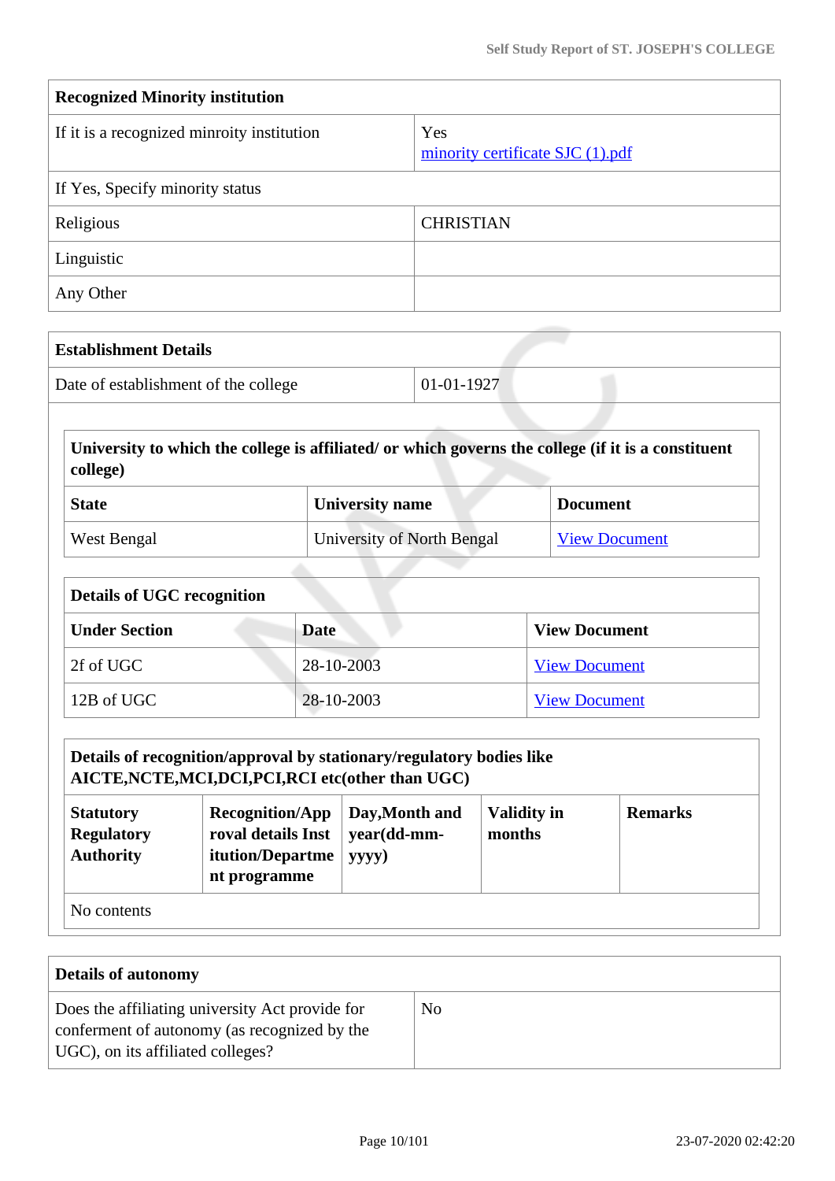| Recognized Minority institution | |
|---|---|
| If it is a recognized minroity institution | Yes<br>minority certificate SJC (1).pdf |
| If Yes, Specify minority status | |
| Religious | CHRISTIAN |
| Linguistic | |
| Any Other | |

| Establishment Details | |
|---|---|
| Date of establishment of the college | 01-01-1927 |

| University to which the college is affiliated/ or which governs the college (if it is a constituent college) | | |
|---|---|---|
| **State** | **University name** | **Document** |
| West Bengal | University of North Bengal | View Document |

| Details of UGC recognition | | |
|---|---|---|
| **Under Section** | **Date** | **View Document** |
| 2f of UGC | 28-10-2003 | View Document |
| 12B of UGC | 28-10-2003 | View Document |

| Details of recognition/approval by stationary/regulatory bodies like AICTE,NCTE,MCI,DCI,PCI,RCI etc(other than UGC) | | | | |
|---|---|---|---|---|
| **Statutory Regulatory Authority** | **Recognition/Approval details Institution/Department programme** | **Day,Month and year(dd-mm-yyyy)** | **Validity in months** | **Remarks** |
| No contents | | | | |

| Details of autonomy | |
|---|---|
| Does the affiliating university Act provide for conferment of autonomy (as recognized by the UGC), on its affiliated colleges? | No |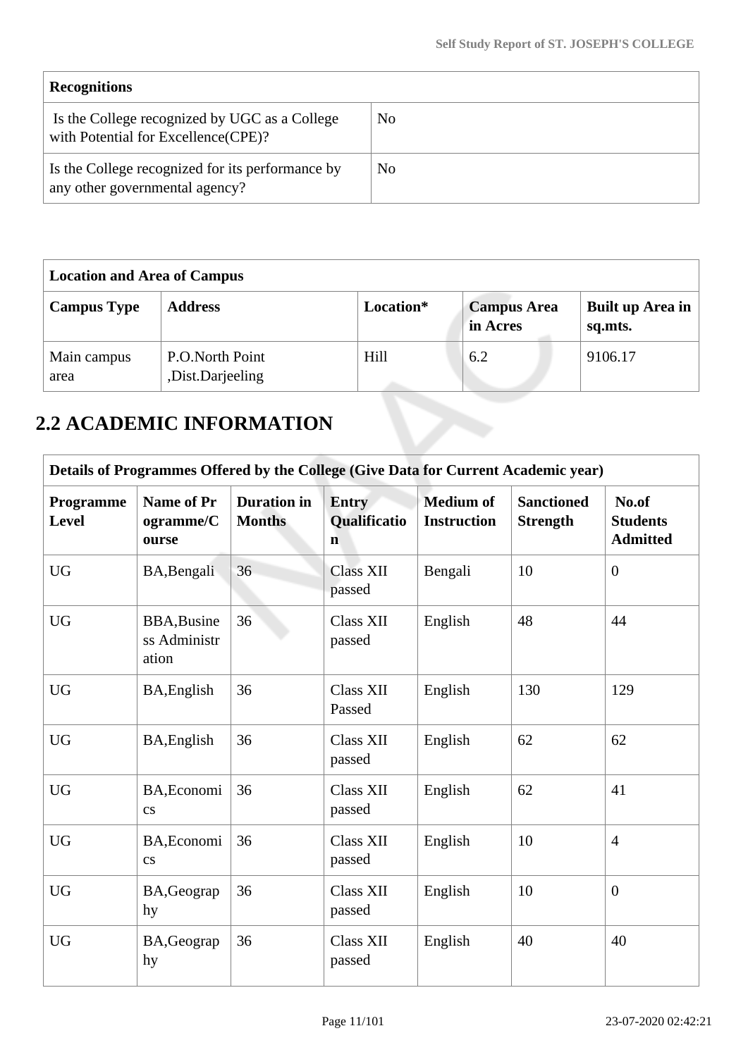| Recognitions | |
|---|---|
| Is the College recognized by UGC as a College with Potential for Excellence(CPE)? | No |
| Is the College recognized for its performance by any other governmental agency? | No |

| Location and Area of Campus | | | | |
|---|---|---|---|---|
| **Campus Type** | **Address** | **Location*** | **Campus Area in Acres** | **Built up Area in sq.mts.** |
| Main campus area | P.O.North Point ,Dist.Darjeeling | Hill | 6.2 | 9106.17 |

## 2.2 ACADEMIC INFORMATION

| Details of Programmes Offered by the College (Give Data for Current Academic year) | | | | | | |
|---|---|---|---|---|---|---|
| **Programme Level** | **Name of Programme/Course** | **Duration in Months** | **Entry Qualification** | **Medium of Instruction** | **Sanctioned Strength** | **No.of Students Admitted** |
| UG | BA,Bengali | 36 | Class XII passed | Bengali | 10 | 0 |
| UG | BBA,Business Administration | 36 | Class XII passed | English | 48 | 44 |
| UG | BA,English | 36 | Class XII Passed | English | 130 | 129 |
| UG | BA,English | 36 | Class XII passed | English | 62 | 62 |
| UG | BA,Economics | 36 | Class XII passed | English | 62 | 41 |
| UG | BA,Economics | 36 | Class XII passed | English | 10 | 4 |
| UG | BA,Geography | 36 | Class XII passed | English | 10 | 0 |
| UG | BA,Geography | 36 | Class XII passed | English | 40 | 40 |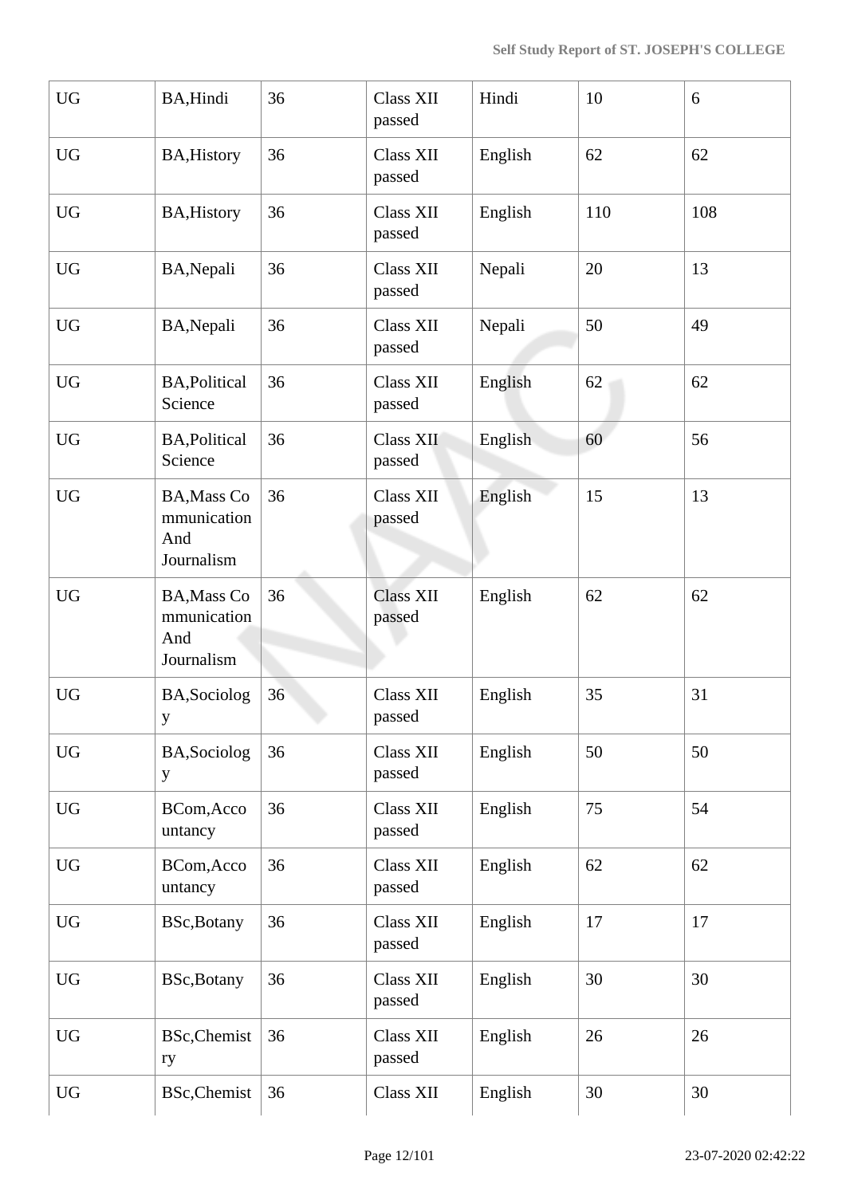| UG | BA,Hindi | 36 | Class XII passed | Hindi | 10 | 6 |
|---|---|---|---|---|---|---|
| UG | BA,History | 36 | Class XII passed | English | 62 | 62 |
| UG | BA,History | 36 | Class XII passed | English | 110 | 108 |
| UG | BA,Nepali | 36 | Class XII passed | Nepali | 20 | 13 |
| UG | BA,Nepali | 36 | Class XII passed | Nepali | 50 | 49 |
| UG | BA,Political Science | 36 | Class XII passed | English | 62 | 62 |
| UG | BA,Political Science | 36 | Class XII passed | English | 60 | 56 |
| UG | BA,Mass Communication And Journalism | 36 | Class XII passed | English | 15 | 13 |
| UG | BA,Mass Communication And Journalism | 36 | Class XII passed | English | 62 | 62 |
| UG | BA,Sociology | 36 | Class XII passed | English | 35 | 31 |
| UG | BA,Sociology | 36 | Class XII passed | English | 50 | 50 |
| UG | BCom,Accountancy | 36 | Class XII passed | English | 75 | 54 |
| UG | BCom,Accountancy | 36 | Class XII passed | English | 62 | 62 |
| UG | BSc,Botany | 36 | Class XII passed | English | 17 | 17 |
| UG | BSc,Botany | 36 | Class XII passed | English | 30 | 30 |
| UG | BSc,Chemistry | 36 | Class XII passed | English | 26 | 26 |
| UG | BSc,Chemist | 36 | Class XII | English | 30 | 30 |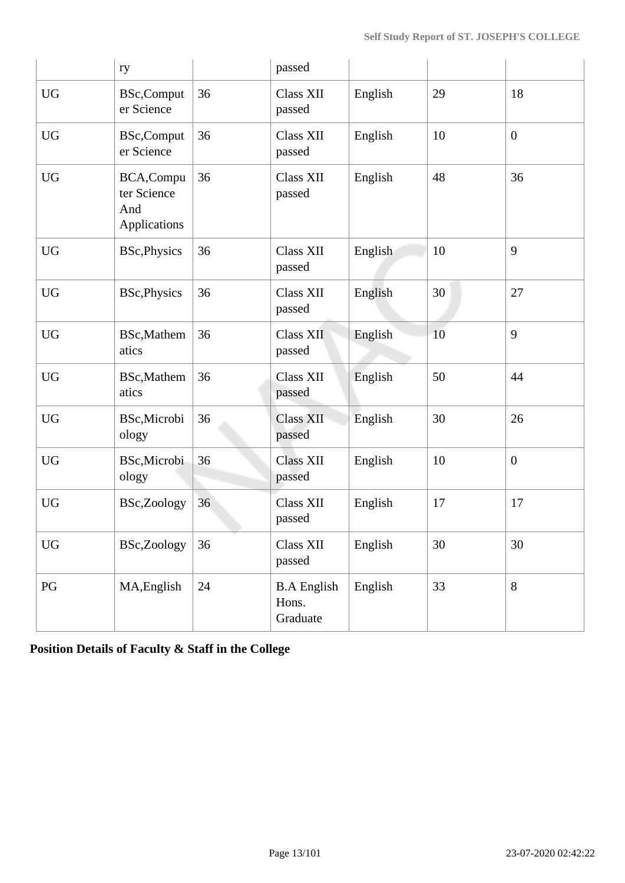| | ry | | passed | | | |
|---|---|---|---|---|---|---|
| UG | BSc,Computer Science | 36 | Class XII passed | English | 29 | 18 |
| UG | BSc,Computer Science | 36 | Class XII passed | English | 10 | 0 |
| UG | BCA,Computer Science And Applications | 36 | Class XII passed | English | 48 | 36 |
| UG | BSc,Physics | 36 | Class XII passed | English | 10 | 9 |
| UG | BSc,Physics | 36 | Class XII passed | English | 30 | 27 |
| UG | BSc,Mathematics | 36 | Class XII passed | English | 10 | 9 |
| UG | BSc,Mathematics | 36 | Class XII passed | English | 50 | 44 |
| UG | BSc,Microbiology | 36 | Class XII passed | English | 30 | 26 |
| UG | BSc,Microbiology | 36 | Class XII passed | English | 10 | 0 |
| UG | BSc,Zoology | 36 | Class XII passed | English | 17 | 17 |
| UG | BSc,Zoology | 36 | Class XII passed | English | 30 | 30 |
| PG | MA,English | 24 | B.A English Hons. Graduate | English | 33 | 8 |

**Position Details of Faculty & Staff in the College**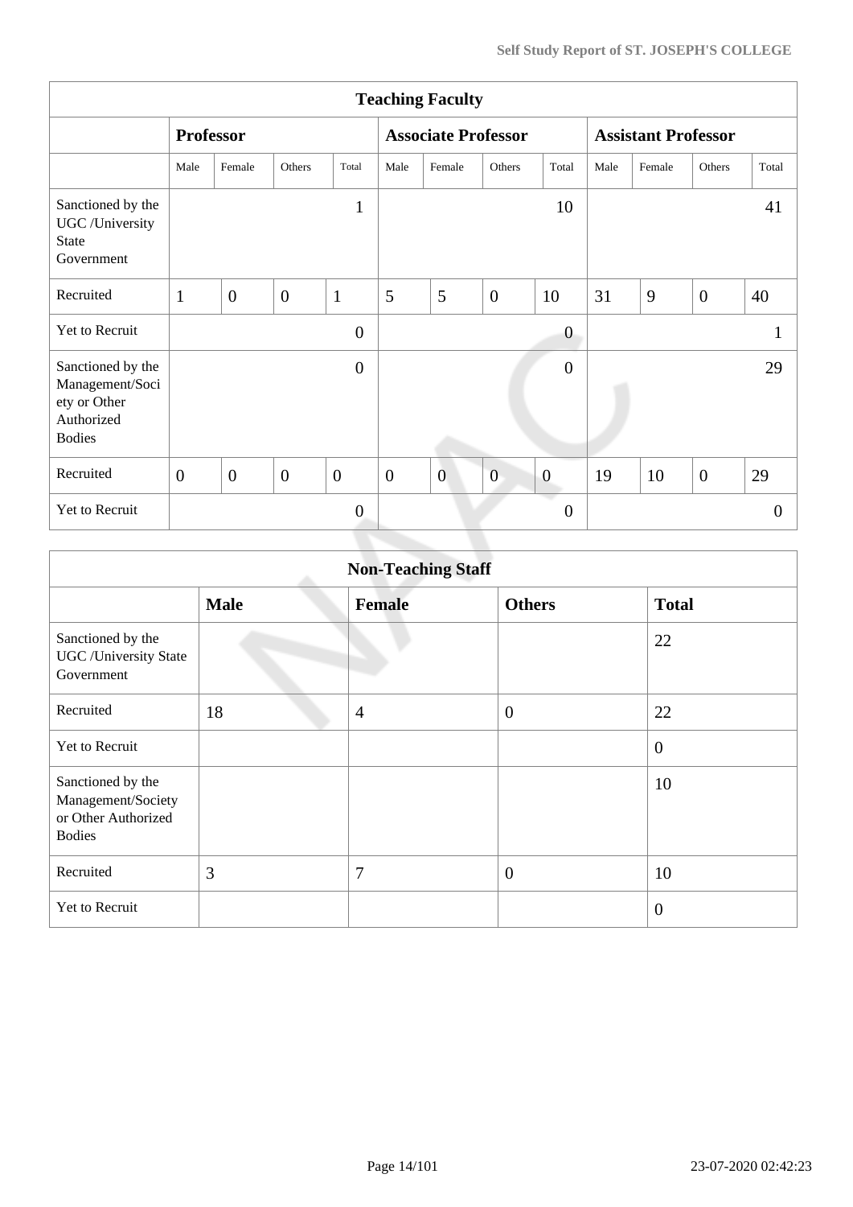| Teaching Faculty | | | | | | | | | | | | |
|---|---|---|---|---|---|---|---|---|---|---|---|---|
| | **Professor** | | | | **Associate Professor** | | | | **Assistant Professor** | | | |
| | Male | Female | Others | Total | Male | Female | Others | Total | Male | Female | Others | Total |
| Sanctioned by the UGC /University State Government | | | | 1 | | | | 10 | | | | 41 |
| Recruited | 1 | 0 | 0 | 1 | 5 | 5 | 0 | 10 | 31 | 9 | 0 | 40 |
| Yet to Recruit | | | | 0 | | | | 0 | | | | 1 |
| Sanctioned by the Management/Society or Other Authorized Bodies | | | | 0 | | | | 0 | | | | 29 |
| Recruited | 0 | 0 | 0 | 0 | 0 | 0 | 0 | 0 | 19 | 10 | 0 | 29 |
| Yet to Recruit | | | | 0 | | | | 0 | | | | 0 |

| Non-Teaching Staff | | | | |
|---|---|---|---|---|
| | **Male** | **Female** | **Others** | **Total** |
| Sanctioned by the UGC /University State Government | | | | 22 |
| Recruited | 18 | 4 | 0 | 22 |
| Yet to Recruit | | | | 0 |
| Sanctioned by the Management/Society or Other Authorized Bodies | | | | 10 |
| Recruited | 3 | 7 | 0 | 10 |
| Yet to Recruit | | | | 0 |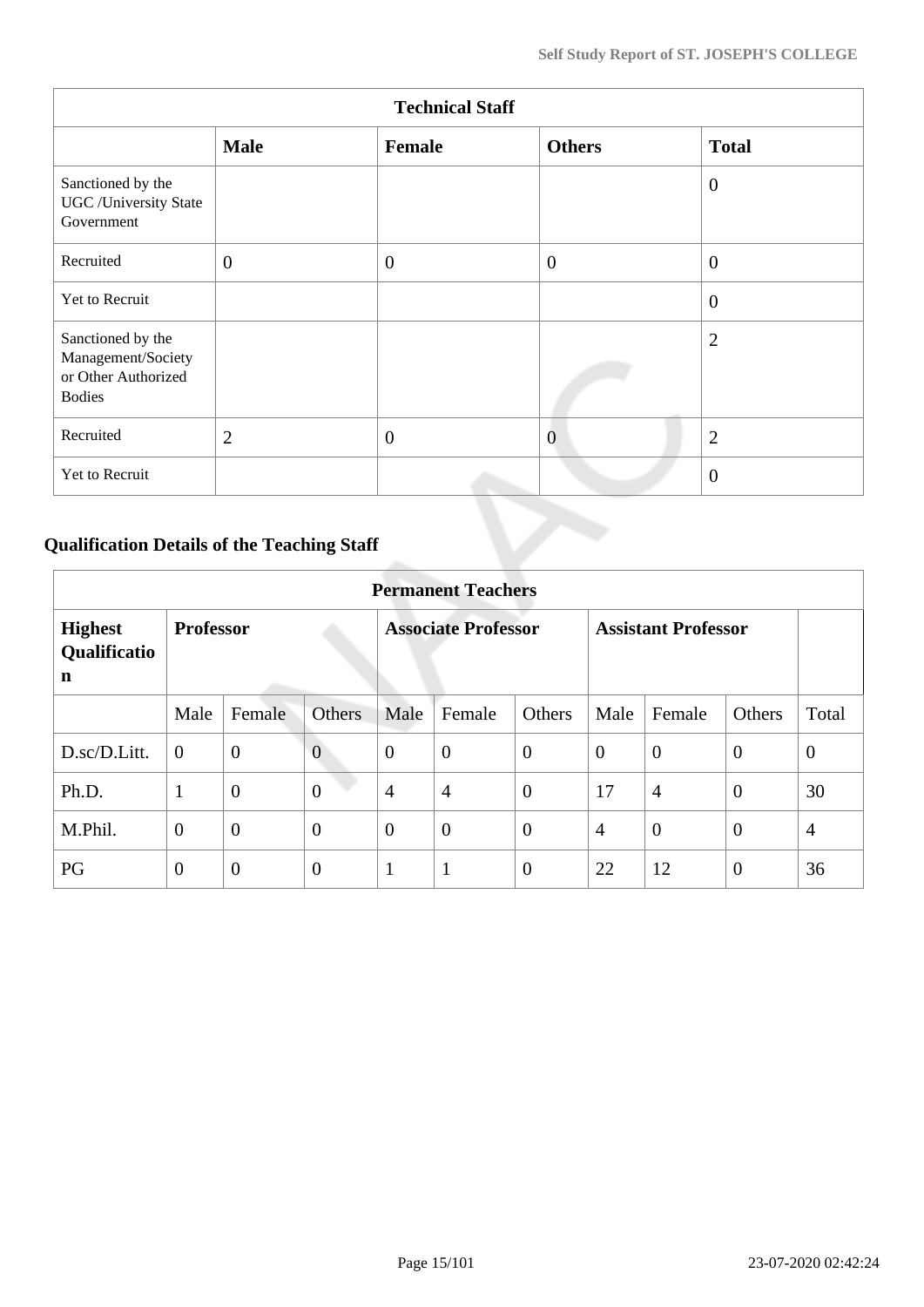| Technical Staff | | | | |
|---|---|---|---|---|
| | **Male** | **Female** | **Others** | **Total** |
| Sanctioned by the UGC /University State Government | | | | 0 |
| Recruited | 0 | 0 | 0 | 0 |
| Yet to Recruit | | | | 0 |
| Sanctioned by the Management/Society or Other Authorized Bodies | | | | 2 |
| Recruited | 2 | 0 | 0 | 2 |
| Yet to Recruit | | | | 0 |

## Qualification Details of the Teaching Staff

| Permanent Teachers | | | | | | | | | | |
|---|---|---|---|---|---|---|---|---|---|---|
| **Highest Qualification** | **Professor** | | | **Associate Professor** | | | **Assistant Professor** | | | |
| | Male | Female | Others | Male | Female | Others | Male | Female | Others | Total |
| D.sc/D.Litt. | 0 | 0 | 0 | 0 | 0 | 0 | 0 | 0 | 0 | 0 |
| Ph.D. | 1 | 0 | 0 | 4 | 4 | 0 | 17 | 4 | 0 | 30 |
| M.Phil. | 0 | 0 | 0 | 0 | 0 | 0 | 4 | 0 | 0 | 4 |
| PG | 0 | 0 | 0 | 1 | 1 | 0 | 22 | 12 | 0 | 36 |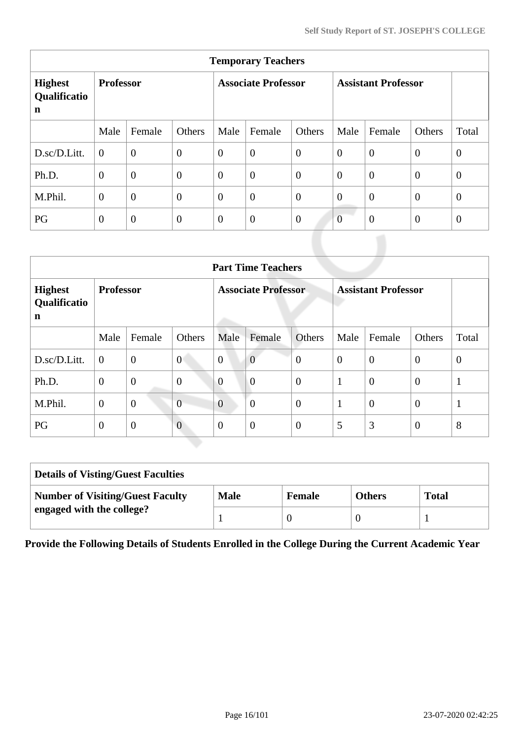| Temporary Teachers | | | | | | | | | | |
|---|---|---|---|---|---|---|---|---|---|---|
| **Highest Qualification** | **Professor** | | | **Associate Professor** | | | **Assistant Professor** | | | |
| | Male | Female | Others | Male | Female | Others | Male | Female | Others | Total |
| D.sc/D.Litt. | 0 | 0 | 0 | 0 | 0 | 0 | 0 | 0 | 0 | 0 |
| Ph.D. | 0 | 0 | 0 | 0 | 0 | 0 | 0 | 0 | 0 | 0 |
| M.Phil. | 0 | 0 | 0 | 0 | 0 | 0 | 0 | 0 | 0 | 0 |
| PG | 0 | 0 | 0 | 0 | 0 | 0 | 0 | 0 | 0 | 0 |

| Part Time Teachers | | | | | | | | | | |
|---|---|---|---|---|---|---|---|---|---|---|
| **Highest Qualification** | **Professor** | | | **Associate Professor** | | | **Assistant Professor** | | | |
| | Male | Female | Others | Male | Female | Others | Male | Female | Others | Total |
| D.sc/D.Litt. | 0 | 0 | 0 | 0 | 0 | 0 | 0 | 0 | 0 | 0 |
| Ph.D. | 0 | 0 | 0 | 0 | 0 | 0 | 1 | 0 | 0 | 1 |
| M.Phil. | 0 | 0 | 0 | 0 | 0 | 0 | 1 | 0 | 0 | 1 |
| PG | 0 | 0 | 0 | 0 | 0 | 0 | 5 | 3 | 0 | 8 |

| Details of Visting/Guest Faculties | | | | |
|---|---|---|---|---|
| **Number of Visiting/Guest Faculty engaged with the college?** | **Male** | **Female** | **Others** | **Total** |
| | 1 | 0 | 0 | 1 |

**Provide the Following Details of Students Enrolled in the College During the Current Academic Year**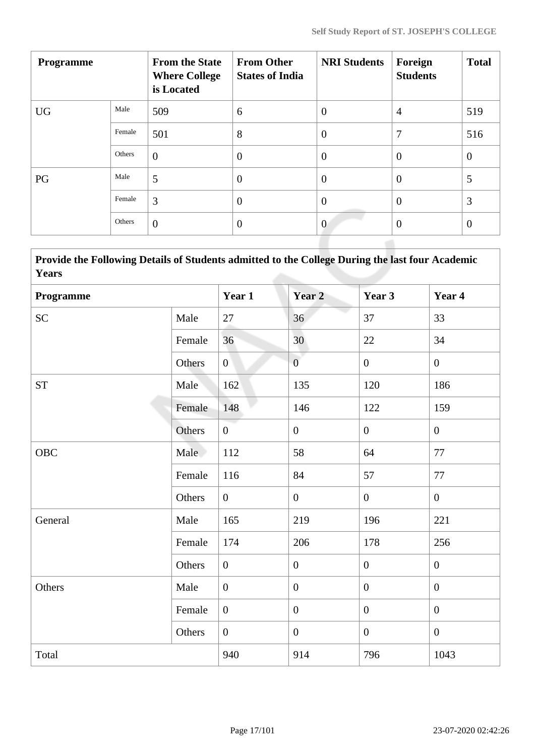| Programme | | From the State Where College is Located | From Other States of India | NRI Students | Foreign Students | Total |
|---|---|---|---|---|---|---|
| UG | Male | 509 | 6 | 0 | 4 | 519 |
| | Female | 501 | 8 | 0 | 7 | 516 |
| | Others | 0 | 0 | 0 | 0 | 0 |
| PG | Male | 5 | 0 | 0 | 0 | 5 |
| | Female | 3 | 0 | 0 | 0 | 3 |
| | Others | 0 | 0 | 0 | 0 | 0 |

| Provide the Following Details of Students admitted to the College During the last four Academic Years | | | | | |
|---|---|---|---|---|---|
| **Programme** | | **Year 1** | **Year 2** | **Year 3** | **Year 4** |
| SC | Male | 27 | 36 | 37 | 33 |
| | Female | 36 | 30 | 22 | 34 |
| | Others | 0 | 0 | 0 | 0 |
| ST | Male | 162 | 135 | 120 | 186 |
| | Female | 148 | 146 | 122 | 159 |
| | Others | 0 | 0 | 0 | 0 |
| OBC | Male | 112 | 58 | 64 | 77 |
| | Female | 116 | 84 | 57 | 77 |
| | Others | 0 | 0 | 0 | 0 |
| General | Male | 165 | 219 | 196 | 221 |
| | Female | 174 | 206 | 178 | 256 |
| | Others | 0 | 0 | 0 | 0 |
| Others | Male | 0 | 0 | 0 | 0 |
| | Female | 0 | 0 | 0 | 0 |
| | Others | 0 | 0 | 0 | 0 |
| Total | | 940 | 914 | 796 | 1043 |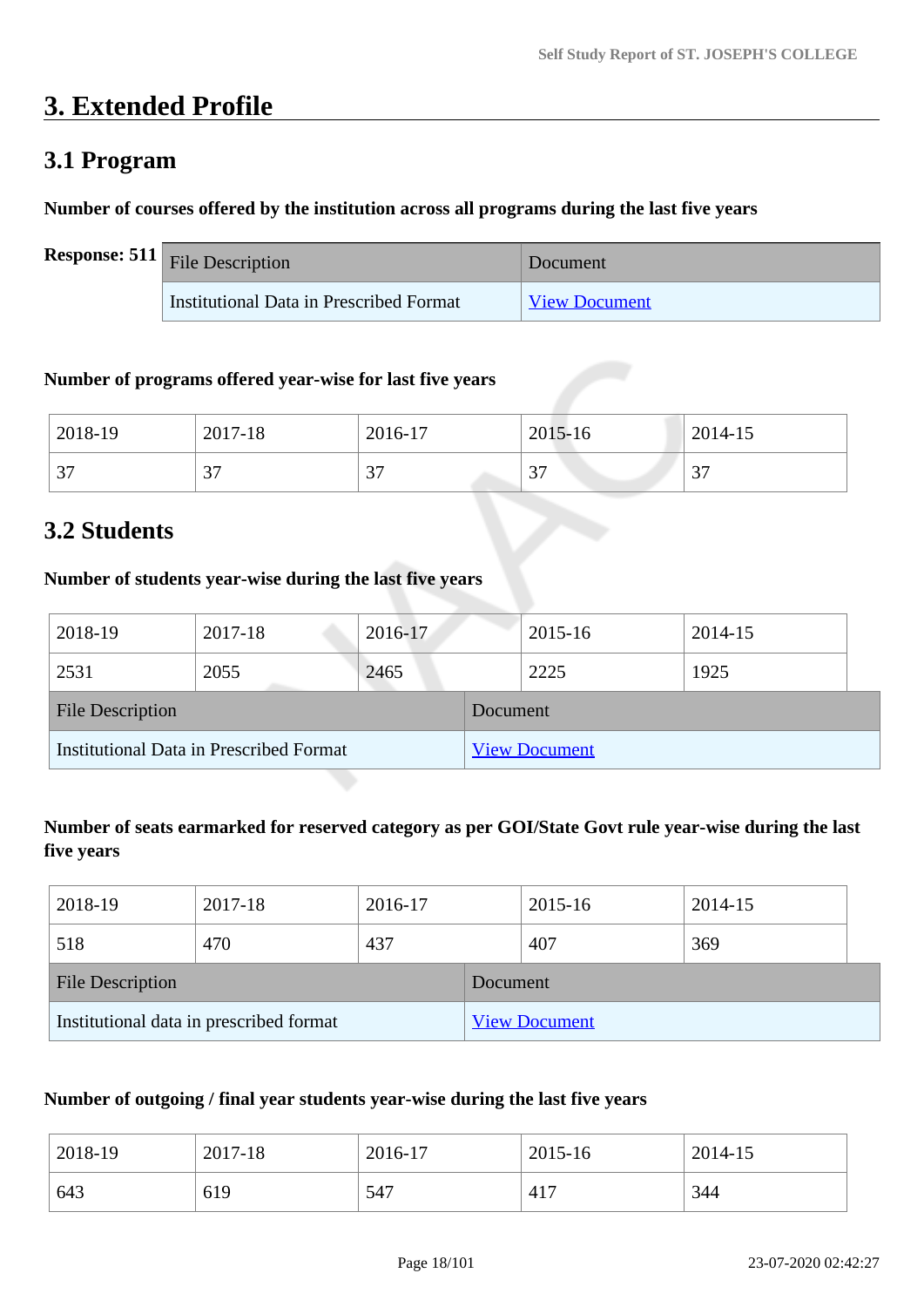# 3. Extended Profile

## 3.1 Program

**Number of courses offered by the institution across all programs during the last five years**

**Response: 511**

| File Description | Document |
|---|---|
| Institutional Data in Prescribed Format | View Document |

**Number of programs offered year-wise for last five years**

| 2018-19 | 2017-18 | 2016-17 | 2015-16 | 2014-15 |
|---|---|---|---|---|
| 37 | 37 | 37 | 37 | 37 |

## 3.2 Students

**Number of students year-wise during the last five years**

| 2018-19 | 2017-18 | 2016-17 | 2015-16 | 2014-15 |
|---|---|---|---|---|
| 2531 | 2055 | 2465 | 2225 | 1925 |

| File Description | Document |
|---|---|
| Institutional Data in Prescribed Format | View Document |

**Number of seats earmarked for reserved category as per GOI/State Govt rule year-wise during the last five years**

| 2018-19 | 2017-18 | 2016-17 | 2015-16 | 2014-15 |
|---|---|---|---|---|
| 518 | 470 | 437 | 407 | 369 |

| File Description | Document |
|---|---|
| Institutional data in prescribed format | View Document |

**Number of outgoing / final year students year-wise during the last five years**

| 2018-19 | 2017-18 | 2016-17 | 2015-16 | 2014-15 |
|---|---|---|---|---|
| 643 | 619 | 547 | 417 | 344 |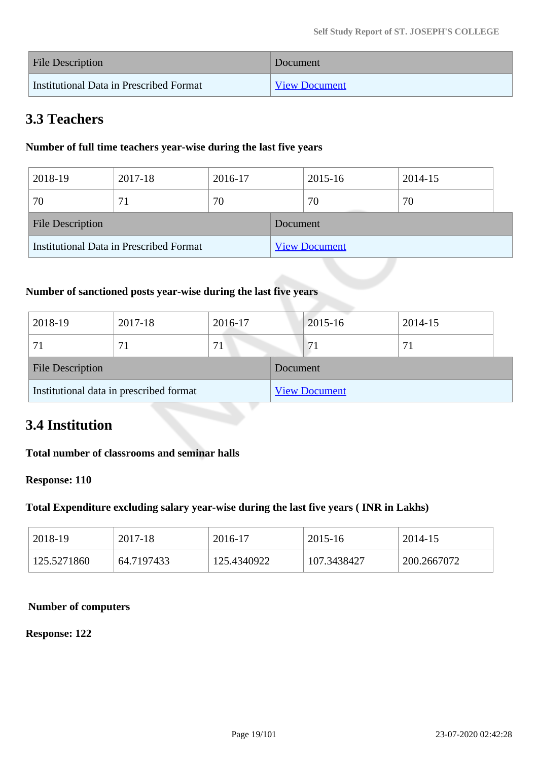| File Description | Document |
|---|---|
| Institutional Data in Prescribed Format | View Document |

## 3.3 Teachers

**Number of full time teachers year-wise during the last five years**

| 2018-19 | 2017-18 | 2016-17 | 2015-16 | 2014-15 |
|---|---|---|---|---|
| 70 | 71 | 70 | 70 | 70 |

| File Description | Document |
|---|---|
| Institutional Data in Prescribed Format | View Document |

**Number of sanctioned posts year-wise during the last five years**

| 2018-19 | 2017-18 | 2016-17 | 2015-16 | 2014-15 |
|---|---|---|---|---|
| 71 | 71 | 71 | 71 | 71 |

| File Description | Document |
|---|---|
| Institutional data in prescribed format | View Document |

## 3.4 Institution

**Total number of classrooms and seminar halls**

**Response: 110**

**Total Expenditure excluding salary year-wise during the last five years ( INR in Lakhs)**

| 2018-19 | 2017-18 | 2016-17 | 2015-16 | 2014-15 |
|---|---|---|---|---|
| 125.5271860 | 64.7197433 | 125.4340922 | 107.3438427 | 200.2667072 |

**Number of computers**

**Response: 122**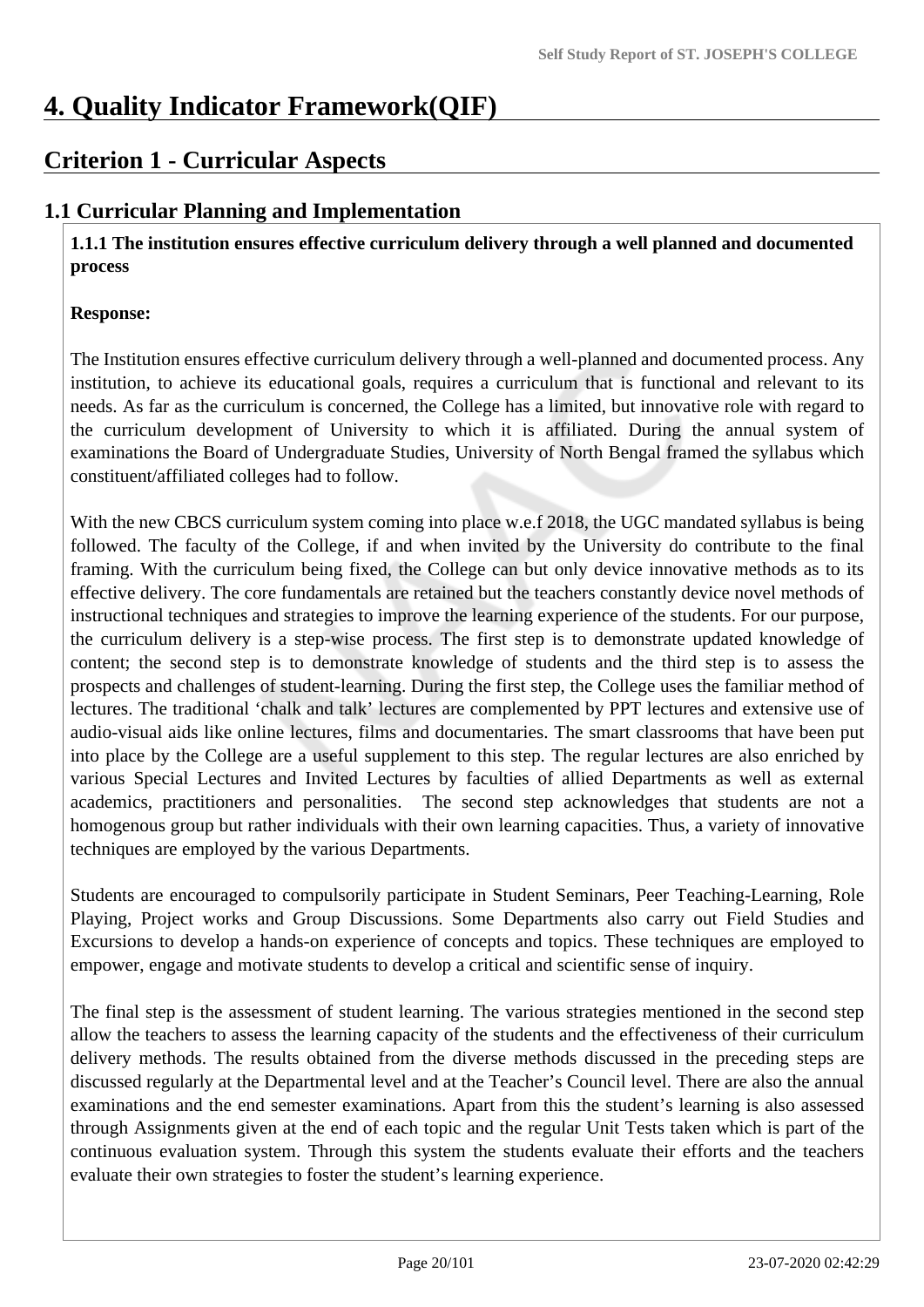# 4. Quality Indicator Framework(QIF)

## Criterion 1 - Curricular Aspects

### 1.1 Curricular Planning and Implementation

**1.1.1 The institution ensures effective curriculum delivery through a well planned and documented process**

**Response:**

The Institution ensures effective curriculum delivery through a well-planned and documented process. Any institution, to achieve its educational goals, requires a curriculum that is functional and relevant to its needs. As far as the curriculum is concerned, the College has a limited, but innovative role with regard to the curriculum development of University to which it is affiliated. During the annual system of examinations the Board of Undergraduate Studies, University of North Bengal framed the syllabus which constituent/affiliated colleges had to follow.

With the new CBCS curriculum system coming into place w.e.f 2018, the UGC mandated syllabus is being followed. The faculty of the College, if and when invited by the University do contribute to the final framing. With the curriculum being fixed, the College can but only device innovative methods as to its effective delivery. The core fundamentals are retained but the teachers constantly device novel methods of instructional techniques and strategies to improve the learning experience of the students. For our purpose, the curriculum delivery is a step-wise process. The first step is to demonstrate updated knowledge of content; the second step is to demonstrate knowledge of students and the third step is to assess the prospects and challenges of student-learning. During the first step, the College uses the familiar method of lectures. The traditional 'chalk and talk' lectures are complemented by PPT lectures and extensive use of audio-visual aids like online lectures, films and documentaries. The smart classrooms that have been put into place by the College are a useful supplement to this step. The regular lectures are also enriched by various Special Lectures and Invited Lectures by faculties of allied Departments as well as external academics, practitioners and personalities. The second step acknowledges that students are not a homogenous group but rather individuals with their own learning capacities. Thus, a variety of innovative techniques are employed by the various Departments.

Students are encouraged to compulsorily participate in Student Seminars, Peer Teaching-Learning, Role Playing, Project works and Group Discussions. Some Departments also carry out Field Studies and Excursions to develop a hands-on experience of concepts and topics. These techniques are employed to empower, engage and motivate students to develop a critical and scientific sense of inquiry.

The final step is the assessment of student learning. The various strategies mentioned in the second step allow the teachers to assess the learning capacity of the students and the effectiveness of their curriculum delivery methods. The results obtained from the diverse methods discussed in the preceding steps are discussed regularly at the Departmental level and at the Teacher's Council level. There are also the annual examinations and the end semester examinations. Apart from this the student's learning is also assessed through Assignments given at the end of each topic and the regular Unit Tests taken which is part of the continuous evaluation system. Through this system the students evaluate their efforts and the teachers evaluate their own strategies to foster the student's learning experience.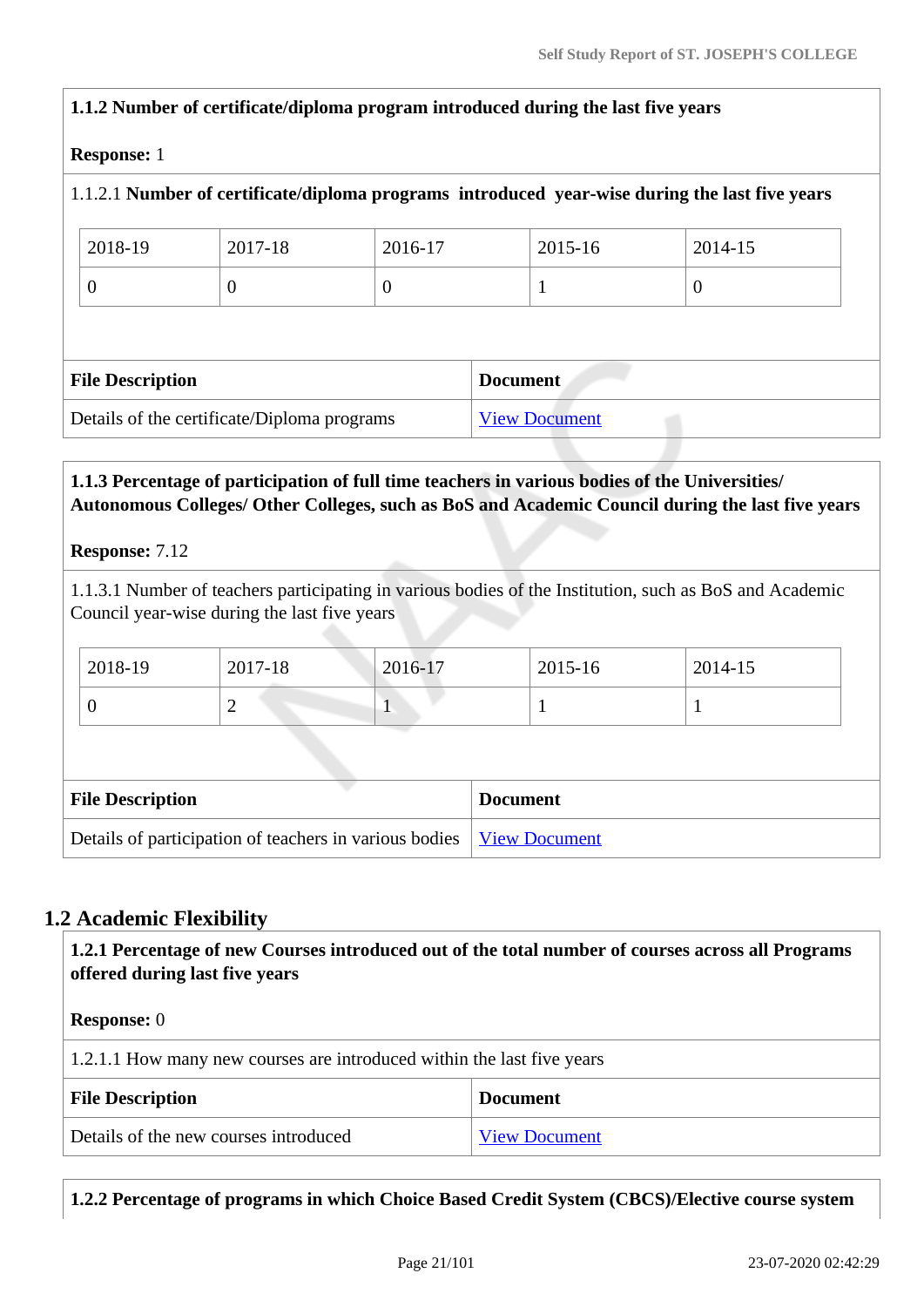**1.1.2 Number of certificate/diploma program introduced during the last five years**

**Response:** 1

1.1.2.1 **Number of certificate/diploma programs introduced year-wise during the last five years**

| 2018-19 | 2017-18 | 2016-17 | 2015-16 | 2014-15 |
|---|---|---|---|---|
| 0 | 0 | 0 | 1 | 0 |

| File Description | Document |
|---|---|
| Details of the certificate/Diploma programs | View Document |

**1.1.3 Percentage of participation of full time teachers in various bodies of the Universities/ Autonomous Colleges/ Other Colleges, such as BoS and Academic Council during the last five years**

**Response:** 7.12

1.1.3.1 Number of teachers participating in various bodies of the Institution, such as BoS and Academic Council year-wise during the last five years

| 2018-19 | 2017-18 | 2016-17 | 2015-16 | 2014-15 |
|---|---|---|---|---|
| 0 | 2 | 1 | 1 | 1 |

| File Description | Document |
|---|---|
| Details of participation of teachers in various bodies | View Document |

## 1.2 Academic Flexibility

**1.2.1 Percentage of new Courses introduced out of the total number of courses across all Programs offered during last five years**

**Response:** 0

1.2.1.1 How many new courses are introduced within the last five years

| File Description | Document |
|---|---|
| Details of the new courses introduced | View Document |

**1.2.2 Percentage of programs in which Choice Based Credit System (CBCS)/Elective course system**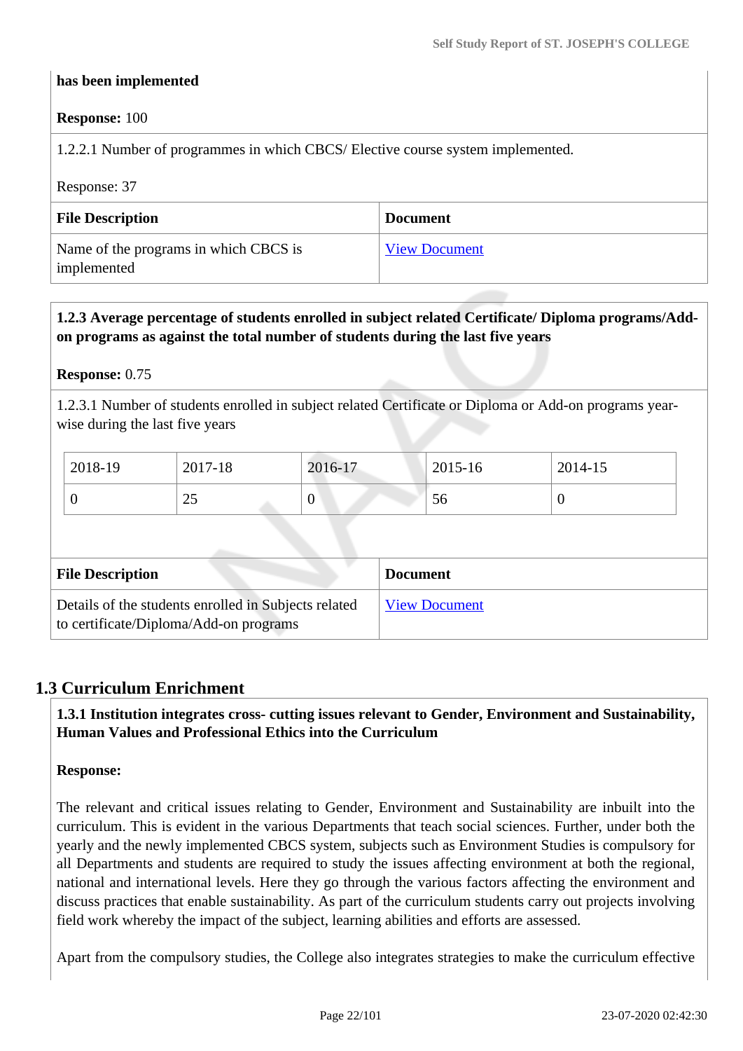**has been implemented**

**Response:** 100

1.2.2.1 Number of programmes in which CBCS/ Elective course system implemented.

Response: 37

| File Description | Document |
|---|---|
| Name of the programs in which CBCS is implemented | View Document |

**1.2.3 Average percentage of students enrolled in subject related Certificate/ Diploma programs/Add-on programs as against the total number of students during the last five years**

**Response:** 0.75

1.2.3.1 Number of students enrolled in subject related Certificate or Diploma or Add-on programs year-wise during the last five years

| 2018-19 | 2017-18 | 2016-17 | 2015-16 | 2014-15 |
|---|---|---|---|---|
| 0 | 25 | 0 | 56 | 0 |

| File Description | Document |
|---|---|
| Details of the students enrolled in Subjects related to certificate/Diploma/Add-on programs | View Document |

## 1.3 Curriculum Enrichment

**1.3.1 Institution integrates cross- cutting issues relevant to Gender, Environment and Sustainability, Human Values and Professional Ethics into the Curriculum**

**Response:**

The relevant and critical issues relating to Gender, Environment and Sustainability are inbuilt into the curriculum. This is evident in the various Departments that teach social sciences. Further, under both the yearly and the newly implemented CBCS system, subjects such as Environment Studies is compulsory for all Departments and students are required to study the issues affecting environment at both the regional, national and international levels. Here they go through the various factors affecting the environment and discuss practices that enable sustainability. As part of the curriculum students carry out projects involving field work whereby the impact of the subject, learning abilities and efforts are assessed.

Apart from the compulsory studies, the College also integrates strategies to make the curriculum effective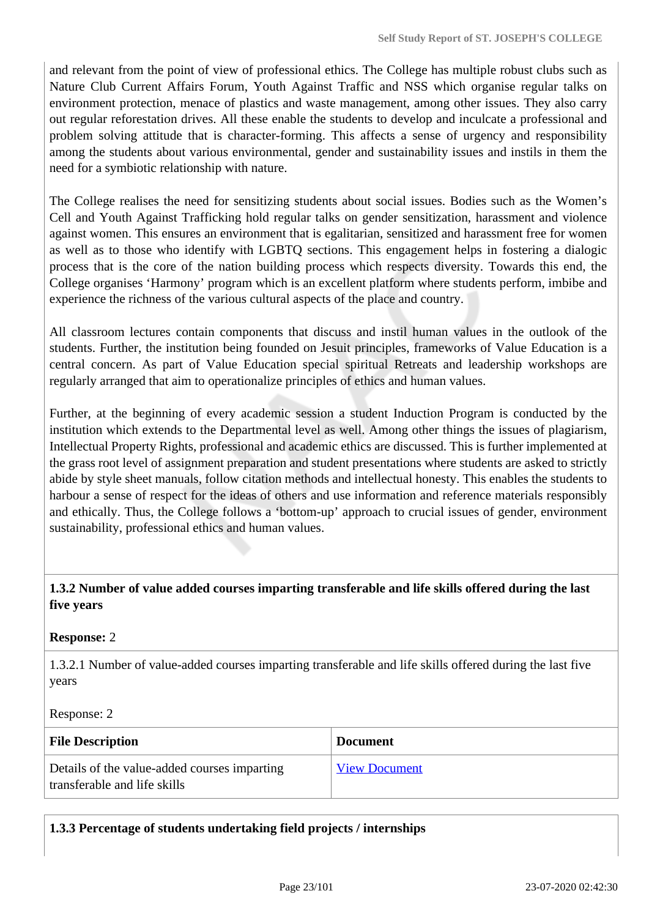and relevant from the point of view of professional ethics. The College has multiple robust clubs such as Nature Club Current Affairs Forum, Youth Against Traffic and NSS which organise regular talks on environment protection, menace of plastics and waste management, among other issues. They also carry out regular reforestation drives. All these enable the students to develop and inculcate a professional and problem solving attitude that is character-forming. This affects a sense of urgency and responsibility among the students about various environmental, gender and sustainability issues and instils in them the need for a symbiotic relationship with nature.

The College realises the need for sensitizing students about social issues. Bodies such as the Women's Cell and Youth Against Trafficking hold regular talks on gender sensitization, harassment and violence against women. This ensures an environment that is egalitarian, sensitized and harassment free for women as well as to those who identify with LGBTQ sections. This engagement helps in fostering a dialogic process that is the core of the nation building process which respects diversity. Towards this end, the College organises 'Harmony' program which is an excellent platform where students perform, imbibe and experience the richness of the various cultural aspects of the place and country.

All classroom lectures contain components that discuss and instil human values in the outlook of the students. Further, the institution being founded on Jesuit principles, frameworks of Value Education is a central concern. As part of Value Education special spiritual Retreats and leadership workshops are regularly arranged that aim to operationalize principles of ethics and human values.

Further, at the beginning of every academic session a student Induction Program is conducted by the institution which extends to the Departmental level as well. Among other things the issues of plagiarism, Intellectual Property Rights, professional and academic ethics are discussed. This is further implemented at the grass root level of assignment preparation and student presentations where students are asked to strictly abide by style sheet manuals, follow citation methods and intellectual honesty. This enables the students to harbour a sense of respect for the ideas of others and use information and reference materials responsibly and ethically. Thus, the College follows a 'bottom-up' approach to crucial issues of gender, environment sustainability, professional ethics and human values.

**1.3.2 Number of value added courses imparting transferable and life skills offered during the last five years**

**Response:** 2

1.3.2.1 Number of value-added courses imparting transferable and life skills offered during the last five years

Response: 2

| File Description | Document |
|---|---|
| Details of the value-added courses imparting transferable and life skills | View Document |

**1.3.3 Percentage of students undertaking field projects / internships**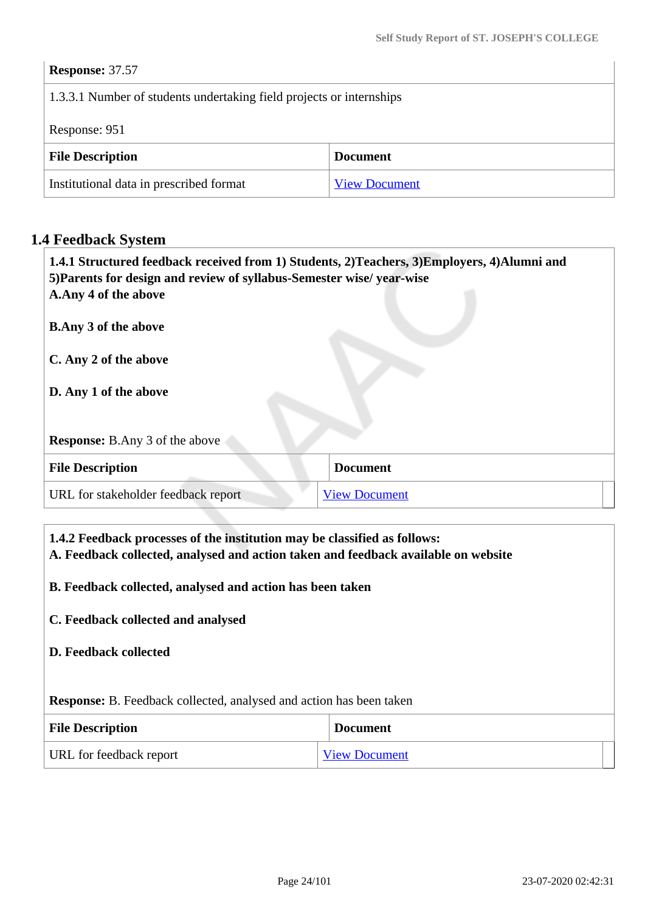**Response:** 37.57

1.3.3.1 Number of students undertaking field projects or internships

Response: 951

| File Description | Document |
|---|---|
| Institutional data in prescribed format | View Document |

## 1.4 Feedback System

**1.4.1 Structured feedback received from 1) Students, 2)Teachers, 3)Employers, 4)Alumni and 5)Parents for design and review of syllabus-Semester wise/ year-wise**

**A.Any 4 of the above**

**B.Any 3 of the above**

**C. Any 2 of the above**

**D. Any 1 of the above**

**Response:** B.Any 3 of the above

| File Description | Document |
|---|---|
| URL for stakeholder feedback report | View Document |

**1.4.2 Feedback processes of the institution may be classified as follows:**

**A. Feedback collected, analysed and action taken and feedback available on website**

**B. Feedback collected, analysed and action has been taken**

**C. Feedback collected and analysed**

**D. Feedback collected**

**Response:** B. Feedback collected, analysed and action has been taken

| File Description | Document |
|---|---|
| URL for feedback report | View Document |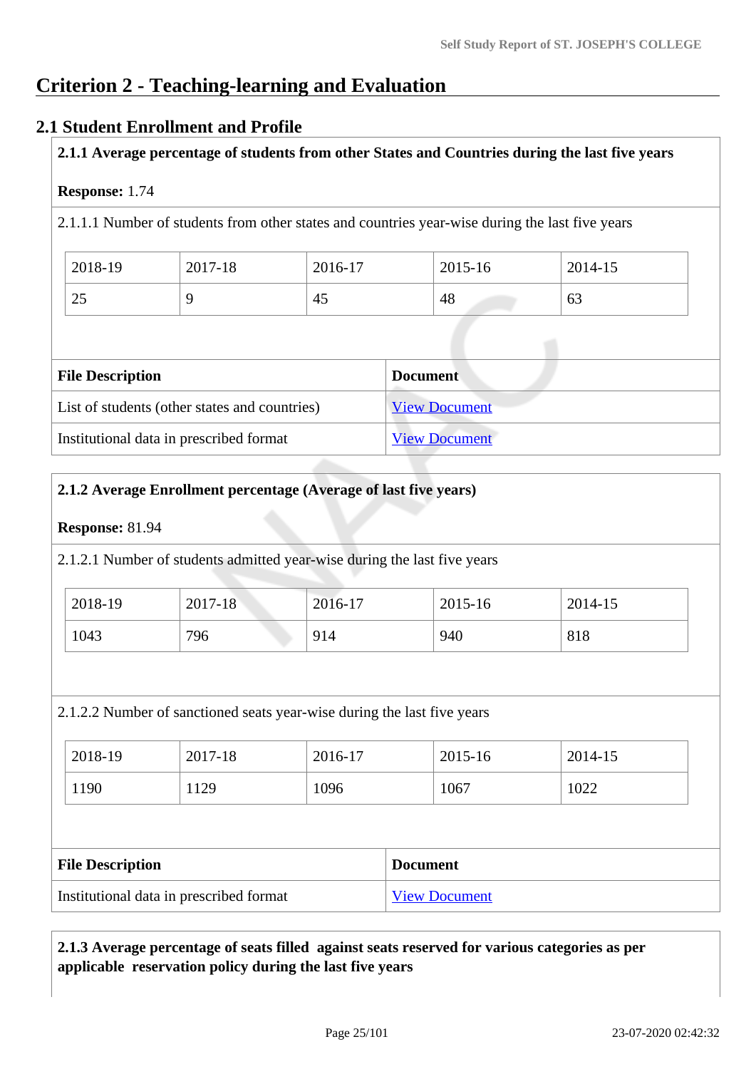# Criterion 2 - Teaching-learning and Evaluation

## 2.1 Student Enrollment and Profile

**2.1.1 Average percentage of students from other States and Countries during the last five years**

**Response:** 1.74

2.1.1.1 Number of students from other states and countries year-wise during the last five years

| 2018-19 | 2017-18 | 2016-17 | 2015-16 | 2014-15 |
|---|---|---|---|---|
| 25 | 9 | 45 | 48 | 63 |

| File Description | Document |
|---|---|
| List of students (other states and countries) | View Document |
| Institutional data in prescribed format | View Document |

**2.1.2 Average Enrollment percentage (Average of last five years)**

**Response:** 81.94

2.1.2.1 Number of students admitted year-wise during the last five years

| 2018-19 | 2017-18 | 2016-17 | 2015-16 | 2014-15 |
|---|---|---|---|---|
| 1043 | 796 | 914 | 940 | 818 |

2.1.2.2 Number of sanctioned seats year-wise during the last five years

| 2018-19 | 2017-18 | 2016-17 | 2015-16 | 2014-15 |
|---|---|---|---|---|
| 1190 | 1129 | 1096 | 1067 | 1022 |

| File Description | Document |
|---|---|
| Institutional data in prescribed format | View Document |

**2.1.3 Average percentage of seats filled against seats reserved for various categories as per applicable reservation policy during the last five years**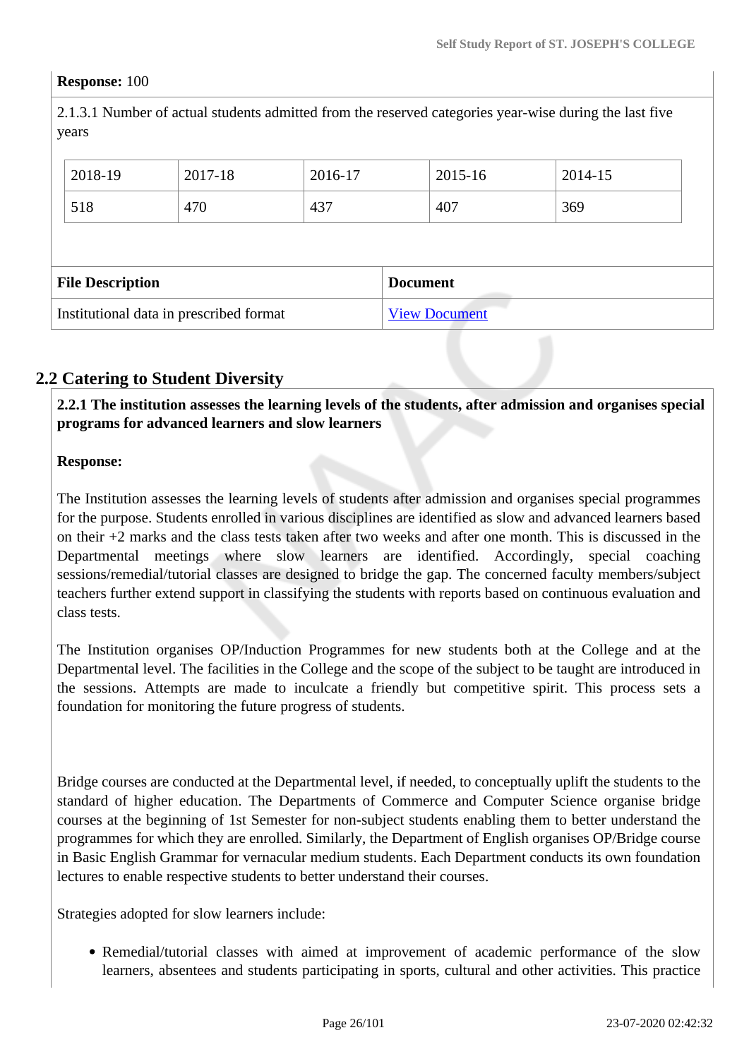**Response:** 100

2.1.3.1 Number of actual students admitted from the reserved categories year-wise during the last five years

| 2018-19 | 2017-18 | 2016-17 | 2015-16 | 2014-15 |
|---|---|---|---|---|
| 518 | 470 | 437 | 407 | 369 |

| File Description | Document |
|---|---|
| Institutional data in prescribed format | View Document |

## 2.2 Catering to Student Diversity

**2.2.1 The institution assesses the learning levels of the students, after admission and organises special programs for advanced learners and slow learners**

**Response:**

The Institution assesses the learning levels of students after admission and organises special programmes for the purpose. Students enrolled in various disciplines are identified as slow and advanced learners based on their +2 marks and the class tests taken after two weeks and after one month. This is discussed in the Departmental meetings where slow learners are identified. Accordingly, special coaching sessions/remedial/tutorial classes are designed to bridge the gap. The concerned faculty members/subject teachers further extend support in classifying the students with reports based on continuous evaluation and class tests.

The Institution organises OP/Induction Programmes for new students both at the College and at the Departmental level. The facilities in the College and the scope of the subject to be taught are introduced in the sessions. Attempts are made to inculcate a friendly but competitive spirit. This process sets a foundation for monitoring the future progress of students.

Bridge courses are conducted at the Departmental level, if needed, to conceptually uplift the students to the standard of higher education. The Departments of Commerce and Computer Science organise bridge courses at the beginning of 1st Semester for non-subject students enabling them to better understand the programmes for which they are enrolled. Similarly, the Department of English organises OP/Bridge course in Basic English Grammar for vernacular medium students. Each Department conducts its own foundation lectures to enable respective students to better understand their courses.

Strategies adopted for slow learners include:

- Remedial/tutorial classes with aimed at improvement of academic performance of the slow learners, absentees and students participating in sports, cultural and other activities. This practice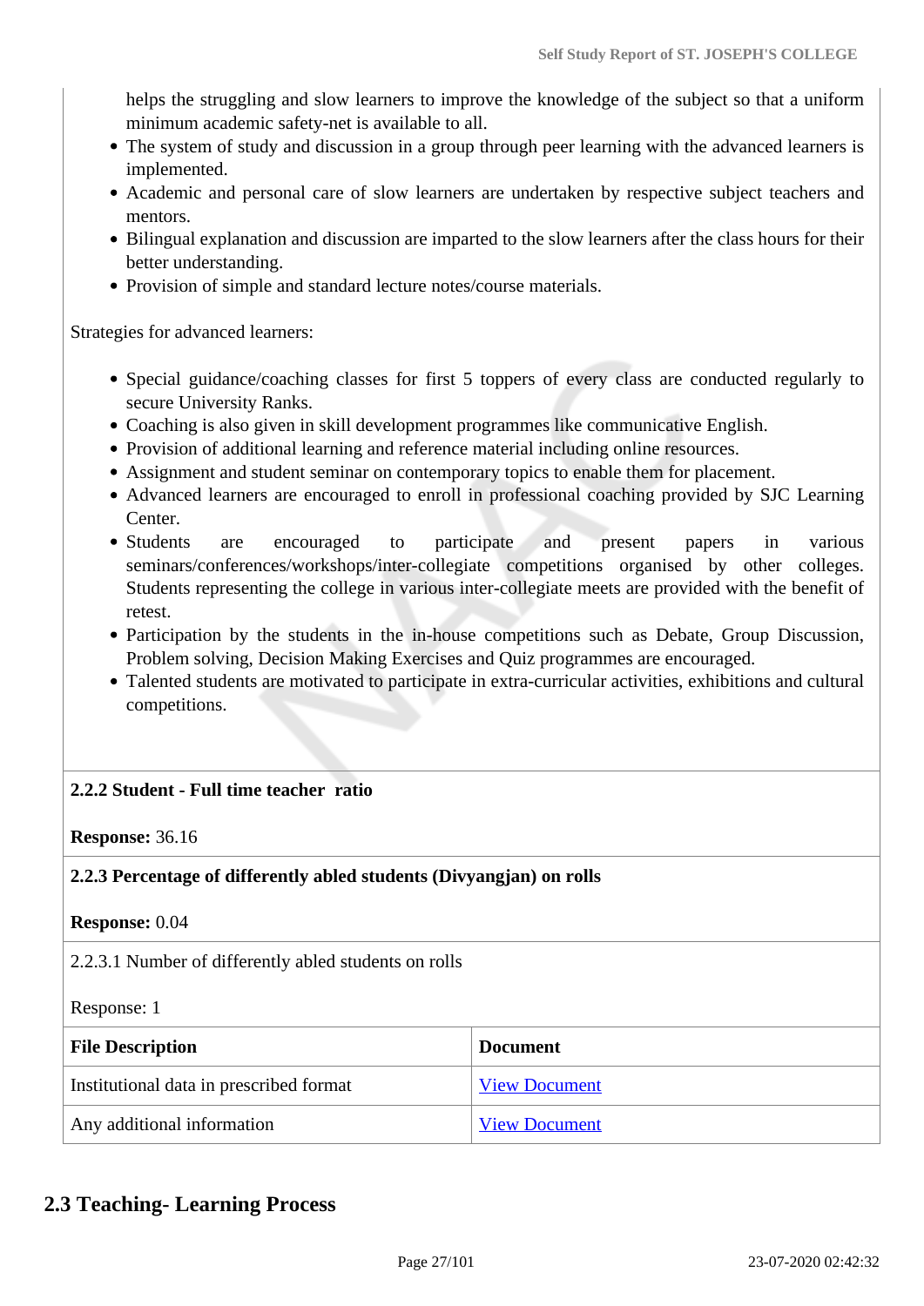helps the struggling and slow learners to improve the knowledge of the subject so that a uniform minimum academic safety-net is available to all.

- The system of study and discussion in a group through peer learning with the advanced learners is implemented.
- Academic and personal care of slow learners are undertaken by respective subject teachers and mentors.
- Bilingual explanation and discussion are imparted to the slow learners after the class hours for their better understanding.
- Provision of simple and standard lecture notes/course materials.

Strategies for advanced learners:

- Special guidance/coaching classes for first 5 toppers of every class are conducted regularly to secure University Ranks.
- Coaching is also given in skill development programmes like communicative English.
- Provision of additional learning and reference material including online resources.
- Assignment and student seminar on contemporary topics to enable them for placement.
- Advanced learners are encouraged to enroll in professional coaching provided by SJC Learning Center.
- Students are encouraged to participate and present papers in various seminars/conferences/workshops/inter-collegiate competitions organised by other colleges. Students representing the college in various inter-collegiate meets are provided with the benefit of retest.
- Participation by the students in the in-house competitions such as Debate, Group Discussion, Problem solving, Decision Making Exercises and Quiz programmes are encouraged.
- Talented students are motivated to participate in extra-curricular activities, exhibitions and cultural competitions.

**2.2.2 Student - Full time teacher ratio**

**Response:** 36.16

**2.2.3 Percentage of differently abled students (Divyangjan) on rolls**

**Response:** 0.04

2.2.3.1 Number of differently abled students on rolls

Response: 1

| File Description | Document |
|---|---|
| Institutional data in prescribed format | View Document |
| Any additional information | View Document |

## 2.3 Teaching- Learning Process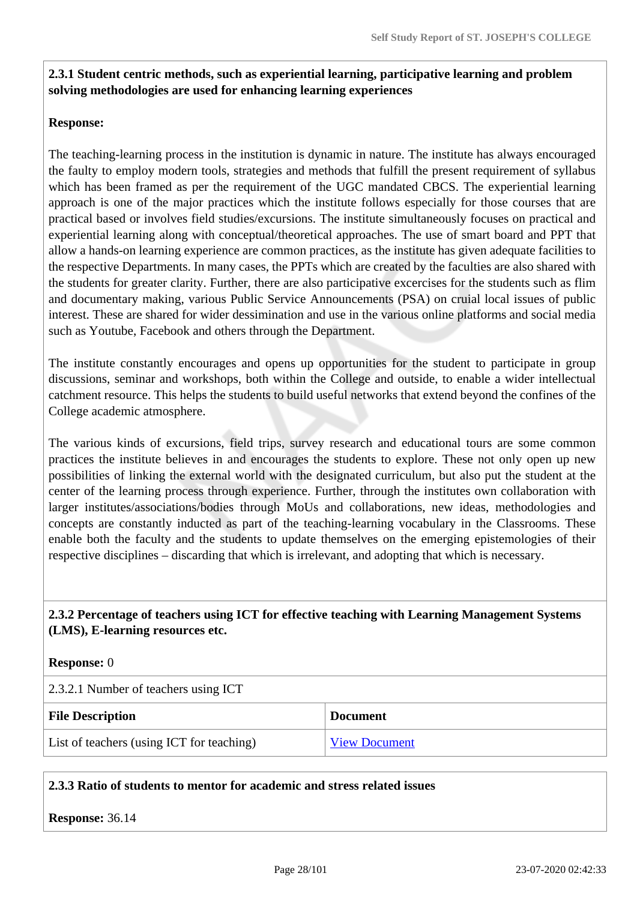**2.3.1 Student centric methods, such as experiential learning, participative learning and problem solving methodologies are used for enhancing learning experiences**

**Response:**

The teaching-learning process in the institution is dynamic in nature. The institute has always encouraged the faulty to employ modern tools, strategies and methods that fulfill the present requirement of syllabus which has been framed as per the requirement of the UGC mandated CBCS. The experiential learning approach is one of the major practices which the institute follows especially for those courses that are practical based or involves field studies/excursions. The institute simultaneously focuses on practical and experiential learning along with conceptual/theoretical approaches. The use of smart board and PPT that allow a hands-on learning experience are common practices, as the institute has given adequate facilities to the respective Departments. In many cases, the PPTs which are created by the faculties are also shared with the students for greater clarity. Further, there are also participative excercises for the students such as flim and documentary making, various Public Service Announcements (PSA) on cruial local issues of public interest. These are shared for wider dessimination and use in the various online platforms and social media such as Youtube, Facebook and others through the Department.

The institute constantly encourages and opens up opportunities for the student to participate in group discussions, seminar and workshops, both within the College and outside, to enable a wider intellectual catchment resource. This helps the students to build useful networks that extend beyond the confines of the College academic atmosphere.

The various kinds of excursions, field trips, survey research and educational tours are some common practices the institute believes in and encourages the students to explore. These not only open up new possibilities of linking the external world with the designated curriculum, but also put the student at the center of the learning process through experience. Further, through the institutes own collaboration with larger institutes/associations/bodies through MoUs and collaborations, new ideas, methodologies and concepts are constantly inducted as part of the teaching-learning vocabulary in the Classrooms. These enable both the faculty and the students to update themselves on the emerging epistemologies of their respective disciplines – discarding that which is irrelevant, and adopting that which is necessary.

**2.3.2 Percentage of teachers using ICT for effective teaching with Learning Management Systems (LMS), E-learning resources etc.**

**Response:** 0

2.3.2.1 Number of teachers using ICT

| File Description | Document |
| --- | --- |
| List of teachers (using ICT for teaching) | View Document |

**2.3.3 Ratio of students to mentor for academic and stress related issues**

**Response:** 36.14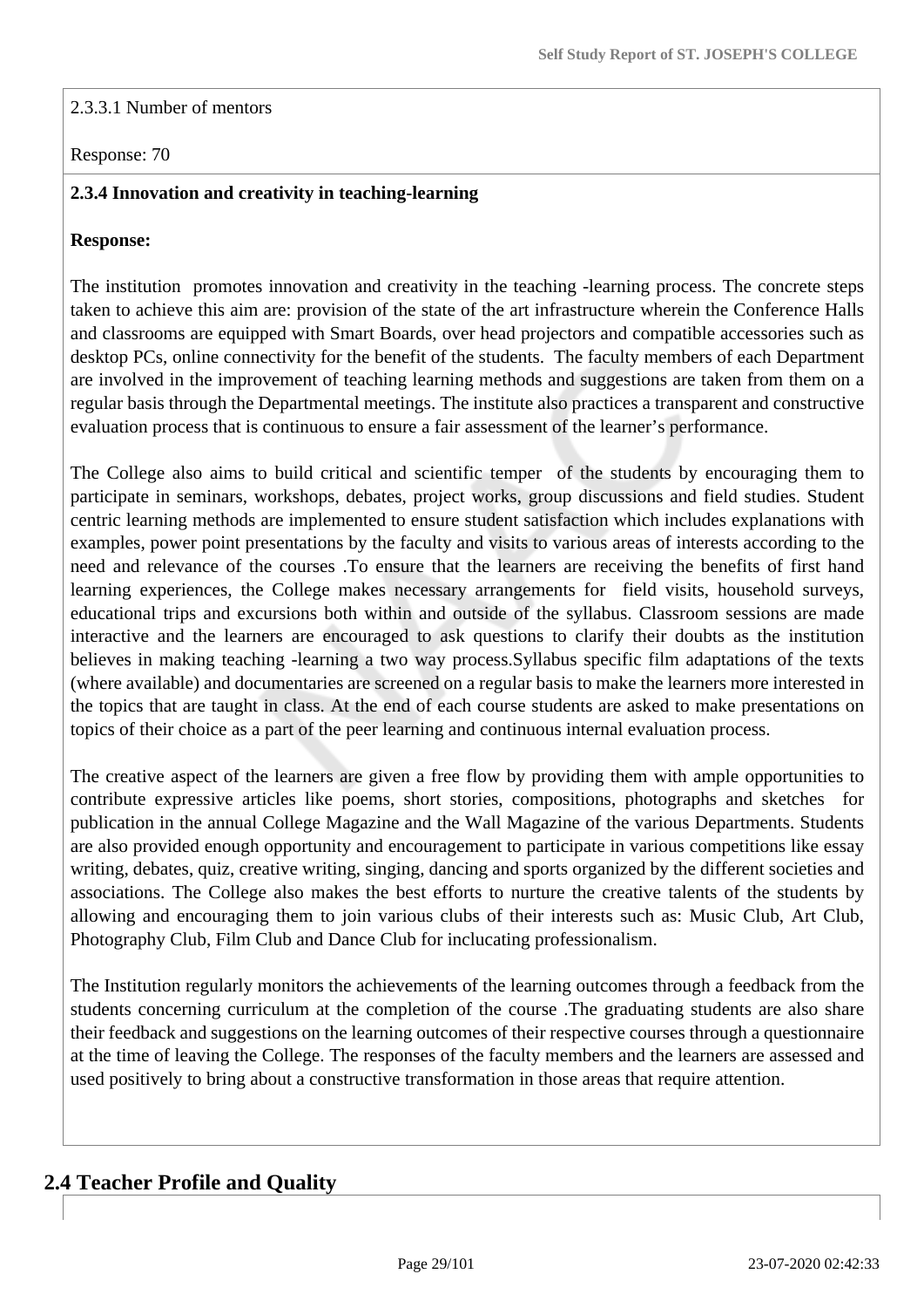2.3.3.1 Number of mentors

Response: 70

**2.3.4 Innovation and creativity in teaching-learning**

**Response:**

The institution  promotes innovation and creativity in the teaching -learning process. The concrete steps taken to achieve this aim are: provision of the state of the art infrastructure wherein the Conference Halls and classrooms are equipped with Smart Boards, over head projectors and compatible accessories such as desktop PCs, online connectivity for the benefit of the students.  The faculty members of each Department are involved in the improvement of teaching learning methods and suggestions are taken from them on a regular basis through the Departmental meetings. The institute also practices a transparent and constructive evaluation process that is continuous to ensure a fair assessment of the learner's performance.

The College also aims to build critical and scientific temper  of the students by encouraging them to participate in seminars, workshops, debates, project works, group discussions and field studies. Student centric learning methods are implemented to ensure student satisfaction which includes explanations with examples, power point presentations by the faculty and visits to various areas of interests according to the need and relevance of the courses .To ensure that the learners are receiving the benefits of first hand learning experiences, the College makes necessary arrangements for  field visits, household surveys, educational trips and excursions both within and outside of the syllabus. Classroom sessions are made interactive and the learners are encouraged to ask questions to clarify their doubts as the institution believes in making teaching -learning a two way process.Syllabus specific film adaptations of the texts (where available) and documentaries are screened on a regular basis to make the learners more interested in the topics that are taught in class. At the end of each course students are asked to make presentations on topics of their choice as a part of the peer learning and continuous internal evaluation process.

The creative aspect of the learners are given a free flow by providing them with ample opportunities to contribute expressive articles like poems, short stories, compositions, photographs and sketches  for publication in the annual College Magazine and the Wall Magazine of the various Departments. Students are also provided enough opportunity and encouragement to participate in various competitions like essay writing, debates, quiz, creative writing, singing, dancing and sports organized by the different societies and associations. The College also makes the best efforts to nurture the creative talents of the students by allowing and encouraging them to join various clubs of their interests such as: Music Club, Art Club, Photography Club, Film Club and Dance Club for inclucating professionalism.

The Institution regularly monitors the achievements of the learning outcomes through a feedback from the students concerning curriculum at the completion of the course .The graduating students are also share their feedback and suggestions on the learning outcomes of their respective courses through a questionnaire at the time of leaving the College. The responses of the faculty members and the learners are assessed and used positively to bring about a constructive transformation in those areas that require attention.

## 2.4 Teacher Profile and Quality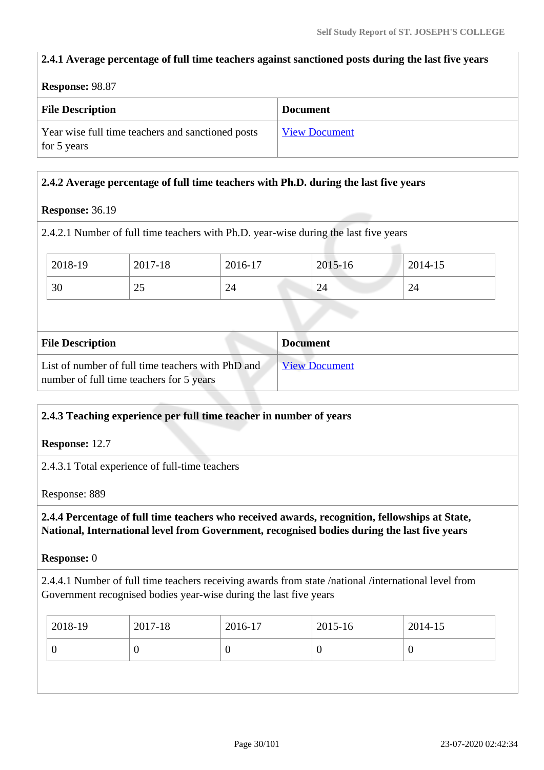**2.4.1 Average percentage of full time teachers against sanctioned posts during the last five years**

**Response:** 98.87

| File Description | Document |
|---|---|
| Year wise full time teachers and sanctioned posts for 5 years | [View Document] |

**2.4.2 Average percentage of full time teachers with Ph.D. during the last five years**

**Response:** 36.19

2.4.2.1 Number of full time teachers with Ph.D. year-wise during the last five years

| 2018-19 | 2017-18 | 2016-17 | 2015-16 | 2014-15 |
|---|---|---|---|---|
| 30 | 25 | 24 | 24 | 24 |

| File Description | Document |
|---|---|
| List of number of full time teachers with PhD and number of full time teachers for 5 years | [View Document] |

**2.4.3 Teaching experience per full time teacher in number of years**

**Response:** 12.7

2.4.3.1 Total experience of full-time teachers

Response: 889

**2.4.4 Percentage of full time teachers who received awards, recognition, fellowships at State, National, International level from Government, recognised bodies during the last five years**

**Response:** 0

2.4.4.1 Number of full time teachers receiving awards from state /national /international level from Government recognised bodies year-wise during the last five years

| 2018-19 | 2017-18 | 2016-17 | 2015-16 | 2014-15 |
|---|---|---|---|---|
| 0 | 0 | 0 | 0 | 0 |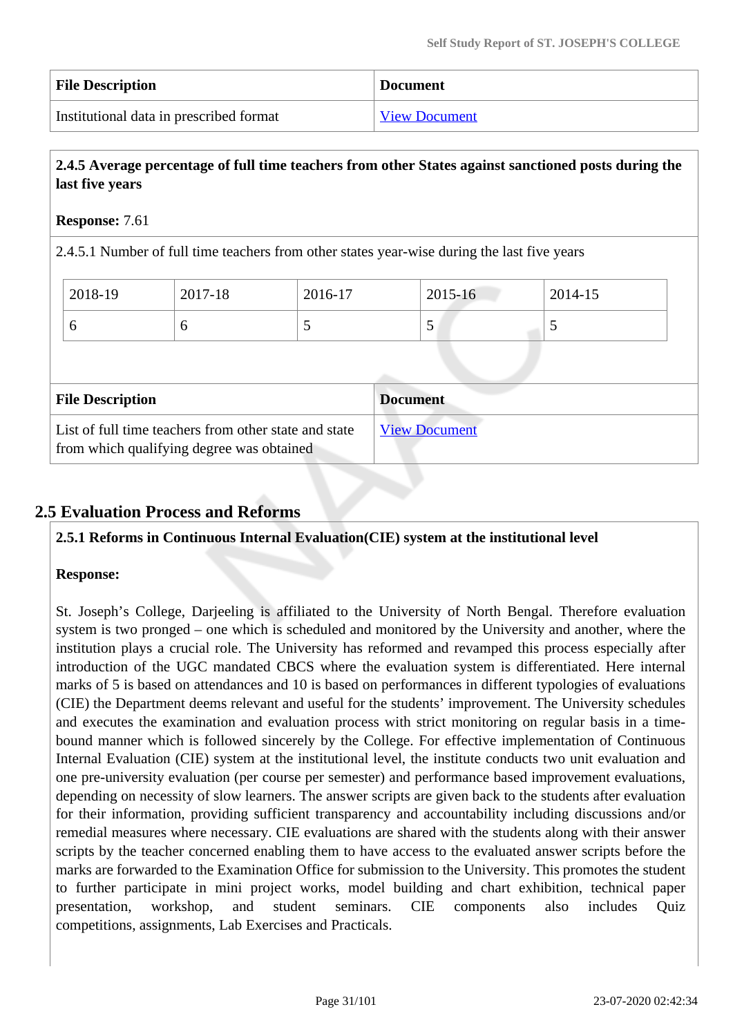| File Description | Document |
|---|---|
| Institutional data in prescribed format | View Document |

**2.4.5 Average percentage of full time teachers from other States against sanctioned posts during the last five years**

**Response:** 7.61

2.4.5.1 Number of full time teachers from other states year-wise during the last five years

| 2018-19 | 2017-18 | 2016-17 | 2015-16 | 2014-15 |
|---|---|---|---|---|
| 6 | 6 | 5 | 5 | 5 |

| File Description | Document |
|---|---|
| List of full time teachers from other state and state from which qualifying degree was obtained | View Document |

## 2.5 Evaluation Process and Reforms

**2.5.1 Reforms in Continuous Internal Evaluation(CIE) system at the institutional level**

**Response:**

St. Joseph's College, Darjeeling is affiliated to the University of North Bengal. Therefore evaluation system is two pronged – one which is scheduled and monitored by the University and another, where the institution plays a crucial role. The University has reformed and revamped this process especially after introduction of the UGC mandated CBCS where the evaluation system is differentiated. Here internal marks of 5 is based on attendances and 10 is based on performances in different typologies of evaluations (CIE) the Department deems relevant and useful for the students' improvement. The University schedules and executes the examination and evaluation process with strict monitoring on regular basis in a time-bound manner which is followed sincerely by the College. For effective implementation of Continuous Internal Evaluation (CIE) system at the institutional level, the institute conducts two unit evaluation and one pre-university evaluation (per course per semester) and performance based improvement evaluations, depending on necessity of slow learners. The answer scripts are given back to the students after evaluation for their information, providing sufficient transparency and accountability including discussions and/or remedial measures where necessary. CIE evaluations are shared with the students along with their answer scripts by the teacher concerned enabling them to have access to the evaluated answer scripts before the marks are forwarded to the Examination Office for submission to the University. This promotes the student to further participate in mini project works, model building and chart exhibition, technical paper presentation, workshop, and student seminars. CIE components also includes Quiz competitions, assignments, Lab Exercises and Practicals.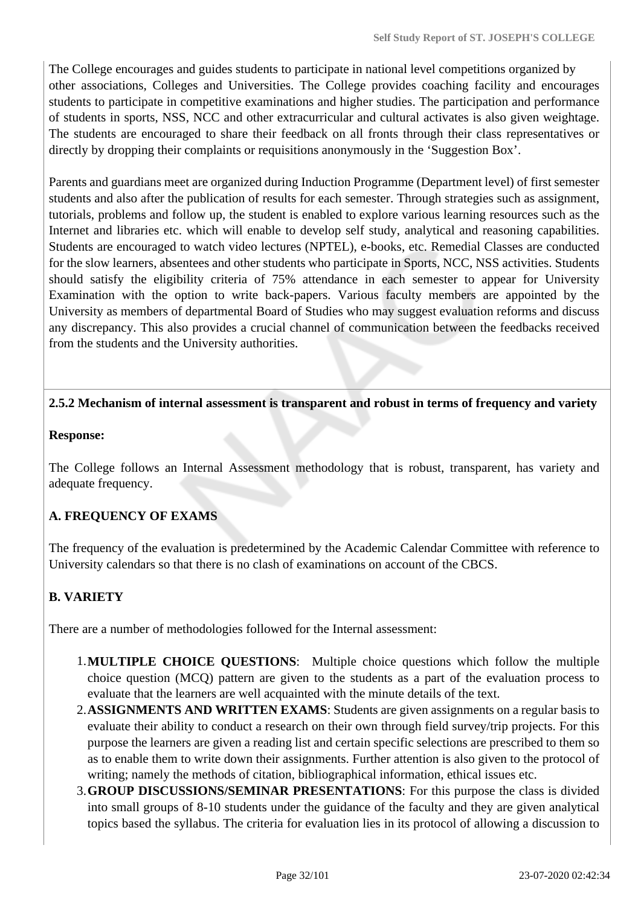The College encourages and guides students to participate in national level competitions organized by other associations, Colleges and Universities. The College provides coaching facility and encourages students to participate in competitive examinations and higher studies. The participation and performance of students in sports, NSS, NCC and other extracurricular and cultural activates is also given weightage. The students are encouraged to share their feedback on all fronts through their class representatives or directly by dropping their complaints or requisitions anonymously in the 'Suggestion Box'.

Parents and guardians meet are organized during Induction Programme (Department level) of first semester students and also after the publication of results for each semester. Through strategies such as assignment, tutorials, problems and follow up, the student is enabled to explore various learning resources such as the Internet and libraries etc. which will enable to develop self study, analytical and reasoning capabilities. Students are encouraged to watch video lectures (NPTEL), e-books, etc. Remedial Classes are conducted for the slow learners, absentees and other students who participate in Sports, NCC, NSS activities. Students should satisfy the eligibility criteria of 75% attendance in each semester to appear for University Examination with the option to write back-papers. Various faculty members are appointed by the University as members of departmental Board of Studies who may suggest evaluation reforms and discuss any discrepancy. This also provides a crucial channel of communication between the feedbacks received from the students and the University authorities.

**2.5.2 Mechanism of internal assessment is transparent and robust in terms of frequency and variety**

**Response:**

The College follows an Internal Assessment methodology that is robust, transparent, has variety and adequate frequency.

**A. FREQUENCY OF EXAMS**

The frequency of the evaluation is predetermined by the Academic Calendar Committee with reference to University calendars so that there is no clash of examinations on account of the CBCS.

**B. VARIETY**

There are a number of methodologies followed for the Internal assessment:

1. **MULTIPLE CHOICE QUESTIONS**: Multiple choice questions which follow the multiple choice question (MCQ) pattern are given to the students as a part of the evaluation process to evaluate that the learners are well acquainted with the minute details of the text.
2. **ASSIGNMENTS AND WRITTEN EXAMS**: Students are given assignments on a regular basis to evaluate their ability to conduct a research on their own through field survey/trip projects. For this purpose the learners are given a reading list and certain specific selections are prescribed to them so as to enable them to write down their assignments. Further attention is also given to the protocol of writing; namely the methods of citation, bibliographical information, ethical issues etc.
3. **GROUP DISCUSSIONS/SEMINAR PRESENTATIONS**: For this purpose the class is divided into small groups of 8-10 students under the guidance of the faculty and they are given analytical topics based the syllabus. The criteria for evaluation lies in its protocol of allowing a discussion to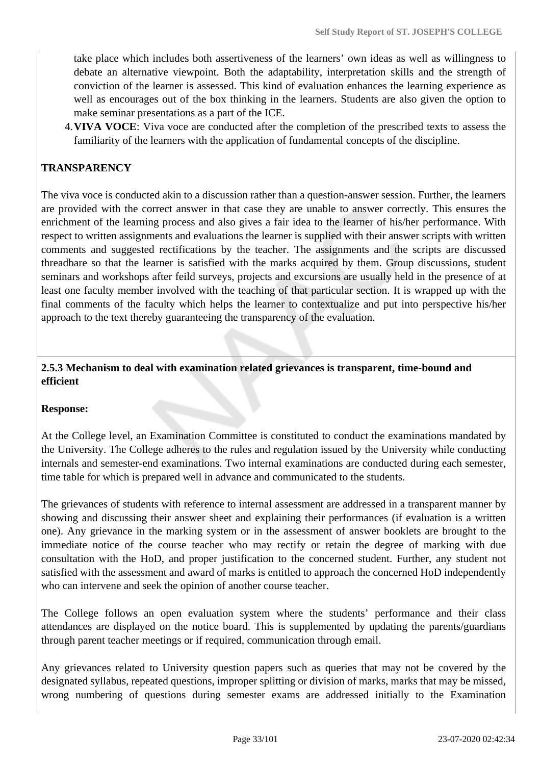take place which includes both assertiveness of the learners' own ideas as well as willingness to debate an alternative viewpoint. Both the adaptability, interpretation skills and the strength of conviction of the learner is assessed. This kind of evaluation enhances the learning experience as well as encourages out of the box thinking in the learners. Students are also given the option to make seminar presentations as a part of the ICE.

4. **VIVA VOCE**: Viva voce are conducted after the completion of the prescribed texts to assess the familiarity of the learners with the application of fundamental concepts of the discipline.

**TRANSPARENCY**

The viva voce is conducted akin to a discussion rather than a question-answer session. Further, the learners are provided with the correct answer in that case they are unable to answer correctly. This ensures the enrichment of the learning process and also gives a fair idea to the learner of his/her performance. With respect to written assignments and evaluations the learner is supplied with their answer scripts with written comments and suggested rectifications by the teacher. The assignments and the scripts are discussed threadbare so that the learner is satisfied with the marks acquired by them. Group discussions, student seminars and workshops after feild surveys, projects and excursions are usually held in the presence of at least one faculty member involved with the teaching of that particular section. It is wrapped up with the final comments of the faculty which helps the learner to contextualize and put into perspective his/her approach to the text thereby guaranteeing the transparency of the evaluation.

**2.5.3 Mechanism to deal with examination related grievances is transparent, time-bound and efficient**

**Response:**

At the College level, an Examination Committee is constituted to conduct the examinations mandated by the University. The College adheres to the rules and regulation issued by the University while conducting internals and semester-end examinations. Two internal examinations are conducted during each semester, time table for which is prepared well in advance and communicated to the students.

The grievances of students with reference to internal assessment are addressed in a transparent manner by showing and discussing their answer sheet and explaining their performances (if evaluation is a written one). Any grievance in the marking system or in the assessment of answer booklets are brought to the immediate notice of the course teacher who may rectify or retain the degree of marking with due consultation with the HoD, and proper justification to the concerned student. Further, any student not satisfied with the assessment and award of marks is entitled to approach the concerned HoD independently who can intervene and seek the opinion of another course teacher.

The College follows an open evaluation system where the students' performance and their class attendances are displayed on the notice board. This is supplemented by updating the parents/guardians through parent teacher meetings or if required, communication through email.

Any grievances related to University question papers such as queries that may not be covered by the designated syllabus, repeated questions, improper splitting or division of marks, marks that may be missed, wrong numbering of questions during semester exams are addressed initially to the Examination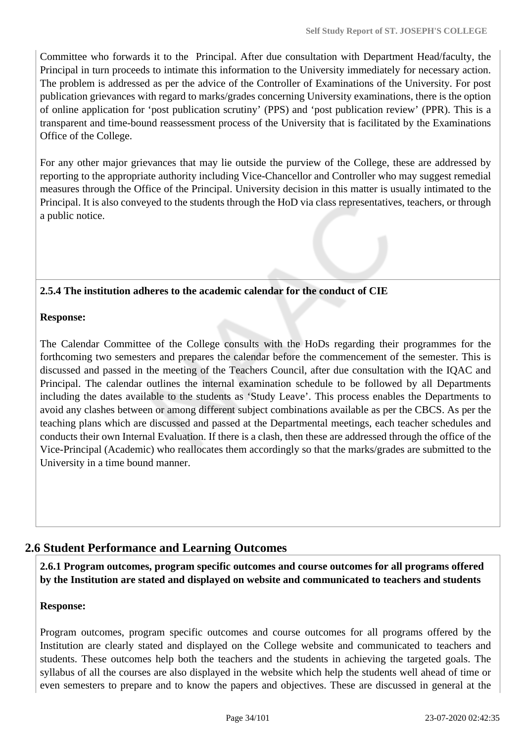Committee who forwards it to the Principal. After due consultation with Department Head/faculty, the Principal in turn proceeds to intimate this information to the University immediately for necessary action. The problem is addressed as per the advice of the Controller of Examinations of the University. For post publication grievances with regard to marks/grades concerning University examinations, there is the option of online application for 'post publication scrutiny' (PPS) and 'post publication review' (PPR). This is a transparent and time-bound reassessment process of the University that is facilitated by the Examinations Office of the College.

For any other major grievances that may lie outside the purview of the College, these are addressed by reporting to the appropriate authority including Vice-Chancellor and Controller who may suggest remedial measures through the Office of the Principal. University decision in this matter is usually intimated to the Principal. It is also conveyed to the students through the HoD via class representatives, teachers, or through a public notice.

**2.5.4 The institution adheres to the academic calendar for the conduct of CIE**

**Response:**

The Calendar Committee of the College consults with the HoDs regarding their programmes for the forthcoming two semesters and prepares the calendar before the commencement of the semester. This is discussed and passed in the meeting of the Teachers Council, after due consultation with the IQAC and Principal. The calendar outlines the internal examination schedule to be followed by all Departments including the dates available to the students as 'Study Leave'. This process enables the Departments to avoid any clashes between or among different subject combinations available as per the CBCS. As per the teaching plans which are discussed and passed at the Departmental meetings, each teacher schedules and conducts their own Internal Evaluation. If there is a clash, then these are addressed through the office of the Vice-Principal (Academic) who reallocates them accordingly so that the marks/grades are submitted to the University in a time bound manner.

## 2.6 Student Performance and Learning Outcomes

**2.6.1 Program outcomes, program specific outcomes and course outcomes for all programs offered by the Institution are stated and displayed on website and communicated to teachers and students**

**Response:**

Program outcomes, program specific outcomes and course outcomes for all programs offered by the Institution are clearly stated and displayed on the College website and communicated to teachers and students. These outcomes help both the teachers and the students in achieving the targeted goals. The syllabus of all the courses are also displayed in the website which help the students well ahead of time or even semesters to prepare and to know the papers and objectives. These are discussed in general at the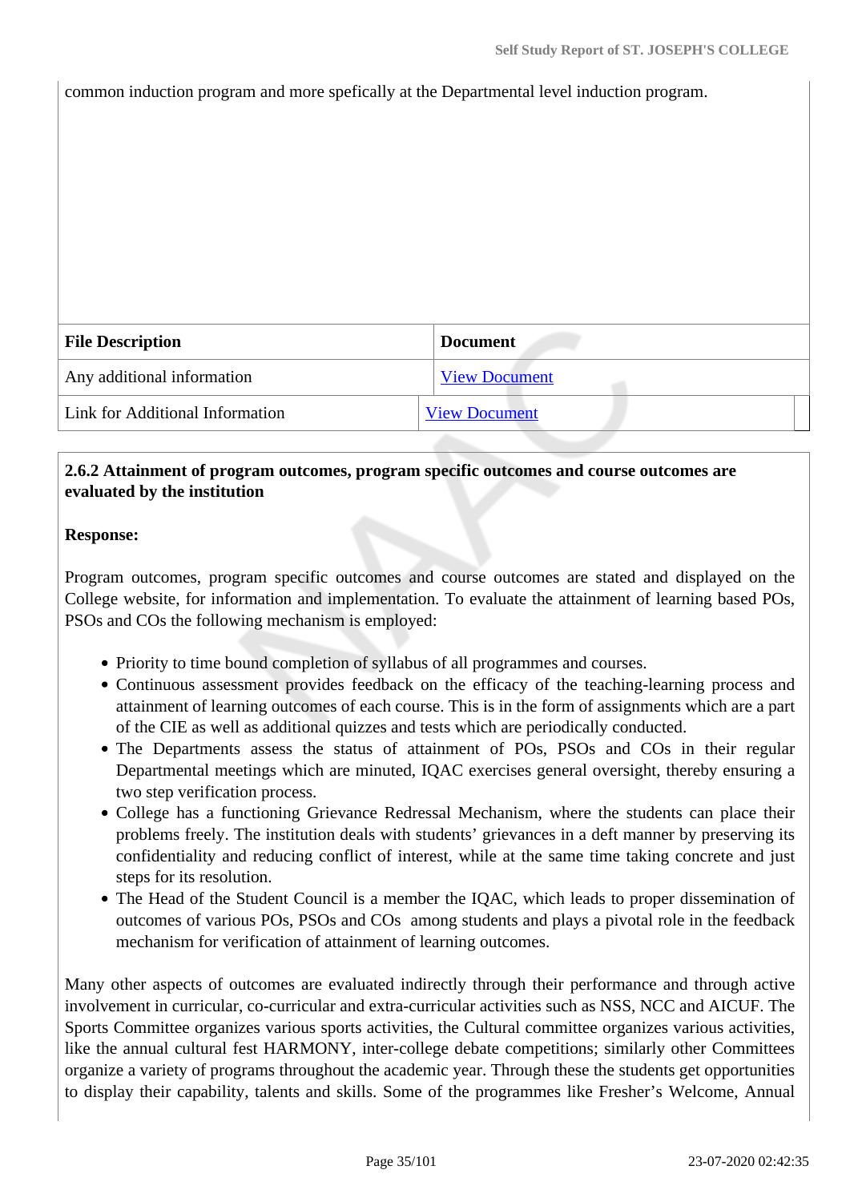common induction program and more spefically at the Departmental level induction program.

| File Description | Document |
|---|---|
| Any additional information | View Document |
| Link for Additional Information | View Document |

**2.6.2 Attainment of program outcomes, program specific outcomes and course outcomes are evaluated by the institution**

**Response:**

Program outcomes, program specific outcomes and course outcomes are stated and displayed on the College website, for information and implementation. To evaluate the attainment of learning based POs, PSOs and COs the following mechanism is employed:

- Priority to time bound completion of syllabus of all programmes and courses.
- Continuous assessment provides feedback on the efficacy of the teaching-learning process and attainment of learning outcomes of each course. This is in the form of assignments which are a part of the CIE as well as additional quizzes and tests which are periodically conducted.
- The Departments assess the status of attainment of POs, PSOs and COs in their regular Departmental meetings which are minuted, IQAC exercises general oversight, thereby ensuring a two step verification process.
- College has a functioning Grievance Redressal Mechanism, where the students can place their problems freely. The institution deals with students' grievances in a deft manner by preserving its confidentiality and reducing conflict of interest, while at the same time taking concrete and just steps for its resolution.
- The Head of the Student Council is a member the IQAC, which leads to proper dissemination of outcomes of various POs, PSOs and COs among students and plays a pivotal role in the feedback mechanism for verification of attainment of learning outcomes.

Many other aspects of outcomes are evaluated indirectly through their performance and through active involvement in curricular, co-curricular and extra-curricular activities such as NSS, NCC and AICUF. The Sports Committee organizes various sports activities, the Cultural committee organizes various activities, like the annual cultural fest HARMONY, inter-college debate competitions; similarly other Committees organize a variety of programs throughout the academic year. Through these the students get opportunities to display their capability, talents and skills. Some of the programmes like Fresher's Welcome, Annual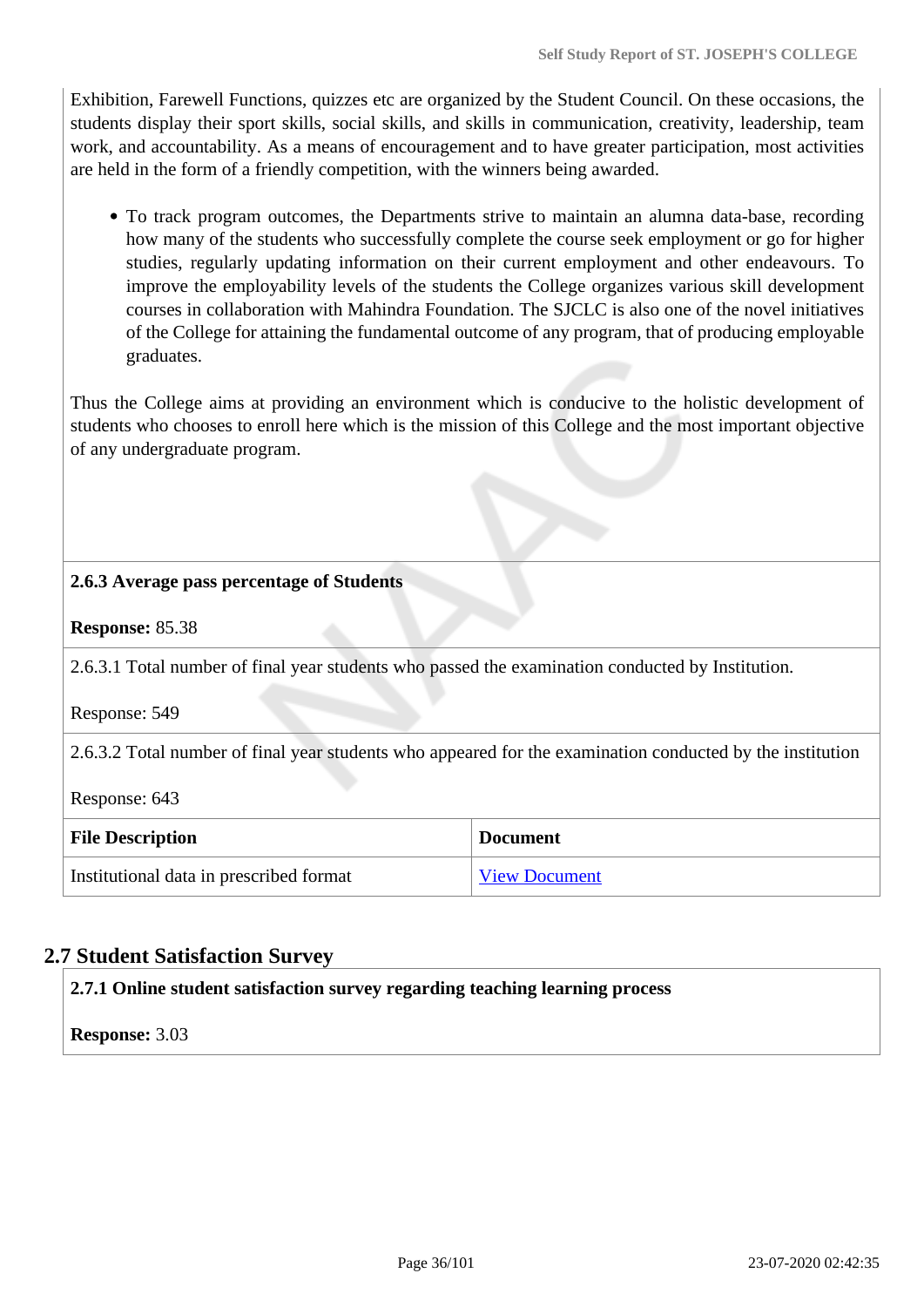Exhibition, Farewell Functions, quizzes etc are organized by the Student Council. On these occasions, the students display their sport skills, social skills, and skills in communication, creativity, leadership, team work, and accountability. As a means of encouragement and to have greater participation, most activities are held in the form of a friendly competition, with the winners being awarded.

- To track program outcomes, the Departments strive to maintain an alumna data-base, recording how many of the students who successfully complete the course seek employment or go for higher studies, regularly updating information on their current employment and other endeavours. To improve the employability levels of the students the College organizes various skill development courses in collaboration with Mahindra Foundation. The SJCLC is also one of the novel initiatives of the College for attaining the fundamental outcome of any program, that of producing employable graduates.

Thus the College aims at providing an environment which is conducive to the holistic development of students who chooses to enroll here which is the mission of this College and the most important objective of any undergraduate program.

**2.6.3 Average pass percentage of Students**

**Response:** 85.38

2.6.3.1 Total number of final year students who passed the examination conducted by Institution.

Response: 549

2.6.3.2 Total number of final year students who appeared for the examination conducted by the institution

Response: 643

| File Description | Document |
| --- | --- |
| Institutional data in prescribed format | View Document |

## 2.7 Student Satisfaction Survey

**2.7.1 Online student satisfaction survey regarding teaching learning process**

**Response:** 3.03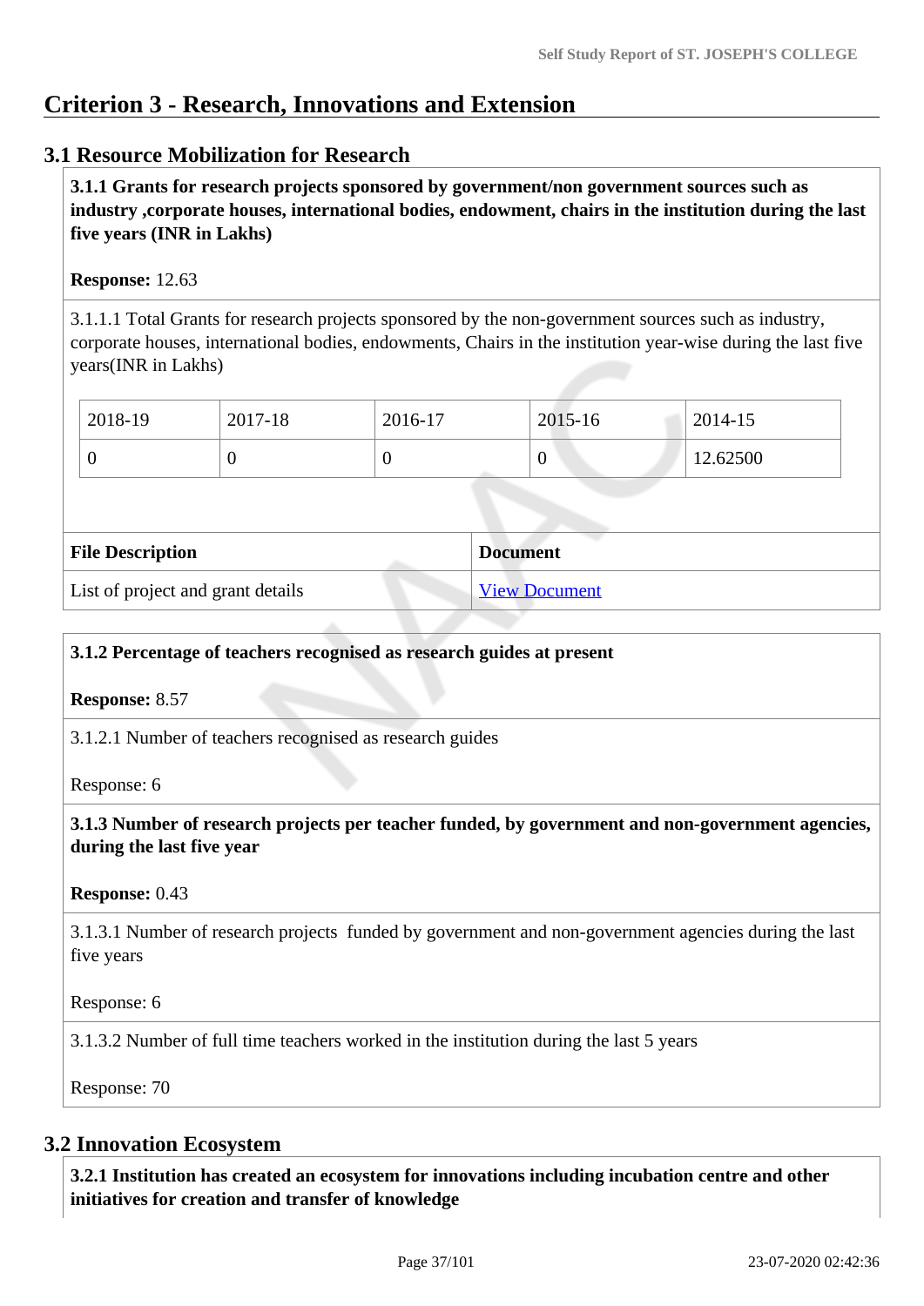# Criterion 3 - Research, Innovations and Extension

## 3.1 Resource Mobilization for Research

**3.1.1 Grants for research projects sponsored by government/non government sources such as industry ,corporate houses, international bodies, endowment, chairs in the institution during the last five years (INR in Lakhs)**

**Response:** 12.63

3.1.1.1 Total Grants for research projects sponsored by the non-government sources such as industry, corporate houses, international bodies, endowments, Chairs in the institution year-wise during the last five years(INR in Lakhs)

| 2018-19 | 2017-18 | 2016-17 | 2015-16 | 2014-15 |
|---|---|---|---|---|
| 0 | 0 | 0 | 0 | 12.62500 |

| File Description | Document |
|---|---|
| List of project and grant details | View Document |

**3.1.2 Percentage of teachers recognised as research guides at present**

**Response:** 8.57

3.1.2.1 Number of teachers recognised as research guides

Response: 6

**3.1.3 Number of research projects per teacher funded, by government and non-government agencies, during the last five year**

**Response:** 0.43

3.1.3.1 Number of research projects funded by government and non-government agencies during the last five years

Response: 6

3.1.3.2 Number of full time teachers worked in the institution during the last 5 years

Response: 70

## 3.2 Innovation Ecosystem

**3.2.1 Institution has created an ecosystem for innovations including incubation centre and other initiatives for creation and transfer of knowledge**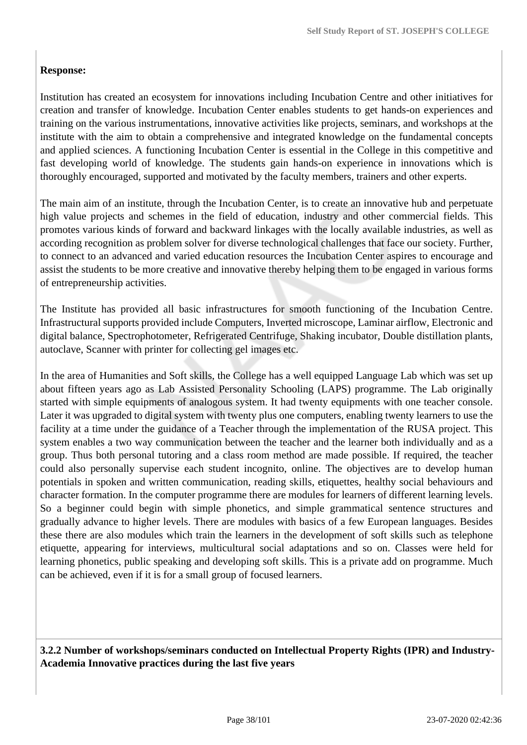**Response:**

Institution has created an ecosystem for innovations including Incubation Centre and other initiatives for creation and transfer of knowledge. Incubation Center enables students to get hands-on experiences and training on the various instrumentations, innovative activities like projects, seminars, and workshops at the institute with the aim to obtain a comprehensive and integrated knowledge on the fundamental concepts and applied sciences. A functioning Incubation Center is essential in the College in this competitive and fast developing world of knowledge. The students gain hands-on experience in innovations which is thoroughly encouraged, supported and motivated by the faculty members, trainers and other experts.

The main aim of an institute, through the Incubation Center, is to create an innovative hub and perpetuate high value projects and schemes in the field of education, industry and other commercial fields. This promotes various kinds of forward and backward linkages with the locally available industries, as well as according recognition as problem solver for diverse technological challenges that face our society. Further, to connect to an advanced and varied education resources the Incubation Center aspires to encourage and assist the students to be more creative and innovative thereby helping them to be engaged in various forms of entrepreneurship activities.

The Institute has provided all basic infrastructures for smooth functioning of the Incubation Centre. Infrastructural supports provided include Computers, Inverted microscope, Laminar airflow, Electronic and digital balance, Spectrophotometer, Refrigerated Centrifuge, Shaking incubator, Double distillation plants, autoclave, Scanner with printer for collecting gel images etc.

In the area of Humanities and Soft skills, the College has a well equipped Language Lab which was set up about fifteen years ago as Lab Assisted Personality Schooling (LAPS) programme. The Lab originally started with simple equipments of analogous system. It had twenty equipments with one teacher console. Later it was upgraded to digital system with twenty plus one computers, enabling twenty learners to use the facility at a time under the guidance of a Teacher through the implementation of the RUSA project. This system enables a two way communication between the teacher and the learner both individually and as a group. Thus both personal tutoring and a class room method are made possible. If required, the teacher could also personally supervise each student incognito, online. The objectives are to develop human potentials in spoken and written communication, reading skills, etiquettes, healthy social behaviours and character formation. In the computer programme there are modules for learners of different learning levels. So a beginner could begin with simple phonetics, and simple grammatical sentence structures and gradually advance to higher levels. There are modules with basics of a few European languages. Besides these there are also modules which train the learners in the development of soft skills such as telephone etiquette, appearing for interviews, multicultural social adaptations and so on. Classes were held for learning phonetics, public speaking and developing soft skills. This is a private add on programme. Much can be achieved, even if it is for a small group of focused learners.

**3.2.2 Number of workshops/seminars conducted on Intellectual Property Rights (IPR) and Industry-Academia Innovative practices during the last five years**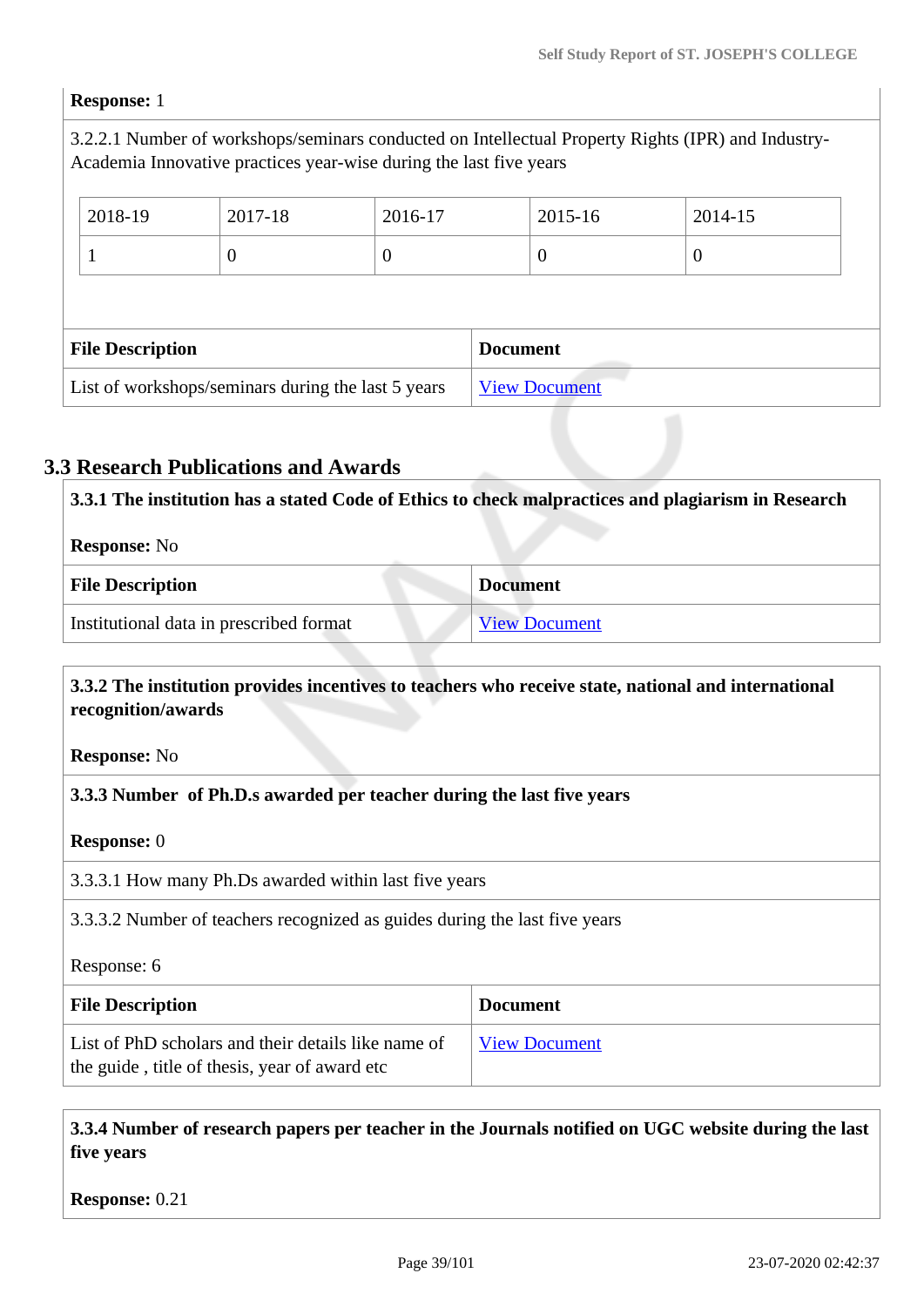**Response:** 1

3.2.2.1 Number of workshops/seminars conducted on Intellectual Property Rights (IPR) and Industry-Academia Innovative practices year-wise during the last five years

| 2018-19 | 2017-18 | 2016-17 | 2015-16 | 2014-15 |
|---|---|---|---|---|
| 1 | 0 | 0 | 0 | 0 |

| File Description | Document |
|---|---|
| List of workshops/seminars during the last 5 years | View Document |

## 3.3 Research Publications and Awards

**3.3.1 The institution has a stated Code of Ethics to check malpractices and plagiarism in Research**

**Response:** No

| File Description | Document |
|---|---|
| Institutional data in prescribed format | View Document |

**3.3.2 The institution provides incentives to teachers who receive state, national and international recognition/awards**

**Response:** No

**3.3.3 Number of Ph.D.s awarded per teacher during the last five years**

**Response:** 0

3.3.3.1 How many Ph.Ds awarded within last five years

3.3.3.2 Number of teachers recognized as guides during the last five years

Response: 6

| File Description | Document |
|---|---|
| List of PhD scholars and their details like name of the guide , title of thesis, year of award etc | View Document |

**3.3.4 Number of research papers per teacher in the Journals notified on UGC website during the last five years**

**Response:** 0.21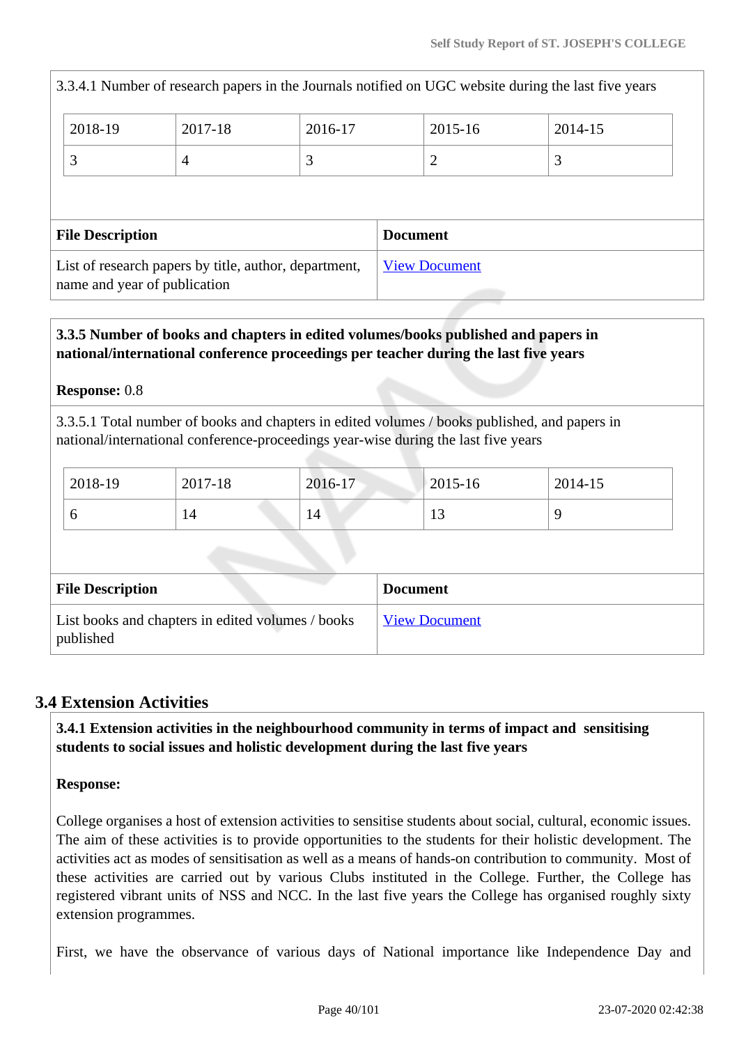3.3.4.1 Number of research papers in the Journals notified on UGC website during the last five years

| 2018-19 | 2017-18 | 2016-17 | 2015-16 | 2014-15 |
|---|---|---|---|---|
| 3 | 4 | 3 | 2 | 3 |

| File Description | Document |
|---|---|
| List of research papers by title, author, department, name and year of publication | View Document |

**3.3.5 Number of books and chapters in edited volumes/books published and papers in national/international conference proceedings per teacher during the last five years**

**Response:** 0.8

3.3.5.1 Total number of books and chapters in edited volumes / books published, and papers in national/international conference-proceedings year-wise during the last five years

| 2018-19 | 2017-18 | 2016-17 | 2015-16 | 2014-15 |
|---|---|---|---|---|
| 6 | 14 | 14 | 13 | 9 |

| File Description | Document |
|---|---|
| List books and chapters in edited volumes / books published | View Document |

## 3.4 Extension Activities

**3.4.1 Extension activities in the neighbourhood community in terms of impact and sensitising students to social issues and holistic development during the last five years**

**Response:**

College organises a host of extension activities to sensitise students about social, cultural, economic issues. The aim of these activities is to provide opportunities to the students for their holistic development. The activities act as modes of sensitisation as well as a means of hands-on contribution to community. Most of these activities are carried out by various Clubs instituted in the College. Further, the College has registered vibrant units of NSS and NCC. In the last five years the College has organised roughly sixty extension programmes.

First, we have the observance of various days of National importance like Independence Day and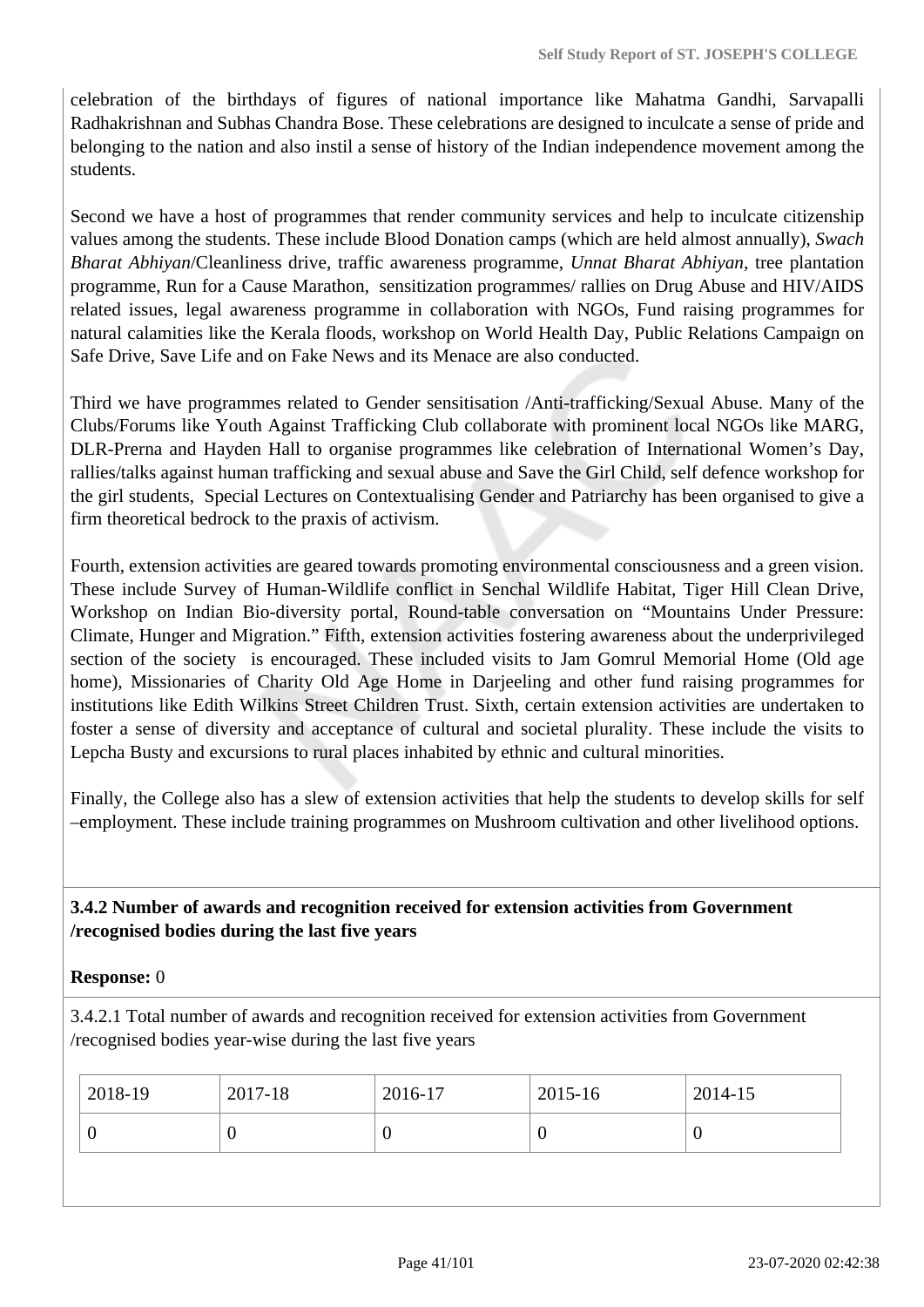celebration of the birthdays of figures of national importance like Mahatma Gandhi, Sarvapalli Radhakrishnan and Subhas Chandra Bose. These celebrations are designed to inculcate a sense of pride and belonging to the nation and also instil a sense of history of the Indian independence movement among the students.

Second we have a host of programmes that render community services and help to inculcate citizenship values among the students. These include Blood Donation camps (which are held almost annually), *Swach Bharat Abhiyan*/Cleanliness drive, traffic awareness programme, *Unnat Bharat Abhiyan*, tree plantation programme, Run for a Cause Marathon, sensitization programmes/ rallies on Drug Abuse and HIV/AIDS related issues, legal awareness programme in collaboration with NGOs, Fund raising programmes for natural calamities like the Kerala floods, workshop on World Health Day, Public Relations Campaign on Safe Drive, Save Life and on Fake News and its Menace are also conducted.

Third we have programmes related to Gender sensitisation /Anti-trafficking/Sexual Abuse. Many of the Clubs/Forums like Youth Against Trafficking Club collaborate with prominent local NGOs like MARG, DLR-Prerna and Hayden Hall to organise programmes like celebration of International Women's Day, rallies/talks against human trafficking and sexual abuse and Save the Girl Child, self defence workshop for the girl students, Special Lectures on Contextualising Gender and Patriarchy has been organised to give a firm theoretical bedrock to the praxis of activism.

Fourth, extension activities are geared towards promoting environmental consciousness and a green vision. These include Survey of Human-Wildlife conflict in Senchal Wildlife Habitat, Tiger Hill Clean Drive, Workshop on Indian Bio-diversity portal, Round-table conversation on "Mountains Under Pressure: Climate, Hunger and Migration." Fifth, extension activities fostering awareness about the underprivileged section of the society is encouraged. These included visits to Jam Gomrul Memorial Home (Old age home), Missionaries of Charity Old Age Home in Darjeeling and other fund raising programmes for institutions like Edith Wilkins Street Children Trust. Sixth, certain extension activities are undertaken to foster a sense of diversity and acceptance of cultural and societal plurality. These include the visits to Lepcha Busty and excursions to rural places inhabited by ethnic and cultural minorities.

Finally, the College also has a slew of extension activities that help the students to develop skills for self –employment. These include training programmes on Mushroom cultivation and other livelihood options.

**3.4.2 Number of awards and recognition received for extension activities from Government /recognised bodies during the last five years**

**Response:** 0

3.4.2.1 Total number of awards and recognition received for extension activities from Government /recognised bodies year-wise during the last five years

| 2018-19 | 2017-18 | 2016-17 | 2015-16 | 2014-15 |
|---|---|---|---|---|
| 0 | 0 | 0 | 0 | 0 |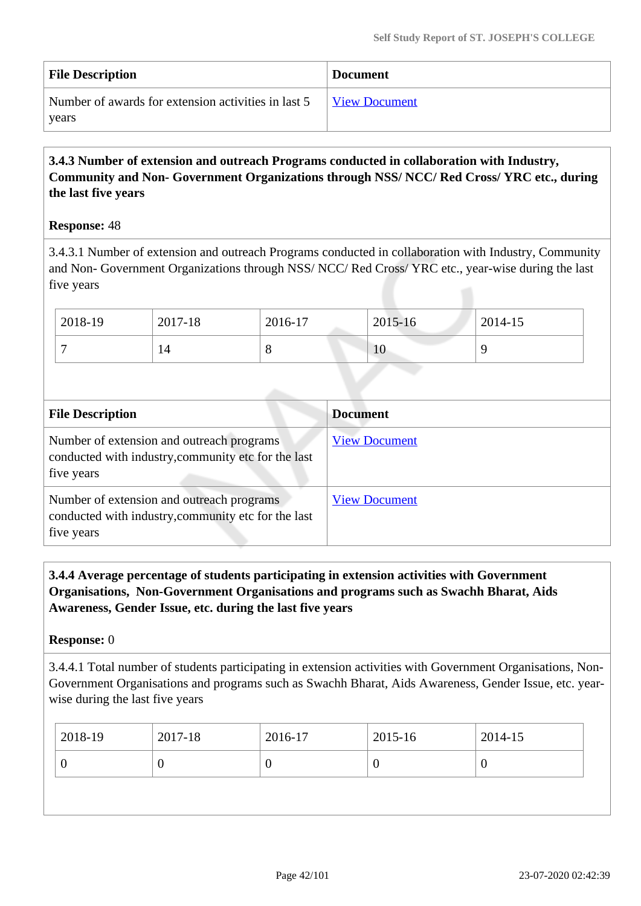| File Description | Document |
| --- | --- |
| Number of awards for extension activities in last 5 years | View Document |

**3.4.3 Number of extension and outreach Programs conducted in collaboration with Industry, Community and Non- Government Organizations through NSS/ NCC/ Red Cross/ YRC etc., during the last five years**

**Response:** 48

3.4.3.1 Number of extension and outreach Programs conducted in collaboration with Industry, Community and Non- Government Organizations through NSS/ NCC/ Red Cross/ YRC etc., year-wise during the last five years

| 2018-19 | 2017-18 | 2016-17 | 2015-16 | 2014-15 |
| --- | --- | --- | --- | --- |
| 7 | 14 | 8 | 10 | 9 |

| File Description | Document |
| --- | --- |
| Number of extension and outreach programs conducted with industry,community etc for the last five years | View Document |
| Number of extension and outreach programs conducted with industry,community etc for the last five years | View Document |

**3.4.4 Average percentage of students participating in extension activities with Government Organisations, Non-Government Organisations and programs such as Swachh Bharat, Aids Awareness, Gender Issue, etc. during the last five years**

**Response:** 0

3.4.4.1 Total number of students participating in extension activities with Government Organisations, Non-Government Organisations and programs such as Swachh Bharat, Aids Awareness, Gender Issue, etc. year-wise during the last five years

| 2018-19 | 2017-18 | 2016-17 | 2015-16 | 2014-15 |
| --- | --- | --- | --- | --- |
| 0 | 0 | 0 | 0 | 0 |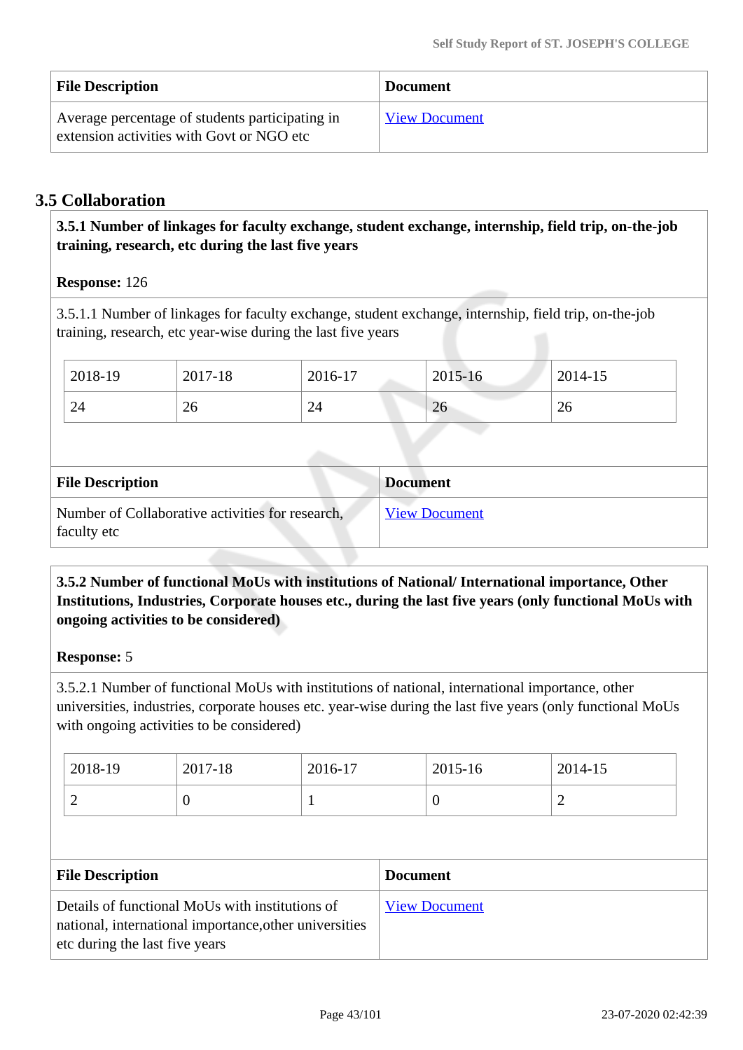| File Description | Document |
| --- | --- |
| Average percentage of students participating in extension activities with Govt or NGO etc | View Document |

## 3.5 Collaboration

**3.5.1 Number of linkages for faculty exchange, student exchange, internship, field trip, on-the-job training, research, etc during the last five years**

**Response:** 126

3.5.1.1 Number of linkages for faculty exchange, student exchange, internship, field trip, on-the-job training, research, etc year-wise during the last five years

| 2018-19 | 2017-18 | 2016-17 | 2015-16 | 2014-15 |
| --- | --- | --- | --- | --- |
| 24 | 26 | 24 | 26 | 26 |

| File Description | Document |
| --- | --- |
| Number of Collaborative activities for research, faculty etc | View Document |

**3.5.2 Number of functional MoUs with institutions of National/ International importance, Other Institutions, Industries, Corporate houses etc., during the last five years (only functional MoUs with ongoing activities to be considered)**

**Response:** 5

3.5.2.1 Number of functional MoUs with institutions of national, international importance, other universities, industries, corporate houses etc. year-wise during the last five years (only functional MoUs with ongoing activities to be considered)

| 2018-19 | 2017-18 | 2016-17 | 2015-16 | 2014-15 |
| --- | --- | --- | --- | --- |
| 2 | 0 | 1 | 0 | 2 |

| File Description | Document |
| --- | --- |
| Details of functional MoUs with institutions of national, international importance,other universities etc during the last five years | View Document |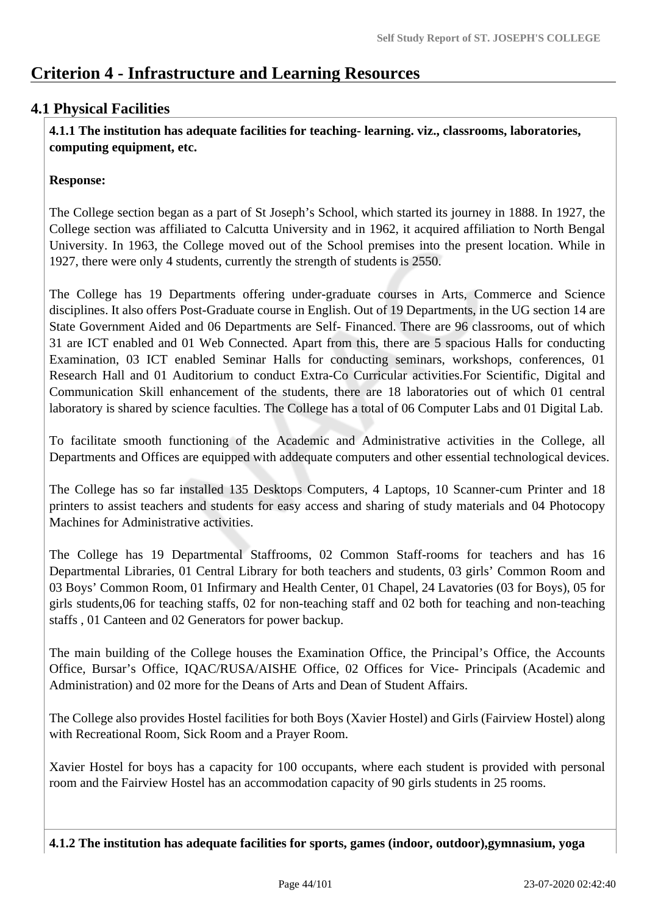# Criterion 4 - Infrastructure and Learning Resources

## 4.1 Physical Facilities

**4.1.1 The institution has adequate facilities for teaching- learning. viz., classrooms, laboratories, computing equipment, etc.**

**Response:**

The College section began as a part of St Joseph's School, which started its journey in 1888. In 1927, the College section was affiliated to Calcutta University and in 1962, it acquired affiliation to North Bengal University. In 1963, the College moved out of the School premises into the present location. While in 1927, there were only 4 students, currently the strength of students is 2550.

The College has 19 Departments offering under-graduate courses in Arts, Commerce and Science disciplines. It also offers Post-Graduate course in English. Out of 19 Departments, in the UG section 14 are State Government Aided and 06 Departments are Self- Financed. There are 96 classrooms, out of which 31 are ICT enabled and 01 Web Connected. Apart from this, there are 5 spacious Halls for conducting Examination, 03 ICT enabled Seminar Halls for conducting seminars, workshops, conferences, 01 Research Hall and 01 Auditorium to conduct Extra-Co Curricular activities.For Scientific, Digital and Communication Skill enhancement of the students, there are 18 laboratories out of which 01 central laboratory is shared by science faculties. The College has a total of 06 Computer Labs and 01 Digital Lab.

To facilitate smooth functioning of the Academic and Administrative activities in the College, all Departments and Offices are equipped with addequate computers and other essential technological devices.

The College has so far installed 135 Desktops Computers, 4 Laptops, 10 Scanner-cum Printer and 18 printers to assist teachers and students for easy access and sharing of study materials and 04 Photocopy Machines for Administrative activities.

The College has 19 Departmental Staffrooms, 02 Common Staff-rooms for teachers and has 16 Departmental Libraries, 01 Central Library for both teachers and students, 03 girls' Common Room and 03 Boys' Common Room, 01 Infirmary and Health Center, 01 Chapel, 24 Lavatories (03 for Boys), 05 for girls students,06 for teaching staffs, 02 for non-teaching staff and 02 both for teaching and non-teaching staffs , 01 Canteen and 02 Generators for power backup.

The main building of the College houses the Examination Office, the Principal's Office, the Accounts Office, Bursar's Office, IQAC/RUSA/AISHE Office, 02 Offices for Vice- Principals (Academic and Administration) and 02 more for the Deans of Arts and Dean of Student Affairs.

The College also provides Hostel facilities for both Boys (Xavier Hostel) and Girls (Fairview Hostel) along with Recreational Room, Sick Room and a Prayer Room.

Xavier Hostel for boys has a capacity for 100 occupants, where each student is provided with personal room and the Fairview Hostel has an accommodation capacity of 90 girls students in 25 rooms.

**4.1.2 The institution has adequate facilities for sports, games (indoor, outdoor),gymnasium, yoga**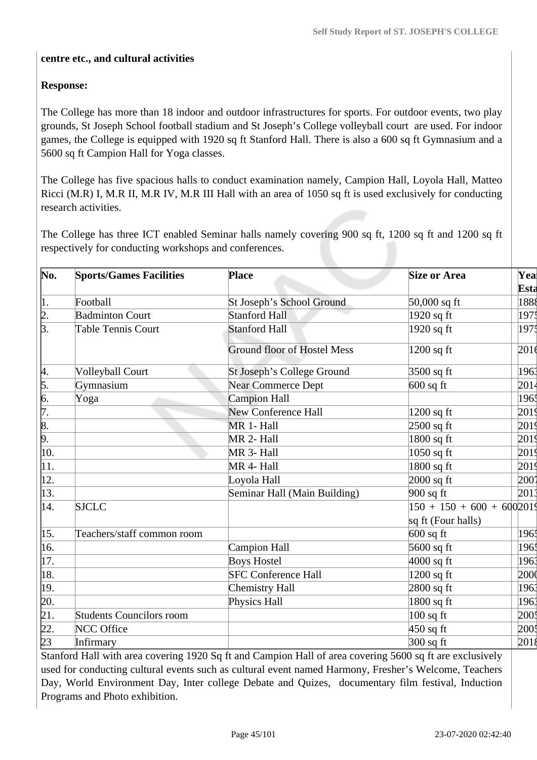**centre etc., and cultural activities**

**Response:**

The College has more than 18 indoor and outdoor infrastructures for sports. For outdoor events, two play grounds, St Joseph School football stadium and St Joseph's College volleyball court are used. For indoor games, the College is equipped with 1920 sq ft Stanford Hall. There is also a 600 sq ft Gymnasium and a 5600 sq ft Campion Hall for Yoga classes.

The College has five spacious halls to conduct examination namely, Campion Hall, Loyola Hall, Matteo Ricci (M.R) I, M.R II, M.R IV, M.R III Hall with an area of 1050 sq ft is used exclusively for conducting research activities.

The College has three ICT enabled Seminar halls namely covering 900 sq ft, 1200 sq ft and 1200 sq ft respectively for conducting workshops and conferences.

| No. | Sports/Games Facilities | Place | Size or Area | Year Esta |
|---|---|---|---|---|
| 1. | Football | St Joseph's School Ground | 50,000 sq ft | 1888 |
| 2. | Badminton Court | Stanford Hall | 1920 sq ft | 1975 |
| 3. | Table Tennis Court | Stanford Hall | 1920 sq ft | 1975 |
| | | Ground floor of Hostel Mess | 1200 sq ft | 2016 |
| 4. | Volleyball Court | St Joseph's College Ground | 3500 sq ft | 1963 |
| 5. | Gymnasium | Near Commerce Dept | 600 sq ft | 2014 |
| 6. | Yoga | Campion Hall | | 1965 |
| 7. | | New Conference Hall | 1200 sq ft | 2019 |
| 8. | | MR 1- Hall | 2500 sq ft | 2019 |
| 9. | | MR 2- Hall | 1800 sq ft | 2019 |
| 10. | | MR 3- Hall | 1050 sq ft | 2019 |
| 11. | | MR 4- Hall | 1800 sq ft | 2019 |
| 12. | | Loyola Hall | 2000 sq ft | 2007 |
| 13. | | Seminar Hall (Main Building) | 900 sq ft | 2013 |
| 14. | SJCLC | | 150 + 150 + 600 + 600 sq ft (Four halls) | 2019 |
| 15. | Teachers/staff common room | | 600 sq ft | 1965 |
| 16. | | Campion Hall | 5600 sq ft | 1965 |
| 17. | | Boys Hostel | 4000 sq ft | 1963 |
| 18. | | SFC Conference Hall | 1200 sq ft | 2000 |
| 19. | | Chemistry Hall | 2800 sq ft | 1963 |
| 20. | | Physics Hall | 1800 sq ft | 1963 |
| 21. | Students Councilors room | | 100 sq ft | 2005 |
| 22. | NCC Office | | 450 sq ft | 2005 |
| 23 | Infirmary | | 300 sq ft | 2018 |

Stanford Hall with area covering 1920 Sq ft and Campion Hall of area covering 5600 sq ft are exclusively used for conducting cultural events such as cultural event named Harmony, Fresher's Welcome, Teachers Day, World Environment Day, Inter college Debate and Quizes, documentary film festival, Induction Programs and Photo exhibition.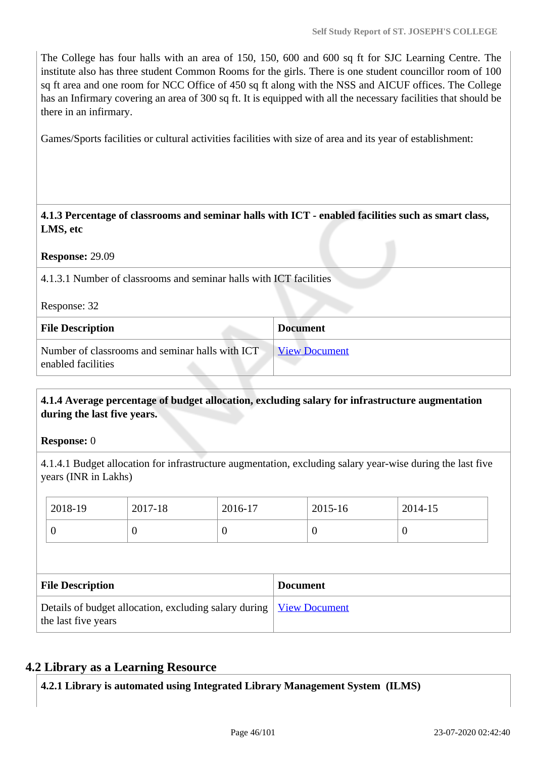The College has four halls with an area of 150, 150, 600 and 600 sq ft for SJC Learning Centre. The institute also has three student Common Rooms for the girls. There is one student councillor room of 100 sq ft area and one room for NCC Office of 450 sq ft along with the NSS and AICUF offices. The College has an Infirmary covering an area of 300 sq ft. It is equipped with all the necessary facilities that should be there in an infirmary.

Games/Sports facilities or cultural activities facilities with size of area and its year of establishment:

**4.1.3 Percentage of classrooms and seminar halls with ICT - enabled facilities such as smart class, LMS, etc**

**Response:** 29.09

4.1.3.1 Number of classrooms and seminar halls with ICT facilities

Response: 32

| File Description | Document |
|---|---|
| Number of classrooms and seminar halls with ICT enabled facilities | View Document |

**4.1.4 Average percentage of budget allocation, excluding salary for infrastructure augmentation during the last five years.**

**Response:** 0

4.1.4.1 Budget allocation for infrastructure augmentation, excluding salary year-wise during the last five years (INR in Lakhs)

| 2018-19 | 2017-18 | 2016-17 | 2015-16 | 2014-15 |
|---|---|---|---|---|
| 0 | 0 | 0 | 0 | 0 |

| File Description | Document |
|---|---|
| Details of budget allocation, excluding salary during the last five years | View Document |

## 4.2 Library as a Learning Resource

**4.2.1 Library is automated using Integrated Library Management System (ILMS)**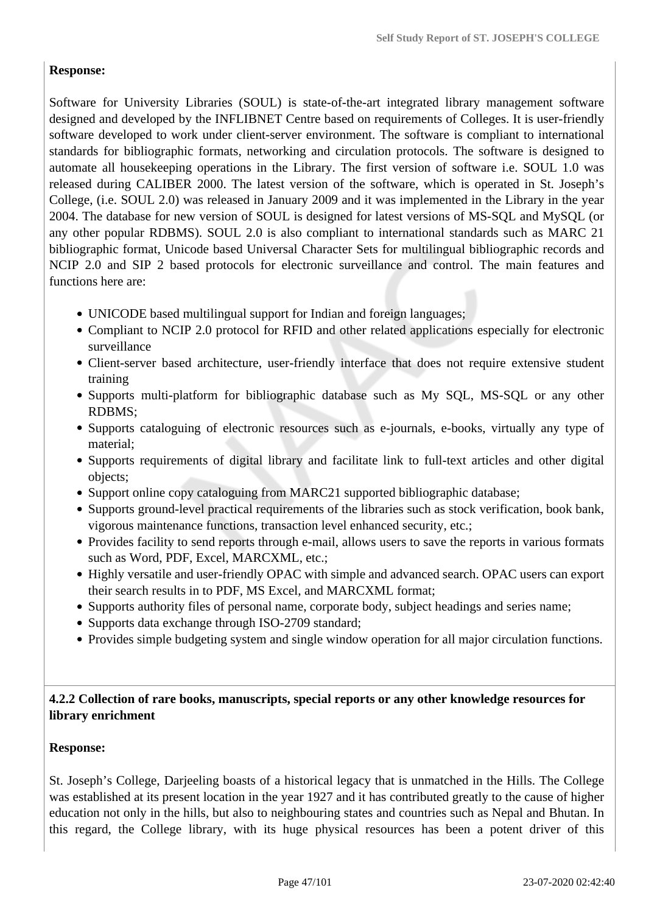**Response:**

Software for University Libraries (SOUL) is state-of-the-art integrated library management software designed and developed by the INFLIBNET Centre based on requirements of Colleges. It is user-friendly software developed to work under client-server environment. The software is compliant to international standards for bibliographic formats, networking and circulation protocols. The software is designed to automate all housekeeping operations in the Library. The first version of software i.e. SOUL 1.0 was released during CALIBER 2000. The latest version of the software, which is operated in St. Joseph's College, (i.e. SOUL 2.0) was released in January 2009 and it was implemented in the Library in the year 2004. The database for new version of SOUL is designed for latest versions of MS-SQL and MySQL (or any other popular RDBMS). SOUL 2.0 is also compliant to international standards such as MARC 21 bibliographic format, Unicode based Universal Character Sets for multilingual bibliographic records and NCIP 2.0 and SIP 2 based protocols for electronic surveillance and control. The main features and functions here are:

- UNICODE based multilingual support for Indian and foreign languages;
- Compliant to NCIP 2.0 protocol for RFID and other related applications especially for electronic surveillance
- Client-server based architecture, user-friendly interface that does not require extensive student training
- Supports multi-platform for bibliographic database such as My SQL, MS-SQL or any other RDBMS;
- Supports cataloguing of electronic resources such as e-journals, e-books, virtually any type of material;
- Supports requirements of digital library and facilitate link to full-text articles and other digital objects;
- Support online copy cataloguing from MARC21 supported bibliographic database;
- Supports ground-level practical requirements of the libraries such as stock verification, book bank, vigorous maintenance functions, transaction level enhanced security, etc.;
- Provides facility to send reports through e-mail, allows users to save the reports in various formats such as Word, PDF, Excel, MARCXML, etc.;
- Highly versatile and user-friendly OPAC with simple and advanced search. OPAC users can export their search results in to PDF, MS Excel, and MARCXML format;
- Supports authority files of personal name, corporate body, subject headings and series name;
- Supports data exchange through ISO-2709 standard;
- Provides simple budgeting system and single window operation for all major circulation functions.

**4.2.2 Collection of rare books, manuscripts, special reports or any other knowledge resources for library enrichment**

**Response:**

St. Joseph's College, Darjeeling boasts of a historical legacy that is unmatched in the Hills. The College was established at its present location in the year 1927 and it has contributed greatly to the cause of higher education not only in the hills, but also to neighbouring states and countries such as Nepal and Bhutan. In this regard, the College library, with its huge physical resources has been a potent driver of this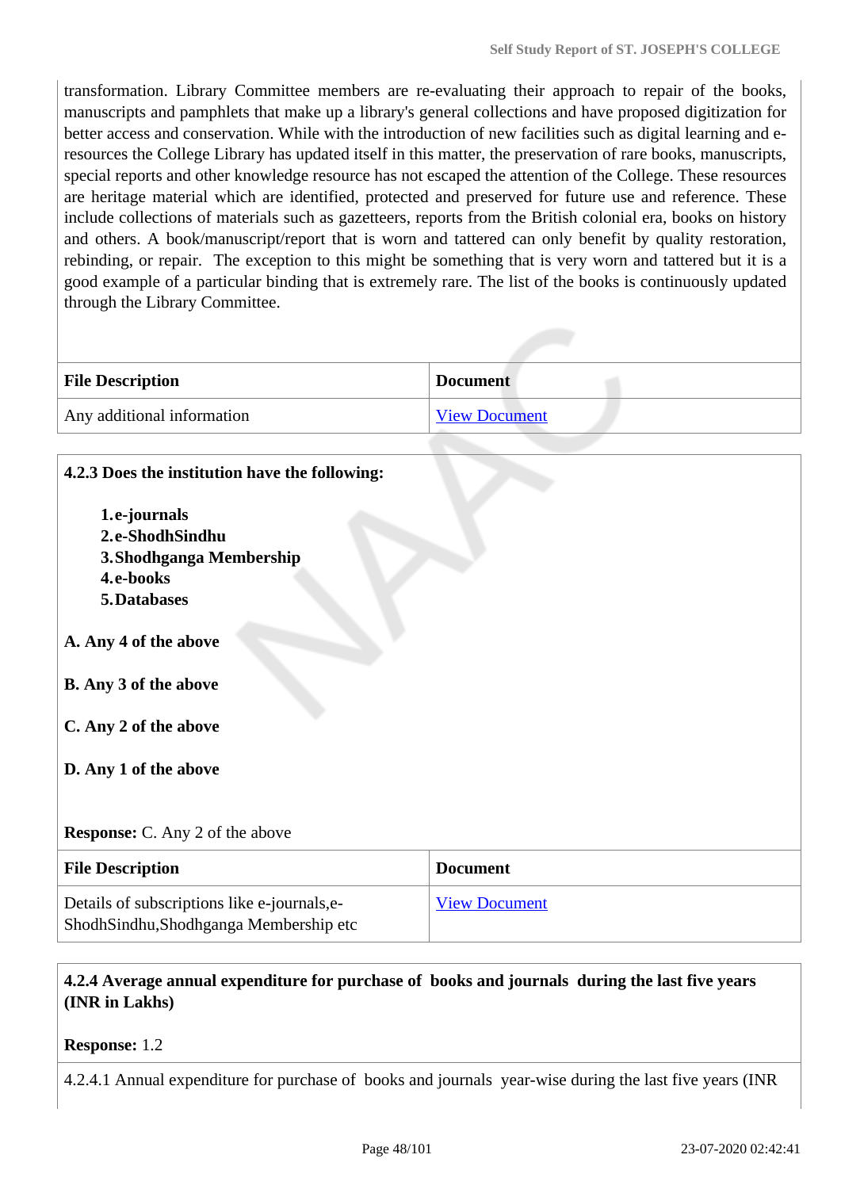transformation. Library Committee members are re-evaluating their approach to repair of the books, manuscripts and pamphlets that make up a library's general collections and have proposed digitization for better access and conservation. While with the introduction of new facilities such as digital learning and e-resources the College Library has updated itself in this matter, the preservation of rare books, manuscripts, special reports and other knowledge resource has not escaped the attention of the College. These resources are heritage material which are identified, protected and preserved for future use and reference. These include collections of materials such as gazetteers, reports from the British colonial era, books on history and others. A book/manuscript/report that is worn and tattered can only benefit by quality restoration, rebinding, or repair. The exception to this might be something that is very worn and tattered but it is a good example of a particular binding that is extremely rare. The list of the books is continuously updated through the Library Committee.

| File Description | Document |
|---|---|
| Any additional information | View Document |

**4.2.3 Does the institution have the following:**

1. **e-journals**
2. **e-ShodhSindhu**
3. **Shodhganga Membership**
4. **e-books**
5. **Databases**

**A. Any 4 of the above**

**B. Any 3 of the above**

**C. Any 2 of the above**

**D. Any 1 of the above**

**Response:** C. Any 2 of the above

| File Description | Document |
|---|---|
| Details of subscriptions like e-journals,e-ShodhSindhu,Shodhganga Membership etc | View Document |

**4.2.4 Average annual expenditure for purchase of books and journals during the last five years (INR in Lakhs)**

**Response:** 1.2

4.2.4.1 Annual expenditure for purchase of books and journals year-wise during the last five years (INR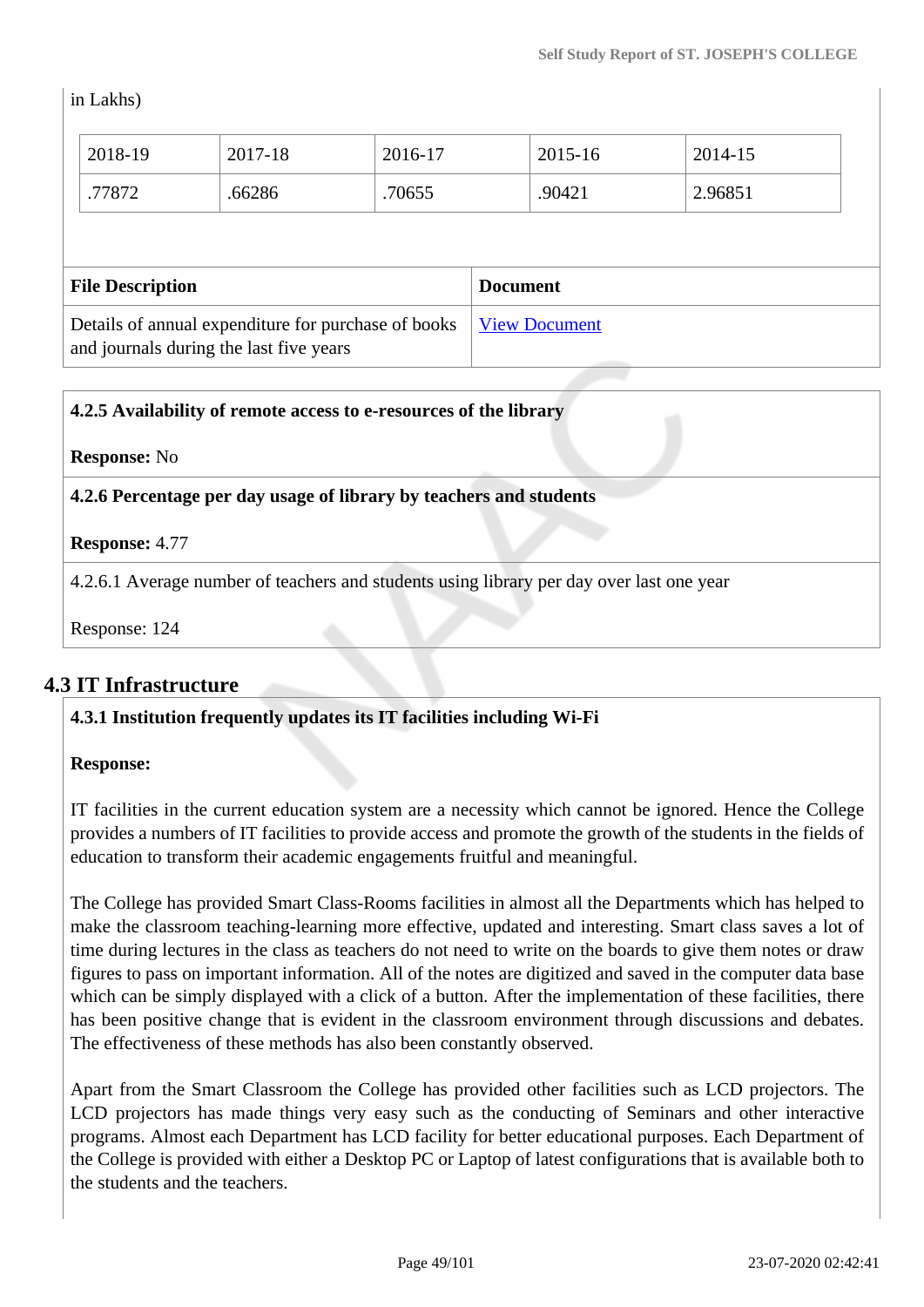in Lakhs)

| 2018-19 | 2017-18 | 2016-17 | 2015-16 | 2014-15 |
|---|---|---|---|---|
| .77872 | .66286 | .70655 | .90421 | 2.96851 |

| File Description | Document |
|---|---|
| Details of annual expenditure for purchase of books and journals during the last five years | View Document |

**4.2.5 Availability of remote access to e-resources of the library**

**Response:** No

**4.2.6 Percentage per day usage of library by teachers and students**

**Response:** 4.77

4.2.6.1 Average number of teachers and students using library per day over last one year

Response: 124

## 4.3 IT Infrastructure

**4.3.1 Institution frequently updates its IT facilities including Wi-Fi**

**Response:**

IT facilities in the current education system are a necessity which cannot be ignored. Hence the College provides a numbers of IT facilities to provide access and promote the growth of the students in the fields of education to transform their academic engagements fruitful and meaningful.

The College has provided Smart Class-Rooms facilities in almost all the Departments which has helped to make the classroom teaching-learning more effective, updated and interesting. Smart class saves a lot of time during lectures in the class as teachers do not need to write on the boards to give them notes or draw figures to pass on important information. All of the notes are digitized and saved in the computer data base which can be simply displayed with a click of a button. After the implementation of these facilities, there has been positive change that is evident in the classroom environment through discussions and debates. The effectiveness of these methods has also been constantly observed.

Apart from the Smart Classroom the College has provided other facilities such as LCD projectors. The LCD projectors has made things very easy such as the conducting of Seminars and other interactive programs. Almost each Department has LCD facility for better educational purposes. Each Department of the College is provided with either a Desktop PC or Laptop of latest configurations that is available both to the students and the teachers.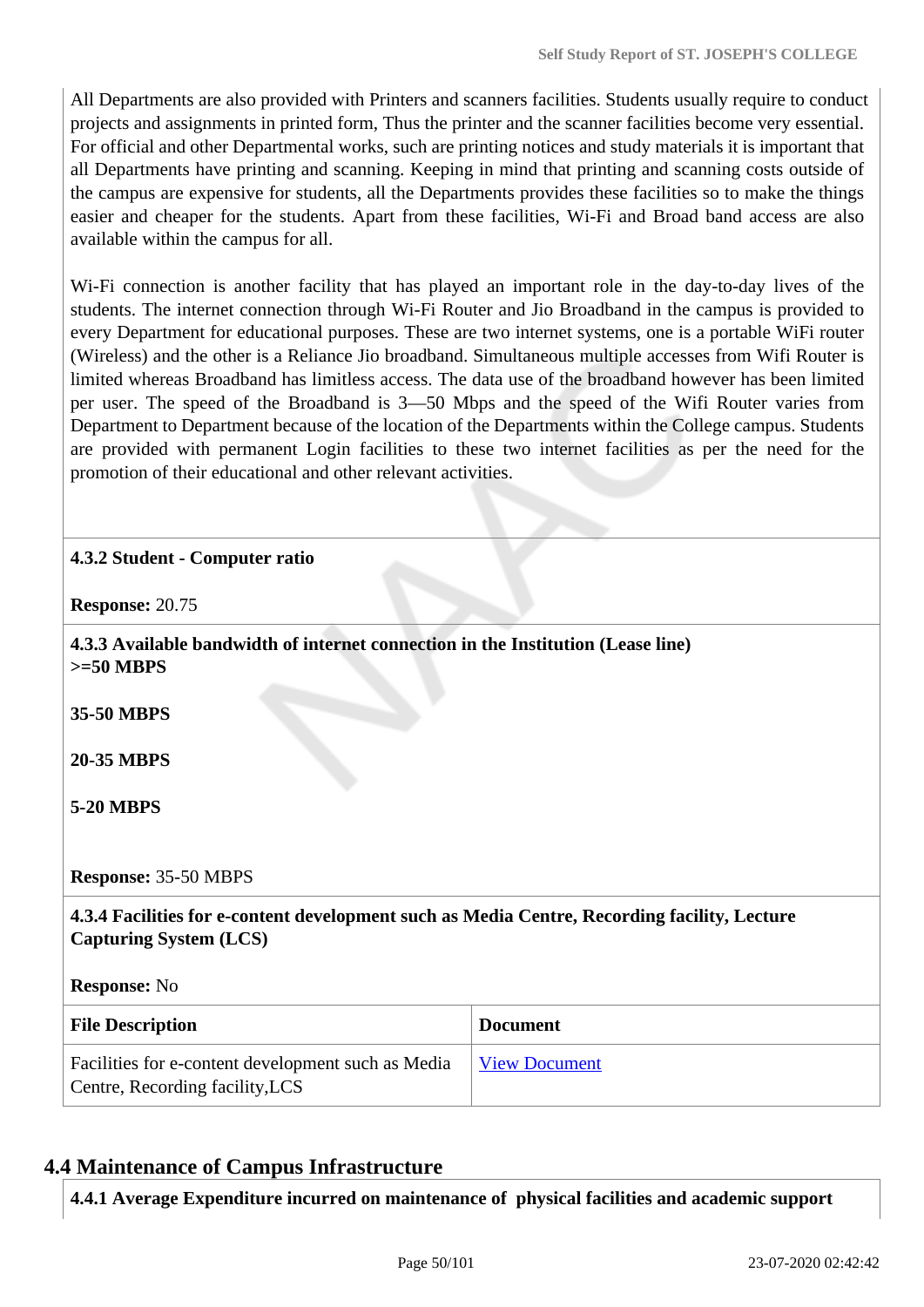All Departments are also provided with Printers and scanners facilities. Students usually require to conduct projects and assignments in printed form, Thus the printer and the scanner facilities become very essential. For official and other Departmental works, such are printing notices and study materials it is important that all Departments have printing and scanning. Keeping in mind that printing and scanning costs outside of the campus are expensive for students, all the Departments provides these facilities so to make the things easier and cheaper for the students. Apart from these facilities, Wi-Fi and Broad band access are also available within the campus for all.

Wi-Fi connection is another facility that has played an important role in the day-to-day lives of the students. The internet connection through Wi-Fi Router and Jio Broadband in the campus is provided to every Department for educational purposes. These are two internet systems, one is a portable WiFi router (Wireless) and the other is a Reliance Jio broadband. Simultaneous multiple accesses from Wifi Router is limited whereas Broadband has limitless access. The data use of the broadband however has been limited per user. The speed of the Broadband is 3—50 Mbps and the speed of the Wifi Router varies from Department to Department because of the location of the Departments within the College campus. Students are provided with permanent Login facilities to these two internet facilities as per the need for the promotion of their educational and other relevant activities.

**4.3.2 Student - Computer ratio**

**Response:** 20.75

**4.3.3 Available bandwidth of internet connection in the Institution (Lease line)**
**>=50 MBPS**

**35-50 MBPS**

**20-35 MBPS**

**5-20 MBPS**

**Response:** 35-50 MBPS

**4.3.4 Facilities for e-content development such as Media Centre, Recording facility, Lecture Capturing System (LCS)**

**Response:** No

| File Description | Document |
| --- | --- |
| Facilities for e-content development such as Media Centre, Recording facility,LCS | View Document |

## 4.4 Maintenance of Campus Infrastructure

**4.4.1 Average Expenditure incurred on maintenance of physical facilities and academic support**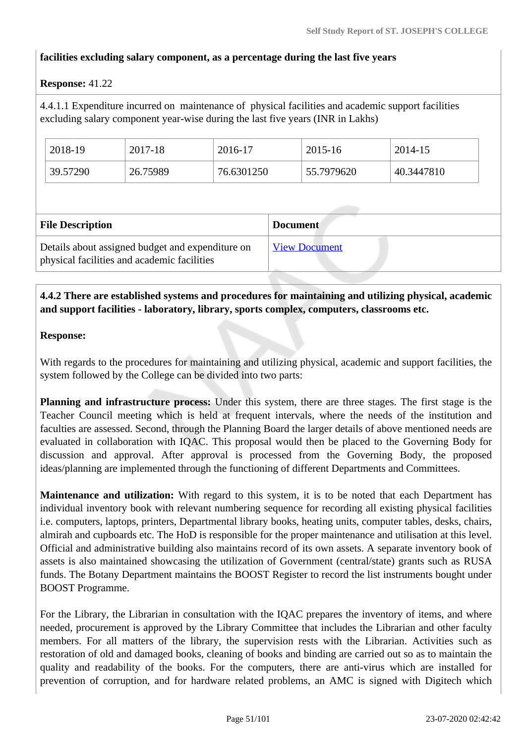**facilities excluding salary component, as a percentage during the last five years**

**Response:** 41.22

4.4.1.1 Expenditure incurred on maintenance of physical facilities and academic support facilities excluding salary component year-wise during the last five years (INR in Lakhs)

| 2018-19 | 2017-18 | 2016-17 | 2015-16 | 2014-15 |
|---|---|---|---|---|
| 39.57290 | 26.75989 | 76.6301250 | 55.7979620 | 40.3447810 |

| File Description | Document |
|---|---|
| Details about assigned budget and expenditure on physical facilities and academic facilities | View Document |

**4.4.2 There are established systems and procedures for maintaining and utilizing physical, academic and support facilities - laboratory, library, sports complex, computers, classrooms etc.**

**Response:**

With regards to the procedures for maintaining and utilizing physical, academic and support facilities, the system followed by the College can be divided into two parts:

**Planning and infrastructure process:** Under this system, there are three stages. The first stage is the Teacher Council meeting which is held at frequent intervals, where the needs of the institution and faculties are assessed. Second, through the Planning Board the larger details of above mentioned needs are evaluated in collaboration with IQAC. This proposal would then be placed to the Governing Body for discussion and approval. After approval is processed from the Governing Body, the proposed ideas/planning are implemented through the functioning of different Departments and Committees.

**Maintenance and utilization:** With regard to this system, it is to be noted that each Department has individual inventory book with relevant numbering sequence for recording all existing physical facilities i.e. computers, laptops, printers, Departmental library books, heating units, computer tables, desks, chairs, almirah and cupboards etc. The HoD is responsible for the proper maintenance and utilisation at this level. Official and administrative building also maintains record of its own assets. A separate inventory book of assets is also maintained showcasing the utilization of Government (central/state) grants such as RUSA funds. The Botany Department maintains the BOOST Register to record the list instruments bought under BOOST Programme.

For the Library, the Librarian in consultation with the IQAC prepares the inventory of items, and where needed, procurement is approved by the Library Committee that includes the Librarian and other faculty members. For all matters of the library, the supervision rests with the Librarian. Activities such as restoration of old and damaged books, cleaning of books and binding are carried out so as to maintain the quality and readability of the books. For the computers, there are anti-virus which are installed for prevention of corruption, and for hardware related problems, an AMC is signed with Digitech which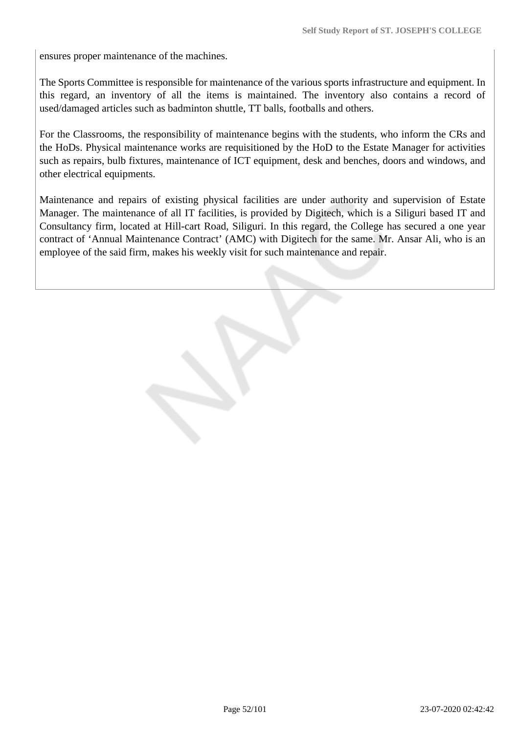ensures proper maintenance of the machines.

The Sports Committee is responsible for maintenance of the various sports infrastructure and equipment. In this regard, an inventory of all the items is maintained. The inventory also contains a record of used/damaged articles such as badminton shuttle, TT balls, footballs and others.

For the Classrooms, the responsibility of maintenance begins with the students, who inform the CRs and the HoDs. Physical maintenance works are requisitioned by the HoD to the Estate Manager for activities such as repairs, bulb fixtures, maintenance of ICT equipment, desk and benches, doors and windows, and other electrical equipments.

Maintenance and repairs of existing physical facilities are under authority and supervision of Estate Manager. The maintenance of all IT facilities, is provided by Digitech, which is a Siliguri based IT and Consultancy firm, located at Hill-cart Road, Siliguri. In this regard, the College has secured a one year contract of 'Annual Maintenance Contract' (AMC) with Digitech for the same. Mr. Ansar Ali, who is an employee of the said firm, makes his weekly visit for such maintenance and repair.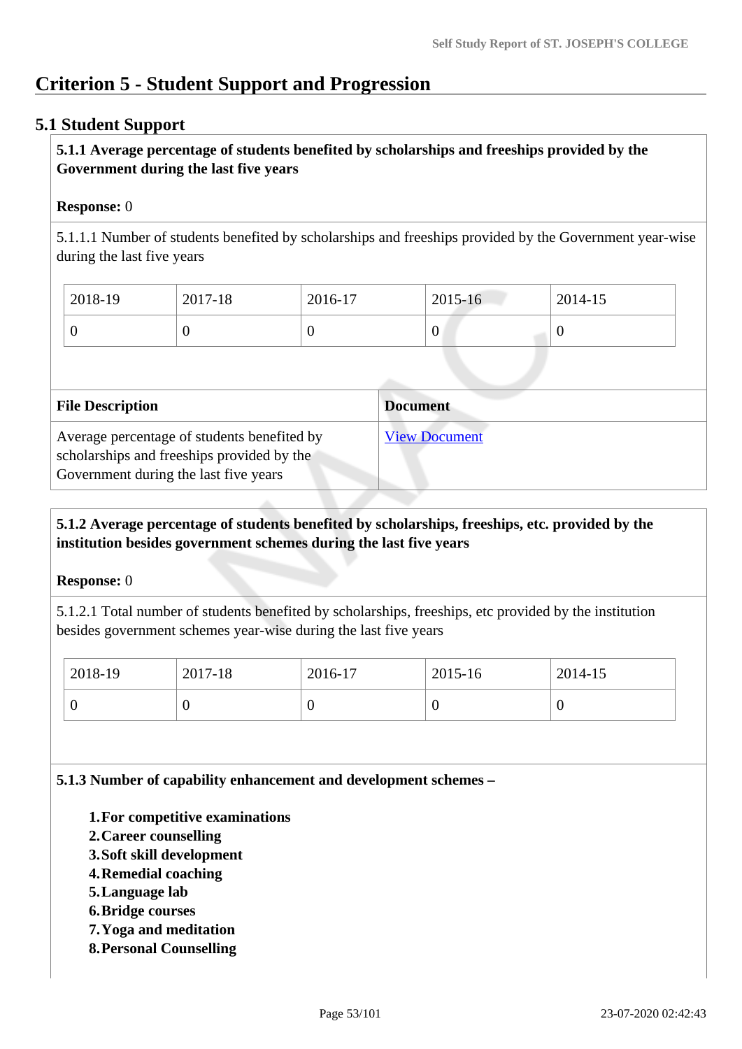# Criterion 5 - Student Support and Progression

## 5.1 Student Support

**5.1.1 Average percentage of students benefited by scholarships and freeships provided by the Government during the last five years**

**Response:** 0

5.1.1.1 Number of students benefited by scholarships and freeships provided by the Government year-wise during the last five years

| 2018-19 | 2017-18 | 2016-17 | 2015-16 | 2014-15 |
|---|---|---|---|---|
| 0 | 0 | 0 | 0 | 0 |

| File Description | Document |
|---|---|
| Average percentage of students benefited by scholarships and freeships provided by the Government during the last five years | View Document |

**5.1.2 Average percentage of students benefited by scholarships, freeships, etc. provided by the institution besides government schemes during the last five years**

**Response:** 0

5.1.2.1 Total number of students benefited by scholarships, freeships, etc provided by the institution besides government schemes year-wise during the last five years

| 2018-19 | 2017-18 | 2016-17 | 2015-16 | 2014-15 |
|---|---|---|---|---|
| 0 | 0 | 0 | 0 | 0 |

**5.1.3 Number of capability enhancement and development schemes –**

1. **For competitive examinations**
2. **Career counselling**
3. **Soft skill development**
4. **Remedial coaching**
5. **Language lab**
6. **Bridge courses**
7. **Yoga and meditation**
8. **Personal Counselling**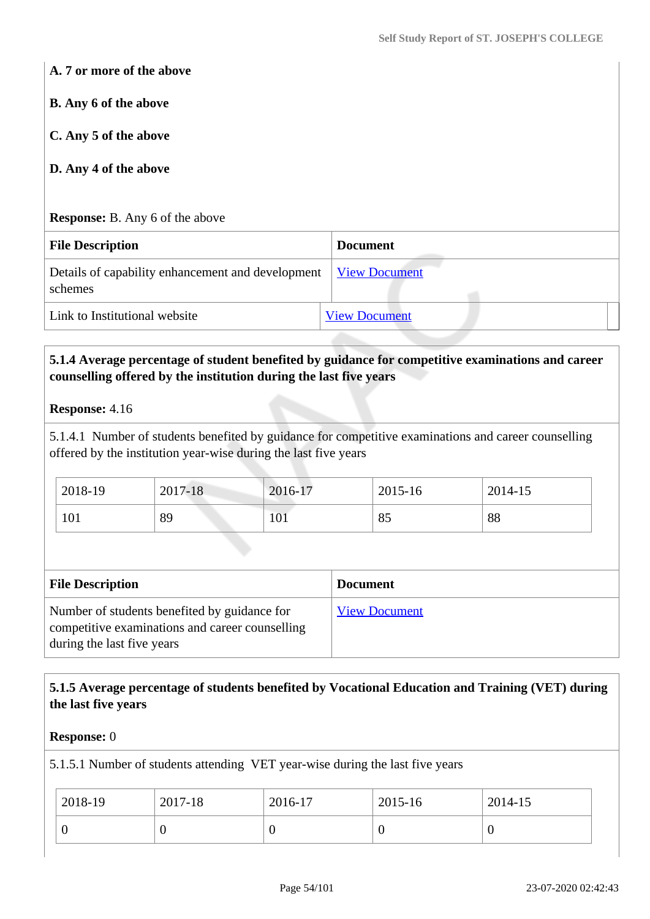**A. 7 or more of the above**

**B. Any 6 of the above**

**C. Any 5 of the above**

**D. Any 4 of the above**

**Response:** B. Any 6 of the above

| File Description | Document |
|---|---|
| Details of capability enhancement and development schemes | View Document |
| Link to Institutional website | View Document |

**5.1.4 Average percentage of student benefited by guidance for competitive examinations and career counselling offered by the institution during the last five years**

**Response:** 4.16

5.1.4.1 Number of students benefited by guidance for competitive examinations and career counselling offered by the institution year-wise during the last five years

| 2018-19 | 2017-18 | 2016-17 | 2015-16 | 2014-15 |
|---|---|---|---|---|
| 101 | 89 | 101 | 85 | 88 |

| File Description | Document |
|---|---|
| Number of students benefited by guidance for competitive examinations and career counselling during the last five years | View Document |

**5.1.5 Average percentage of students benefited by Vocational Education and Training (VET) during the last five years**

**Response:** 0

5.1.5.1 Number of students attending VET year-wise during the last five years

| 2018-19 | 2017-18 | 2016-17 | 2015-16 | 2014-15 |
|---|---|---|---|---|
| 0 | 0 | 0 | 0 | 0 |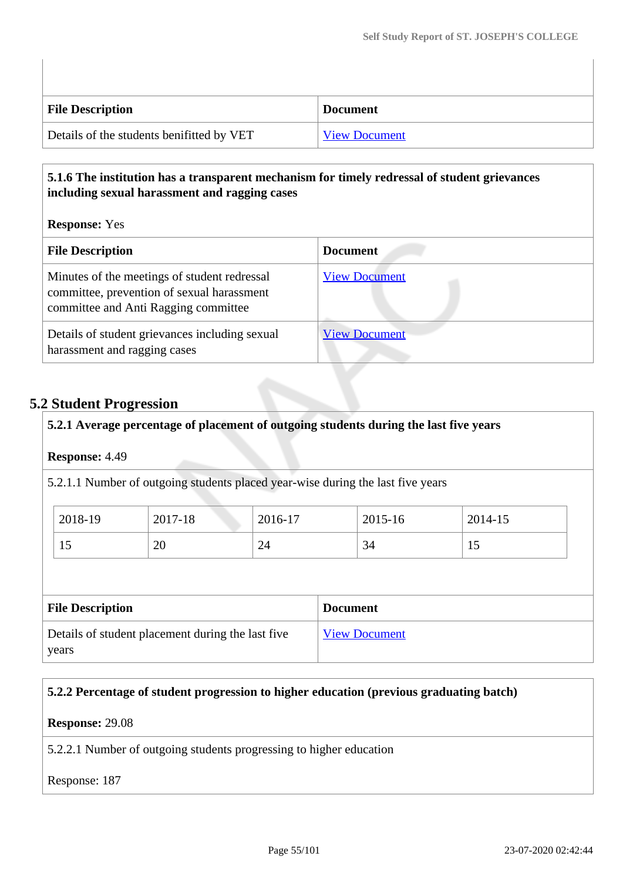| File Description | Document |
|---|---|
| Details of the students benifitted by VET | View Document |

**5.1.6 The institution has a transparent mechanism for timely redressal of student grievances including sexual harassment and ragging cases**

**Response:** Yes

| File Description | Document |
|---|---|
| Minutes of the meetings of student redressal committee, prevention of sexual harassment committee and Anti Ragging committee | View Document |
| Details of student grievances including sexual harassment and ragging cases | View Document |

## 5.2 Student Progression

**5.2.1 Average percentage of placement of outgoing students during the last five years**

**Response:** 4.49

5.2.1.1 Number of outgoing students placed year-wise during the last five years

| 2018-19 | 2017-18 | 2016-17 | 2015-16 | 2014-15 |
|---|---|---|---|---|
| 15 | 20 | 24 | 34 | 15 |

| File Description | Document |
|---|---|
| Details of student placement during the last five years | View Document |

**5.2.2 Percentage of student progression to higher education (previous graduating batch)**

**Response:** 29.08

5.2.2.1 Number of outgoing students progressing to higher education

Response: 187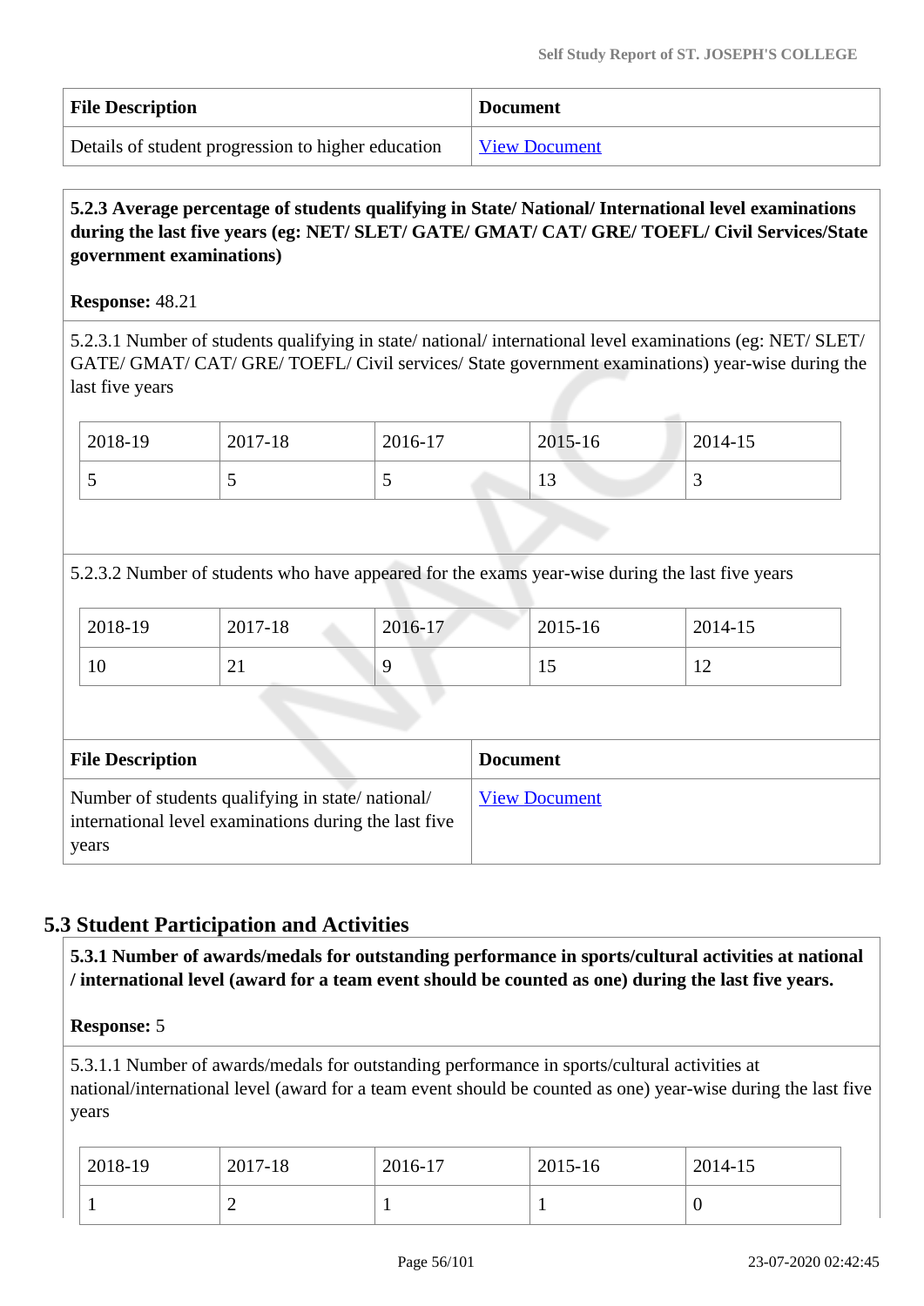| File Description | Document |
|---|---|
| Details of student progression to higher education | View Document |

**5.2.3 Average percentage of students qualifying in State/ National/ International level examinations during the last five years (eg: NET/ SLET/ GATE/ GMAT/ CAT/ GRE/ TOEFL/ Civil Services/State government examinations)**

**Response:** 48.21

5.2.3.1 Number of students qualifying in state/ national/ international level examinations (eg: NET/ SLET/ GATE/ GMAT/ CAT/ GRE/ TOEFL/ Civil services/ State government examinations) year-wise during the last five years

| 2018-19 | 2017-18 | 2016-17 | 2015-16 | 2014-15 |
|---|---|---|---|---|
| 5 | 5 | 5 | 13 | 3 |

5.2.3.2 Number of students who have appeared for the exams year-wise during the last five years

| 2018-19 | 2017-18 | 2016-17 | 2015-16 | 2014-15 |
|---|---|---|---|---|
| 10 | 21 | 9 | 15 | 12 |

| File Description | Document |
|---|---|
| Number of students qualifying in state/ national/ international level examinations during the last five years | View Document |

## 5.3 Student Participation and Activities

**5.3.1 Number of awards/medals for outstanding performance in sports/cultural activities at national / international level (award for a team event should be counted as one) during the last five years.**

**Response:** 5

5.3.1.1 Number of awards/medals for outstanding performance in sports/cultural activities at national/international level (award for a team event should be counted as one) year-wise during the last five years

| 2018-19 | 2017-18 | 2016-17 | 2015-16 | 2014-15 |
|---|---|---|---|---|
| 1 | 2 | 1 | 1 | 0 |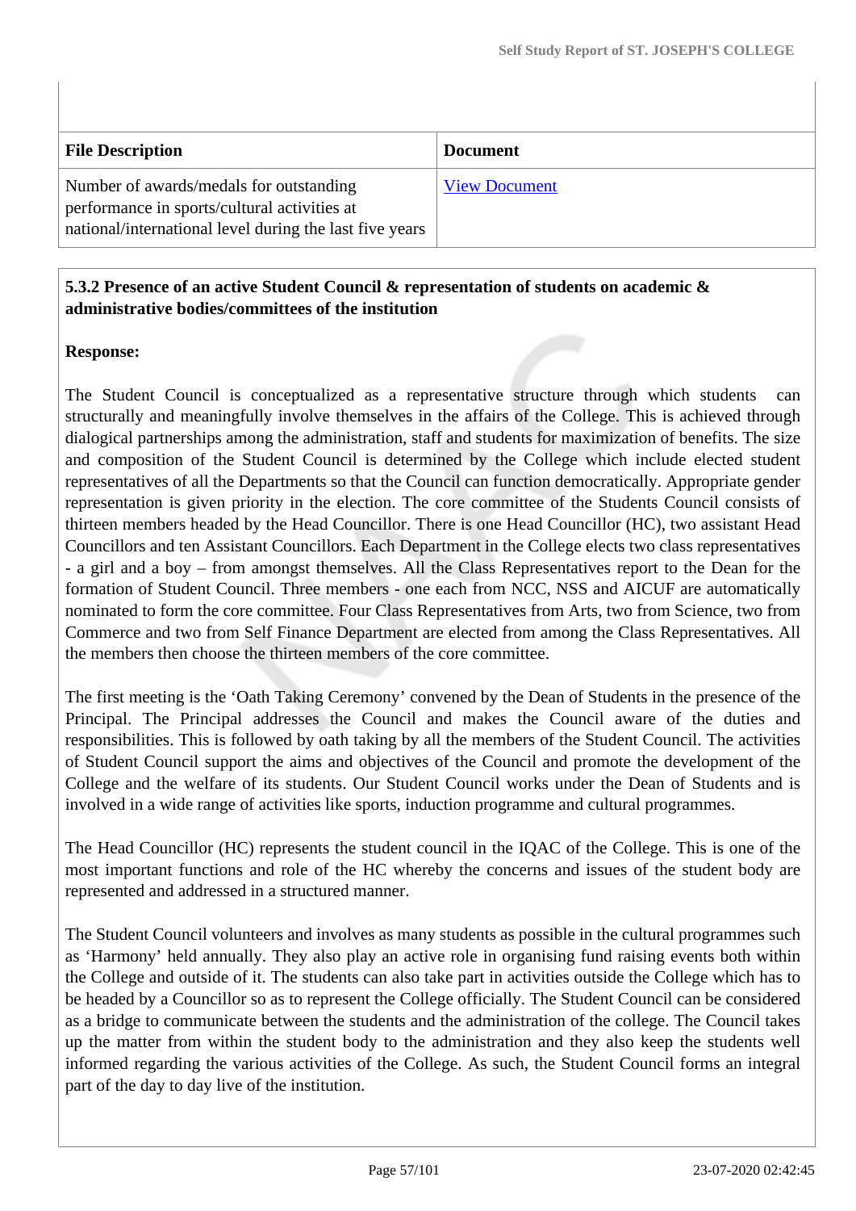| File Description | Document |
|---|---|
| Number of awards/medals for outstanding performance in sports/cultural activities at national/international level during the last five years | View Document |

**5.3.2 Presence of an active Student Council & representation of students on academic & administrative bodies/committees of the institution**

**Response:**

The Student Council is conceptualized as a representative structure through which students can structurally and meaningfully involve themselves in the affairs of the College. This is achieved through dialogical partnerships among the administration, staff and students for maximization of benefits. The size and composition of the Student Council is determined by the College which include elected student representatives of all the Departments so that the Council can function democratically. Appropriate gender representation is given priority in the election. The core committee of the Students Council consists of thirteen members headed by the Head Councillor. There is one Head Councillor (HC), two assistant Head Councillors and ten Assistant Councillors. Each Department in the College elects two class representatives - a girl and a boy – from amongst themselves. All the Class Representatives report to the Dean for the formation of Student Council. Three members - one each from NCC, NSS and AICUF are automatically nominated to form the core committee. Four Class Representatives from Arts, two from Science, two from Commerce and two from Self Finance Department are elected from among the Class Representatives. All the members then choose the thirteen members of the core committee.

The first meeting is the 'Oath Taking Ceremony' convened by the Dean of Students in the presence of the Principal. The Principal addresses the Council and makes the Council aware of the duties and responsibilities. This is followed by oath taking by all the members of the Student Council. The activities of Student Council support the aims and objectives of the Council and promote the development of the College and the welfare of its students. Our Student Council works under the Dean of Students and is involved in a wide range of activities like sports, induction programme and cultural programmes.

The Head Councillor (HC) represents the student council in the IQAC of the College. This is one of the most important functions and role of the HC whereby the concerns and issues of the student body are represented and addressed in a structured manner.

The Student Council volunteers and involves as many students as possible in the cultural programmes such as 'Harmony' held annually. They also play an active role in organising fund raising events both within the College and outside of it. The students can also take part in activities outside the College which has to be headed by a Councillor so as to represent the College officially. The Student Council can be considered as a bridge to communicate between the students and the administration of the college. The Council takes up the matter from within the student body to the administration and they also keep the students well informed regarding the various activities of the College. As such, the Student Council forms an integral part of the day to day live of the institution.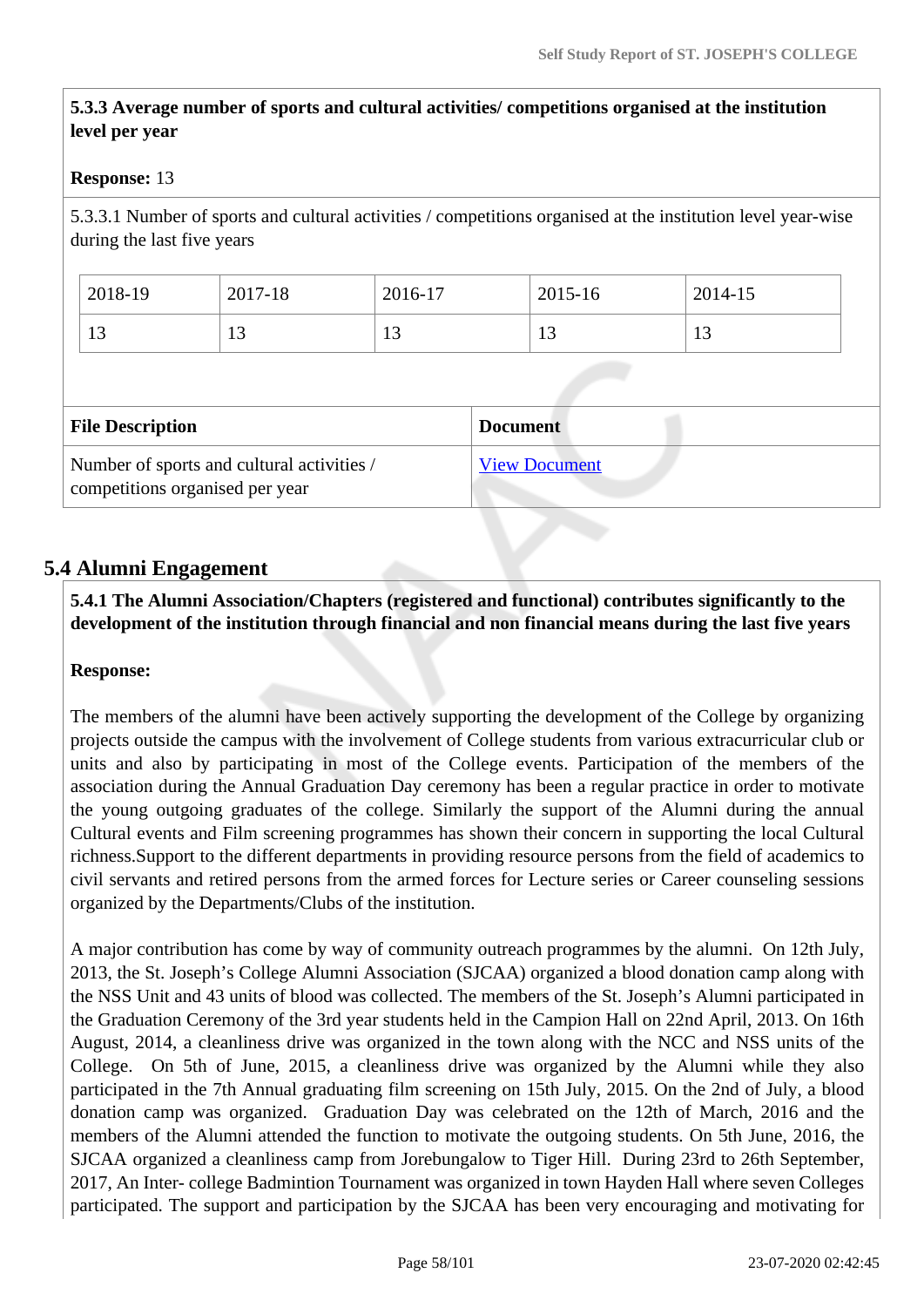**5.3.3 Average number of sports and cultural activities/ competitions organised at the institution level per year**

**Response:** 13

5.3.3.1 Number of sports and cultural activities / competitions organised at the institution level year-wise during the last five years

| 2018-19 | 2017-18 | 2016-17 | 2015-16 | 2014-15 |
|---|---|---|---|---|
| 13 | 13 | 13 | 13 | 13 |

| File Description | Document |
|---|---|
| Number of sports and cultural activities / competitions organised per year | View Document |

## 5.4 Alumni Engagement

**5.4.1 The Alumni Association/Chapters (registered and functional) contributes significantly to the development of the institution through financial and non financial means during the last five years**

**Response:**

The members of the alumni have been actively supporting the development of the College by organizing projects outside the campus with the involvement of College students from various extracurricular club or units and also by participating in most of the College events. Participation of the members of the association during the Annual Graduation Day ceremony has been a regular practice in order to motivate the young outgoing graduates of the college. Similarly the support of the Alumni during the annual Cultural events and Film screening programmes has shown their concern in supporting the local Cultural richness.Support to the different departments in providing resource persons from the field of academics to civil servants and retired persons from the armed forces for Lecture series or Career counseling sessions organized by the Departments/Clubs of the institution.

A major contribution has come by way of community outreach programmes by the alumni. On 12th July, 2013, the St. Joseph's College Alumni Association (SJCAA) organized a blood donation camp along with the NSS Unit and 43 units of blood was collected. The members of the St. Joseph's Alumni participated in the Graduation Ceremony of the 3rd year students held in the Campion Hall on 22nd April, 2013. On 16th August, 2014, a cleanliness drive was organized in the town along with the NCC and NSS units of the College. On 5th of June, 2015, a cleanliness drive was organized by the Alumni while they also participated in the 7th Annual graduating film screening on 15th July, 2015. On the 2nd of July, a blood donation camp was organized. Graduation Day was celebrated on the 12th of March, 2016 and the members of the Alumni attended the function to motivate the outgoing students. On 5th June, 2016, the SJCAA organized a cleanliness camp from Jorebungalow to Tiger Hill. During 23rd to 26th September, 2017, An Inter- college Badmintion Tournament was organized in town Hayden Hall where seven Colleges participated. The support and participation by the SJCAA has been very encouraging and motivating for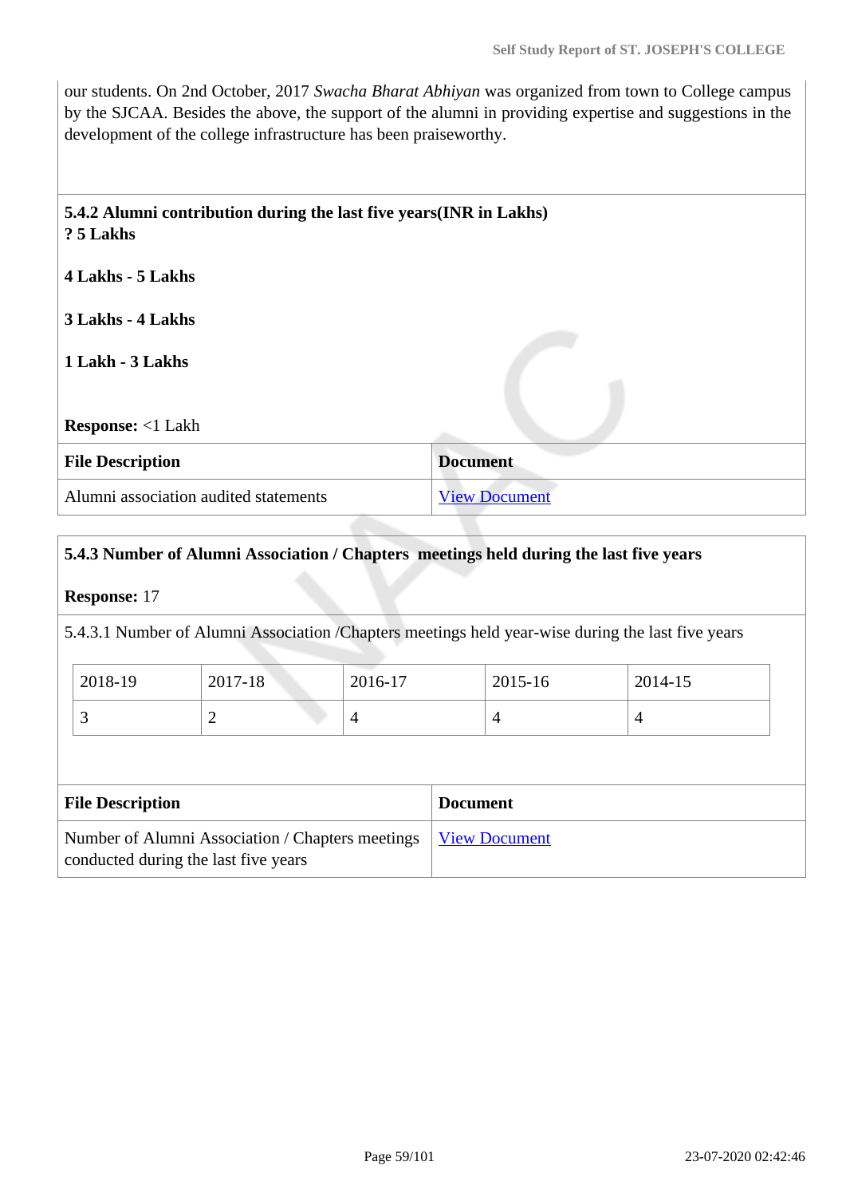our students. On 2nd October, 2017 *Swacha Bharat Abhiyan* was organized from town to College campus by the SJCAA. Besides the above, the support of the alumni in providing expertise and suggestions in the development of the college infrastructure has been praiseworthy.

**5.4.2 Alumni contribution during the last five years(INR in Lakhs)**
**? 5 Lakhs**

**4 Lakhs - 5 Lakhs**

**3 Lakhs - 4 Lakhs**

**1 Lakh - 3 Lakhs**

**Response:** <1 Lakh

| File Description | Document |
|---|---|
| Alumni association audited statements | View Document |

**5.4.3 Number of Alumni Association / Chapters meetings held during the last five years**

**Response:** 17

5.4.3.1 Number of Alumni Association /Chapters meetings held year-wise during the last five years

| 2018-19 | 2017-18 | 2016-17 | 2015-16 | 2014-15 |
|---|---|---|---|---|
| 3 | 2 | 4 | 4 | 4 |

| File Description | Document |
|---|---|
| Number of Alumni Association / Chapters meetings conducted during the last five years | View Document |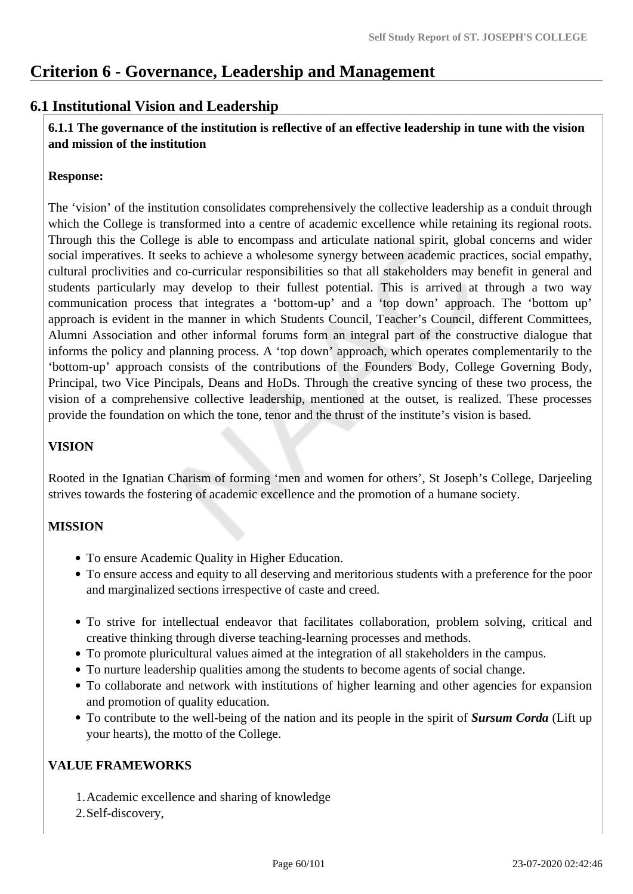# Criterion 6 - Governance, Leadership and Management

## 6.1 Institutional Vision and Leadership

**6.1.1 The governance of the institution is reflective of an effective leadership in tune with the vision and mission of the institution**

**Response:**

The 'vision' of the institution consolidates comprehensively the collective leadership as a conduit through which the College is transformed into a centre of academic excellence while retaining its regional roots. Through this the College is able to encompass and articulate national spirit, global concerns and wider social imperatives. It seeks to achieve a wholesome synergy between academic practices, social empathy, cultural proclivities and co-curricular responsibilities so that all stakeholders may benefit in general and students particularly may develop to their fullest potential. This is arrived at through a two way communication process that integrates a 'bottom-up' and a 'top down' approach. The 'bottom up' approach is evident in the manner in which Students Council, Teacher's Council, different Committees, Alumni Association and other informal forums form an integral part of the constructive dialogue that informs the policy and planning process. A 'top down' approach, which operates complementarily to the 'bottom-up' approach consists of the contributions of the Founders Body, College Governing Body, Principal, two Vice Pincipals, Deans and HoDs. Through the creative syncing of these two process, the vision of a comprehensive collective leadership, mentioned at the outset, is realized. These processes provide the foundation on which the tone, tenor and the thrust of the institute's vision is based.

**VISION**

Rooted in the Ignatian Charism of forming 'men and women for others', St Joseph's College, Darjeeling strives towards the fostering of academic excellence and the promotion of a humane society.

**MISSION**

- To ensure Academic Quality in Higher Education.
- To ensure access and equity to all deserving and meritorious students with a preference for the poor and marginalized sections irrespective of caste and creed.
- To strive for intellectual endeavor that facilitates collaboration, problem solving, critical and creative thinking through diverse teaching-learning processes and methods.
- To promote pluricultural values aimed at the integration of all stakeholders in the campus.
- To nurture leadership qualities among the students to become agents of social change.
- To collaborate and network with institutions of higher learning and other agencies for expansion and promotion of quality education.
- To contribute to the well-being of the nation and its people in the spirit of ***Sursum Corda*** (Lift up your hearts), the motto of the College.

**VALUE FRAMEWORKS**

1. Academic excellence and sharing of knowledge
2. Self-discovery,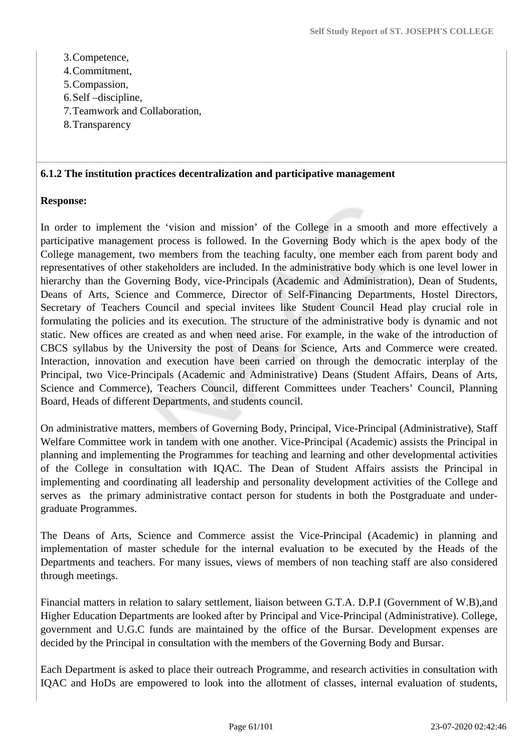3. Competence,
4. Commitment,
5. Compassion,
6. Self –discipline,
7. Teamwork and Collaboration,
8. Transparency

**6.1.2 The institution practices decentralization and participative management**

**Response:**

In order to implement the 'vision and mission' of the College in a smooth and more effectively a participative management process is followed. In the Governing Body which is the apex body of the College management, two members from the teaching faculty, one member each from parent body and representatives of other stakeholders are included. In the administrative body which is one level lower in hierarchy than the Governing Body, vice-Principals (Academic and Administration), Dean of Students, Deans of Arts, Science and Commerce, Director of Self-Financing Departments, Hostel Directors, Secretary of Teachers Council and special invitees like Student Council Head play crucial role in formulating the policies and its execution. The structure of the administrative body is dynamic and not static. New offices are created as and when need arise. For example, in the wake of the introduction of CBCS syllabus by the University the post of Deans for Science, Arts and Commerce were created. Interaction, innovation and execution have been carried on through the democratic interplay of the Principal, two Vice-Principals (Academic and Administrative) Deans (Student Affairs, Deans of Arts, Science and Commerce), Teachers Council, different Committees under Teachers' Council, Planning Board, Heads of different Departments, and students council.

On administrative matters, members of Governing Body, Principal, Vice-Principal (Administrative), Staff Welfare Committee work in tandem with one another. Vice-Principal (Academic) assists the Principal in planning and implementing the Programmes for teaching and learning and other developmental activities of the College in consultation with IQAC. The Dean of Student Affairs assists the Principal in implementing and coordinating all leadership and personality development activities of the College and serves as the primary administrative contact person for students in both the Postgraduate and under-graduate Programmes.

The Deans of Arts, Science and Commerce assist the Vice-Principal (Academic) in planning and implementation of master schedule for the internal evaluation to be executed by the Heads of the Departments and teachers. For many issues, views of members of non teaching staff are also considered through meetings.

Financial matters in relation to salary settlement, liaison between G.T.A. D.P.I (Government of W.B),and Higher Education Departments are looked after by Principal and Vice-Principal (Administrative). College, government and U.G.C funds are maintained by the office of the Bursar. Development expenses are decided by the Principal in consultation with the members of the Governing Body and Bursar.

Each Department is asked to place their outreach Programme, and research activities in consultation with IQAC and HoDs are empowered to look into the allotment of classes, internal evaluation of students,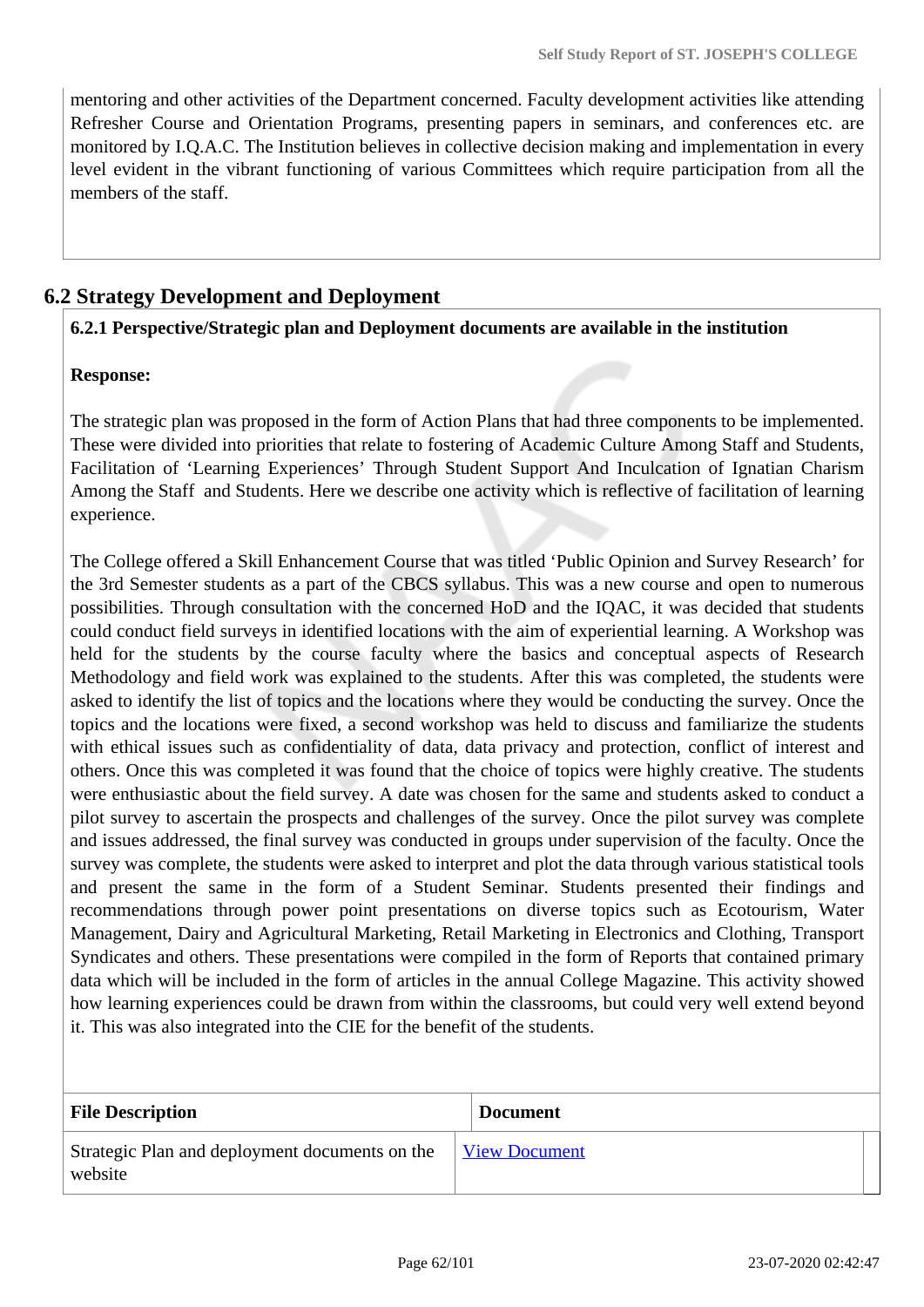mentoring and other activities of the Department concerned. Faculty development activities like attending Refresher Course and Orientation Programs, presenting papers in seminars, and conferences etc. are monitored by I.Q.A.C. The Institution believes in collective decision making and implementation in every level evident in the vibrant functioning of various Committees which require participation from all the members of the staff.

## 6.2 Strategy Development and Deployment

**6.2.1 Perspective/Strategic plan and Deployment documents are available in the institution**

**Response:**

The strategic plan was proposed in the form of Action Plans that had three components to be implemented. These were divided into priorities that relate to fostering of Academic Culture Among Staff and Students, Facilitation of 'Learning Experiences' Through Student Support And Inculcation of Ignatian Charism Among the Staff and Students. Here we describe one activity which is reflective of facilitation of learning experience.

The College offered a Skill Enhancement Course that was titled 'Public Opinion and Survey Research' for the 3rd Semester students as a part of the CBCS syllabus. This was a new course and open to numerous possibilities. Through consultation with the concerned HoD and the IQAC, it was decided that students could conduct field surveys in identified locations with the aim of experiential learning. A Workshop was held for the students by the course faculty where the basics and conceptual aspects of Research Methodology and field work was explained to the students. After this was completed, the students were asked to identify the list of topics and the locations where they would be conducting the survey. Once the topics and the locations were fixed, a second workshop was held to discuss and familiarize the students with ethical issues such as confidentiality of data, data privacy and protection, conflict of interest and others. Once this was completed it was found that the choice of topics were highly creative. The students were enthusiastic about the field survey. A date was chosen for the same and students asked to conduct a pilot survey to ascertain the prospects and challenges of the survey. Once the pilot survey was complete and issues addressed, the final survey was conducted in groups under supervision of the faculty. Once the survey was complete, the students were asked to interpret and plot the data through various statistical tools and present the same in the form of a Student Seminar. Students presented their findings and recommendations through power point presentations on diverse topics such as Ecotourism, Water Management, Dairy and Agricultural Marketing, Retail Marketing in Electronics and Clothing, Transport Syndicates and others. These presentations were compiled in the form of Reports that contained primary data which will be included in the form of articles in the annual College Magazine. This activity showed how learning experiences could be drawn from within the classrooms, but could very well extend beyond it. This was also integrated into the CIE for the benefit of the students.

| File Description | Document |
|---|---|
| Strategic Plan and deployment documents on the website | View Document |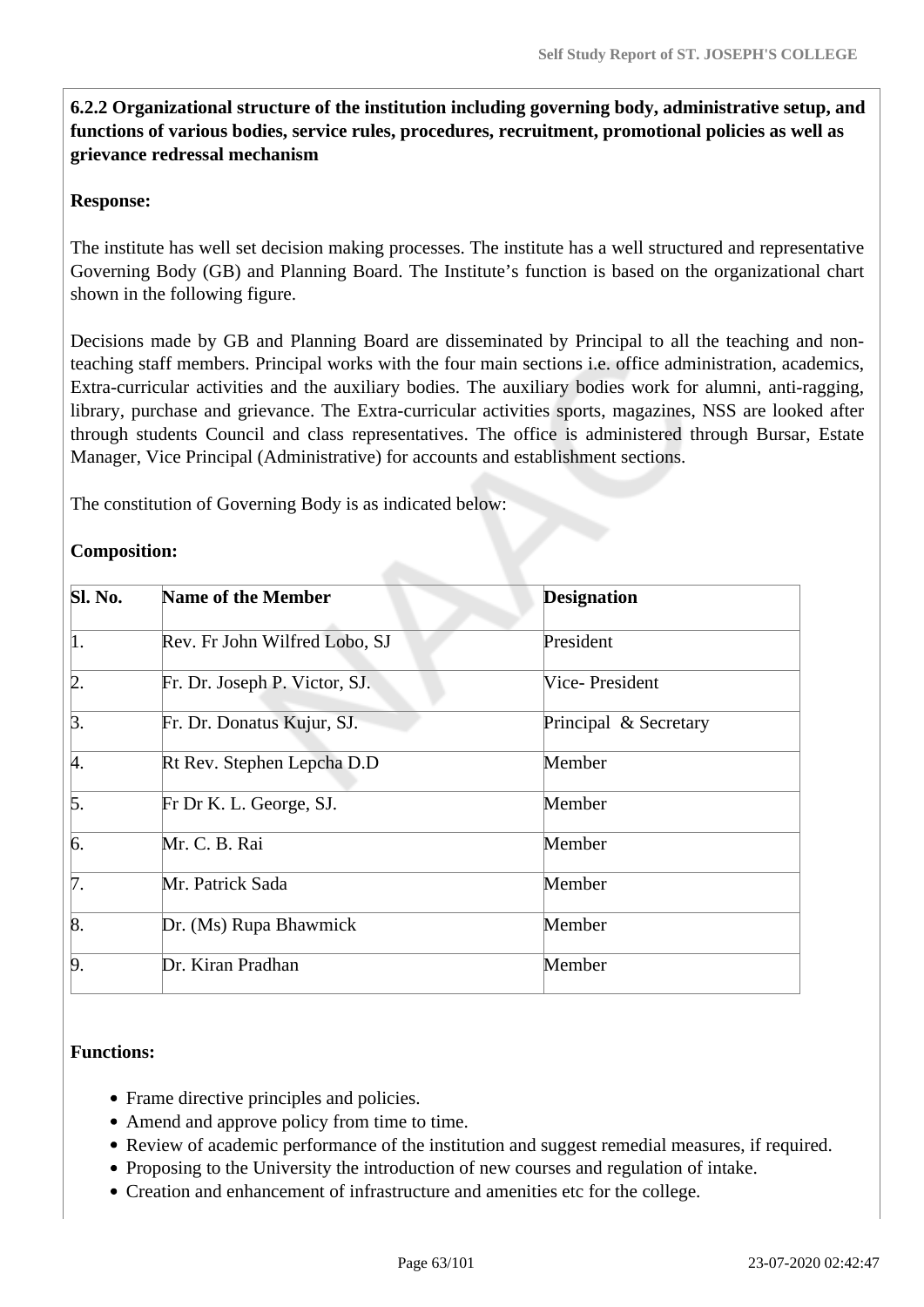**6.2.2 Organizational structure of the institution including governing body, administrative setup, and functions of various bodies, service rules, procedures, recruitment, promotional policies as well as grievance redressal mechanism**

**Response:**

The institute has well set decision making processes. The institute has a well structured and representative Governing Body (GB) and Planning Board. The Institute's function is based on the organizational chart shown in the following figure.

Decisions made by GB and Planning Board are disseminated by Principal to all the teaching and non-teaching staff members. Principal works with the four main sections i.e. office administration, academics, Extra-curricular activities and the auxiliary bodies. The auxiliary bodies work for alumni, anti-ragging, library, purchase and grievance. The Extra-curricular activities sports, magazines, NSS are looked after through students Council and class representatives. The office is administered through Bursar, Estate Manager, Vice Principal (Administrative) for accounts and establishment sections.

The constitution of Governing Body is as indicated below:

**Composition:**

| Sl. No. | Name of the Member | Designation |
|---|---|---|
| 1. | Rev. Fr John Wilfred Lobo, SJ | President |
| 2. | Fr. Dr. Joseph P. Victor, SJ. | Vice- President |
| 3. | Fr. Dr. Donatus Kujur, SJ. | Principal & Secretary |
| 4. | Rt Rev. Stephen Lepcha D.D | Member |
| 5. | Fr Dr K. L. George, SJ. | Member |
| 6. | Mr. C. B. Rai | Member |
| 7. | Mr. Patrick Sada | Member |
| 8. | Dr. (Ms) Rupa Bhawmick | Member |
| 9. | Dr. Kiran Pradhan | Member |

**Functions:**

- Frame directive principles and policies.
- Amend and approve policy from time to time.
- Review of academic performance of the institution and suggest remedial measures, if required.
- Proposing to the University the introduction of new courses and regulation of intake.
- Creation and enhancement of infrastructure and amenities etc for the college.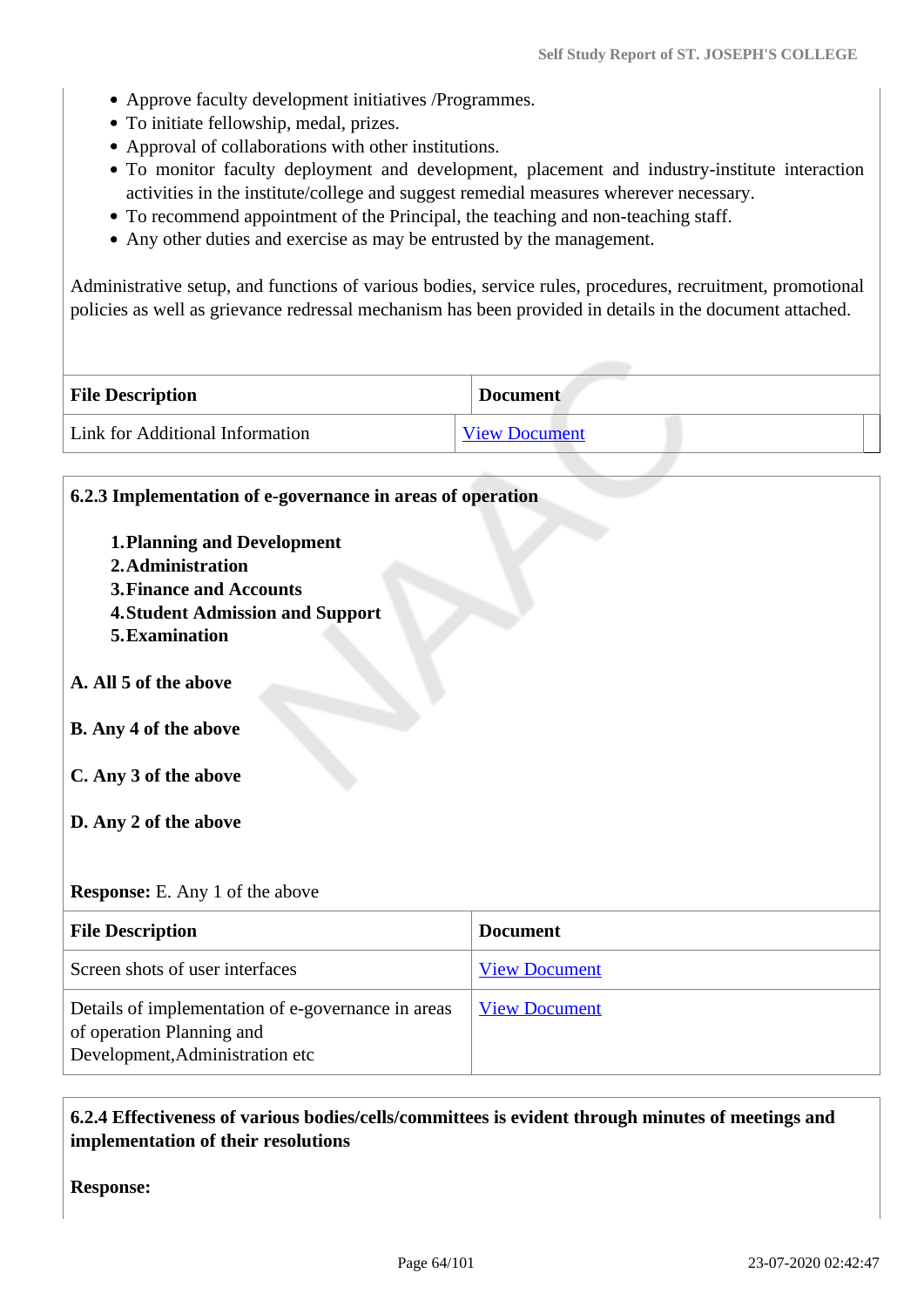- Approve faculty development initiatives /Programmes.
- To initiate fellowship, medal, prizes.
- Approval of collaborations with other institutions.
- To monitor faculty deployment and development, placement and industry-institute interaction activities in the institute/college and suggest remedial measures wherever necessary.
- To recommend appointment of the Principal, the teaching and non-teaching staff.
- Any other duties and exercise as may be entrusted by the management.

Administrative setup, and functions of various bodies, service rules, procedures, recruitment, promotional policies as well as grievance redressal mechanism has been provided in details in the document attached.

| File Description | Document |
|---|---|
| Link for Additional Information | View Document |

**6.2.3 Implementation of e-governance in areas of operation**

1. **Planning and Development**
2. **Administration**
3. **Finance and Accounts**
4. **Student Admission and Support**
5. **Examination**

**A. All 5 of the above**

**B. Any 4 of the above**

**C. Any 3 of the above**

**D. Any 2 of the above**

**Response:** E. Any 1 of the above

| File Description | Document |
|---|---|
| Screen shots of user interfaces | View Document |
| Details of implementation of e-governance in areas of operation Planning and Development,Administration etc | View Document |

**6.2.4 Effectiveness of various bodies/cells/committees is evident through minutes of meetings and implementation of their resolutions**

**Response:**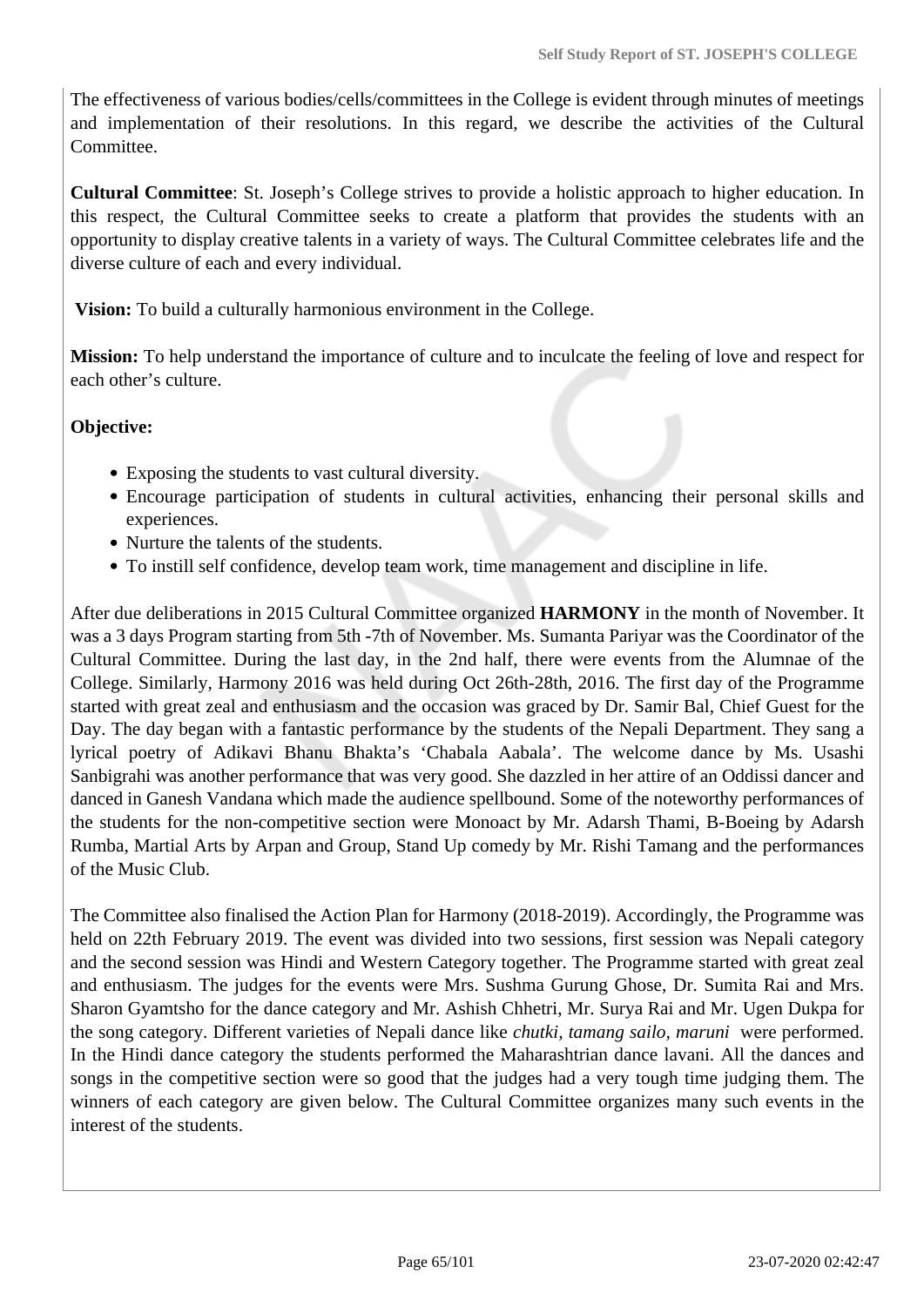The effectiveness of various bodies/cells/committees in the College is evident through minutes of meetings and implementation of their resolutions. In this regard, we describe the activities of the Cultural Committee.

**Cultural Committee**: St. Joseph's College strives to provide a holistic approach to higher education. In this respect, the Cultural Committee seeks to create a platform that provides the students with an opportunity to display creative talents in a variety of ways. The Cultural Committee celebrates life and the diverse culture of each and every individual.

**Vision:** To build a culturally harmonious environment in the College.

**Mission:** To help understand the importance of culture and to inculcate the feeling of love and respect for each other's culture.

**Objective:**

- Exposing the students to vast cultural diversity.
- Encourage participation of students in cultural activities, enhancing their personal skills and experiences.
- Nurture the talents of the students.
- To instill self confidence, develop team work, time management and discipline in life.

After due deliberations in 2015 Cultural Committee organized **HARMONY** in the month of November. It was a 3 days Program starting from 5th -7th of November. Ms. Sumanta Pariyar was the Coordinator of the Cultural Committee. During the last day, in the 2nd half, there were events from the Alumnae of the College. Similarly, Harmony 2016 was held during Oct 26th-28th, 2016. The first day of the Programme started with great zeal and enthusiasm and the occasion was graced by Dr. Samir Bal, Chief Guest for the Day. The day began with a fantastic performance by the students of the Nepali Department. They sang a lyrical poetry of Adikavi Bhanu Bhakta's 'Chabala Aabala'. The welcome dance by Ms. Usashi Sanbigrahi was another performance that was very good. She dazzled in her attire of an Oddissi dancer and danced in Ganesh Vandana which made the audience spellbound. Some of the noteworthy performances of the students for the non-competitive section were Monoact by Mr. Adarsh Thami, B-Boeing by Adarsh Rumba, Martial Arts by Arpan and Group, Stand Up comedy by Mr. Rishi Tamang and the performances of the Music Club.

The Committee also finalised the Action Plan for Harmony (2018-2019). Accordingly, the Programme was held on 22th February 2019. The event was divided into two sessions, first session was Nepali category and the second session was Hindi and Western Category together. The Programme started with great zeal and enthusiasm. The judges for the events were Mrs. Sushma Gurung Ghose, Dr. Sumita Rai and Mrs. Sharon Gyamtsho for the dance category and Mr. Ashish Chhetri, Mr. Surya Rai and Mr. Ugen Dukpa for the song category. Different varieties of Nepali dance like *chutki, tamang sailo, maruni* were performed. In the Hindi dance category the students performed the Maharashtrian dance lavani. All the dances and songs in the competitive section were so good that the judges had a very tough time judging them. The winners of each category are given below. The Cultural Committee organizes many such events in the interest of the students.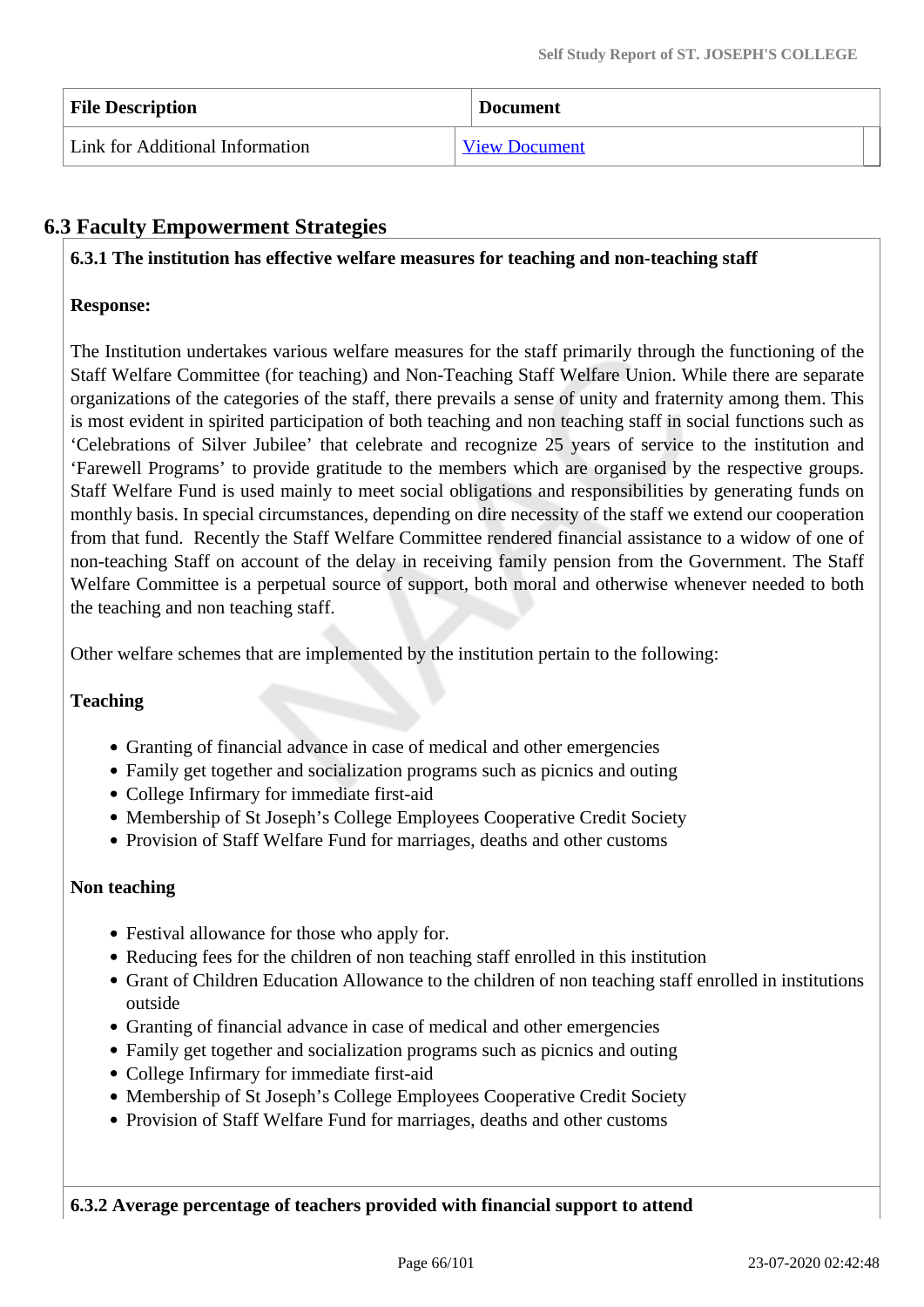| File Description | Document |
|---|---|
| Link for Additional Information | View Document |

## 6.3 Faculty Empowerment Strategies

**6.3.1 The institution has effective welfare measures for teaching and non-teaching staff**

**Response:**

The Institution undertakes various welfare measures for the staff primarily through the functioning of the Staff Welfare Committee (for teaching) and Non-Teaching Staff Welfare Union. While there are separate organizations of the categories of the staff, there prevails a sense of unity and fraternity among them. This is most evident in spirited participation of both teaching and non teaching staff in social functions such as 'Celebrations of Silver Jubilee' that celebrate and recognize 25 years of service to the institution and 'Farewell Programs' to provide gratitude to the members which are organised by the respective groups. Staff Welfare Fund is used mainly to meet social obligations and responsibilities by generating funds on monthly basis. In special circumstances, depending on dire necessity of the staff we extend our cooperation from that fund. Recently the Staff Welfare Committee rendered financial assistance to a widow of one of non-teaching Staff on account of the delay in receiving family pension from the Government. The Staff Welfare Committee is a perpetual source of support, both moral and otherwise whenever needed to both the teaching and non teaching staff.

Other welfare schemes that are implemented by the institution pertain to the following:

**Teaching**

- Granting of financial advance in case of medical and other emergencies
- Family get together and socialization programs such as picnics and outing
- College Infirmary for immediate first-aid
- Membership of St Joseph's College Employees Cooperative Credit Society
- Provision of Staff Welfare Fund for marriages, deaths and other customs

**Non teaching**

- Festival allowance for those who apply for.
- Reducing fees for the children of non teaching staff enrolled in this institution
- Grant of Children Education Allowance to the children of non teaching staff enrolled in institutions outside
- Granting of financial advance in case of medical and other emergencies
- Family get together and socialization programs such as picnics and outing
- College Infirmary for immediate first-aid
- Membership of St Joseph's College Employees Cooperative Credit Society
- Provision of Staff Welfare Fund for marriages, deaths and other customs

**6.3.2 Average percentage of teachers provided with financial support to attend**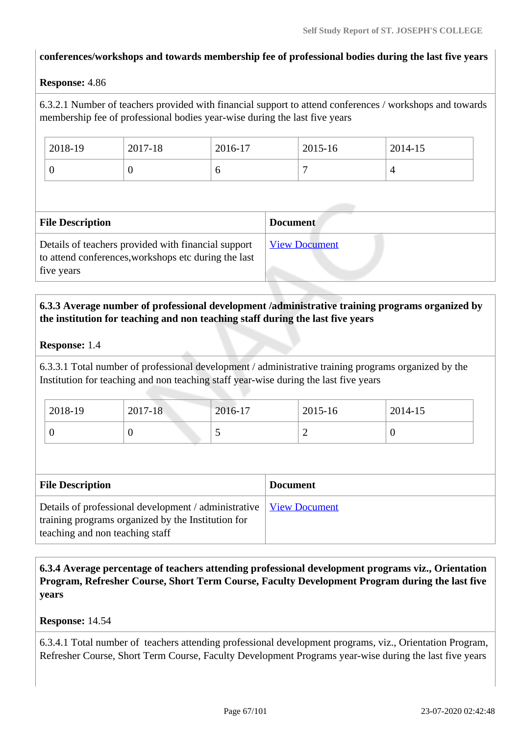**conferences/workshops and towards membership fee of professional bodies during the last five years**

**Response:** 4.86

6.3.2.1 Number of teachers provided with financial support to attend conferences / workshops and towards membership fee of professional bodies year-wise during the last five years

| 2018-19 | 2017-18 | 2016-17 | 2015-16 | 2014-15 |
|---|---|---|---|---|
| 0 | 0 | 6 | 7 | 4 |

| File Description | Document |
|---|---|
| Details of teachers provided with financial support to attend conferences,workshops etc during the last five years | View Document |

**6.3.3 Average number of professional development /administrative training programs organized by the institution for teaching and non teaching staff during the last five years**

**Response:** 1.4

6.3.3.1 Total number of professional development / administrative training programs organized by the Institution for teaching and non teaching staff year-wise during the last five years

| 2018-19 | 2017-18 | 2016-17 | 2015-16 | 2014-15 |
|---|---|---|---|---|
| 0 | 0 | 5 | 2 | 0 |

| File Description | Document |
|---|---|
| Details of professional development / administrative training programs organized by the Institution for teaching and non teaching staff | View Document |

**6.3.4 Average percentage of teachers attending professional development programs viz., Orientation Program, Refresher Course, Short Term Course, Faculty Development Program during the last five years**

**Response:** 14.54

6.3.4.1 Total number of teachers attending professional development programs, viz., Orientation Program, Refresher Course, Short Term Course, Faculty Development Programs year-wise during the last five years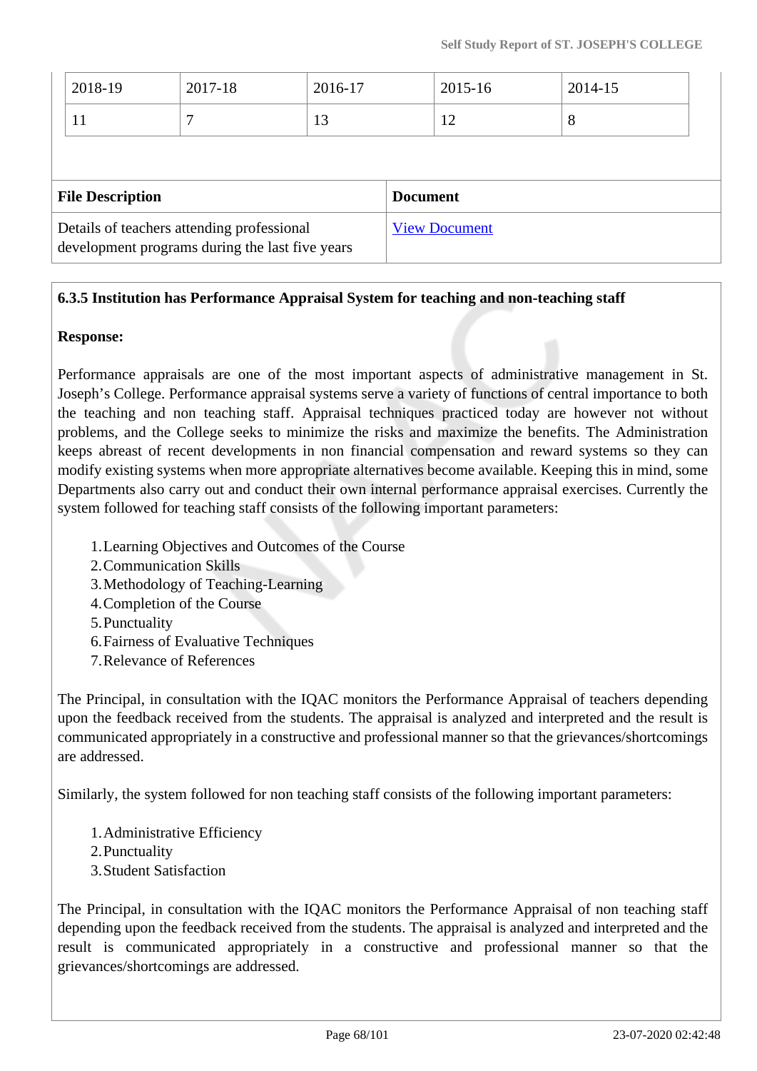| 2018-19 | 2017-18 | 2016-17 | 2015-16 | 2014-15 |
|---|---|---|---|---|
| 11 | 7 | 13 | 12 | 8 |

| File Description | Document |
|---|---|
| Details of teachers attending professional development programs during the last five years | View Document |

**6.3.5 Institution has Performance Appraisal System for teaching and non-teaching staff**

**Response:**

Performance appraisals are one of the most important aspects of administrative management in St. Joseph's College. Performance appraisal systems serve a variety of functions of central importance to both the teaching and non teaching staff. Appraisal techniques practiced today are however not without problems, and the College seeks to minimize the risks and maximize the benefits. The Administration keeps abreast of recent developments in non financial compensation and reward systems so they can modify existing systems when more appropriate alternatives become available. Keeping this in mind, some Departments also carry out and conduct their own internal performance appraisal exercises. Currently the system followed for teaching staff consists of the following important parameters:

1. Learning Objectives and Outcomes of the Course
2. Communication Skills
3. Methodology of Teaching-Learning
4. Completion of the Course
5. Punctuality
6. Fairness of Evaluative Techniques
7. Relevance of References

The Principal, in consultation with the IQAC monitors the Performance Appraisal of teachers depending upon the feedback received from the students. The appraisal is analyzed and interpreted and the result is communicated appropriately in a constructive and professional manner so that the grievances/shortcomings are addressed.

Similarly, the system followed for non teaching staff consists of the following important parameters:

1. Administrative Efficiency
2. Punctuality
3. Student Satisfaction

The Principal, in consultation with the IQAC monitors the Performance Appraisal of non teaching staff depending upon the feedback received from the students. The appraisal is analyzed and interpreted and the result is communicated appropriately in a constructive and professional manner so that the grievances/shortcomings are addressed.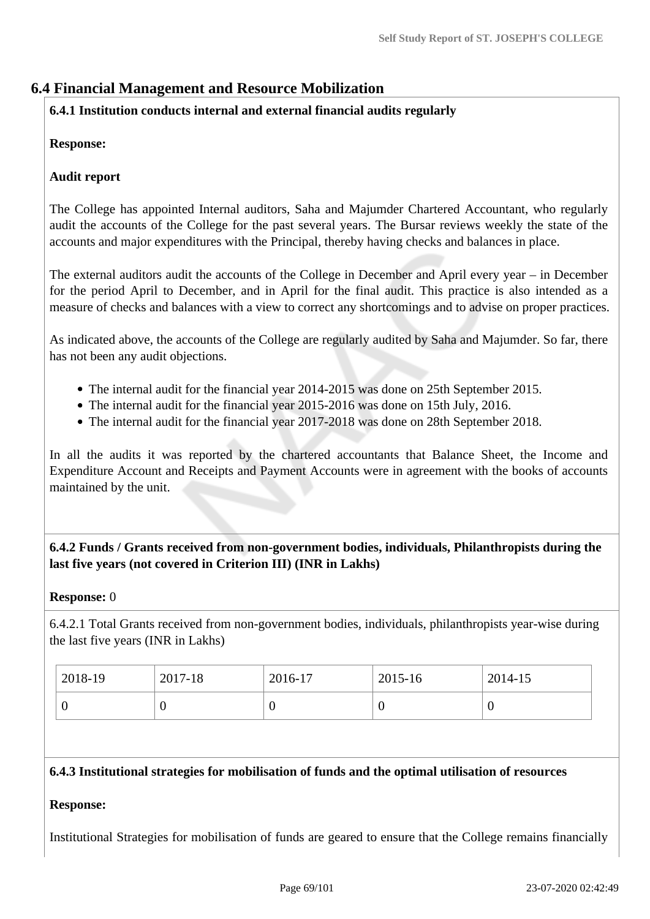## 6.4 Financial Management and Resource Mobilization

**6.4.1 Institution conducts internal and external financial audits regularly**

**Response:**

**Audit report**

The College has appointed Internal auditors, Saha and Majumder Chartered Accountant, who regularly audit the accounts of the College for the past several years. The Bursar reviews weekly the state of the accounts and major expenditures with the Principal, thereby having checks and balances in place.

The external auditors audit the accounts of the College in December and April every year – in December for the period April to December, and in April for the final audit. This practice is also intended as a measure of checks and balances with a view to correct any shortcomings and to advise on proper practices.

As indicated above, the accounts of the College are regularly audited by Saha and Majumder. So far, there has not been any audit objections.

- The internal audit for the financial year 2014-2015 was done on 25th September 2015.
- The internal audit for the financial year 2015-2016 was done on 15th July, 2016.
- The internal audit for the financial year 2017-2018 was done on 28th September 2018.

In all the audits it was reported by the chartered accountants that Balance Sheet, the Income and Expenditure Account and Receipts and Payment Accounts were in agreement with the books of accounts maintained by the unit.

**6.4.2 Funds / Grants received from non-government bodies, individuals, Philanthropists during the last five years (not covered in Criterion III) (INR in Lakhs)**

**Response:** 0

6.4.2.1 Total Grants received from non-government bodies, individuals, philanthropists year-wise during the last five years (INR in Lakhs)

| 2018-19 | 2017-18 | 2016-17 | 2015-16 | 2014-15 |
|---|---|---|---|---|
| 0 | 0 | 0 | 0 | 0 |

**6.4.3 Institutional strategies for mobilisation of funds and the optimal utilisation of resources**

**Response:**

Institutional Strategies for mobilisation of funds are geared to ensure that the College remains financially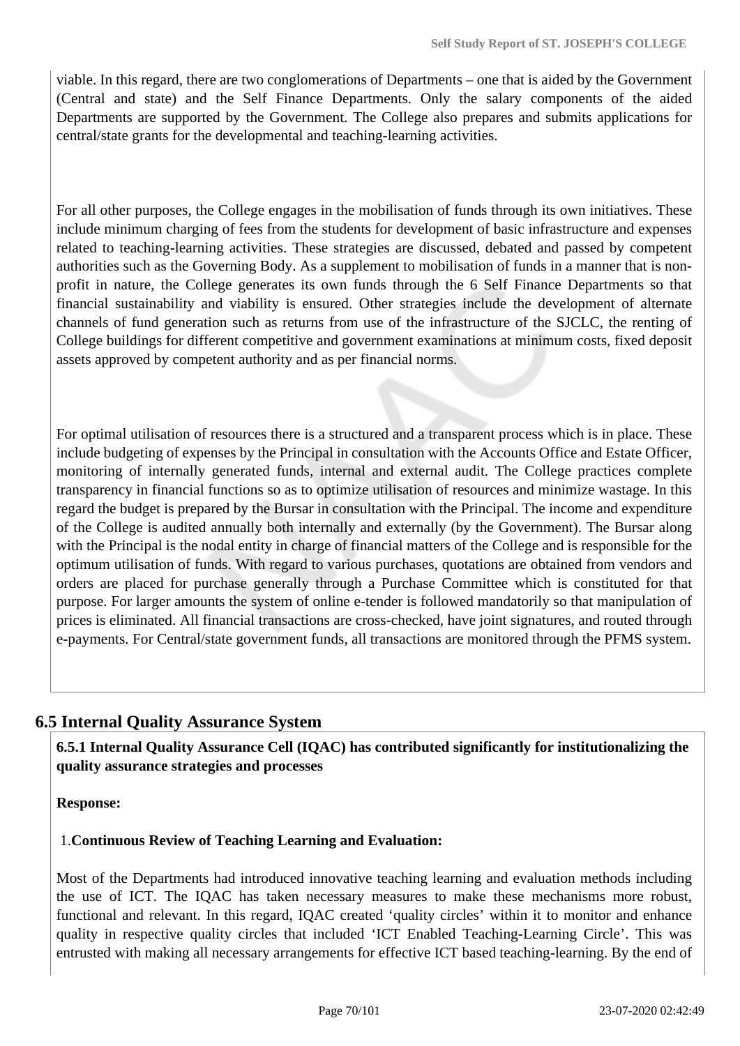viable. In this regard, there are two conglomerations of Departments – one that is aided by the Government (Central and state) and the Self Finance Departments. Only the salary components of the aided Departments are supported by the Government. The College also prepares and submits applications for central/state grants for the developmental and teaching-learning activities.

For all other purposes, the College engages in the mobilisation of funds through its own initiatives. These include minimum charging of fees from the students for development of basic infrastructure and expenses related to teaching-learning activities. These strategies are discussed, debated and passed by competent authorities such as the Governing Body. As a supplement to mobilisation of funds in a manner that is non-profit in nature, the College generates its own funds through the 6 Self Finance Departments so that financial sustainability and viability is ensured. Other strategies include the development of alternate channels of fund generation such as returns from use of the infrastructure of the SJCLC, the renting of College buildings for different competitive and government examinations at minimum costs, fixed deposit assets approved by competent authority and as per financial norms.

For optimal utilisation of resources there is a structured and a transparent process which is in place. These include budgeting of expenses by the Principal in consultation with the Accounts Office and Estate Officer, monitoring of internally generated funds, internal and external audit. The College practices complete transparency in financial functions so as to optimize utilisation of resources and minimize wastage. In this regard the budget is prepared by the Bursar in consultation with the Principal. The income and expenditure of the College is audited annually both internally and externally (by the Government). The Bursar along with the Principal is the nodal entity in charge of financial matters of the College and is responsible for the optimum utilisation of funds. With regard to various purchases, quotations are obtained from vendors and orders are placed for purchase generally through a Purchase Committee which is constituted for that purpose. For larger amounts the system of online e-tender is followed mandatorily so that manipulation of prices is eliminated. All financial transactions are cross-checked, have joint signatures, and routed through e-payments. For Central/state government funds, all transactions are monitored through the PFMS system.

## 6.5 Internal Quality Assurance System

**6.5.1 Internal Quality Assurance Cell (IQAC) has contributed significantly for institutionalizing the quality assurance strategies and processes**

**Response:**

1. **Continuous Review of Teaching Learning and Evaluation:**

Most of the Departments had introduced innovative teaching learning and evaluation methods including the use of ICT. The IQAC has taken necessary measures to make these mechanisms more robust, functional and relevant. In this regard, IQAC created 'quality circles' within it to monitor and enhance quality in respective quality circles that included 'ICT Enabled Teaching-Learning Circle'. This was entrusted with making all necessary arrangements for effective ICT based teaching-learning. By the end of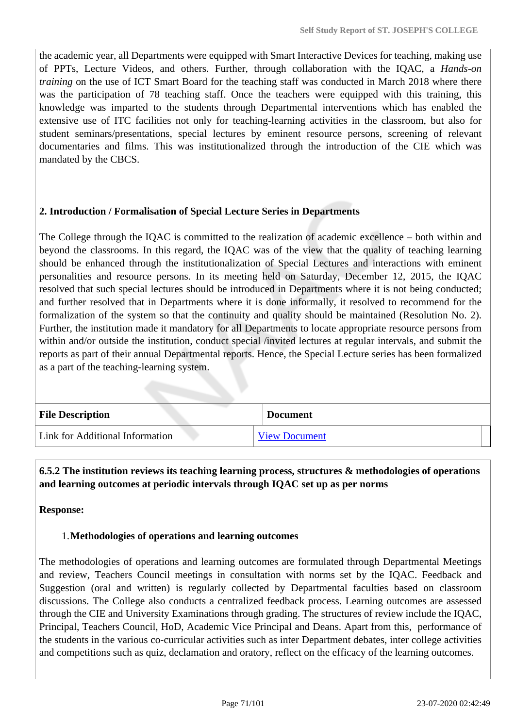the academic year, all Departments were equipped with Smart Interactive Devices for teaching, making use of PPTs, Lecture Videos, and others. Further, through collaboration with the IQAC, a *Hands-on training* on the use of ICT Smart Board for the teaching staff was conducted in March 2018 where there was the participation of 78 teaching staff. Once the teachers were equipped with this training, this knowledge was imparted to the students through Departmental interventions which has enabled the extensive use of ITC facilities not only for teaching-learning activities in the classroom, but also for student seminars/presentations, special lectures by eminent resource persons, screening of relevant documentaries and films. This was institutionalized through the introduction of the CIE which was mandated by the CBCS.

**2. Introduction / Formalisation of Special Lecture Series in Departments**

The College through the IQAC is committed to the realization of academic excellence – both within and beyond the classrooms. In this regard, the IQAC was of the view that the quality of teaching learning should be enhanced through the institutionalization of Special Lectures and interactions with eminent personalities and resource persons. In its meeting held on Saturday, December 12, 2015, the IQAC resolved that such special lectures should be introduced in Departments where it is not being conducted; and further resolved that in Departments where it is done informally, it resolved to recommend for the formalization of the system so that the continuity and quality should be maintained (Resolution No. 2). Further, the institution made it mandatory for all Departments to locate appropriate resource persons from within and/or outside the institution, conduct special /invited lectures at regular intervals, and submit the reports as part of their annual Departmental reports. Hence, the Special Lecture series has been formalized as a part of the teaching-learning system.

| File Description | Document |
|---|---|
| Link for Additional Information | View Document |

**6.5.2 The institution reviews its teaching learning process, structures & methodologies of operations and learning outcomes at periodic intervals through IQAC set up as per norms**

**Response:**

1. **Methodologies of operations and learning outcomes**

The methodologies of operations and learning outcomes are formulated through Departmental Meetings and review, Teachers Council meetings in consultation with norms set by the IQAC. Feedback and Suggestion (oral and written) is regularly collected by Departmental faculties based on classroom discussions. The College also conducts a centralized feedback process. Learning outcomes are assessed through the CIE and University Examinations through grading. The structures of review include the IQAC, Principal, Teachers Council, HoD, Academic Vice Principal and Deans. Apart from this, performance of the students in the various co-curricular activities such as inter Department debates, inter college activities and competitions such as quiz, declamation and oratory, reflect on the efficacy of the learning outcomes.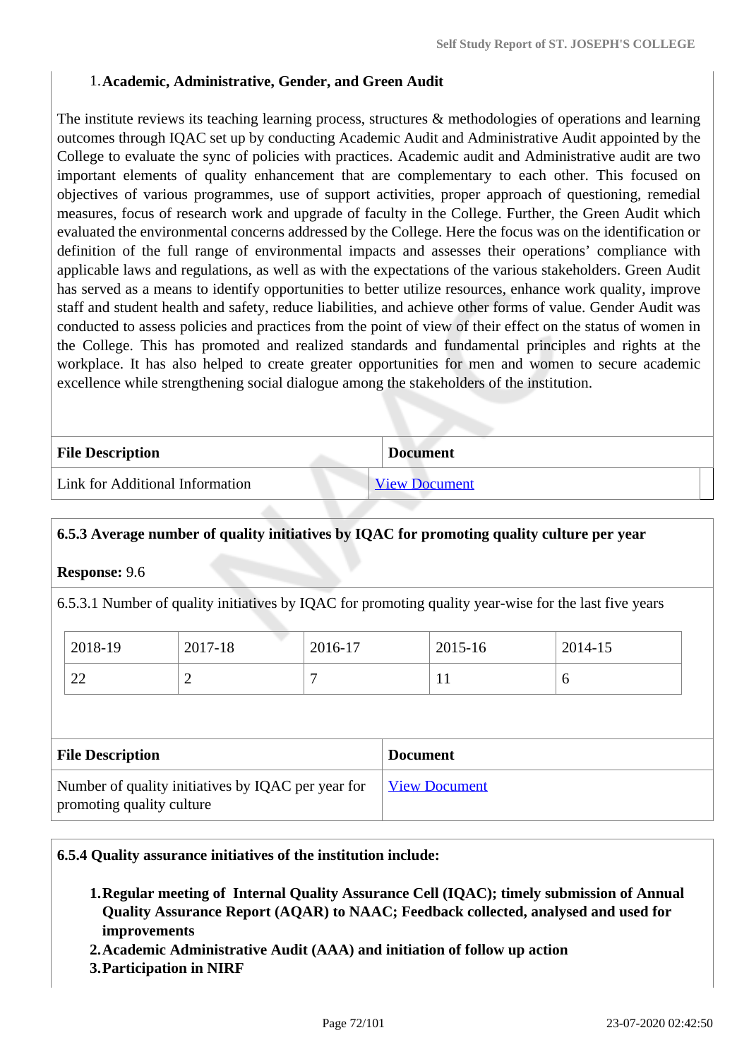1. **Academic, Administrative, Gender, and Green Audit**

The institute reviews its teaching learning process, structures & methodologies of operations and learning outcomes through IQAC set up by conducting Academic Audit and Administrative Audit appointed by the College to evaluate the sync of policies with practices. Academic audit and Administrative audit are two important elements of quality enhancement that are complementary to each other. This focused on objectives of various programmes, use of support activities, proper approach of questioning, remedial measures, focus of research work and upgrade of faculty in the College. Further, the Green Audit which evaluated the environmental concerns addressed by the College. Here the focus was on the identification or definition of the full range of environmental impacts and assesses their operations' compliance with applicable laws and regulations, as well as with the expectations of the various stakeholders. Green Audit has served as a means to identify opportunities to better utilize resources, enhance work quality, improve staff and student health and safety, reduce liabilities, and achieve other forms of value. Gender Audit was conducted to assess policies and practices from the point of view of their effect on the status of women in the College. This has promoted and realized standards and fundamental principles and rights at the workplace. It has also helped to create greater opportunities for men and women to secure academic excellence while strengthening social dialogue among the stakeholders of the institution.

| File Description | Document |
|---|---|
| Link for Additional Information | View Document |

**6.5.3 Average number of quality initiatives by IQAC for promoting quality culture per year**

**Response:** 9.6

6.5.3.1 Number of quality initiatives by IQAC for promoting quality year-wise for the last five years

| 2018-19 | 2017-18 | 2016-17 | 2015-16 | 2014-15 |
|---|---|---|---|---|
| 22 | 2 | 7 | 11 | 6 |

| File Description | Document |
|---|---|
| Number of quality initiatives by IQAC per year for promoting quality culture | View Document |

**6.5.4 Quality assurance initiatives of the institution include:**

1. **Regular meeting of Internal Quality Assurance Cell (IQAC); timely submission of Annual Quality Assurance Report (AQAR) to NAAC; Feedback collected, analysed and used for improvements**
2. **Academic Administrative Audit (AAA) and initiation of follow up action**
3. **Participation in NIRF**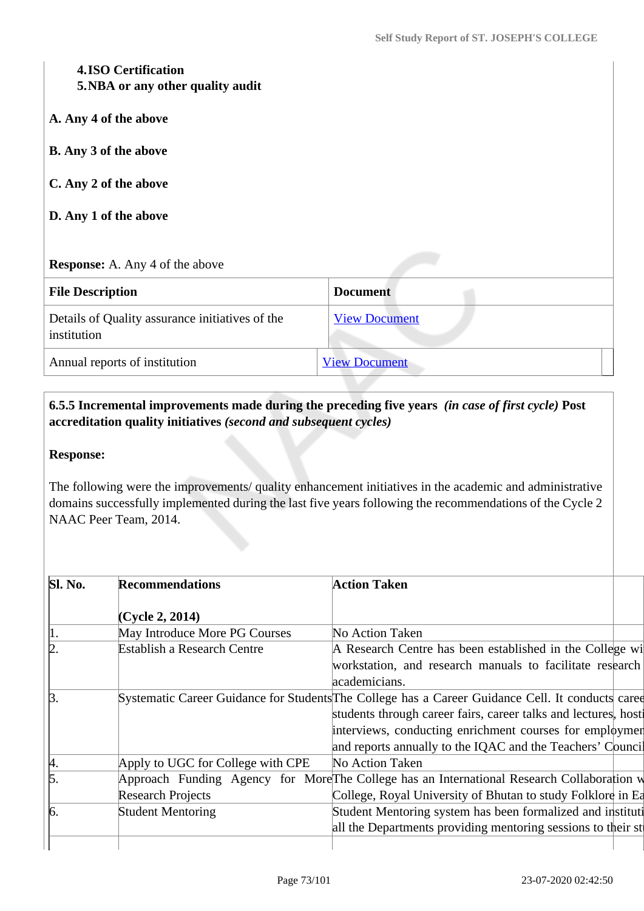**4. ISO Certification**
**5. NBA or any other quality audit**

**A. Any 4 of the above**

**B. Any 3 of the above**

**C. Any 2 of the above**

**D. Any 1 of the above**

**Response:** A. Any 4 of the above

| File Description | Document |
|---|---|
| Details of Quality assurance initiatives of the institution | View Document |
| Annual reports of institution | View Document |

**6.5.5 Incremental improvements made during the preceding five years** ***(in case of first cycle)*** **Post accreditation quality initiatives** ***(second and subsequent cycles)***

**Response:**

The following were the improvements/ quality enhancement initiatives in the academic and administrative domains successfully implemented during the last five years following the recommendations of the Cycle 2 NAAC Peer Team, 2014.

| Sl. No. | Recommendations<br><br>(Cycle 2, 2014) | Action Taken |
|---|---|---|
| 1. | May Introduce More PG Courses | No Action Taken |
| 2. | Establish a Research Centre | A Research Centre has been established in the College wi workstation, and research manuals to facilitate research academicians. |
| 3. | Systematic Career Guidance for Students | The College has a Career Guidance Cell. It conducts caree students through career fairs, career talks and lectures, hosti interviews, conducting enrichment courses for employmer and reports annually to the IQAC and the Teachers' Council |
| 4. | Apply to UGC for College with CPE | No Action Taken |
| 5. | Approach Funding Agency for More Research Projects | The College has an International Research Collaboration w College, Royal University of Bhutan to study Folklore in Ea |
| 6. | Student Mentoring | Student Mentoring system has been formalized and instituti all the Departments providing mentoring sessions to their st |
| | | |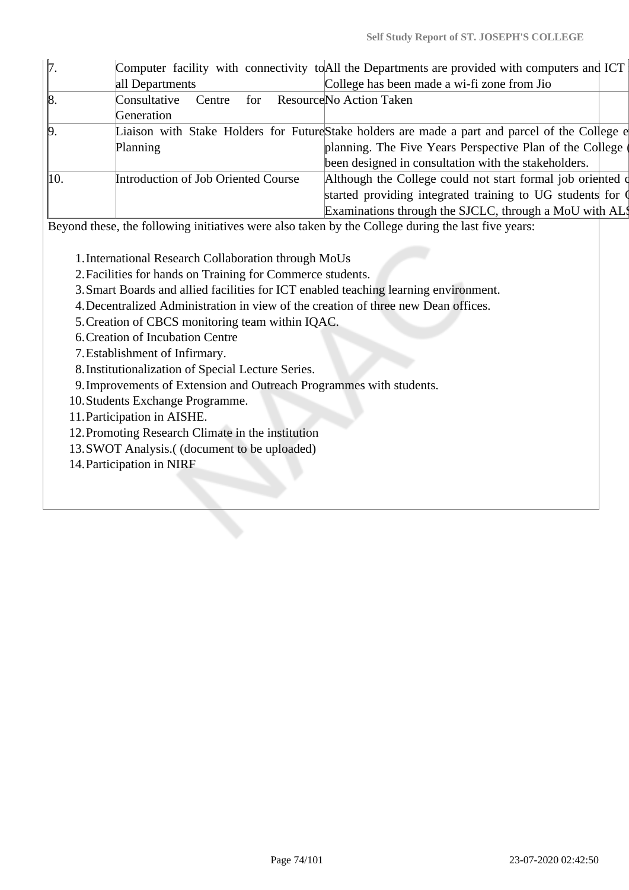| 7. | Computer facility with connectivity to all Departments | All the Departments are provided with computers and ICT College has been made a wi-fi zone from Jio |
|---|---|---|
| 8. | Consultative Centre for Resource Generation | No Action Taken |
| 9. | Liaison with Stake Holders for Future Planning | Stake holders are made a part and parcel of the College e planning. The Five Years Perspective Plan of the College been designed in consultation with the stakeholders. |
| 10. | Introduction of Job Oriented Course | Although the College could not start formal job oriented c started providing integrated training to UG students for C Examinations through the SJCLC, through a MoU with ALS |

Beyond these, the following initiatives were also taken by the College during the last five years:

1. International Research Collaboration through MoUs
2. Facilities for hands on Training for Commerce students.
3. Smart Boards and allied facilities for ICT enabled teaching learning environment.
4. Decentralized Administration in view of the creation of three new Dean offices.
5. Creation of CBCS monitoring team within IQAC.
6. Creation of Incubation Centre
7. Establishment of Infirmary.
8. Institutionalization of Special Lecture Series.
9. Improvements of Extension and Outreach Programmes with students.
10. Students Exchange Programme.
11. Participation in AISHE.
12. Promoting Research Climate in the institution
13. SWOT Analysis.( (document to be uploaded)
14. Participation in NIRF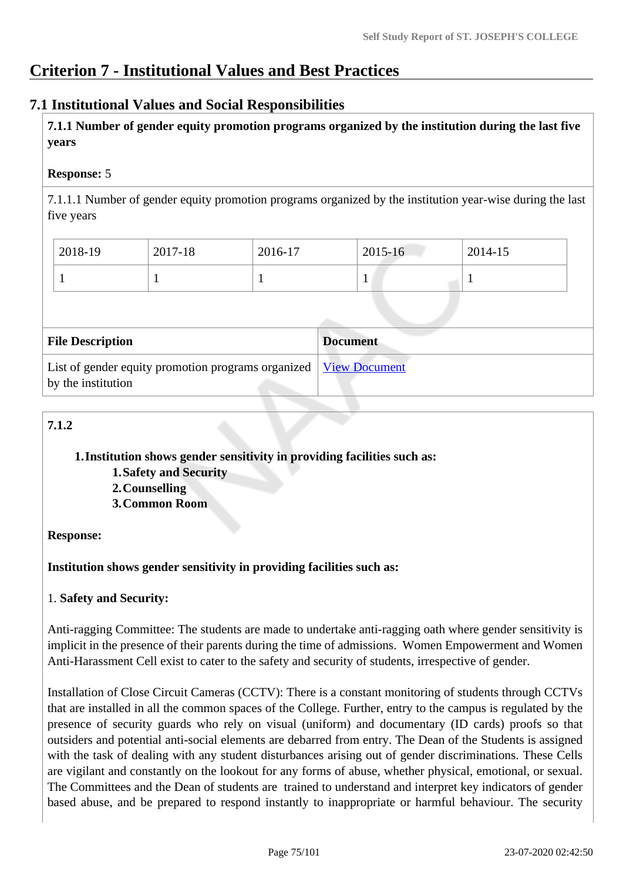# Criterion 7 - Institutional Values and Best Practices

## 7.1 Institutional Values and Social Responsibilities

**7.1.1 Number of gender equity promotion programs organized by the institution during the last five years**

**Response:** 5

7.1.1.1 Number of gender equity promotion programs organized by the institution year-wise during the last five years

| 2018-19 | 2017-18 | 2016-17 | 2015-16 | 2014-15 |
|---|---|---|---|---|
| 1 | 1 | 1 | 1 | 1 |

| File Description | Document |
|---|---|
| List of gender equity promotion programs organized by the institution | View Document |

**7.1.2**

1. **Institution shows gender sensitivity in providing facilities such as:**
    1. **Safety and Security**
    2. **Counselling**
    3. **Common Room**

**Response:**

**Institution shows gender sensitivity in providing facilities such as:**

1. **Safety and Security:**

Anti-ragging Committee: The students are made to undertake anti-ragging oath where gender sensitivity is implicit in the presence of their parents during the time of admissions. Women Empowerment and Women Anti-Harassment Cell exist to cater to the safety and security of students, irrespective of gender.

Installation of Close Circuit Cameras (CCTV): There is a constant monitoring of students through CCTVs that are installed in all the common spaces of the College. Further, entry to the campus is regulated by the presence of security guards who rely on visual (uniform) and documentary (ID cards) proofs so that outsiders and potential anti-social elements are debarred from entry. The Dean of the Students is assigned with the task of dealing with any student disturbances arising out of gender discriminations. These Cells are vigilant and constantly on the lookout for any forms of abuse, whether physical, emotional, or sexual. The Committees and the Dean of students are trained to understand and interpret key indicators of gender based abuse, and be prepared to respond instantly to inappropriate or harmful behaviour. The security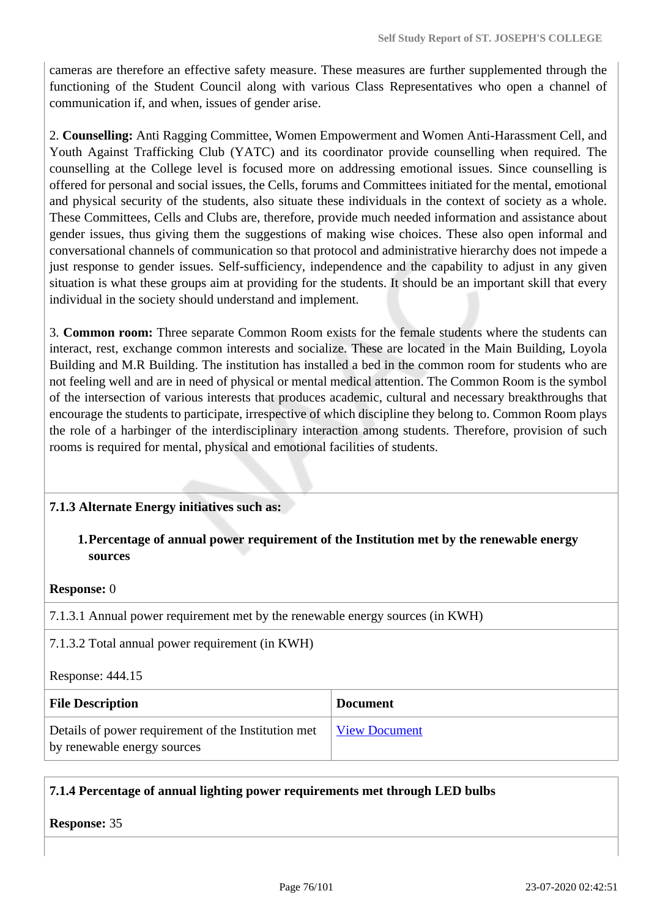cameras are therefore an effective safety measure. These measures are further supplemented through the functioning of the Student Council along with various Class Representatives who open a channel of communication if, and when, issues of gender arise.

2. **Counselling:** Anti Ragging Committee, Women Empowerment and Women Anti-Harassment Cell, and Youth Against Trafficking Club (YATC) and its coordinator provide counselling when required. The counselling at the College level is focused more on addressing emotional issues. Since counselling is offered for personal and social issues, the Cells, forums and Committees initiated for the mental, emotional and physical security of the students, also situate these individuals in the context of society as a whole. These Committees, Cells and Clubs are, therefore, provide much needed information and assistance about gender issues, thus giving them the suggestions of making wise choices. These also open informal and conversational channels of communication so that protocol and administrative hierarchy does not impede a just response to gender issues. Self-sufficiency, independence and the capability to adjust in any given situation is what these groups aim at providing for the students. It should be an important skill that every individual in the society should understand and implement.

3. **Common room:** Three separate Common Room exists for the female students where the students can interact, rest, exchange common interests and socialize. These are located in the Main Building, Loyola Building and M.R Building. The institution has installed a bed in the common room for students who are not feeling well and are in need of physical or mental medical attention. The Common Room is the symbol of the intersection of various interests that produces academic, cultural and necessary breakthroughs that encourage the students to participate, irrespective of which discipline they belong to. Common Room plays the role of a harbinger of the interdisciplinary interaction among students. Therefore, provision of such rooms is required for mental, physical and emotional facilities of students.

**7.1.3 Alternate Energy initiatives such as:**

1. **Percentage of annual power requirement of the Institution met by the renewable energy sources**

**Response:** 0

7.1.3.1 Annual power requirement met by the renewable energy sources (in KWH)

7.1.3.2 Total annual power requirement (in KWH)

Response: 444.15

| File Description | Document |
|---|---|
| Details of power requirement of the Institution met by renewable energy sources | View Document |

**7.1.4 Percentage of annual lighting power requirements met through LED bulbs**

**Response:** 35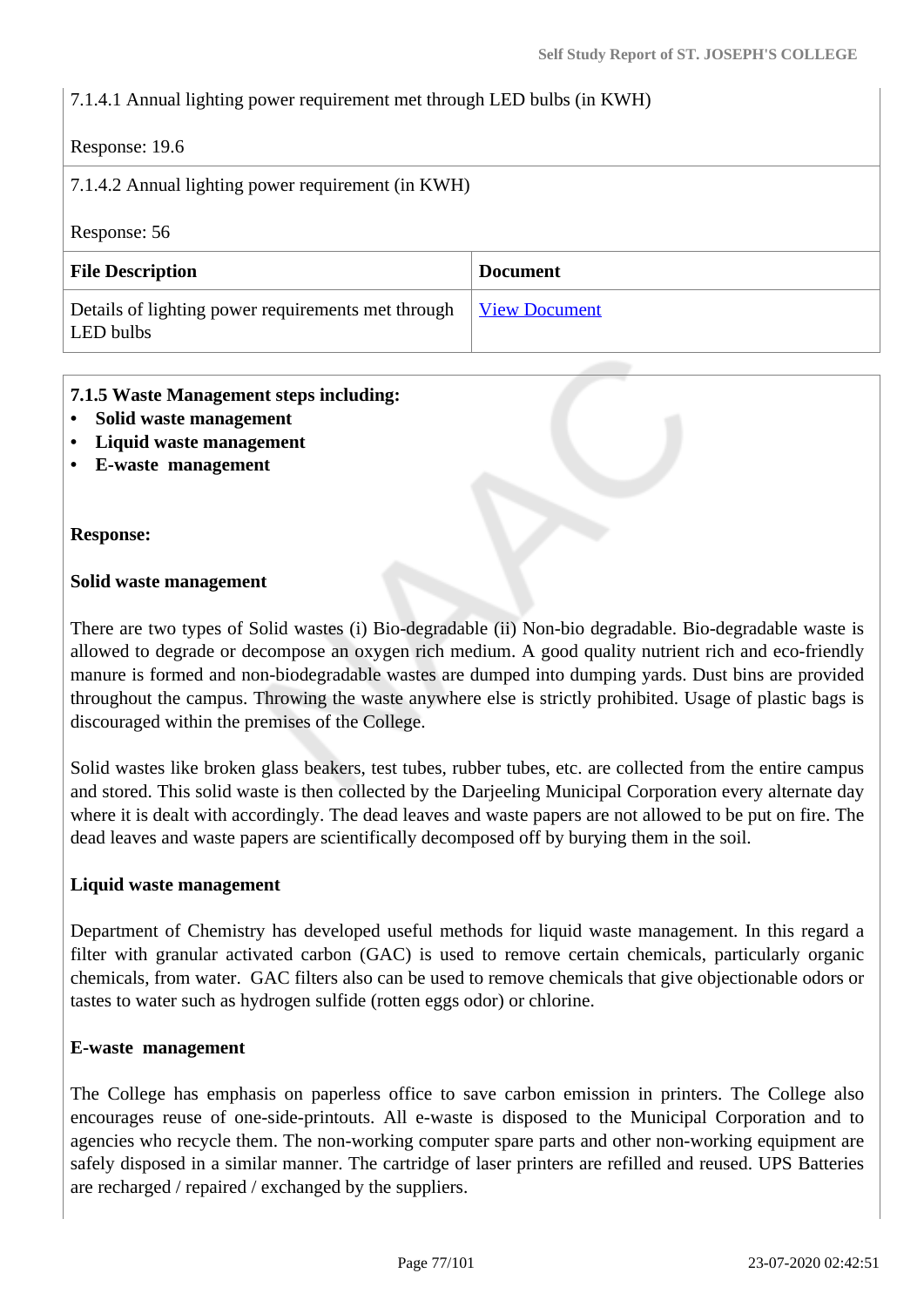7.1.4.1 Annual lighting power requirement met through LED bulbs (in KWH)

Response: 19.6

7.1.4.2 Annual lighting power requirement (in KWH)

Response: 56

| File Description | Document |
|---|---|
| Details of lighting power requirements met through LED bulbs | View Document |

**7.1.5 Waste Management steps including:**

- **Solid waste management**
- **Liquid waste management**
- **E-waste management**

**Response:**

**Solid waste management**

There are two types of Solid wastes (i) Bio-degradable (ii) Non-bio degradable. Bio-degradable waste is allowed to degrade or decompose an oxygen rich medium. A good quality nutrient rich and eco-friendly manure is formed and non-biodegradable wastes are dumped into dumping yards. Dust bins are provided throughout the campus. Throwing the waste anywhere else is strictly prohibited. Usage of plastic bags is discouraged within the premises of the College.

Solid wastes like broken glass beakers, test tubes, rubber tubes, etc. are collected from the entire campus and stored. This solid waste is then collected by the Darjeeling Municipal Corporation every alternate day where it is dealt with accordingly. The dead leaves and waste papers are not allowed to be put on fire. The dead leaves and waste papers are scientifically decomposed off by burying them in the soil.

**Liquid waste management**

Department of Chemistry has developed useful methods for liquid waste management. In this regard a filter with granular activated carbon (GAC) is used to remove certain chemicals, particularly organic chemicals, from water. GAC filters also can be used to remove chemicals that give objectionable odors or tastes to water such as hydrogen sulfide (rotten eggs odor) or chlorine.

**E-waste management**

The College has emphasis on paperless office to save carbon emission in printers. The College also encourages reuse of one-side-printouts. All e-waste is disposed to the Municipal Corporation and to agencies who recycle them. The non-working computer spare parts and other non-working equipment are safely disposed in a similar manner. The cartridge of laser printers are refilled and reused. UPS Batteries are recharged / repaired / exchanged by the suppliers.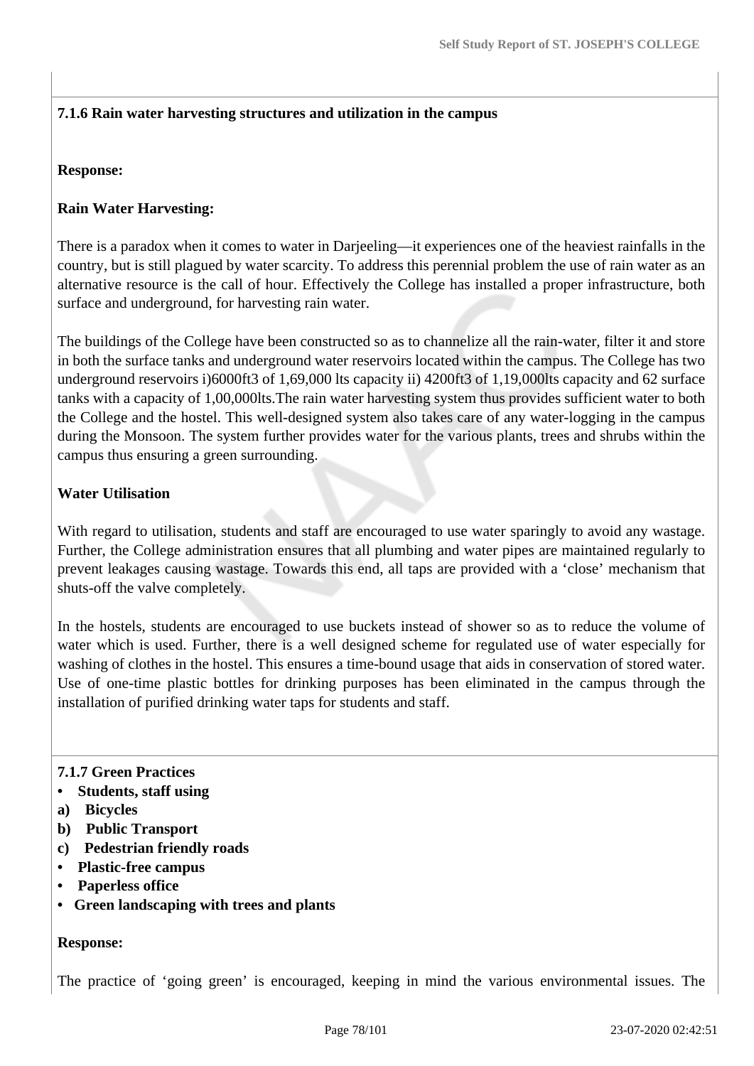**7.1.6 Rain water harvesting structures and utilization in the campus**

**Response:**

**Rain Water Harvesting:**

There is a paradox when it comes to water in Darjeeling—it experiences one of the heaviest rainfalls in the country, but is still plagued by water scarcity. To address this perennial problem the use of rain water as an alternative resource is the call of hour. Effectively the College has installed a proper infrastructure, both surface and underground, for harvesting rain water.

The buildings of the College have been constructed so as to channelize all the rain-water, filter it and store in both the surface tanks and underground water reservoirs located within the campus. The College has two underground reservoirs i)6000ft3 of 1,69,000 lts capacity ii) 4200ft3 of 1,19,000lts capacity and 62 surface tanks with a capacity of 1,00,000lts.The rain water harvesting system thus provides sufficient water to both the College and the hostel. This well-designed system also takes care of any water-logging in the campus during the Monsoon. The system further provides water for the various plants, trees and shrubs within the campus thus ensuring a green surrounding.

**Water Utilisation**

With regard to utilisation, students and staff are encouraged to use water sparingly to avoid any wastage. Further, the College administration ensures that all plumbing and water pipes are maintained regularly to prevent leakages causing wastage. Towards this end, all taps are provided with a 'close' mechanism that shuts-off the valve completely.

In the hostels, students are encouraged to use buckets instead of shower so as to reduce the volume of water which is used. Further, there is a well designed scheme for regulated use of water especially for washing of clothes in the hostel. This ensures a time-bound usage that aids in conservation of stored water. Use of one-time plastic bottles for drinking purposes has been eliminated in the campus through the installation of purified drinking water taps for students and staff.

**7.1.7 Green Practices**

- **Students, staff using**

**a) Bicycles**
**b) Public Transport**
**c) Pedestrian friendly roads**

- **Plastic-free campus**
- **Paperless office**
- **Green landscaping with trees and plants**

**Response:**

The practice of 'going green' is encouraged, keeping in mind the various environmental issues. The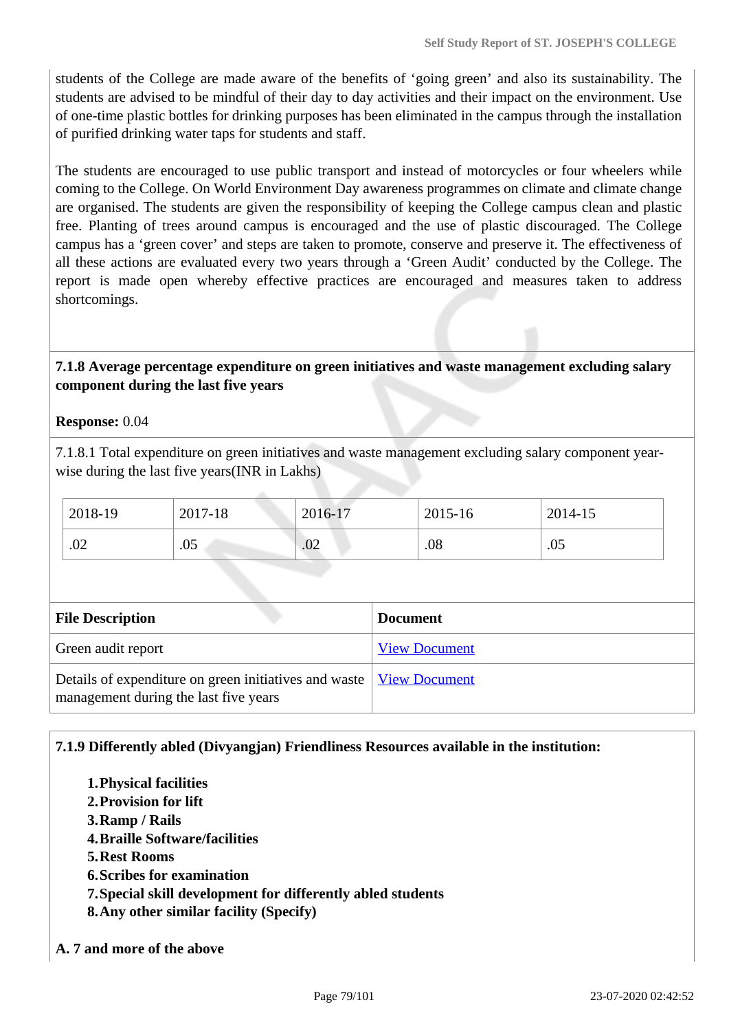students of the College are made aware of the benefits of ‘going green’ and also its sustainability. The students are advised to be mindful of their day to day activities and their impact on the environment. Use of one-time plastic bottles for drinking purposes has been eliminated in the campus through the installation of purified drinking water taps for students and staff.

The students are encouraged to use public transport and instead of motorcycles or four wheelers while coming to the College. On World Environment Day awareness programmes on climate and climate change are organised. The students are given the responsibility of keeping the College campus clean and plastic free. Planting of trees around campus is encouraged and the use of plastic discouraged. The College campus has a ‘green cover’ and steps are taken to promote, conserve and preserve it. The effectiveness of all these actions are evaluated every two years through a ‘Green Audit’ conducted by the College. The report is made open whereby effective practices are encouraged and measures taken to address shortcomings.

**7.1.8 Average percentage expenditure on green initiatives and waste management excluding salary component during the last five years**

**Response:** 0.04

7.1.8.1 Total expenditure on green initiatives and waste management excluding salary component year-wise during the last five years(INR in Lakhs)

| 2018-19 | 2017-18 | 2016-17 | 2015-16 | 2014-15 |
|---|---|---|---|---|
| .02 | .05 | .02 | .08 | .05 |

| File Description | Document |
|---|---|
| Green audit report | View Document |
| Details of expenditure on green initiatives and waste management during the last five years | View Document |

**7.1.9 Differently abled (Divyangjan) Friendliness Resources available in the institution:**

1. **Physical facilities**
2. **Provision for lift**
3. **Ramp / Rails**
4. **Braille Software/facilities**
5. **Rest Rooms**
6. **Scribes for examination**
7. **Special skill development for differently abled students**
8. **Any other similar facility (Specify)**

**A. 7 and more of the above**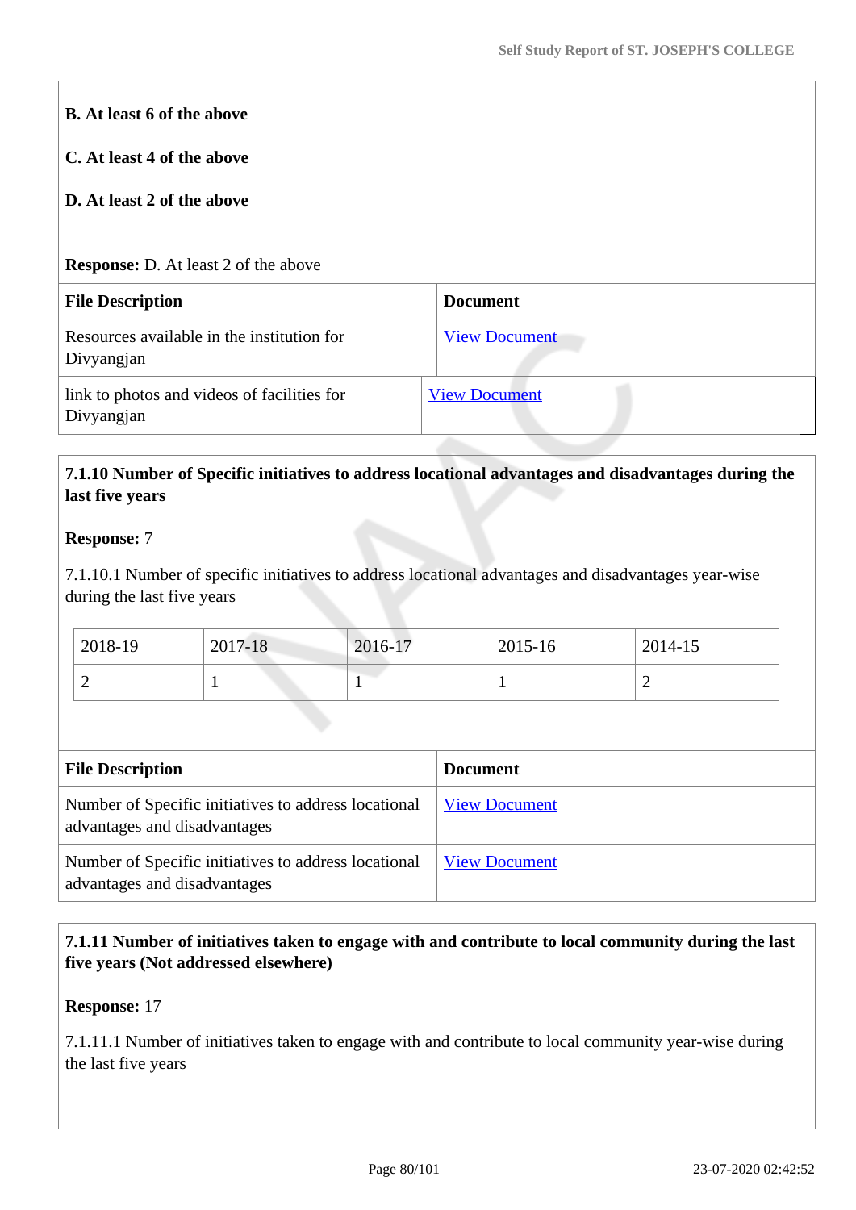**B. At least 6 of the above**

**C. At least 4 of the above**

**D. At least 2 of the above**

**Response:** D. At least 2 of the above

| File Description | Document |
|---|---|
| Resources available in the institution for Divyangjan | View Document |
| link to photos and videos of facilities for Divyangjan | View Document |

**7.1.10 Number of Specific initiatives to address locational advantages and disadvantages during the last five years**

**Response:** 7

7.1.10.1 Number of specific initiatives to address locational advantages and disadvantages year-wise during the last five years

| 2018-19 | 2017-18 | 2016-17 | 2015-16 | 2014-15 |
|---|---|---|---|---|
| 2 | 1 | 1 | 1 | 2 |

| File Description | Document |
|---|---|
| Number of Specific initiatives to address locational advantages and disadvantages | View Document |
| Number of Specific initiatives to address locational advantages and disadvantages | View Document |

**7.1.11 Number of initiatives taken to engage with and contribute to local community during the last five years (Not addressed elsewhere)**

**Response:** 17

7.1.11.1 Number of initiatives taken to engage with and contribute to local community year-wise during the last five years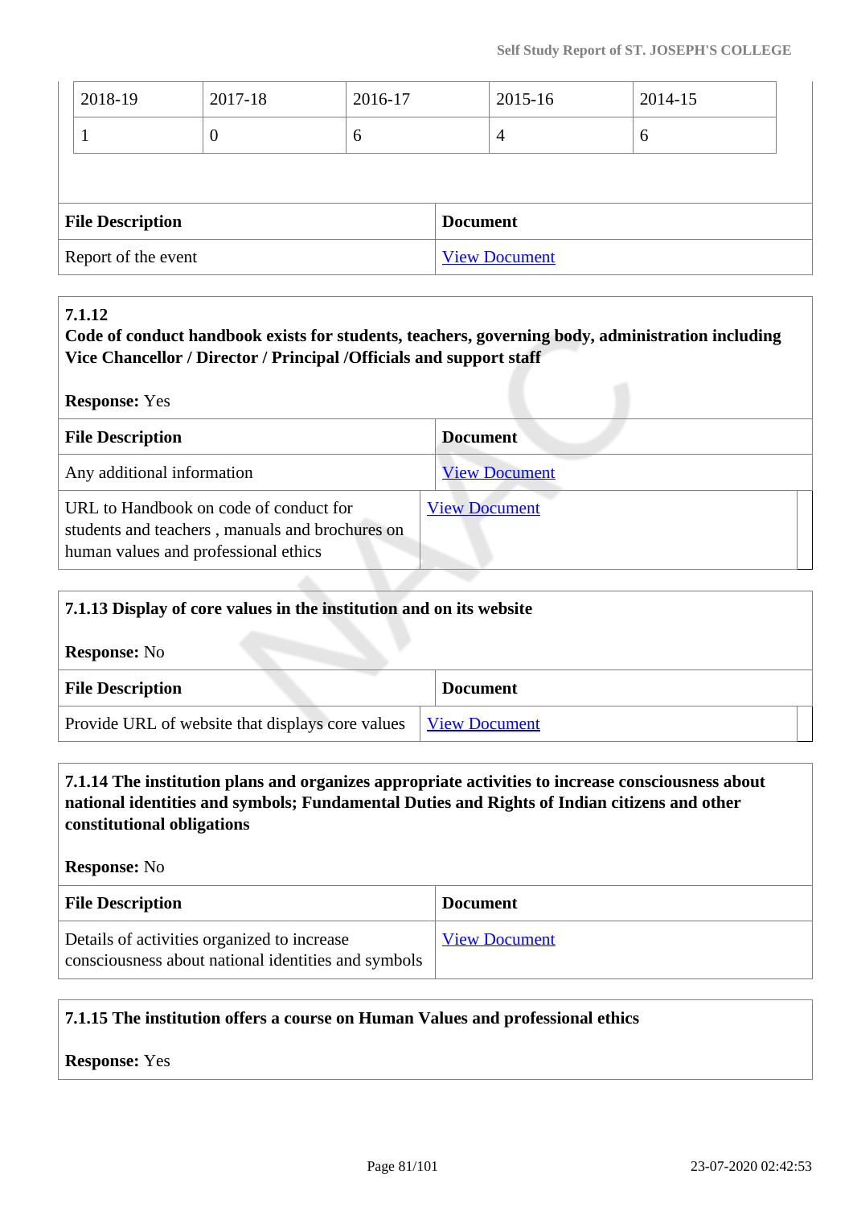| 2018-19 | 2017-18 | 2016-17 | 2015-16 | 2014-15 |
|---|---|---|---|---|
| 1 | 0 | 6 | 4 | 6 |

| File Description | Document |
|---|---|
| Report of the event | View Document |

**7.1.12**
**Code of conduct handbook exists for students, teachers, governing body, administration including Vice Chancellor / Director / Principal /Officials and support staff**

**Response:** Yes

| File Description | Document |
|---|---|
| Any additional information | View Document |
| URL to Handbook on code of conduct for students and teachers , manuals and brochures on human values and professional ethics | View Document |

**7.1.13 Display of core values in the institution and on its website**

**Response:** No

| File Description | Document |
|---|---|
| Provide URL of website that displays core values | View Document |

**7.1.14 The institution plans and organizes appropriate activities to increase consciousness about national identities and symbols; Fundamental Duties and Rights of Indian citizens and other constitutional obligations**

**Response:** No

| File Description | Document |
|---|---|
| Details of activities organized to increase consciousness about national identities and symbols | View Document |

**7.1.15 The institution offers a course on Human Values and professional ethics**

**Response:** Yes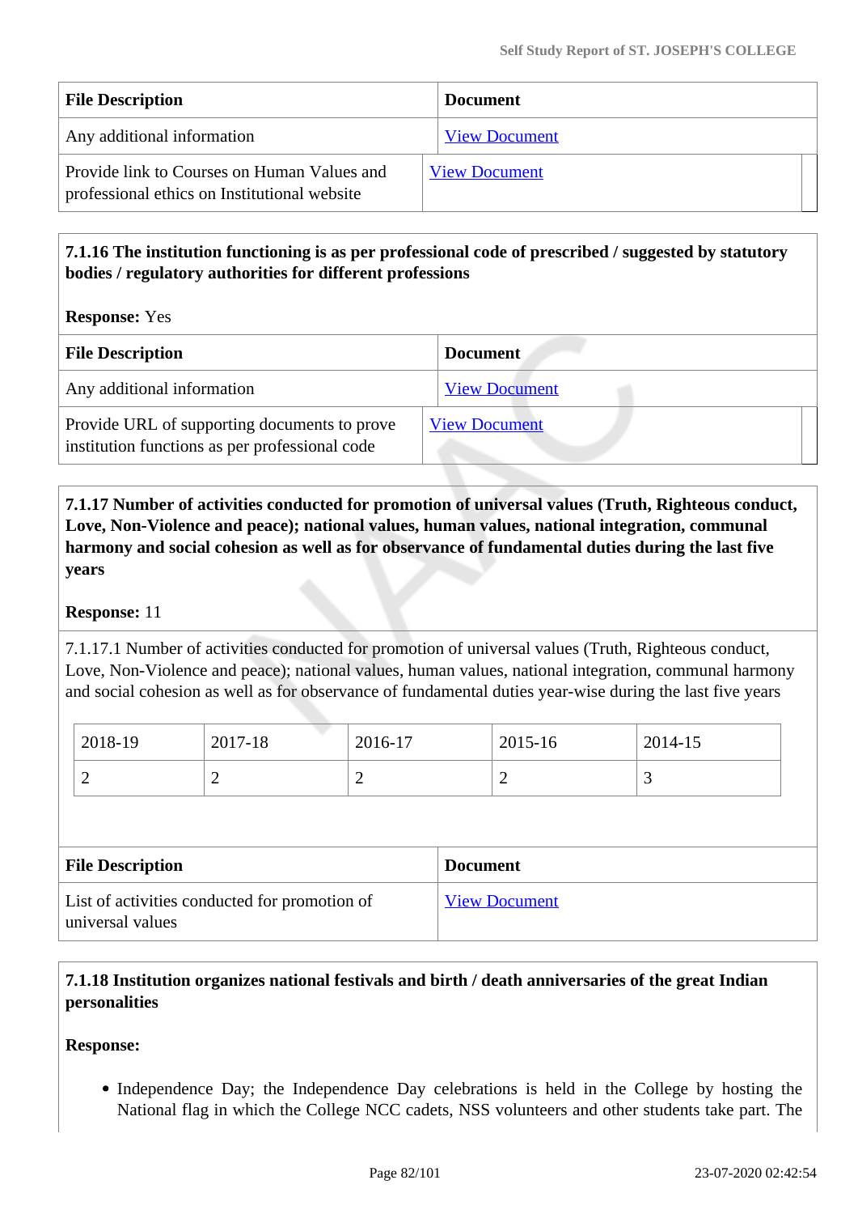| File Description | Document |
|---|---|
| Any additional information | View Document |
| Provide link to Courses on Human Values and professional ethics on Institutional website | View Document |

**7.1.16 The institution functioning is as per professional code of prescribed / suggested by statutory bodies / regulatory authorities for different professions**

**Response:** Yes

| File Description | Document |
|---|---|
| Any additional information | View Document |
| Provide URL of supporting documents to prove institution functions as per professional code | View Document |

**7.1.17 Number of activities conducted for promotion of universal values (Truth, Righteous conduct, Love, Non-Violence and peace); national values, human values, national integration, communal harmony and social cohesion as well as for observance of fundamental duties during the last five years**

**Response:** 11

7.1.17.1 Number of activities conducted for promotion of universal values (Truth, Righteous conduct, Love, Non-Violence and peace); national values, human values, national integration, communal harmony and social cohesion as well as for observance of fundamental duties year-wise during the last five years

| 2018-19 | 2017-18 | 2016-17 | 2015-16 | 2014-15 |
|---|---|---|---|---|
| 2 | 2 | 2 | 2 | 3 |

| File Description | Document |
|---|---|
| List of activities conducted for promotion of universal values | View Document |

**7.1.18 Institution organizes national festivals and birth / death anniversaries of the great Indian personalities**

**Response:**

- Independence Day; the Independence Day celebrations is held in the College by hosting the National flag in which the College NCC cadets, NSS volunteers and other students take part. The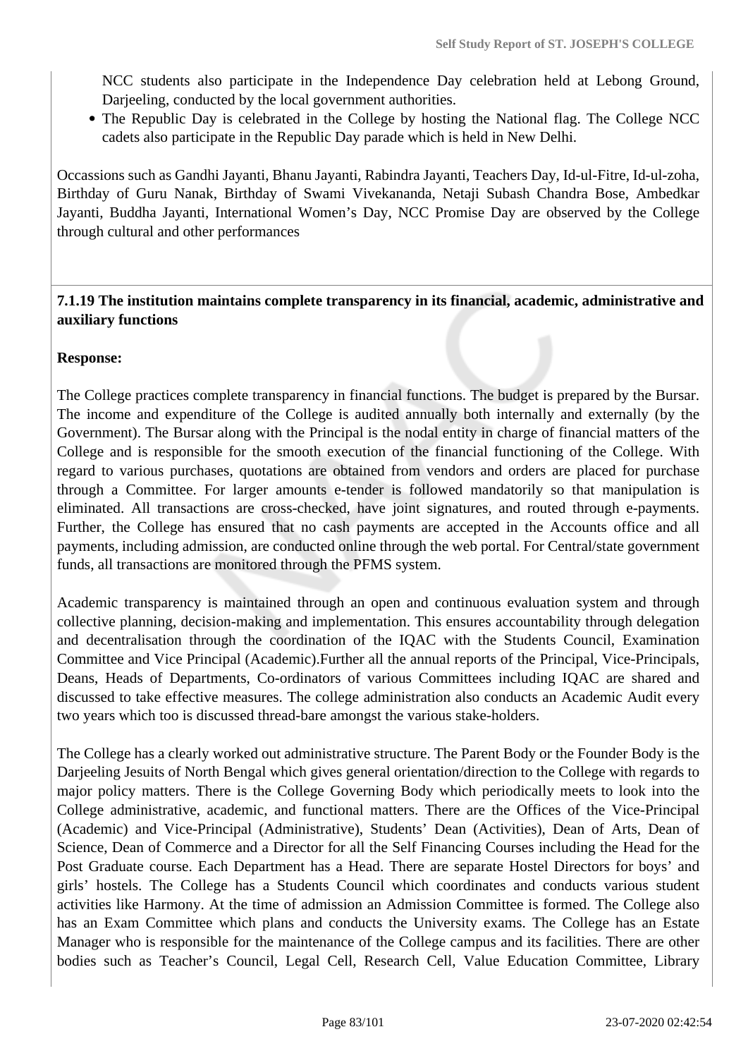NCC students also participate in the Independence Day celebration held at Lebong Ground, Darjeeling, conducted by the local government authorities.

- The Republic Day is celebrated in the College by hosting the National flag. The College NCC cadets also participate in the Republic Day parade which is held in New Delhi.

Occassions such as Gandhi Jayanti, Bhanu Jayanti, Rabindra Jayanti, Teachers Day, Id-ul-Fitre, Id-ul-zoha, Birthday of Guru Nanak, Birthday of Swami Vivekananda, Netaji Subash Chandra Bose, Ambedkar Jayanti, Buddha Jayanti, International Women's Day, NCC Promise Day are observed by the College through cultural and other performances

**7.1.19 The institution maintains complete transparency in its financial, academic, administrative and auxiliary functions**

**Response:**

The College practices complete transparency in financial functions. The budget is prepared by the Bursar. The income and expenditure of the College is audited annually both internally and externally (by the Government). The Bursar along with the Principal is the nodal entity in charge of financial matters of the College and is responsible for the smooth execution of the financial functioning of the College. With regard to various purchases, quotations are obtained from vendors and orders are placed for purchase through a Committee. For larger amounts e-tender is followed mandatorily so that manipulation is eliminated. All transactions are cross-checked, have joint signatures, and routed through e-payments. Further, the College has ensured that no cash payments are accepted in the Accounts office and all payments, including admission, are conducted online through the web portal. For Central/state government funds, all transactions are monitored through the PFMS system.

Academic transparency is maintained through an open and continuous evaluation system and through collective planning, decision-making and implementation. This ensures accountability through delegation and decentralisation through the coordination of the IQAC with the Students Council, Examination Committee and Vice Principal (Academic).Further all the annual reports of the Principal, Vice-Principals, Deans, Heads of Departments, Co-ordinators of various Committees including IQAC are shared and discussed to take effective measures. The college administration also conducts an Academic Audit every two years which too is discussed thread-bare amongst the various stake-holders.

The College has a clearly worked out administrative structure. The Parent Body or the Founder Body is the Darjeeling Jesuits of North Bengal which gives general orientation/direction to the College with regards to major policy matters. There is the College Governing Body which periodically meets to look into the College administrative, academic, and functional matters. There are the Offices of the Vice-Principal (Academic) and Vice-Principal (Administrative), Students' Dean (Activities), Dean of Arts, Dean of Science, Dean of Commerce and a Director for all the Self Financing Courses including the Head for the Post Graduate course. Each Department has a Head. There are separate Hostel Directors for boys' and girls' hostels. The College has a Students Council which coordinates and conducts various student activities like Harmony. At the time of admission an Admission Committee is formed. The College also has an Exam Committee which plans and conducts the University exams. The College has an Estate Manager who is responsible for the maintenance of the College campus and its facilities. There are other bodies such as Teacher's Council, Legal Cell, Research Cell, Value Education Committee, Library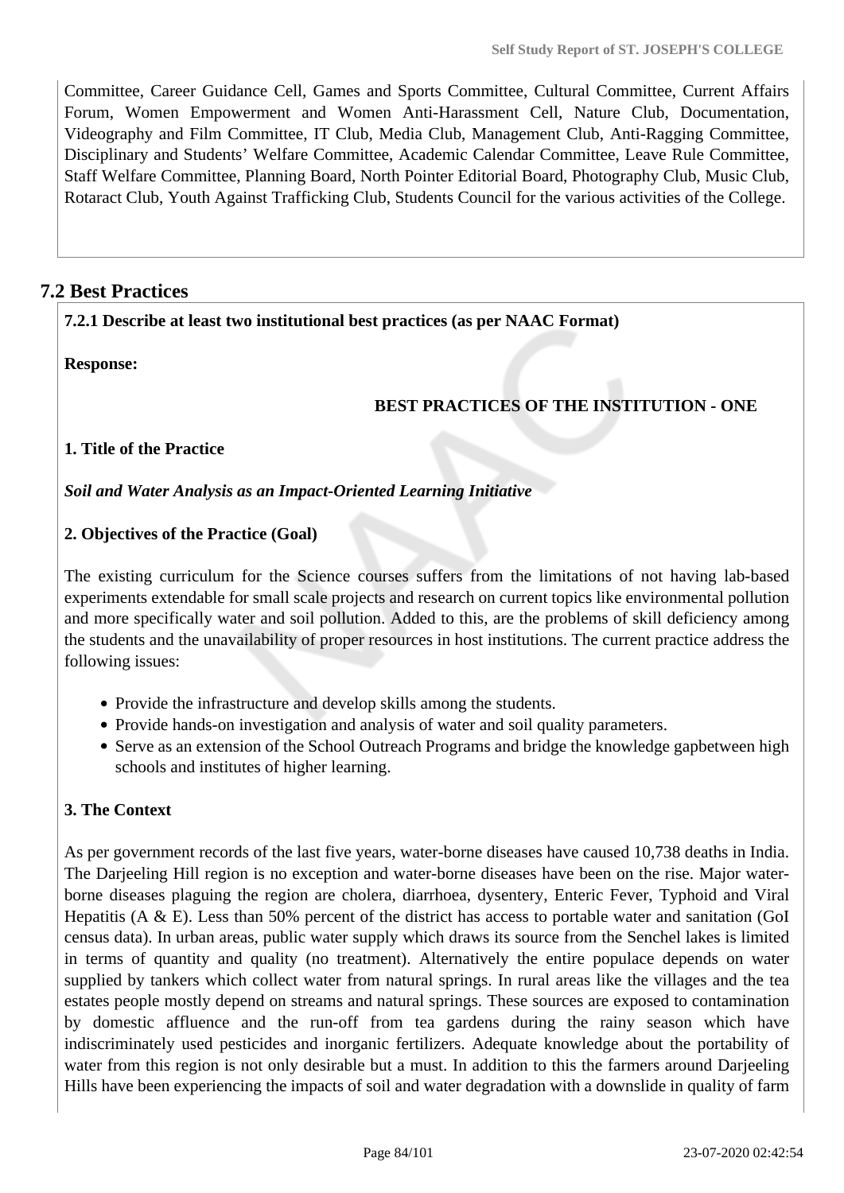Committee, Career Guidance Cell, Games and Sports Committee, Cultural Committee, Current Affairs Forum, Women Empowerment and Women Anti-Harassment Cell, Nature Club, Documentation, Videography and Film Committee, IT Club, Media Club, Management Club, Anti-Ragging Committee, Disciplinary and Students' Welfare Committee, Academic Calendar Committee, Leave Rule Committee, Staff Welfare Committee, Planning Board, North Pointer Editorial Board, Photography Club, Music Club, Rotaract Club, Youth Against Trafficking Club, Students Council for the various activities of the College.

## 7.2 Best Practices

**7.2.1 Describe at least two institutional best practices (as per NAAC Format)**

**Response:**

**BEST PRACTICES OF THE INSTITUTION - ONE**

**1. Title of the Practice**

***Soil and Water Analysis as an Impact-Oriented Learning Initiative***

**2. Objectives of the Practice (Goal)**

The existing curriculum for the Science courses suffers from the limitations of not having lab-based experiments extendable for small scale projects and research on current topics like environmental pollution and more specifically water and soil pollution. Added to this, are the problems of skill deficiency among the students and the unavailability of proper resources in host institutions. The current practice address the following issues:

- Provide the infrastructure and develop skills among the students.
- Provide hands-on investigation and analysis of water and soil quality parameters.
- Serve as an extension of the School Outreach Programs and bridge the knowledge gapbetween high schools and institutes of higher learning.

**3. The Context**

As per government records of the last five years, water-borne diseases have caused 10,738 deaths in India. The Darjeeling Hill region is no exception and water-borne diseases have been on the rise. Major water-borne diseases plaguing the region are cholera, diarrhoea, dysentery, Enteric Fever, Typhoid and Viral Hepatitis (A & E). Less than 50% percent of the district has access to portable water and sanitation (GoI census data). In urban areas, public water supply which draws its source from the Senchel lakes is limited in terms of quantity and quality (no treatment). Alternatively the entire populace depends on water supplied by tankers which collect water from natural springs. In rural areas like the villages and the tea estates people mostly depend on streams and natural springs. These sources are exposed to contamination by domestic affluence and the run-off from tea gardens during the rainy season which have indiscriminately used pesticides and inorganic fertilizers. Adequate knowledge about the portability of water from this region is not only desirable but a must. In addition to this the farmers around Darjeeling Hills have been experiencing the impacts of soil and water degradation with a downslide in quality of farm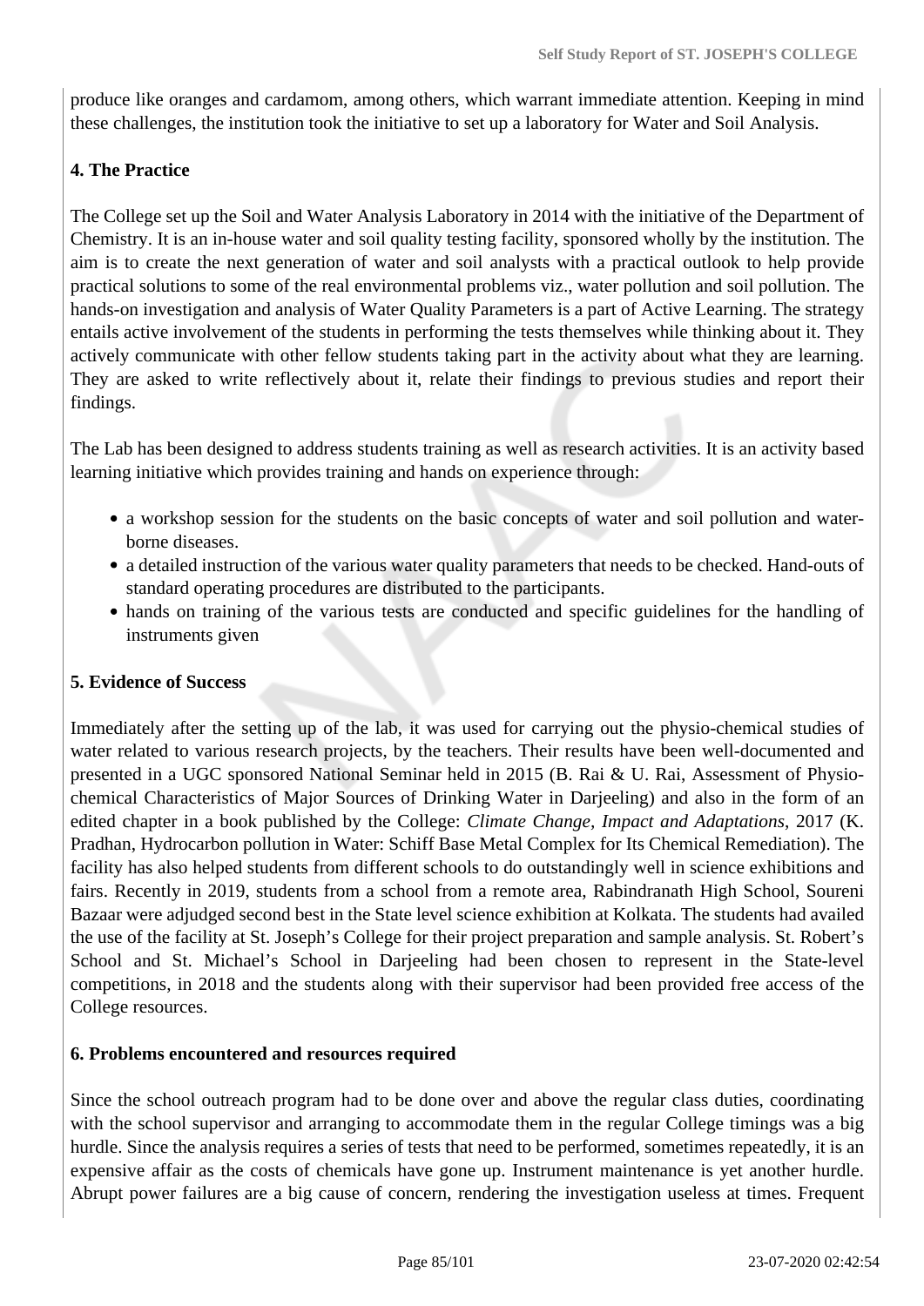produce like oranges and cardamom, among others, which warrant immediate attention. Keeping in mind these challenges, the institution took the initiative to set up a laboratory for Water and Soil Analysis.

**4. The Practice**

The College set up the Soil and Water Analysis Laboratory in 2014 with the initiative of the Department of Chemistry. It is an in-house water and soil quality testing facility, sponsored wholly by the institution. The aim is to create the next generation of water and soil analysts with a practical outlook to help provide practical solutions to some of the real environmental problems viz., water pollution and soil pollution. The hands-on investigation and analysis of Water Quality Parameters is a part of Active Learning. The strategy entails active involvement of the students in performing the tests themselves while thinking about it. They actively communicate with other fellow students taking part in the activity about what they are learning. They are asked to write reflectively about it, relate their findings to previous studies and report their findings.

The Lab has been designed to address students training as well as research activities. It is an activity based learning initiative which provides training and hands on experience through:

- a workshop session for the students on the basic concepts of water and soil pollution and water-borne diseases.
- a detailed instruction of the various water quality parameters that needs to be checked. Hand-outs of standard operating procedures are distributed to the participants.
- hands on training of the various tests are conducted and specific guidelines for the handling of instruments given

**5. Evidence of Success**

Immediately after the setting up of the lab, it was used for carrying out the physio-chemical studies of water related to various research projects, by the teachers. Their results have been well-documented and presented in a UGC sponsored National Seminar held in 2015 (B. Rai & U. Rai, Assessment of Physio-chemical Characteristics of Major Sources of Drinking Water in Darjeeling) and also in the form of an edited chapter in a book published by the College: *Climate Change, Impact and Adaptations*, 2017 (K. Pradhan, Hydrocarbon pollution in Water: Schiff Base Metal Complex for Its Chemical Remediation). The facility has also helped students from different schools to do outstandingly well in science exhibitions and fairs. Recently in 2019, students from a school from a remote area, Rabindranath High School, Soureni Bazaar were adjudged second best in the State level science exhibition at Kolkata. The students had availed the use of the facility at St. Joseph's College for their project preparation and sample analysis. St. Robert's School and St. Michael's School in Darjeeling had been chosen to represent in the State-level competitions, in 2018 and the students along with their supervisor had been provided free access of the College resources.

**6. Problems encountered and resources required**

Since the school outreach program had to be done over and above the regular class duties, coordinating with the school supervisor and arranging to accommodate them in the regular College timings was a big hurdle. Since the analysis requires a series of tests that need to be performed, sometimes repeatedly, it is an expensive affair as the costs of chemicals have gone up. Instrument maintenance is yet another hurdle. Abrupt power failures are a big cause of concern, rendering the investigation useless at times. Frequent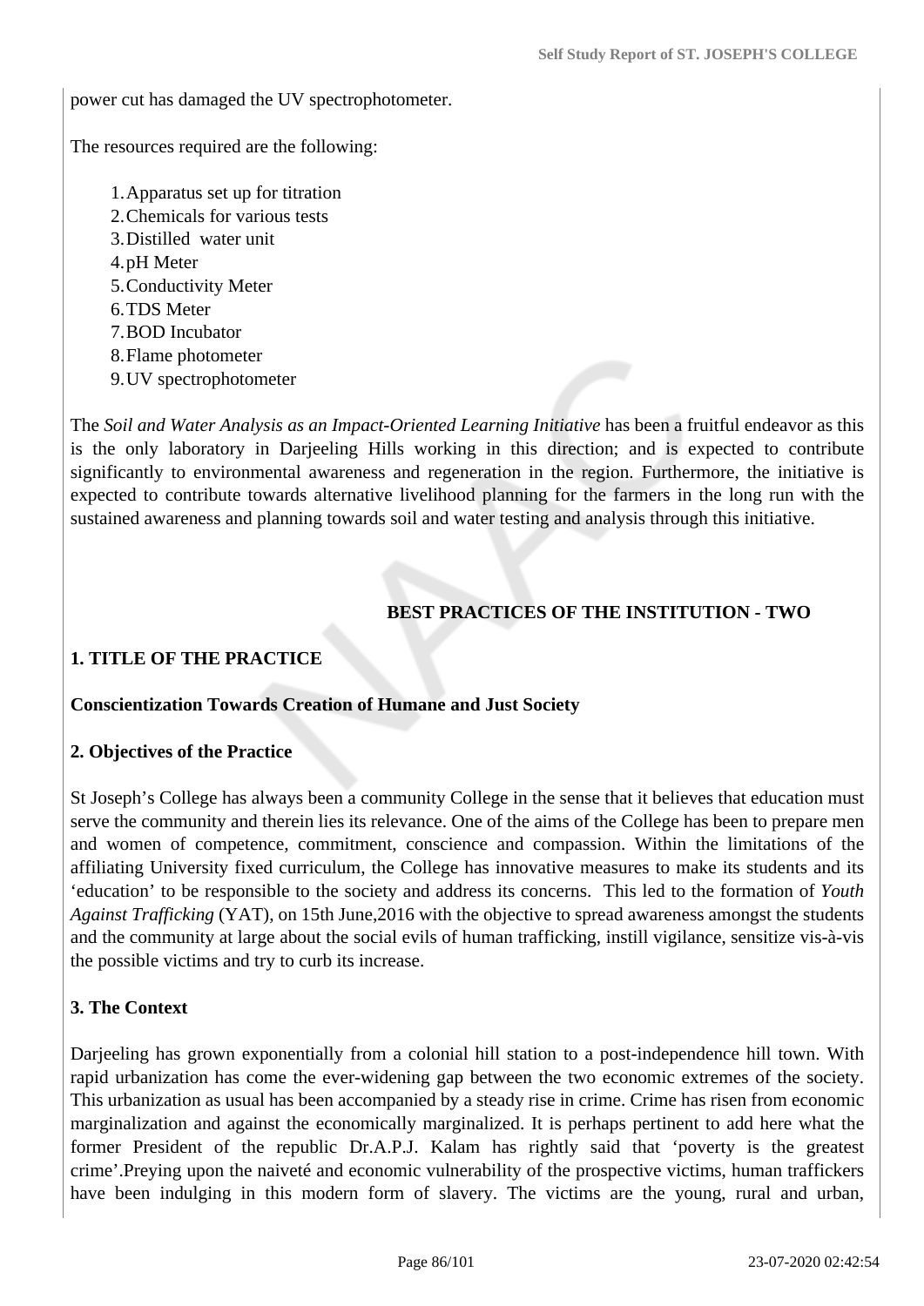power cut has damaged the UV spectrophotometer.

The resources required are the following:

1. Apparatus set up for titration
2. Chemicals for various tests
3. Distilled water unit
4. pH Meter
5. Conductivity Meter
6. TDS Meter
7. BOD Incubator
8. Flame photometer
9. UV spectrophotometer

The *Soil and Water Analysis as an Impact-Oriented Learning Initiative* has been a fruitful endeavor as this is the only laboratory in Darjeeling Hills working in this direction; and is expected to contribute significantly to environmental awareness and regeneration in the region. Furthermore, the initiative is expected to contribute towards alternative livelihood planning for the farmers in the long run with the sustained awareness and planning towards soil and water testing and analysis through this initiative.

## BEST PRACTICES OF THE INSTITUTION - TWO

### 1. TITLE OF THE PRACTICE

**Conscientization Towards Creation of Humane and Just Society**

### 2. Objectives of the Practice

St Joseph's College has always been a community College in the sense that it believes that education must serve the community and therein lies its relevance. One of the aims of the College has been to prepare men and women of competence, commitment, conscience and compassion. Within the limitations of the affiliating University fixed curriculum, the College has innovative measures to make its students and its 'education' to be responsible to the society and address its concerns. This led to the formation of *Youth Against Trafficking* (YAT), on 15th June,2016 with the objective to spread awareness amongst the students and the community at large about the social evils of human trafficking, instill vigilance, sensitize vis-à-vis the possible victims and try to curb its increase.

### 3. The Context

Darjeeling has grown exponentially from a colonial hill station to a post-independence hill town. With rapid urbanization has come the ever-widening gap between the two economic extremes of the society. This urbanization as usual has been accompanied by a steady rise in crime. Crime has risen from economic marginalization and against the economically marginalized. It is perhaps pertinent to add here what the former President of the republic Dr.A.P.J. Kalam has rightly said that 'poverty is the greatest crime'.Preying upon the naiveté and economic vulnerability of the prospective victims, human traffickers have been indulging in this modern form of slavery. The victims are the young, rural and urban,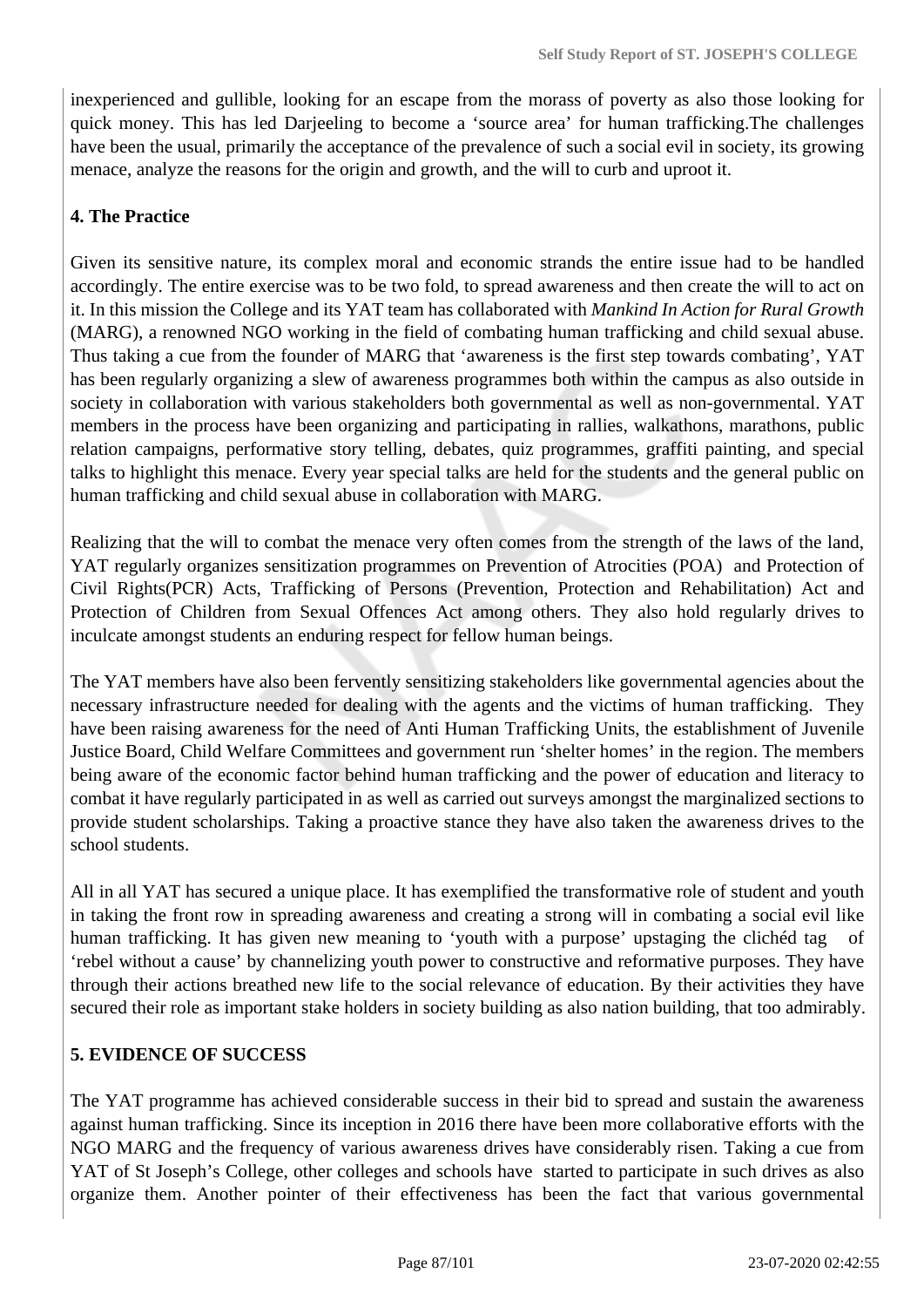inexperienced and gullible, looking for an escape from the morass of poverty as also those looking for quick money. This has led Darjeeling to become a 'source area' for human trafficking.The challenges have been the usual, primarily the acceptance of the prevalence of such a social evil in society, its growing menace, analyze the reasons for the origin and growth, and the will to curb and uproot it.

**4. The Practice**

Given its sensitive nature, its complex moral and economic strands the entire issue had to be handled accordingly. The entire exercise was to be two fold, to spread awareness and then create the will to act on it. In this mission the College and its YAT team has collaborated with *Mankind In Action for Rural Growth* (MARG), a renowned NGO working in the field of combating human trafficking and child sexual abuse. Thus taking a cue from the founder of MARG that 'awareness is the first step towards combating', YAT has been regularly organizing a slew of awareness programmes both within the campus as also outside in society in collaboration with various stakeholders both governmental as well as non-governmental. YAT members in the process have been organizing and participating in rallies, walkathons, marathons, public relation campaigns, performative story telling, debates, quiz programmes, graffiti painting, and special talks to highlight this menace. Every year special talks are held for the students and the general public on human trafficking and child sexual abuse in collaboration with MARG.

Realizing that the will to combat the menace very often comes from the strength of the laws of the land, YAT regularly organizes sensitization programmes on Prevention of Atrocities (POA) and Protection of Civil Rights(PCR) Acts, Trafficking of Persons (Prevention, Protection and Rehabilitation) Act and Protection of Children from Sexual Offences Act among others. They also hold regularly drives to inculcate amongst students an enduring respect for fellow human beings.

The YAT members have also been fervently sensitizing stakeholders like governmental agencies about the necessary infrastructure needed for dealing with the agents and the victims of human trafficking. They have been raising awareness for the need of Anti Human Trafficking Units, the establishment of Juvenile Justice Board, Child Welfare Committees and government run 'shelter homes' in the region. The members being aware of the economic factor behind human trafficking and the power of education and literacy to combat it have regularly participated in as well as carried out surveys amongst the marginalized sections to provide student scholarships. Taking a proactive stance they have also taken the awareness drives to the school students.

All in all YAT has secured a unique place. It has exemplified the transformative role of student and youth in taking the front row in spreading awareness and creating a strong will in combating a social evil like human trafficking. It has given new meaning to 'youth with a purpose' upstaging the clichéd tag of 'rebel without a cause' by channelizing youth power to constructive and reformative purposes. They have through their actions breathed new life to the social relevance of education. By their activities they have secured their role as important stake holders in society building as also nation building, that too admirably.

**5. EVIDENCE OF SUCCESS**

The YAT programme has achieved considerable success in their bid to spread and sustain the awareness against human trafficking. Since its inception in 2016 there have been more collaborative efforts with the NGO MARG and the frequency of various awareness drives have considerably risen. Taking a cue from YAT of St Joseph's College, other colleges and schools have started to participate in such drives as also organize them. Another pointer of their effectiveness has been the fact that various governmental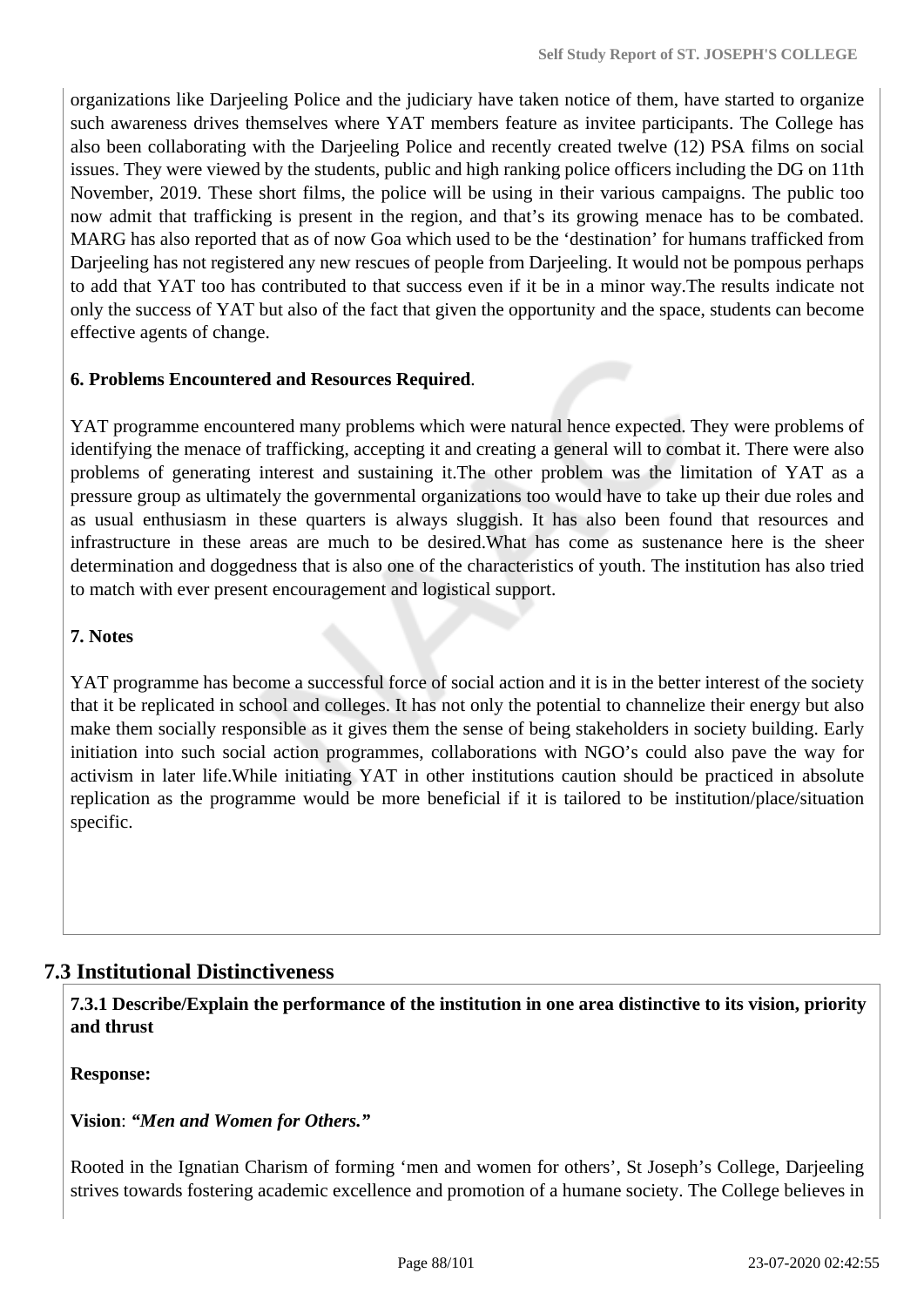organizations like Darjeeling Police and the judiciary have taken notice of them, have started to organize such awareness drives themselves where YAT members feature as invitee participants. The College has also been collaborating with the Darjeeling Police and recently created twelve (12) PSA films on social issues. They were viewed by the students, public and high ranking police officers including the DG on 11th November, 2019. These short films, the police will be using in their various campaigns. The public too now admit that trafficking is present in the region, and that's its growing menace has to be combated. MARG has also reported that as of now Goa which used to be the 'destination' for humans trafficked from Darjeeling has not registered any new rescues of people from Darjeeling. It would not be pompous perhaps to add that YAT too has contributed to that success even if it be in a minor way.The results indicate not only the success of YAT but also of the fact that given the opportunity and the space, students can become effective agents of change.

**6. Problems Encountered and Resources Required**.

YAT programme encountered many problems which were natural hence expected. They were problems of identifying the menace of trafficking, accepting it and creating a general will to combat it. There were also problems of generating interest and sustaining it.The other problem was the limitation of YAT as a pressure group as ultimately the governmental organizations too would have to take up their due roles and as usual enthusiasm in these quarters is always sluggish. It has also been found that resources and infrastructure in these areas are much to be desired.What has come as sustenance here is the sheer determination and doggedness that is also one of the characteristics of youth. The institution has also tried to match with ever present encouragement and logistical support.

**7. Notes**

YAT programme has become a successful force of social action and it is in the better interest of the society that it be replicated in school and colleges. It has not only the potential to channelize their energy but also make them socially responsible as it gives them the sense of being stakeholders in society building. Early initiation into such social action programmes, collaborations with NGO's could also pave the way for activism in later life.While initiating YAT in other institutions caution should be practiced in absolute replication as the programme would be more beneficial if it is tailored to be institution/place/situation specific.

## 7.3 Institutional Distinctiveness

**7.3.1 Describe/Explain the performance of the institution in one area distinctive to its vision, priority and thrust**

**Response:**

**Vision**: ***"Men and Women for Others."***

Rooted in the Ignatian Charism of forming 'men and women for others', St Joseph's College, Darjeeling strives towards fostering academic excellence and promotion of a humane society. The College believes in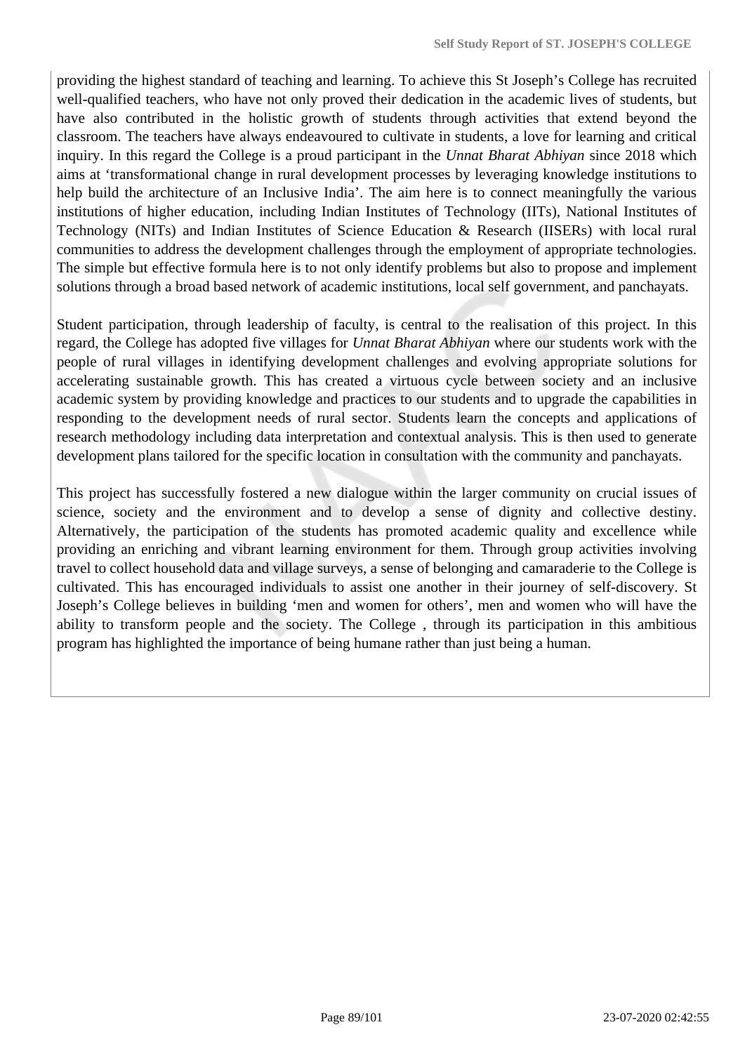providing the highest standard of teaching and learning. To achieve this St Joseph's College has recruited well-qualified teachers, who have not only proved their dedication in the academic lives of students, but have also contributed in the holistic growth of students through activities that extend beyond the classroom. The teachers have always endeavoured to cultivate in students, a love for learning and critical inquiry. In this regard the College is a proud participant in the *Unnat Bharat Abhiyan* since 2018 which aims at 'transformational change in rural development processes by leveraging knowledge institutions to help build the architecture of an Inclusive India'. The aim here is to connect meaningfully the various institutions of higher education, including Indian Institutes of Technology (IITs), National Institutes of Technology (NITs) and Indian Institutes of Science Education & Research (IISERs) with local rural communities to address the development challenges through the employment of appropriate technologies. The simple but effective formula here is to not only identify problems but also to propose and implement solutions through a broad based network of academic institutions, local self government, and panchayats.

Student participation, through leadership of faculty, is central to the realisation of this project. In this regard, the College has adopted five villages for *Unnat Bharat Abhiyan* where our students work with the people of rural villages in identifying development challenges and evolving appropriate solutions for accelerating sustainable growth. This has created a virtuous cycle between society and an inclusive academic system by providing knowledge and practices to our students and to upgrade the capabilities in responding to the development needs of rural sector. Students learn the concepts and applications of research methodology including data interpretation and contextual analysis. This is then used to generate development plans tailored for the specific location in consultation with the community and panchayats.

This project has successfully fostered a new dialogue within the larger community on crucial issues of science, society and the environment and to develop a sense of dignity and collective destiny. Alternatively, the participation of the students has promoted academic quality and excellence while providing an enriching and vibrant learning environment for them. Through group activities involving travel to collect household data and village surveys, a sense of belonging and camaraderie to the College is cultivated. This has encouraged individuals to assist one another in their journey of self-discovery. St Joseph's College believes in building 'men and women for others', men and women who will have the ability to transform people and the society. The College , through its participation in this ambitious program has highlighted the importance of being humane rather than just being a human.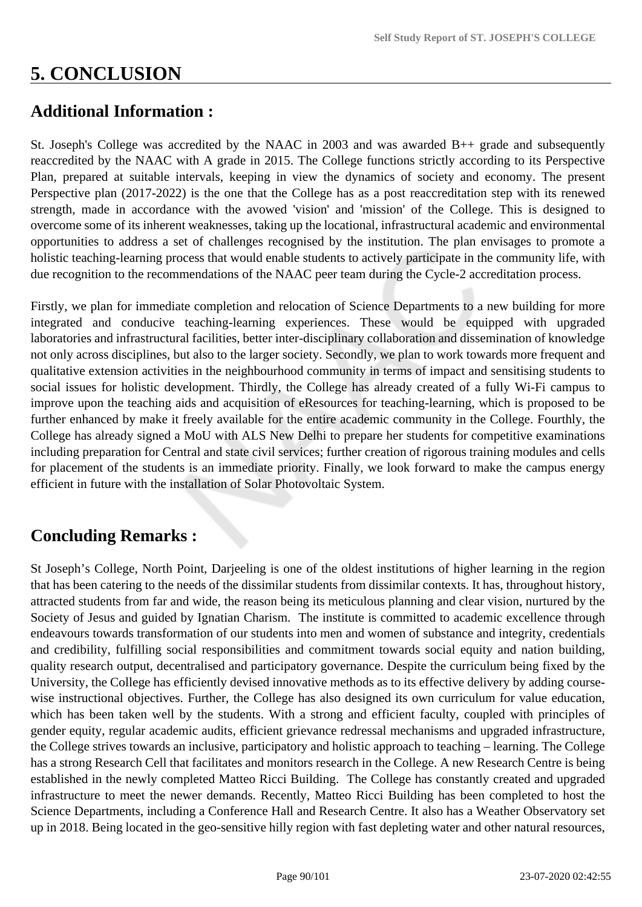# 5. CONCLUSION

## Additional Information :

St. Joseph's College was accredited by the NAAC in 2003 and was awarded B++ grade and subsequently reaccredited by the NAAC with A grade in 2015. The College functions strictly according to its Perspective Plan, prepared at suitable intervals, keeping in view the dynamics of society and economy. The present Perspective plan (2017-2022) is the one that the College has as a post reaccreditation step with its renewed strength, made in accordance with the avowed 'vision' and 'mission' of the College. This is designed to overcome some of its inherent weaknesses, taking up the locational, infrastructural academic and environmental opportunities to address a set of challenges recognised by the institution. The plan envisages to promote a holistic teaching-learning process that would enable students to actively participate in the community life, with due recognition to the recommendations of the NAAC peer team during the Cycle-2 accreditation process.

Firstly, we plan for immediate completion and relocation of Science Departments to a new building for more integrated and conducive teaching-learning experiences. These would be equipped with upgraded laboratories and infrastructural facilities, better inter-disciplinary collaboration and dissemination of knowledge not only across disciplines, but also to the larger society. Secondly, we plan to work towards more frequent and qualitative extension activities in the neighbourhood community in terms of impact and sensitising students to social issues for holistic development. Thirdly, the College has already created of a fully Wi-Fi campus to improve upon the teaching aids and acquisition of eResources for teaching-learning, which is proposed to be further enhanced by make it freely available for the entire academic community in the College. Fourthly, the College has already signed a MoU with ALS New Delhi to prepare her students for competitive examinations including preparation for Central and state civil services; further creation of rigorous training modules and cells for placement of the students is an immediate priority. Finally, we look forward to make the campus energy efficient in future with the installation of Solar Photovoltaic System.

## Concluding Remarks :

St Joseph’s College, North Point, Darjeeling is one of the oldest institutions of higher learning in the region that has been catering to the needs of the dissimilar students from dissimilar contexts. It has, throughout history, attracted students from far and wide, the reason being its meticulous planning and clear vision, nurtured by the Society of Jesus and guided by Ignatian Charism.  The institute is committed to academic excellence through endeavours towards transformation of our students into men and women of substance and integrity, credentials and credibility, fulfilling social responsibilities and commitment towards social equity and nation building, quality research output, decentralised and participatory governance. Despite the curriculum being fixed by the University, the College has efficiently devised innovative methods as to its effective delivery by adding course-wise instructional objectives. Further, the College has also designed its own curriculum for value education, which has been taken well by the students. With a strong and efficient faculty, coupled with principles of gender equity, regular academic audits, efficient grievance redressal mechanisms and upgraded infrastructure, the College strives towards an inclusive, participatory and holistic approach to teaching – learning. The College has a strong Research Cell that facilitates and monitors research in the College. A new Research Centre is being established in the newly completed Matteo Ricci Building.  The College has constantly created and upgraded infrastructure to meet the newer demands. Recently, Matteo Ricci Building has been completed to host the Science Departments, including a Conference Hall and Research Centre. It also has a Weather Observatory set up in 2018. Being located in the geo-sensitive hilly region with fast depleting water and other natural resources,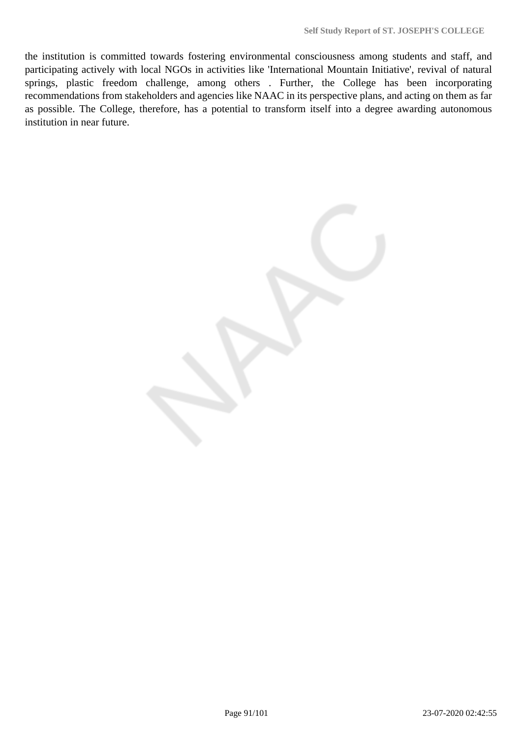the institution is committed towards fostering environmental consciousness among students and staff, and participating actively with local NGOs in activities like 'International Mountain Initiative', revival of natural springs, plastic freedom challenge, among others . Further, the College has been incorporating recommendations from stakeholders and agencies like NAAC in its perspective plans, and acting on them as far as possible. The College, therefore, has a potential to transform itself into a degree awarding autonomous institution in near future.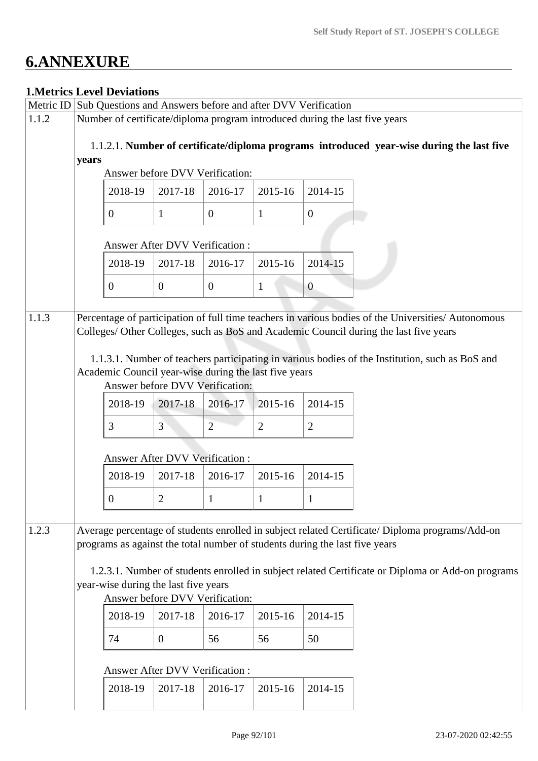# 6.ANNEXURE

## 1.Metrics Level Deviations

| Metric ID | Sub Questions and Answers before and after DVV Verification |
|---|---|
| 1.1.2 | Number of certificate/diploma program introduced during the last five years |

1.1.2.1. **Number of certificate/diploma programs introduced year-wise during the last five years**

Answer before DVV Verification:

| 2018-19 | 2017-18 | 2016-17 | 2015-16 | 2014-15 |
|---|---|---|---|---|
| 0 | 1 | 0 | 1 | 0 |

Answer After DVV Verification :

| 2018-19 | 2017-18 | 2016-17 | 2015-16 | 2014-15 |
|---|---|---|---|---|
| 0 | 0 | 0 | 1 | 0 |

| Metric ID | Sub Questions and Answers before and after DVV Verification |
|---|---|
| 1.1.3 | Percentage of participation of full time teachers in various bodies of the Universities/ Autonomous Colleges/ Other Colleges, such as BoS and Academic Council during the last five years |

1.1.3.1. Number of teachers participating in various bodies of the Institution, such as BoS and Academic Council year-wise during the last five years

Answer before DVV Verification:

| 2018-19 | 2017-18 | 2016-17 | 2015-16 | 2014-15 |
|---|---|---|---|---|
| 3 | 3 | 2 | 2 | 2 |

Answer After DVV Verification :

| 2018-19 | 2017-18 | 2016-17 | 2015-16 | 2014-15 |
|---|---|---|---|---|
| 0 | 2 | 1 | 1 | 1 |

| Metric ID | Sub Questions and Answers before and after DVV Verification |
|---|---|
| 1.2.3 | Average percentage of students enrolled in subject related Certificate/ Diploma programs/Add-on programs as against the total number of students during the last five years |

1.2.3.1. Number of students enrolled in subject related Certificate or Diploma or Add-on programs year-wise during the last five years

Answer before DVV Verification:

| 2018-19 | 2017-18 | 2016-17 | 2015-16 | 2014-15 |
|---|---|---|---|---|
| 74 | 0 | 56 | 56 | 50 |

Answer After DVV Verification :

| 2018-19 | 2017-18 | 2016-17 | 2015-16 | 2014-15 |
|---|---|---|---|---|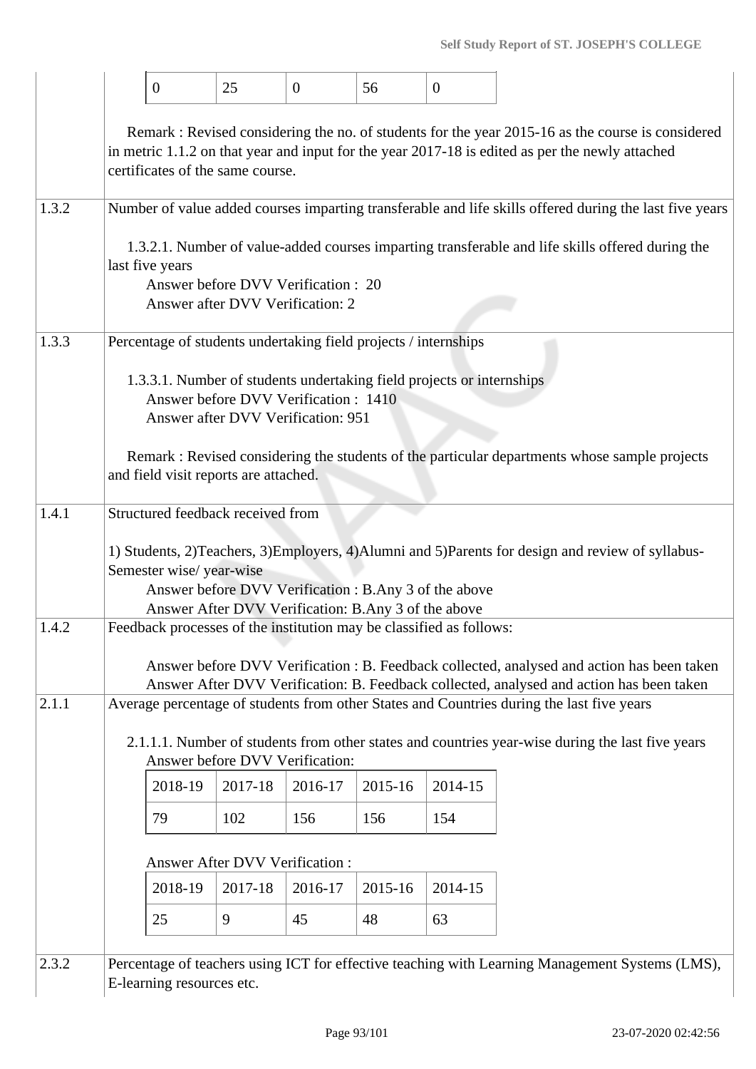| 0 | 25 | 0 | 56 | 0 |
|---|---|---|---|---|

Remark : Revised considering the no. of students for the year 2015-16 as the course is considered in metric 1.1.2 on that year and input for the year 2017-18 is edited as per the newly attached certificates of the same course.

**1.3.2** Number of value added courses imparting transferable and life skills offered during the last five years

1.3.2.1. Number of value-added courses imparting transferable and life skills offered during the last five years

Answer before DVV Verification : 20
Answer after DVV Verification: 2

**1.3.3** Percentage of students undertaking field projects / internships

1.3.3.1. Number of students undertaking field projects or internships

Answer before DVV Verification : 1410
Answer after DVV Verification: 951

Remark : Revised considering the students of the particular departments whose sample projects and field visit reports are attached.

**1.4.1** Structured feedback received from

1) Students, 2)Teachers, 3)Employers, 4)Alumni and 5)Parents for design and review of syllabus-Semester wise/ year-wise

Answer before DVV Verification : B.Any 3 of the above
Answer After DVV Verification: B.Any 3 of the above

**1.4.2** Feedback processes of the institution may be classified as follows:

Answer before DVV Verification : B. Feedback collected, analysed and action has been taken
Answer After DVV Verification: B. Feedback collected, analysed and action has been taken

**2.1.1** Average percentage of students from other States and Countries during the last five years

2.1.1.1. Number of students from other states and countries year-wise during the last five years

Answer before DVV Verification:

| 2018-19 | 2017-18 | 2016-17 | 2015-16 | 2014-15 |
|---|---|---|---|---|
| 79 | 102 | 156 | 156 | 154 |

Answer After DVV Verification :

| 2018-19 | 2017-18 | 2016-17 | 2015-16 | 2014-15 |
|---|---|---|---|---|
| 25 | 9 | 45 | 48 | 63 |

**2.3.2** Percentage of teachers using ICT for effective teaching with Learning Management Systems (LMS), E-learning resources etc.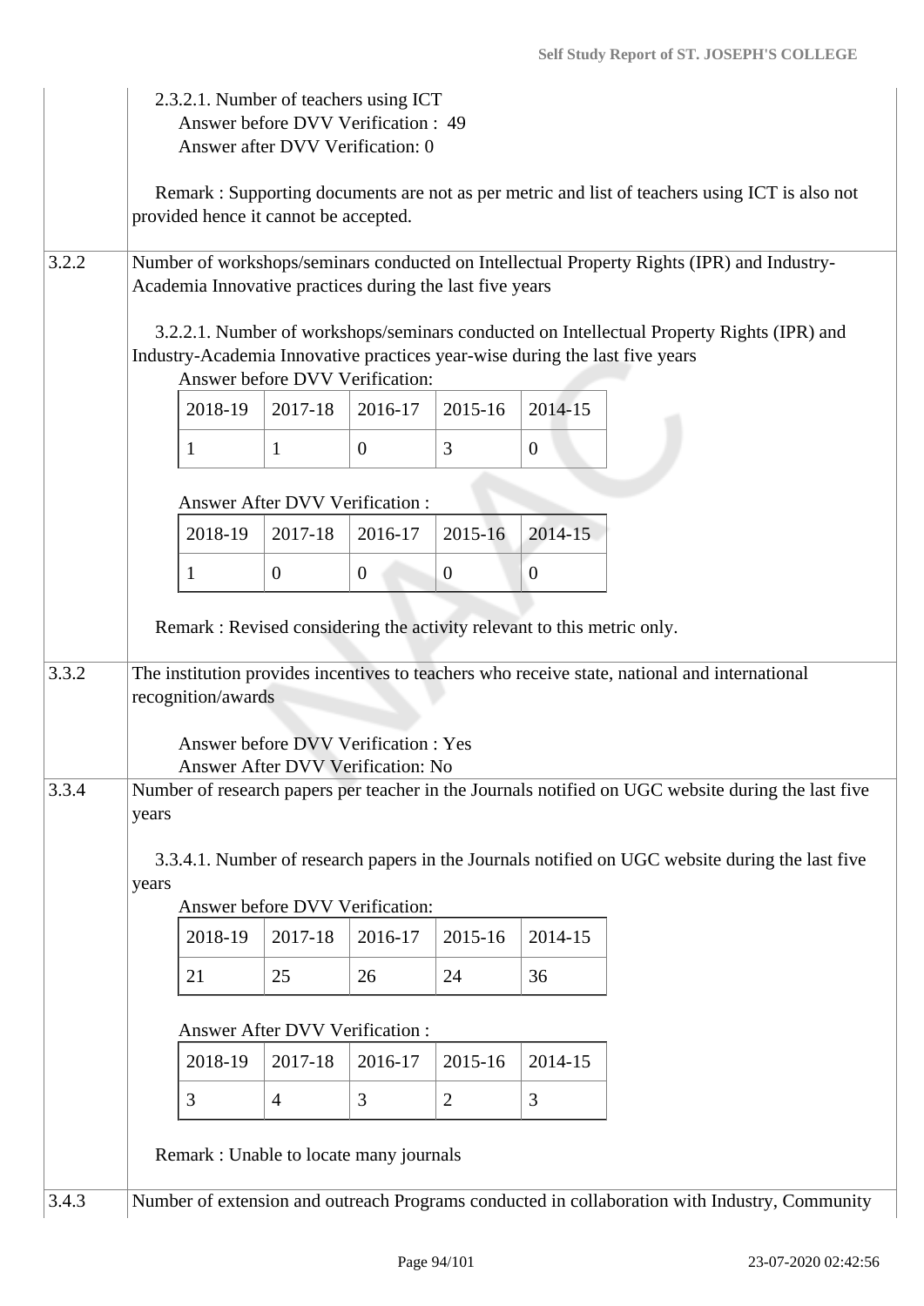2.3.2.1. Number of teachers using ICT
Answer before DVV Verification : 49
Answer after DVV Verification: 0

Remark : Supporting documents are not as per metric and list of teachers using ICT is also not provided hence it cannot be accepted.

**3.2.2** Number of workshops/seminars conducted on Intellectual Property Rights (IPR) and Industry-Academia Innovative practices during the last five years

3.2.2.1. Number of workshops/seminars conducted on Intellectual Property Rights (IPR) and Industry-Academia Innovative practices year-wise during the last five years

Answer before DVV Verification:

| 2018-19 | 2017-18 | 2016-17 | 2015-16 | 2014-15 |
|---|---|---|---|---|
| 1 | 1 | 0 | 3 | 0 |

Answer After DVV Verification :

| 2018-19 | 2017-18 | 2016-17 | 2015-16 | 2014-15 |
|---|---|---|---|---|
| 1 | 0 | 0 | 0 | 0 |

Remark : Revised considering the activity relevant to this metric only.

**3.3.2** The institution provides incentives to teachers who receive state, national and international recognition/awards

Answer before DVV Verification : Yes
Answer After DVV Verification: No

**3.3.4** Number of research papers per teacher in the Journals notified on UGC website during the last five years

3.3.4.1. Number of research papers in the Journals notified on UGC website during the last five years

Answer before DVV Verification:

| 2018-19 | 2017-18 | 2016-17 | 2015-16 | 2014-15 |
|---|---|---|---|---|
| 21 | 25 | 26 | 24 | 36 |

Answer After DVV Verification :

| 2018-19 | 2017-18 | 2016-17 | 2015-16 | 2014-15 |
|---|---|---|---|---|
| 3 | 4 | 3 | 2 | 3 |

Remark : Unable to locate many journals

**3.4.3** Number of extension and outreach Programs conducted in collaboration with Industry, Community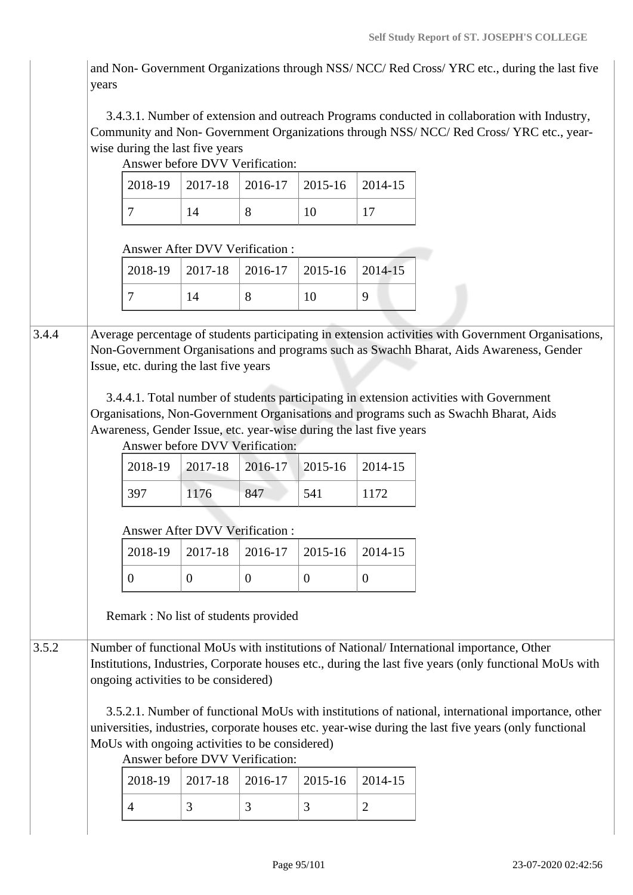and Non- Government Organizations through NSS/ NCC/ Red Cross/ YRC etc., during the last five years

3.4.3.1. Number of extension and outreach Programs conducted in collaboration with Industry, Community and Non- Government Organizations through NSS/ NCC/ Red Cross/ YRC etc., year-wise during the last five years

Answer before DVV Verification:

| 2018-19 | 2017-18 | 2016-17 | 2015-16 | 2014-15 |
|---|---|---|---|---|
| 7 | 14 | 8 | 10 | 17 |

Answer After DVV Verification :

| 2018-19 | 2017-18 | 2016-17 | 2015-16 | 2014-15 |
|---|---|---|---|---|
| 7 | 14 | 8 | 10 | 9 |

**3.4.4** Average percentage of students participating in extension activities with Government Organisations, Non-Government Organisations and programs such as Swachh Bharat, Aids Awareness, Gender Issue, etc. during the last five years

3.4.4.1. Total number of students participating in extension activities with Government Organisations, Non-Government Organisations and programs such as Swachh Bharat, Aids Awareness, Gender Issue, etc. year-wise during the last five years

Answer before DVV Verification:

| 2018-19 | 2017-18 | 2016-17 | 2015-16 | 2014-15 |
|---|---|---|---|---|
| 397 | 1176 | 847 | 541 | 1172 |

Answer After DVV Verification :

| 2018-19 | 2017-18 | 2016-17 | 2015-16 | 2014-15 |
|---|---|---|---|---|
| 0 | 0 | 0 | 0 | 0 |

Remark : No list of students provided

**3.5.2** Number of functional MoUs with institutions of National/ International importance, Other Institutions, Industries, Corporate houses etc., during the last five years (only functional MoUs with ongoing activities to be considered)

3.5.2.1. Number of functional MoUs with institutions of national, international importance, other universities, industries, corporate houses etc. year-wise during the last five years (only functional MoUs with ongoing activities to be considered)

Answer before DVV Verification:

| 2018-19 | 2017-18 | 2016-17 | 2015-16 | 2014-15 |
|---|---|---|---|---|
| 4 | 3 | 3 | 3 | 2 |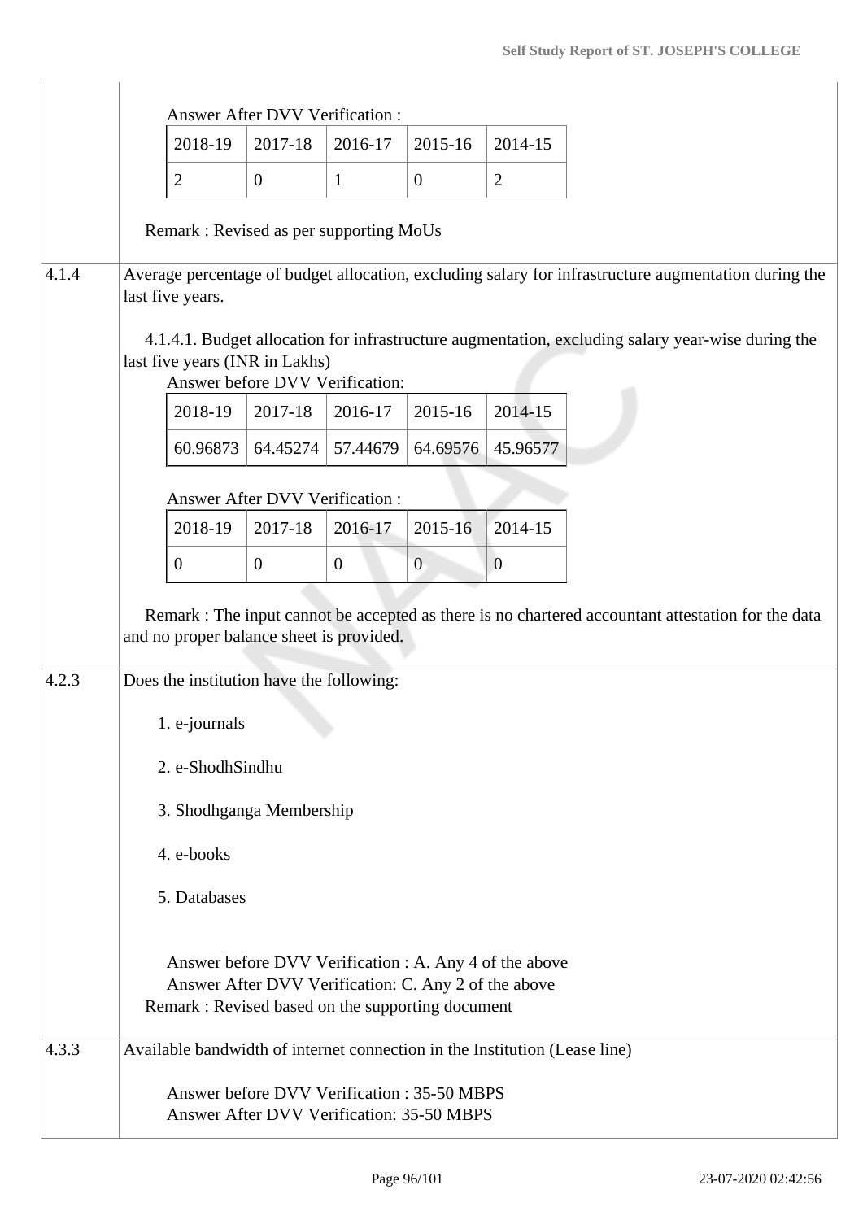Answer After DVV Verification :

| 2018-19 | 2017-18 | 2016-17 | 2015-16 | 2014-15 |
|---|---|---|---|---|
| 2 | 0 | 1 | 0 | 2 |

Remark : Revised as per supporting MoUs

**4.1.4** Average percentage of budget allocation, excluding salary for infrastructure augmentation during the last five years.

4.1.4.1. Budget allocation for infrastructure augmentation, excluding salary year-wise during the last five years (INR in Lakhs)

Answer before DVV Verification:

| 2018-19 | 2017-18 | 2016-17 | 2015-16 | 2014-15 |
|---|---|---|---|---|
| 60.96873 | 64.45274 | 57.44679 | 64.69576 | 45.96577 |

Answer After DVV Verification :

| 2018-19 | 2017-18 | 2016-17 | 2015-16 | 2014-15 |
|---|---|---|---|---|
| 0 | 0 | 0 | 0 | 0 |

Remark : The input cannot be accepted as there is no chartered accountant attestation for the data and no proper balance sheet is provided.

**4.2.3** Does the institution have the following:

1. e-journals
2. e-ShodhSindhu
3. Shodhganga Membership
4. e-books
5. Databases

Answer before DVV Verification : A. Any 4 of the above
Answer After DVV Verification: C. Any 2 of the above
Remark : Revised based on the supporting document

**4.3.3** Available bandwidth of internet connection in the Institution (Lease line)

Answer before DVV Verification : 35-50 MBPS
Answer After DVV Verification: 35-50 MBPS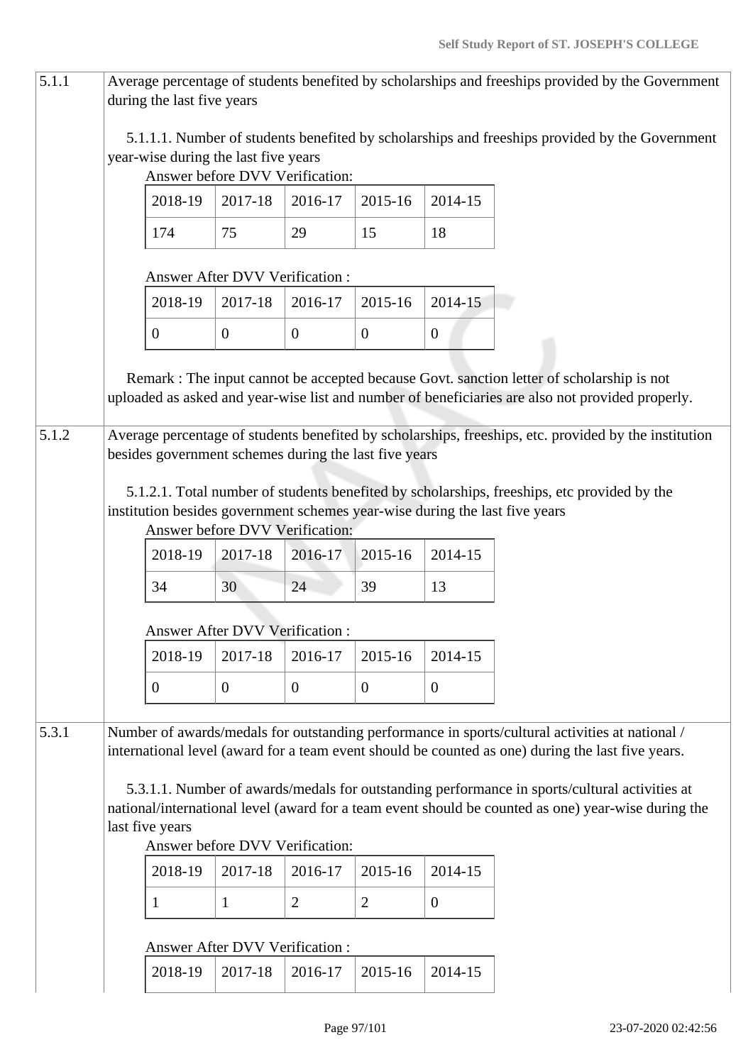| | |
|---|---|
| 5.1.1 | Average percentage of students benefited by scholarships and freeships provided by the Government during the last five years |

5.1.1.1. Number of students benefited by scholarships and freeships provided by the Government year-wise during the last five years

Answer before DVV Verification:

| 2018-19 | 2017-18 | 2016-17 | 2015-16 | 2014-15 |
|---|---|---|---|---|
| 174 | 75 | 29 | 15 | 18 |

Answer After DVV Verification :

| 2018-19 | 2017-18 | 2016-17 | 2015-16 | 2014-15 |
|---|---|---|---|---|
| 0 | 0 | 0 | 0 | 0 |

Remark : The input cannot be accepted because Govt. sanction letter of scholarship is not uploaded as asked and year-wise list and number of beneficiaries are also not provided properly.

| | |
|---|---|
| 5.1.2 | Average percentage of students benefited by scholarships, freeships, etc. provided by the institution besides government schemes during the last five years |

5.1.2.1. Total number of students benefited by scholarships, freeships, etc provided by the institution besides government schemes year-wise during the last five years

Answer before DVV Verification:

| 2018-19 | 2017-18 | 2016-17 | 2015-16 | 2014-15 |
|---|---|---|---|---|
| 34 | 30 | 24 | 39 | 13 |

Answer After DVV Verification :

| 2018-19 | 2017-18 | 2016-17 | 2015-16 | 2014-15 |
|---|---|---|---|---|
| 0 | 0 | 0 | 0 | 0 |

| | |
|---|---|
| 5.3.1 | Number of awards/medals for outstanding performance in sports/cultural activities at national / international level (award for a team event should be counted as one) during the last five years. |

5.3.1.1. Number of awards/medals for outstanding performance in sports/cultural activities at national/international level (award for a team event should be counted as one) year-wise during the last five years

Answer before DVV Verification:

| 2018-19 | 2017-18 | 2016-17 | 2015-16 | 2014-15 |
|---|---|---|---|---|
| 1 | 1 | 2 | 2 | 0 |

Answer After DVV Verification :

| 2018-19 | 2017-18 | 2016-17 | 2015-16 | 2014-15 |
|---|---|---|---|---|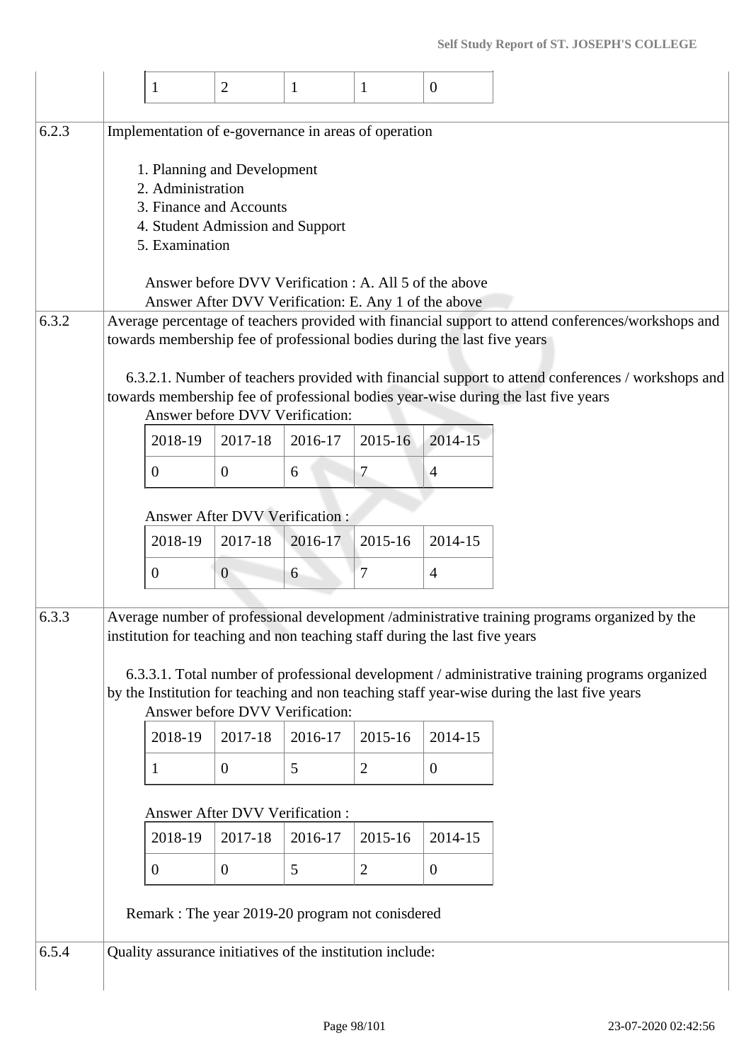| 1 | 2 | 1 | 1 | 0 |
|---|---|---|---|---|

**6.2.3** Implementation of e-governance in areas of operation

1. Planning and Development
2. Administration
3. Finance and Accounts
4. Student Admission and Support
5. Examination

Answer before DVV Verification : A. All 5 of the above
Answer After DVV Verification: E. Any 1 of the above

**6.3.2** Average percentage of teachers provided with financial support to attend conferences/workshops and towards membership fee of professional bodies during the last five years

6.3.2.1. Number of teachers provided with financial support to attend conferences / workshops and towards membership fee of professional bodies year-wise during the last five years

Answer before DVV Verification:

| 2018-19 | 2017-18 | 2016-17 | 2015-16 | 2014-15 |
|---|---|---|---|---|
| 0 | 0 | 6 | 7 | 4 |

Answer After DVV Verification :

| 2018-19 | 2017-18 | 2016-17 | 2015-16 | 2014-15 |
|---|---|---|---|---|
| 0 | 0 | 6 | 7 | 4 |

**6.3.3** Average number of professional development /administrative training programs organized by the institution for teaching and non teaching staff during the last five years

6.3.3.1. Total number of professional development / administrative training programs organized by the Institution for teaching and non teaching staff year-wise during the last five years

Answer before DVV Verification:

| 2018-19 | 2017-18 | 2016-17 | 2015-16 | 2014-15 |
|---|---|---|---|---|
| 1 | 0 | 5 | 2 | 0 |

Answer After DVV Verification :

| 2018-19 | 2017-18 | 2016-17 | 2015-16 | 2014-15 |
|---|---|---|---|---|
| 0 | 0 | 5 | 2 | 0 |

Remark : The year 2019-20 program not conisdered

**6.5.4** Quality assurance initiatives of the institution include: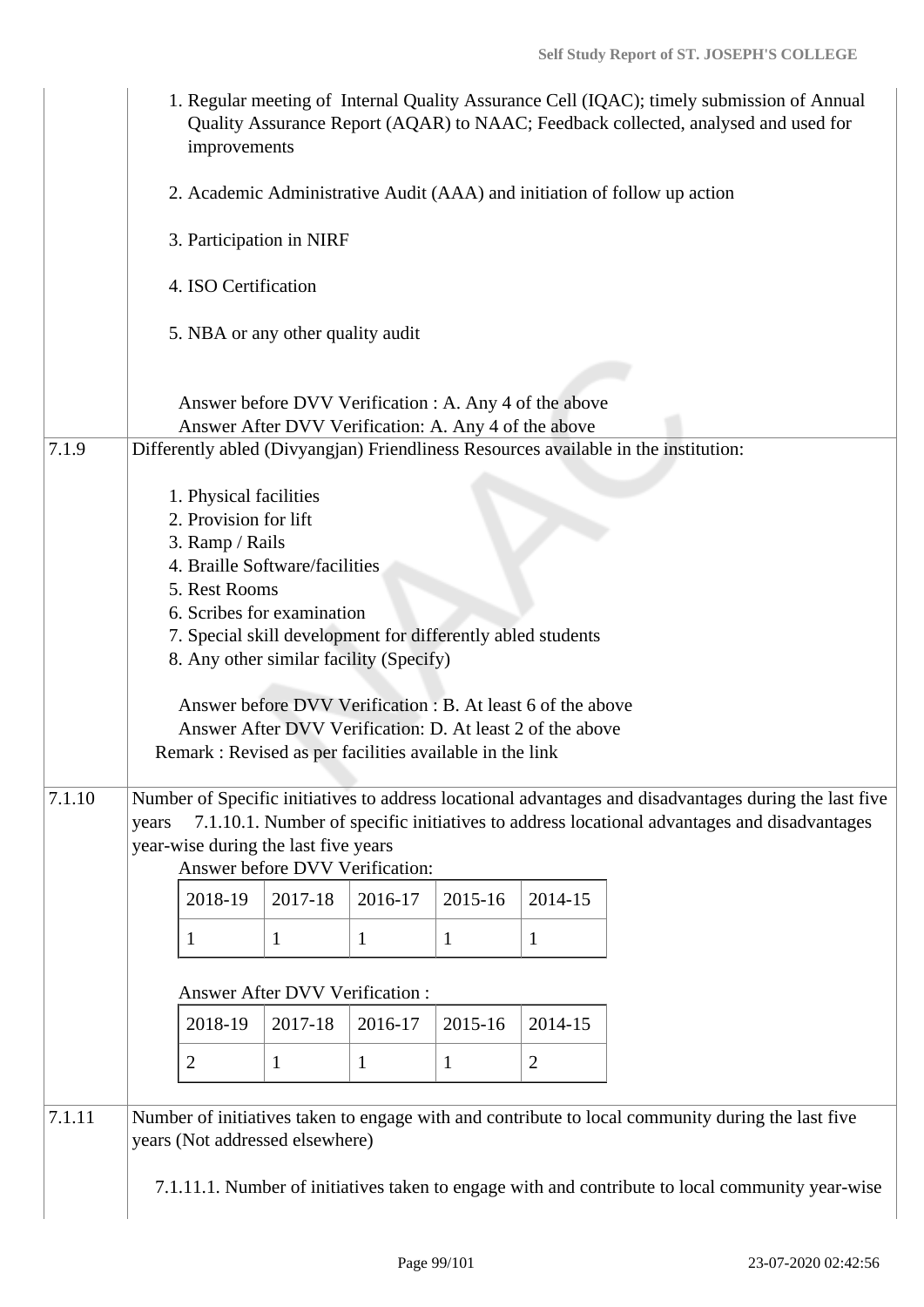1. Regular meeting of Internal Quality Assurance Cell (IQAC); timely submission of Annual Quality Assurance Report (AQAR) to NAAC; Feedback collected, analysed and used for improvements

2. Academic Administrative Audit (AAA) and initiation of follow up action

3. Participation in NIRF

4. ISO Certification

5. NBA or any other quality audit

Answer before DVV Verification : A. Any 4 of the above
Answer After DVV Verification: A. Any 4 of the above

**7.1.9** Differently abled (Divyangjan) Friendliness Resources available in the institution:

1. Physical facilities
2. Provision for lift
3. Ramp / Rails
4. Braille Software/facilities
5. Rest Rooms
6. Scribes for examination
7. Special skill development for differently abled students
8. Any other similar facility (Specify)

Answer before DVV Verification : B. At least 6 of the above
Answer After DVV Verification: D. At least 2 of the above
Remark : Revised as per facilities available in the link

**7.1.10** Number of Specific initiatives to address locational advantages and disadvantages during the last five years 7.1.10.1. Number of specific initiatives to address locational advantages and disadvantages year-wise during the last five years

Answer before DVV Verification:

| 2018-19 | 2017-18 | 2016-17 | 2015-16 | 2014-15 |
|---|---|---|---|---|
| 1 | 1 | 1 | 1 | 1 |

Answer After DVV Verification :

| 2018-19 | 2017-18 | 2016-17 | 2015-16 | 2014-15 |
|---|---|---|---|---|
| 2 | 1 | 1 | 1 | 2 |

**7.1.11** Number of initiatives taken to engage with and contribute to local community during the last five years (Not addressed elsewhere)

7.1.11.1. Number of initiatives taken to engage with and contribute to local community year-wise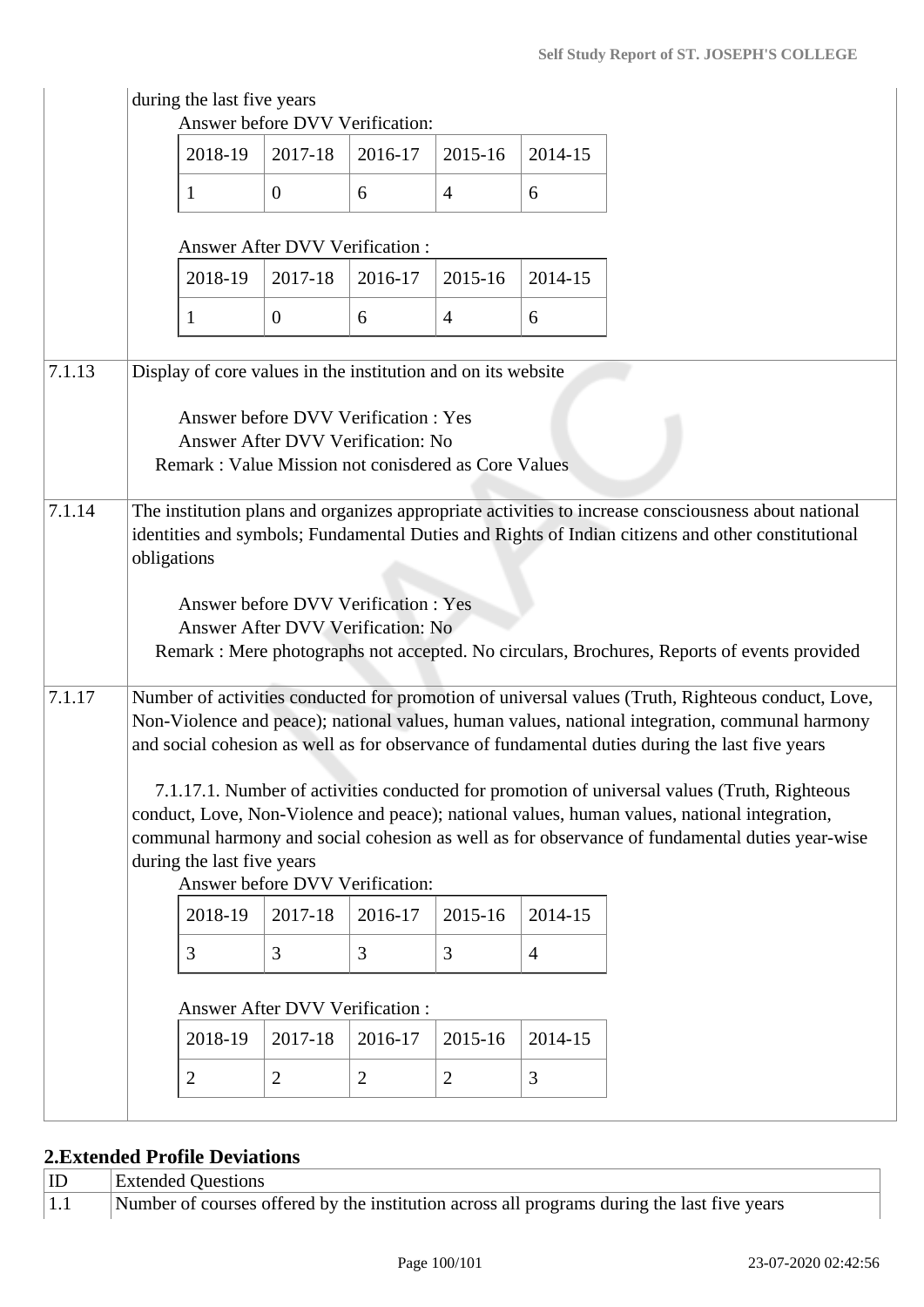during the last five years

Answer before DVV Verification:

| 2018-19 | 2017-18 | 2016-17 | 2015-16 | 2014-15 |
|---|---|---|---|---|
| 1 | 0 | 6 | 4 | 6 |

Answer After DVV Verification :

| 2018-19 | 2017-18 | 2016-17 | 2015-16 | 2014-15 |
|---|---|---|---|---|
| 1 | 0 | 6 | 4 | 6 |

**7.1.13** Display of core values in the institution and on its website

Answer before DVV Verification : Yes
Answer After DVV Verification: No
Remark : Value Mission not conisdered as Core Values

**7.1.14** The institution plans and organizes appropriate activities to increase consciousness about national identities and symbols; Fundamental Duties and Rights of Indian citizens and other constitutional obligations

Answer before DVV Verification : Yes
Answer After DVV Verification: No
Remark : Mere photographs not accepted. No circulars, Brochures, Reports of events provided

**7.1.17** Number of activities conducted for promotion of universal values (Truth, Righteous conduct, Love, Non-Violence and peace); national values, human values, national integration, communal harmony and social cohesion as well as for observance of fundamental duties during the last five years

7.1.17.1. Number of activities conducted for promotion of universal values (Truth, Righteous conduct, Love, Non-Violence and peace); national values, human values, national integration, communal harmony and social cohesion as well as for observance of fundamental duties year-wise during the last five years

Answer before DVV Verification:

| 2018-19 | 2017-18 | 2016-17 | 2015-16 | 2014-15 |
|---|---|---|---|---|
| 3 | 3 | 3 | 3 | 4 |

Answer After DVV Verification :

| 2018-19 | 2017-18 | 2016-17 | 2015-16 | 2014-15 |
|---|---|---|---|---|
| 2 | 2 | 2 | 2 | 3 |

## 2.Extended Profile Deviations

| ID | Extended Questions |
|---|---|
| 1.1 | Number of courses offered by the institution across all programs during the last five years |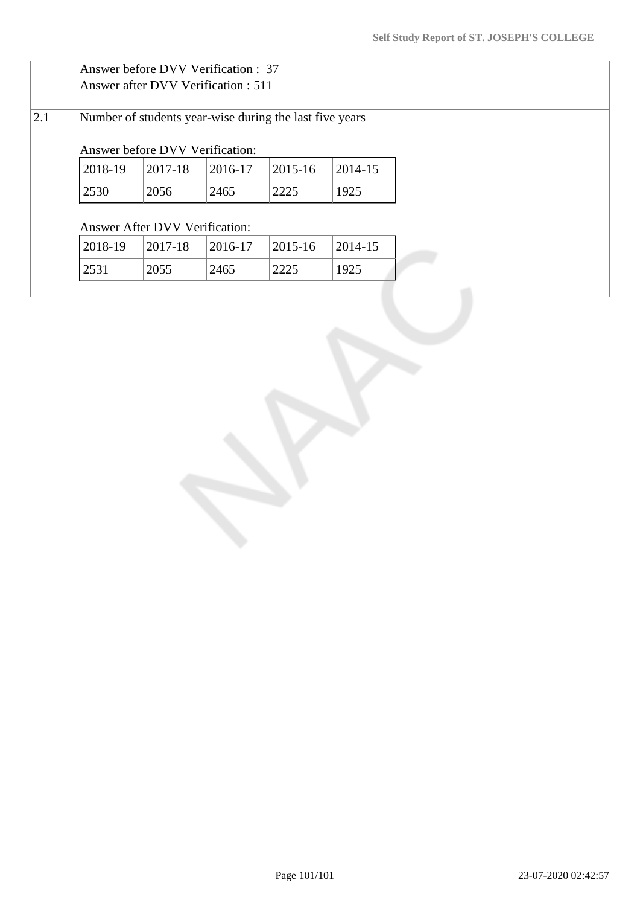| | |
|---|---|
| | Answer before DVV Verification : 37<br>Answer after DVV Verification : 511 |
| 2.1 | Number of students year-wise during the last five years |

Answer before DVV Verification:

| 2018-19 | 2017-18 | 2016-17 | 2015-16 | 2014-15 |
|---|---|---|---|---|
| 2530 | 2056 | 2465 | 2225 | 1925 |

Answer After DVV Verification:

| 2018-19 | 2017-18 | 2016-17 | 2015-16 | 2014-15 |
|---|---|---|---|---|
| 2531 | 2055 | 2465 | 2225 | 1925 |